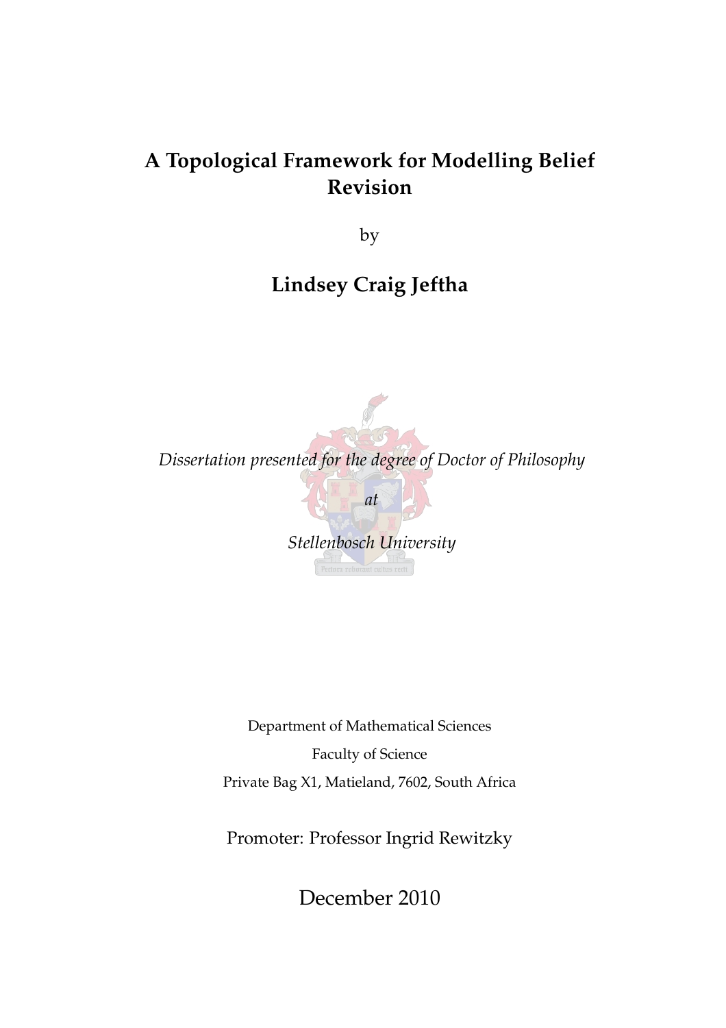# A Topological Framework for Modelling Belief Revision

by

## Lindsey Craig Jeftha

*Dissertation presented for the degree of Doctor of Philosophy*

*at*

*Stellenbosch University*

Department of Mathematical Sciences

Faculty of Science

Private Bag X1, Matieland, 7602, South Africa

Promoter: Professor Ingrid Rewitzky

December 2010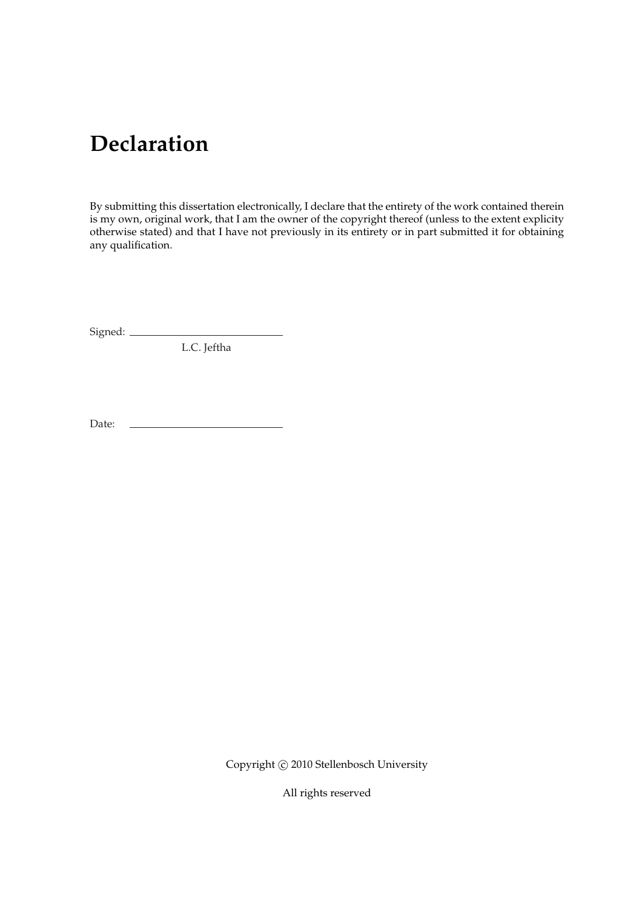# Declaration

By submitting this dissertation electronically, I declare that the entirety of the work contained therein is my own, original work, that I am the owner of the copyright thereof (unless to the extent explicity otherwise stated) and that I have not previously in its entirety or in part submitted it for obtaining any qualification.

Signed: ____________________________

L.C. Jeftha

Date: ____________________________

Copyright © 2010 Stellenbosch University

All rights reserved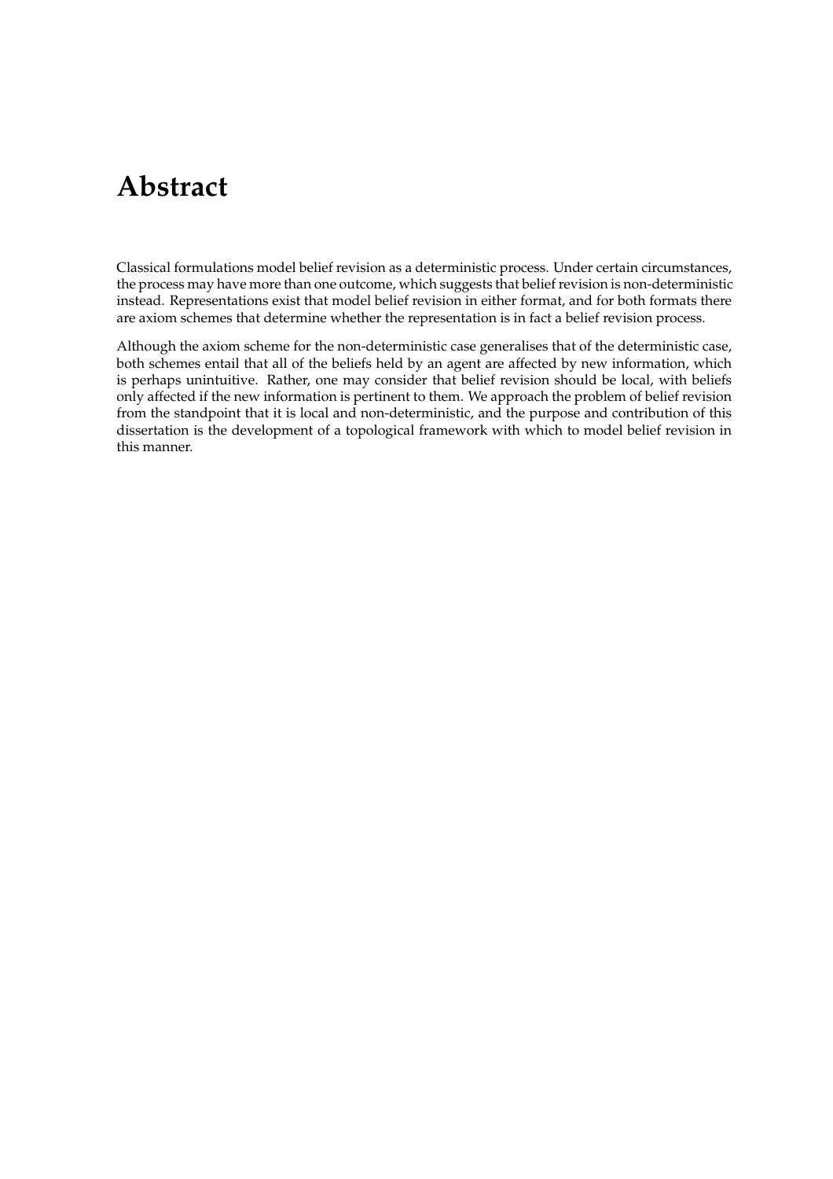# Abstract

Classical formulations model belief revision as a deterministic process. Under certain circumstances, the process may have more than one outcome, which suggests that belief revision is non-deterministic instead. Representations exist that model belief revision in either format, and for both formats there are axiom schemes that determine whether the representation is in fact a belief revision process.

Although the axiom scheme for the non-deterministic case generalises that of the deterministic case, both schemes entail that all of the beliefs held by an agent are affected by new information, which is perhaps unintuitive. Rather, one may consider that belief revision should be local, with beliefs only affected if the new information is pertinent to them. We approach the problem of belief revision from the standpoint that it is local and non-deterministic, and the purpose and contribution of this dissertation is the development of a topological framework with which to model belief revision in this manner.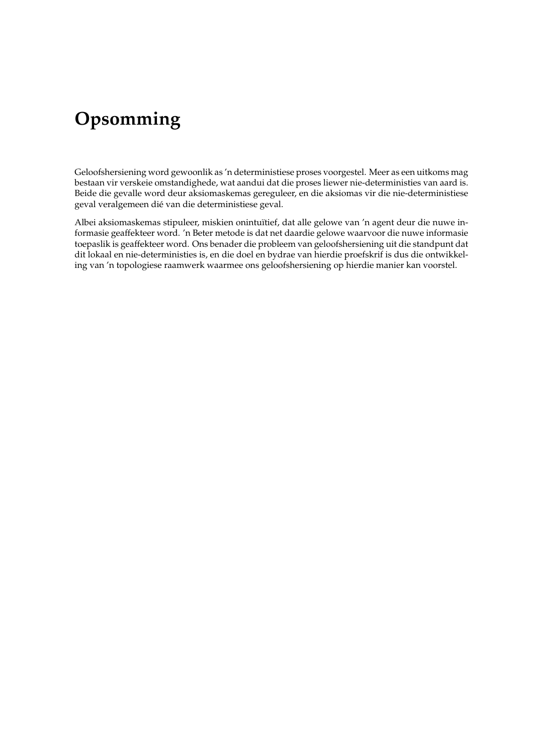# Opsomming

Geloofshersiening word gewoonlik as 'n deterministiese proses voorgestel. Meer as een uitkoms mag bestaan vir verskeie omstandighede, wat aandui dat die proses liewer nie-deterministies van aard is. Beide die gevalle word deur aksiomaskemas gereguleer, en die aksiomas vir die nie-deterministiese geval veralgemeen dié van die deterministiese geval.

Albei aksiomaskemas stipuleer, miskien onintuïtief, dat alle gelowe van 'n agent deur die nuwe informasie geaffekteer word. 'n Beter metode is dat net daardie gelowe waarvoor die nuwe informasie toepaslik is geaffekteer word. Ons benader die probleem van geloofshersiening uit die standpunt dat dit lokaal en nie-deterministies is, en die doel en bydrae van hierdie proefskrif is dus die ontwikkeling van 'n topologiese raamwerk waarmee ons geloofshersiening op hierdie manier kan voorstel.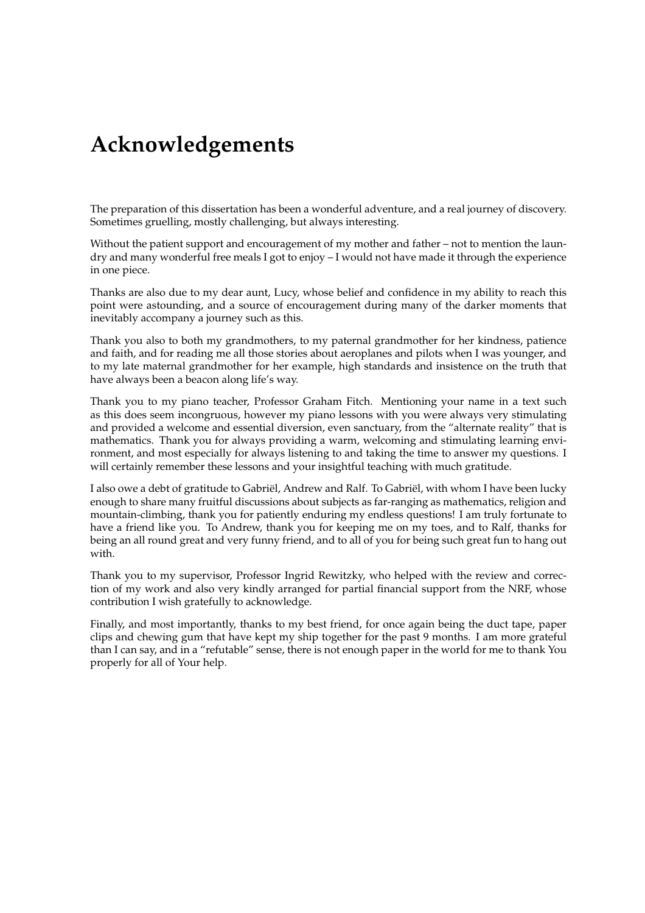# Acknowledgements

The preparation of this dissertation has been a wonderful adventure, and a real journey of discovery. Sometimes gruelling, mostly challenging, but always interesting.

Without the patient support and encouragement of my mother and father – not to mention the laundry and many wonderful free meals I got to enjoy – I would not have made it through the experience in one piece.

Thanks are also due to my dear aunt, Lucy, whose belief and confidence in my ability to reach this point were astounding, and a source of encouragement during many of the darker moments that inevitably accompany a journey such as this.

Thank you also to both my grandmothers, to my paternal grandmother for her kindness, patience and faith, and for reading me all those stories about aeroplanes and pilots when I was younger, and to my late maternal grandmother for her example, high standards and insistence on the truth that have always been a beacon along life's way.

Thank you to my piano teacher, Professor Graham Fitch. Mentioning your name in a text such as this does seem incongruous, however my piano lessons with you were always very stimulating and provided a welcome and essential diversion, even sanctuary, from the "alternate reality" that is mathematics. Thank you for always providing a warm, welcoming and stimulating learning environment, and most especially for always listening to and taking the time to answer my questions. I will certainly remember these lessons and your insightful teaching with much gratitude.

I also owe a debt of gratitude to Gabriël, Andrew and Ralf. To Gabriël, with whom I have been lucky enough to share many fruitful discussions about subjects as far-ranging as mathematics, religion and mountain-climbing, thank you for patiently enduring my endless questions! I am truly fortunate to have a friend like you. To Andrew, thank you for keeping me on my toes, and to Ralf, thanks for being an all round great and very funny friend, and to all of you for being such great fun to hang out with.

Thank you to my supervisor, Professor Ingrid Rewitzky, who helped with the review and correction of my work and also very kindly arranged for partial financial support from the NRF, whose contribution I wish gratefully to acknowledge.

Finally, and most importantly, thanks to my best friend, for once again being the duct tape, paper clips and chewing gum that have kept my ship together for the past 9 months. I am more grateful than I can say, and in a "refutable" sense, there is not enough paper in the world for me to thank You properly for all of Your help.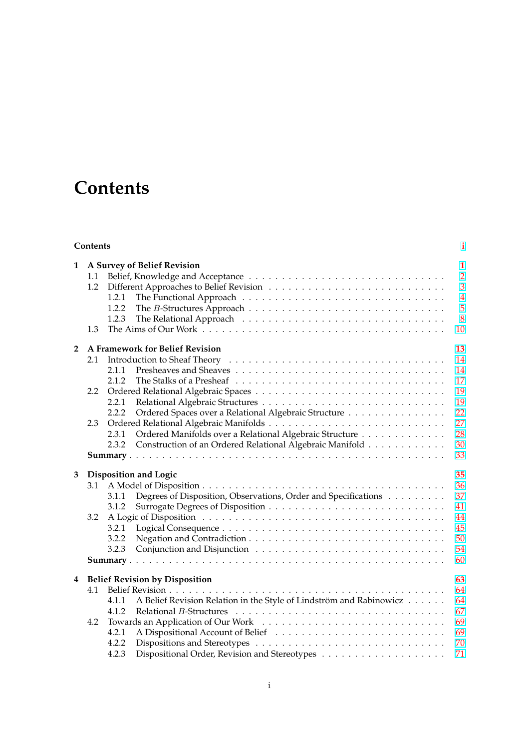# Contents

**Contents** i

**1 A Survey of Belief Revision** 1
- 1.1 Belief, Knowledge and Acceptance 2
- 1.2 Different Approaches to Belief Revision 3
  - 1.2.1 The Functional Approach 4
  - 1.2.2 The $B$-Structures Approach 5
  - 1.2.3 The Relational Approach 8
- 1.3 The Aims of Our Work 10

**2 A Framework for Belief Revision** 13
- 2.1 Introduction to Sheaf Theory 14
  - 2.1.1 Presheaves and Sheaves 14
  - 2.1.2 The Stalks of a Presheaf 17
- 2.2 Ordered Relational Algebraic Spaces 19
  - 2.2.1 Relational Algebraic Structures 19
  - 2.2.2 Ordered Spaces over a Relational Algebraic Structure 22
- 2.3 Ordered Relational Algebraic Manifolds 27
  - 2.3.1 Ordered Manifolds over a Relational Algebraic Structure 28
  - 2.3.2 Construction of an Ordered Relational Algebraic Manifold 30
- **Summary** 33

**3 Disposition and Logic** 35
- 3.1 A Model of Disposition 36
  - 3.1.1 Degrees of Disposition, Observations, Order and Specifications 37
  - 3.1.2 Surrogate Degrees of Disposition 41
- 3.2 A Logic of Disposition 44
  - 3.2.1 Logical Consequence 45
  - 3.2.2 Negation and Contradiction 50
  - 3.2.3 Conjunction and Disjunction 54
- **Summary** 60

**4 Belief Revision by Disposition** 63
- 4.1 Belief Revision 64
  - 4.1.1 A Belief Revision Relation in the Style of Lindström and Rabinowicz 64
  - 4.1.2 Relational $B$-Structures 67
- 4.2 Towards an Application of Our Work 69
  - 4.2.1 A Dispositional Account of Belief 69
  - 4.2.2 Dispositions and Stereotypes 70
  - 4.2.3 Dispositional Order, Revision and Stereotypes 71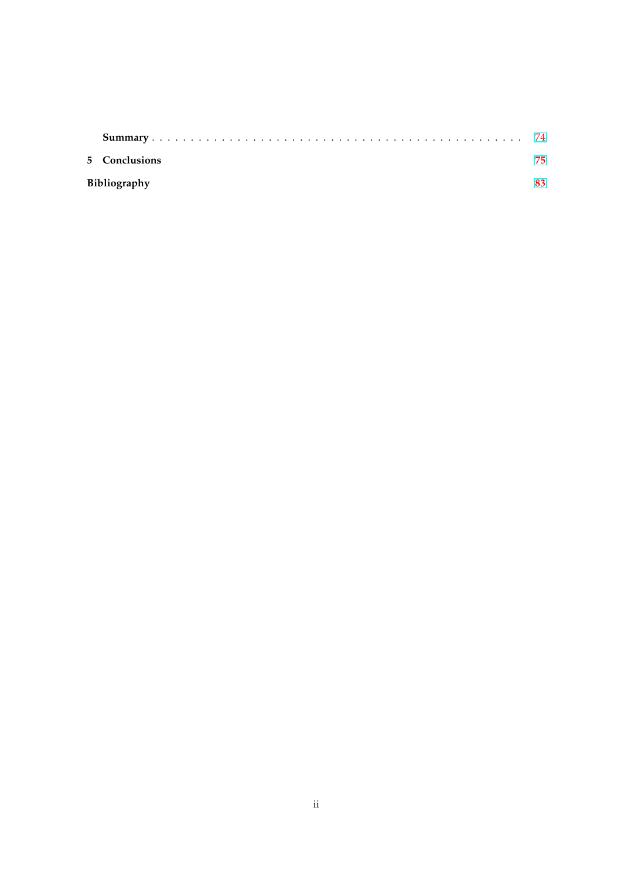**Summary** . . . . . . . . . . . . . . . . . . . . . . . . . . . . . . . . . . . . . . . . . . . . . . 74

**5 Conclusions** 75

**Bibliography** 83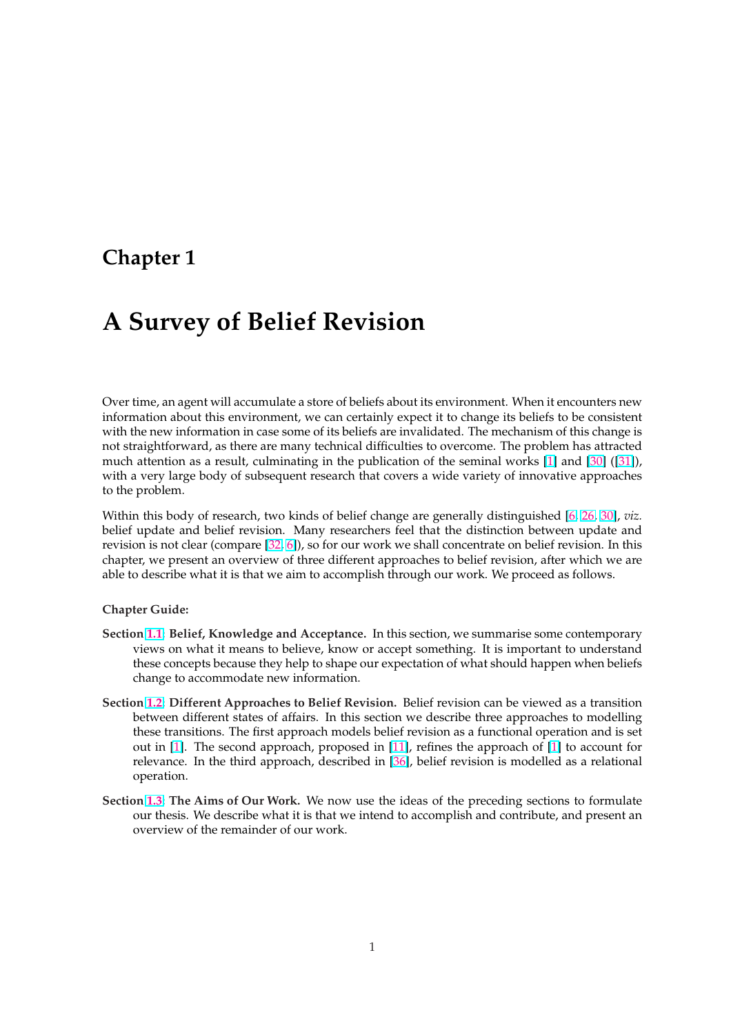# Chapter 1

# A Survey of Belief Revision

Over time, an agent will accumulate a store of beliefs about its environment. When it encounters new information about this environment, we can certainly expect it to change its beliefs to be consistent with the new information in case some of its beliefs are invalidated. The mechanism of this change is not straightforward, as there are many technical difficulties to overcome. The problem has attracted much attention as a result, culminating in the publication of the seminal works [1] and [30] ([31]), with a very large body of subsequent research that covers a wide variety of innovative approaches to the problem.

Within this body of research, two kinds of belief change are generally distinguished [6, 26, 30], *viz.* belief update and belief revision. Many researchers feel that the distinction between update and revision is not clear (compare [32, 6]), so for our work we shall concentrate on belief revision. In this chapter, we present an overview of three different approaches to belief revision, after which we are able to describe what it is that we aim to accomplish through our work. We proceed as follows.

**Chapter Guide:**

**Section 1.1: Belief, Knowledge and Acceptance.** In this section, we summarise some contemporary views on what it means to believe, know or accept something. It is important to understand these concepts because they help to shape our expectation of what should happen when beliefs change to accommodate new information.

**Section 1.2: Different Approaches to Belief Revision.** Belief revision can be viewed as a transition between different states of affairs. In this section we describe three approaches to modelling these transitions. The first approach models belief revision as a functional operation and is set out in [1]. The second approach, proposed in [11], refines the approach of [1] to account for relevance. In the third approach, described in [36], belief revision is modelled as a relational operation.

**Section 1.3: The Aims of Our Work.** We now use the ideas of the preceding sections to formulate our thesis. We describe what it is that we intend to accomplish and contribute, and present an overview of the remainder of our work.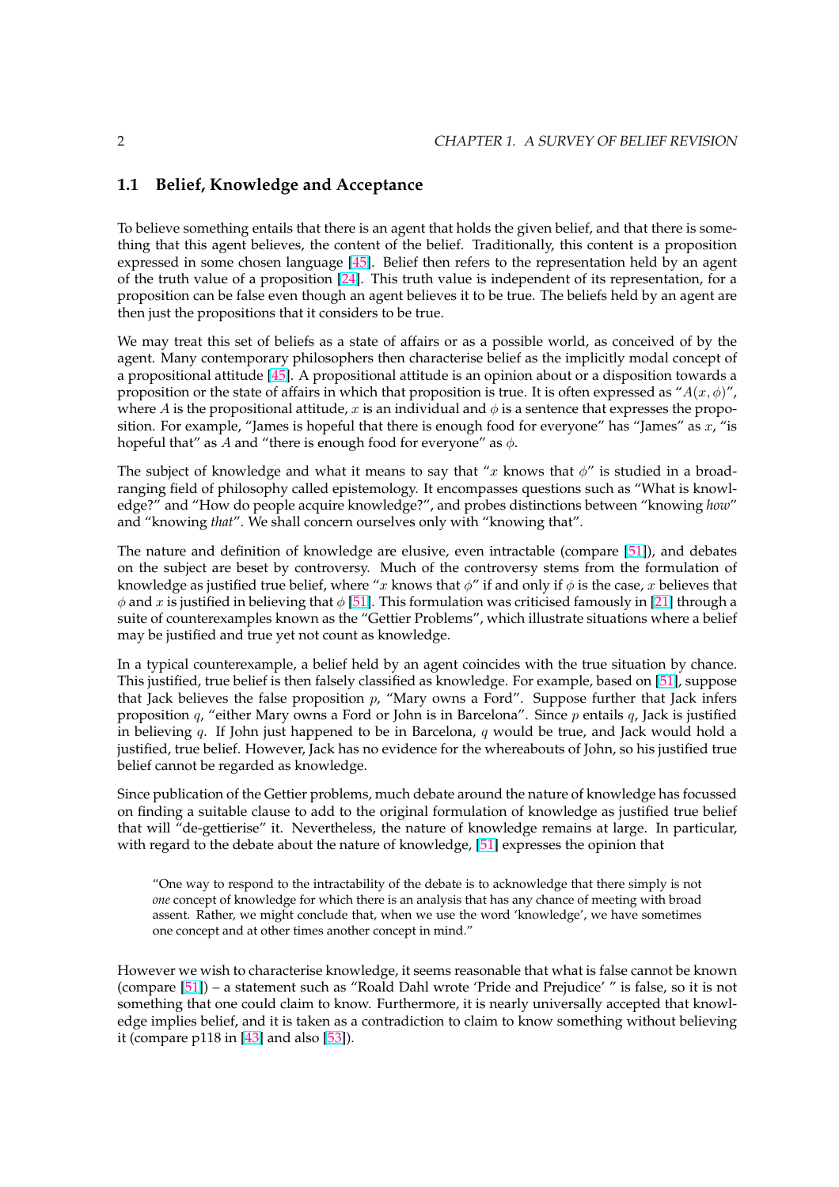## 1.1 Belief, Knowledge and Acceptance

To believe something entails that there is an agent that holds the given belief, and that there is something that this agent believes, the content of the belief. Traditionally, this content is a proposition expressed in some chosen language [45]. Belief then refers to the representation held by an agent of the truth value of a proposition [24]. This truth value is independent of its representation, for a proposition can be false even though an agent believes it to be true. The beliefs held by an agent are then just the propositions that it considers to be true.

We may treat this set of beliefs as a state of affairs or as a possible world, as conceived of by the agent. Many contemporary philosophers then characterise belief as the implicitly modal concept of a propositional attitude [45]. A propositional attitude is an opinion about or a disposition towards a proposition or the state of affairs in which that proposition is true. It is often expressed as "$A(x, \phi)$", where $A$ is the propositional attitude, $x$ is an individual and $\phi$ is a sentence that expresses the proposition. For example, "James is hopeful that there is enough food for everyone" has "James" as $x$, "is hopeful that" as $A$ and "there is enough food for everyone" as $\phi$.

The subject of knowledge and what it means to say that "$x$ knows that $\phi$" is studied in a broad-ranging field of philosophy called epistemology. It encompasses questions such as "What is knowledge?" and "How do people acquire knowledge?", and probes distinctions between "knowing *how*" and "knowing *that*". We shall concern ourselves only with "knowing that".

The nature and definition of knowledge are elusive, even intractable (compare [51]), and debates on the subject are beset by controversy. Much of the controversy stems from the formulation of knowledge as justified true belief, where "$x$ knows that $\phi$" if and only if $\phi$ is the case, $x$ believes that $\phi$ and $x$ is justified in believing that $\phi$ [51]. This formulation was criticised famously in [21] through a suite of counterexamples known as the "Gettier Problems", which illustrate situations where a belief may be justified and true yet not count as knowledge.

In a typical counterexample, a belief held by an agent coincides with the true situation by chance. This justified, true belief is then falsely classified as knowledge. For example, based on [51], suppose that Jack believes the false proposition $p$, "Mary owns a Ford". Suppose further that Jack infers proposition $q$, "either Mary owns a Ford or John is in Barcelona". Since $p$ entails $q$, Jack is justified in believing $q$. If John just happened to be in Barcelona, $q$ would be true, and Jack would hold a justified, true belief. However, Jack has no evidence for the whereabouts of John, so his justified true belief cannot be regarded as knowledge.

Since publication of the Gettier problems, much debate around the nature of knowledge has focussed on finding a suitable clause to add to the original formulation of knowledge as justified true belief that will "de-gettierise" it. Nevertheless, the nature of knowledge remains at large. In particular, with regard to the debate about the nature of knowledge, [51] expresses the opinion that

> "One way to respond to the intractability of the debate is to acknowledge that there simply is not *one* concept of knowledge for which there is an analysis that has any chance of meeting with broad assent. Rather, we might conclude that, when we use the word 'knowledge', we have sometimes one concept and at other times another concept in mind."

However we wish to characterise knowledge, it seems reasonable that what is false cannot be known (compare [51]) – a statement such as "Roald Dahl wrote 'Pride and Prejudice' " is false, so it is not something that one could claim to know. Furthermore, it is nearly universally accepted that knowledge implies belief, and it is taken as a contradiction to claim to know something without believing it (compare p118 in [43] and also [53]).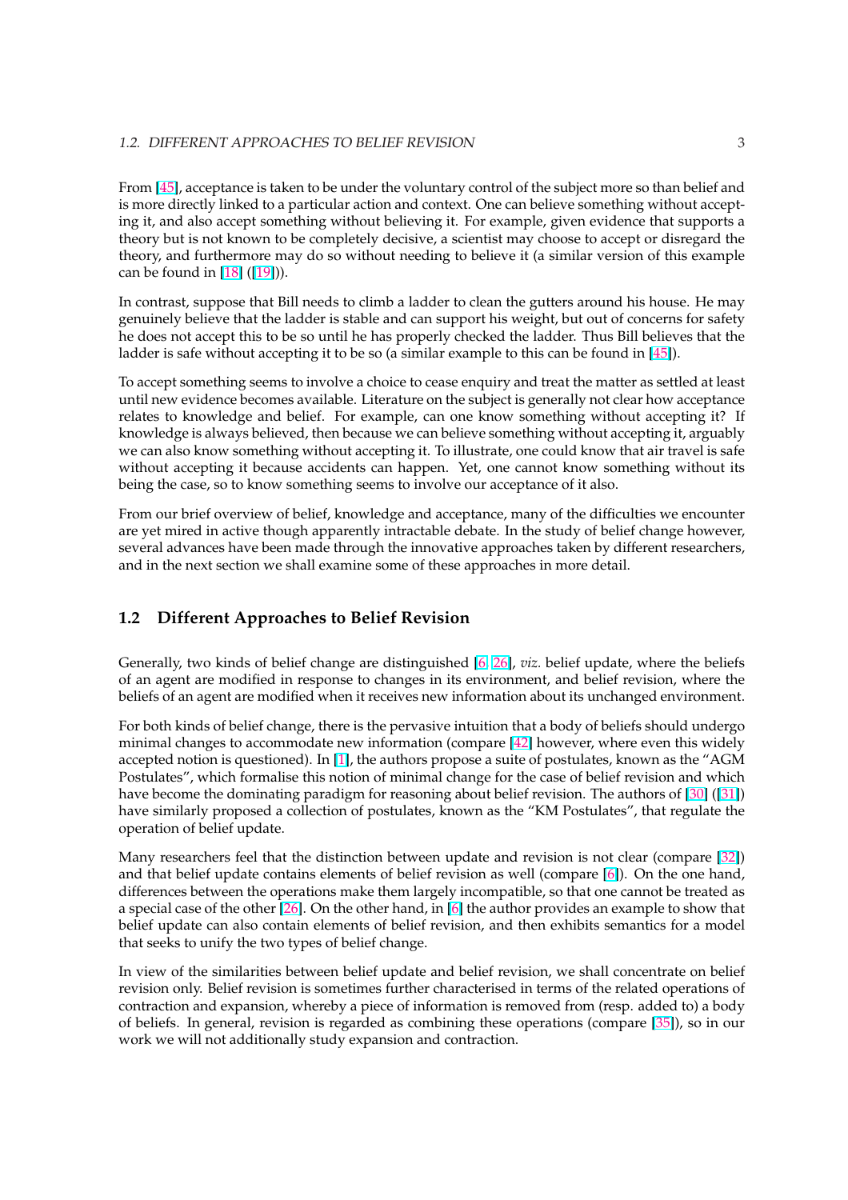From [45], acceptance is taken to be under the voluntary control of the subject more so than belief and is more directly linked to a particular action and context. One can believe something without accepting it, and also accept something without believing it. For example, given evidence that supports a theory but is not known to be completely decisive, a scientist may choose to accept or disregard the theory, and furthermore may do so without needing to believe it (a similar version of this example can be found in [18] ([19])).

In contrast, suppose that Bill needs to climb a ladder to clean the gutters around his house. He may genuinely believe that the ladder is stable and can support his weight, but out of concerns for safety he does not accept this to be so until he has properly checked the ladder. Thus Bill believes that the ladder is safe without accepting it to be so (a similar example to this can be found in [45]).

To accept something seems to involve a choice to cease enquiry and treat the matter as settled at least until new evidence becomes available. Literature on the subject is generally not clear how acceptance relates to knowledge and belief. For example, can one know something without accepting it? If knowledge is always believed, then because we can believe something without accepting it, arguably we can also know something without accepting it. To illustrate, one could know that air travel is safe without accepting it because accidents can happen. Yet, one cannot know something without its being the case, so to know something seems to involve our acceptance of it also.

From our brief overview of belief, knowledge and acceptance, many of the difficulties we encounter are yet mired in active though apparently intractable debate. In the study of belief change however, several advances have been made through the innovative approaches taken by different researchers, and in the next section we shall examine some of these approaches in more detail.

## 1.2 Different Approaches to Belief Revision

Generally, two kinds of belief change are distinguished [6, 26], *viz.* belief update, where the beliefs of an agent are modified in response to changes in its environment, and belief revision, where the beliefs of an agent are modified when it receives new information about its unchanged environment.

For both kinds of belief change, there is the pervasive intuition that a body of beliefs should undergo minimal changes to accommodate new information (compare [42] however, where even this widely accepted notion is questioned). In [1], the authors propose a suite of postulates, known as the "AGM Postulates", which formalise this notion of minimal change for the case of belief revision and which have become the dominating paradigm for reasoning about belief revision. The authors of [30] ([31]) have similarly proposed a collection of postulates, known as the "KM Postulates", that regulate the operation of belief update.

Many researchers feel that the distinction between update and revision is not clear (compare [32]) and that belief update contains elements of belief revision as well (compare [6]). On the one hand, differences between the operations make them largely incompatible, so that one cannot be treated as a special case of the other [26]. On the other hand, in [6] the author provides an example to show that belief update can also contain elements of belief revision, and then exhibits semantics for a model that seeks to unify the two types of belief change.

In view of the similarities between belief update and belief revision, we shall concentrate on belief revision only. Belief revision is sometimes further characterised in terms of the related operations of contraction and expansion, whereby a piece of information is removed from (resp. added to) a body of beliefs. In general, revision is regarded as combining these operations (compare [35]), so in our work we will not additionally study expansion and contraction.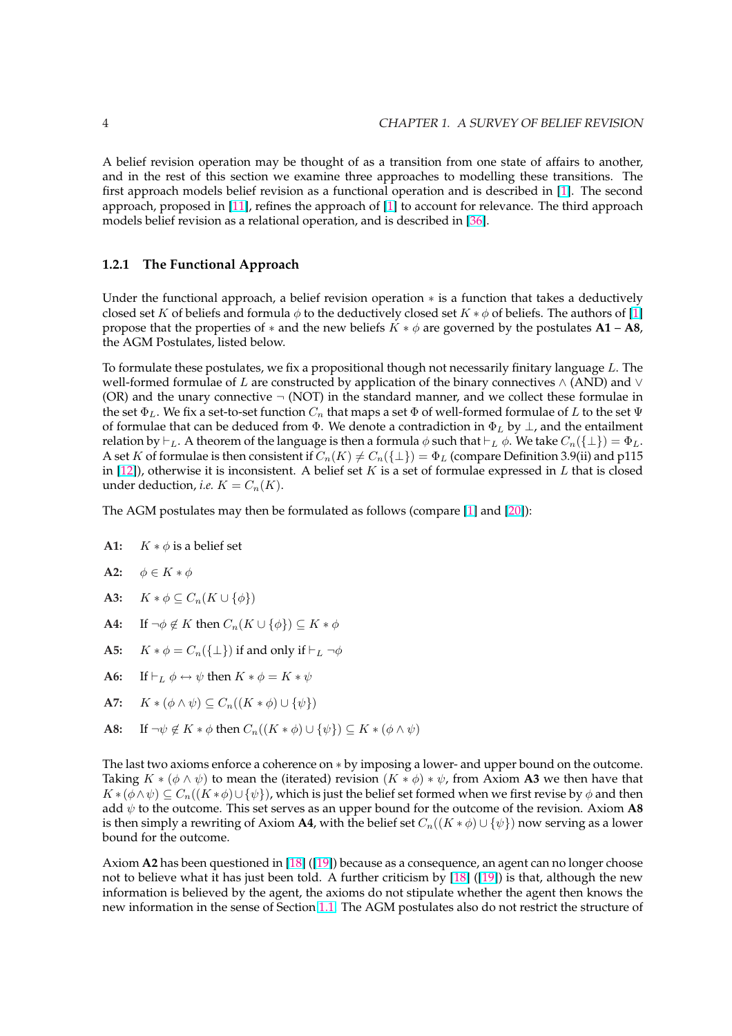A belief revision operation may be thought of as a transition from one state of affairs to another, and in the rest of this section we examine three approaches to modelling these transitions. The first approach models belief revision as a functional operation and is described in [1]. The second approach, proposed in [11], refines the approach of [1] to account for relevance. The third approach models belief revision as a relational operation, and is described in [36].

### 1.2.1 The Functional Approach

Under the functional approach, a belief revision operation $*$ is a function that takes a deductively closed set $K$ of beliefs and formula $\phi$ to the deductively closed set $K * \phi$ of beliefs. The authors of [1] propose that the properties of $*$ and the new beliefs $K * \phi$ are governed by the postulates **A1** – **A8**, the AGM Postulates, listed below.

To formulate these postulates, we fix a propositional though not necessarily finitary language $L$. The well-formed formulae of $L$ are constructed by application of the binary connectives $\wedge$ (AND) and $\vee$ (OR) and the unary connective $\neg$ (NOT) in the standard manner, and we collect these formulae in the set $\Phi_L$. We fix a set-to-set function $C_n$ that maps a set $\Phi$ of well-formed formulae of $L$ to the set $\Psi$ of formulae that can be deduced from $\Phi$. We denote a contradiction in $\Phi_L$ by $\perp$, and the entailment relation by $\vdash_L$. A theorem of the language is then a formula $\phi$ such that $\vdash_L \phi$. We take $C_n(\{\perp\}) = \Phi_L$. A set $K$ of formulae is then consistent if $C_n(K) \neq C_n(\{\perp\}) = \Phi_L$ (compare Definition 3.9(ii) and p115 in [12]), otherwise it is inconsistent. A belief set $K$ is a set of formulae expressed in $L$ that is closed under deduction, *i.e.* $K = C_n(K)$.

The AGM postulates may then be formulated as follows (compare [1] and [20]):

**A1:** $K * \phi$ is a belief set

**A2:** $\phi \in K * \phi$

**A3:** $K * \phi \subseteq C_n(K \cup \{\phi\})$

**A4:** If $\neg\phi \notin K$ then $C_n(K \cup \{\phi\}) \subseteq K * \phi$

**A5:** $K * \phi = C_n(\{\perp\})$ if and only if $\vdash_L \neg\phi$

**A6:** If $\vdash_L \phi \leftrightarrow \psi$ then $K * \phi = K * \psi$

**A7:** $K * (\phi \wedge \psi) \subseteq C_n((K * \phi) \cup \{\psi\})$

**A8:** If $\neg\psi \notin K * \phi$ then $C_n((K * \phi) \cup \{\psi\}) \subseteq K * (\phi \wedge \psi)$

The last two axioms enforce a coherence on $*$ by imposing a lower- and upper bound on the outcome. Taking $K * (\phi \wedge \psi)$ to mean the (iterated) revision $(K * \phi) * \psi$, from Axiom **A3** we then have that $K * (\phi \wedge \psi) \subseteq C_n((K * \phi) \cup \{\psi\})$, which is just the belief set formed when we first revise by $\phi$ and then add $\psi$ to the outcome. This set serves as an upper bound for the outcome of the revision. Axiom **A8** is then simply a rewriting of Axiom **A4**, with the belief set $C_n((K * \phi) \cup \{\psi\})$ now serving as a lower bound for the outcome.

Axiom **A2** has been questioned in [18] ([19]) because as a consequence, an agent can no longer choose not to believe what it has just been told. A further criticism by [18] ([19]) is that, although the new information is believed by the agent, the axioms do not stipulate whether the agent then knows the new information in the sense of Section 1.1. The AGM postulates also do not restrict the structure of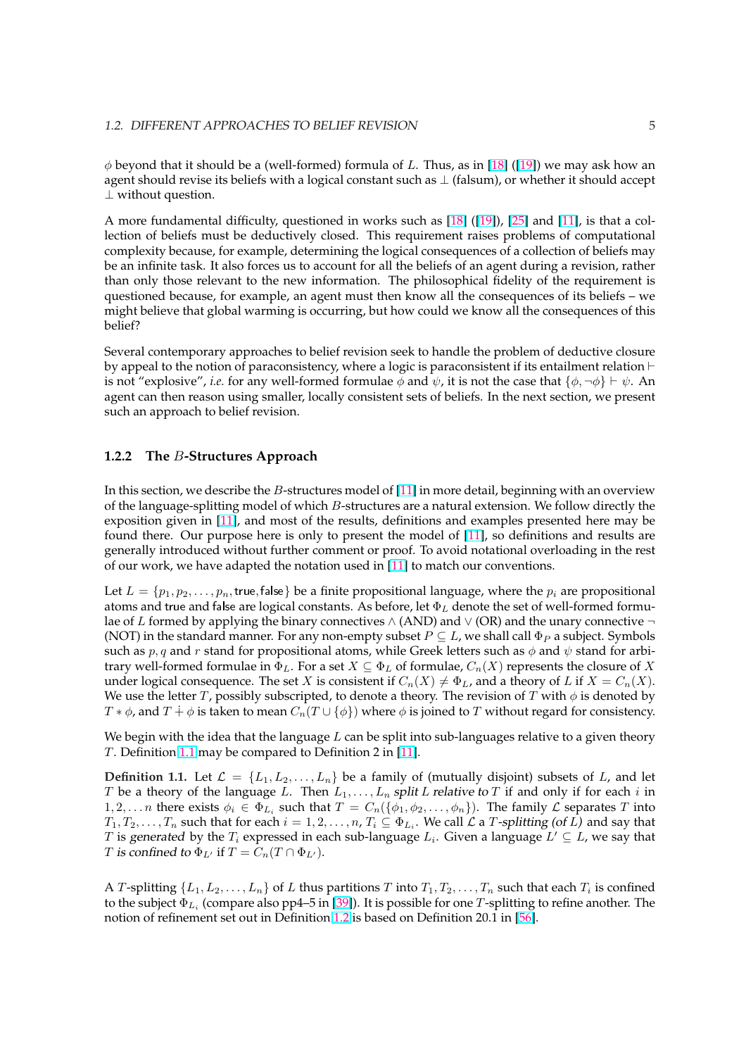$\phi$ beyond that it should be a (well-formed) formula of $L$. Thus, as in [18] ([19]) we may ask how an agent should revise its beliefs with a logical constant such as $\bot$ (falsum), or whether it should accept $\bot$ without question.

A more fundamental difficulty, questioned in works such as [18] ([19]), [25] and [11], is that a collection of beliefs must be deductively closed. This requirement raises problems of computational complexity because, for example, determining the logical consequences of a collection of beliefs may be an infinite task. It also forces us to account for all the beliefs of an agent during a revision, rather than only those relevant to the new information. The philosophical fidelity of the requirement is questioned because, for example, an agent must then know all the consequences of its beliefs – we might believe that global warming is occurring, but how could we know all the consequences of this belief?

Several contemporary approaches to belief revision seek to handle the problem of deductive closure by appeal to the notion of paraconsistency, where a logic is paraconsistent if its entailment relation $\vdash$ is not "explosive", *i.e.* for any well-formed formulae $\phi$ and $\psi$, it is not the case that $\{\phi, \neg\phi\} \vdash \psi$. An agent can then reason using smaller, locally consistent sets of beliefs. In the next section, we present such an approach to belief revision.

### 1.2.2 The $B$-Structures Approach

In this section, we describe the $B$-structures model of [11] in more detail, beginning with an overview of the language-splitting model of which $B$-structures are a natural extension. We follow directly the exposition given in [11], and most of the results, definitions and examples presented here may be found there. Our purpose here is only to present the model of [11], so definitions and results are generally introduced without further comment or proof. To avoid notational overloading in the rest of our work, we have adapted the notation used in [11] to match our conventions.

Let $L = \{p_1, p_2, \ldots, p_n, \mathsf{true}, \mathsf{false}\}$ be a finite propositional language, where the $p_i$ are propositional atoms and true and false are logical constants. As before, let $\Phi_L$ denote the set of well-formed formulae of $L$ formed by applying the binary connectives $\wedge$ (AND) and $\vee$ (OR) and the unary connective $\neg$ (NOT) in the standard manner. For any non-empty subset $P \subseteq L$, we shall call $\Phi_P$ a subject. Symbols such as $p, q$ and $r$ stand for propositional atoms, while Greek letters such as $\phi$ and $\psi$ stand for arbitrary well-formed formulae in $\Phi_L$. For a set $X \subseteq \Phi_L$ of formulae, $C_n(X)$ represents the closure of $X$ under logical consequence. The set $X$ is consistent if $C_n(X) \neq \Phi_L$, and a theory of $L$ if $X = C_n(X)$. We use the letter $T$, possibly subscripted, to denote a theory. The revision of $T$ with $\phi$ is denoted by $T * \phi$, and $T \dotplus \phi$ is taken to mean $C_n(T \cup \{\phi\})$ where $\phi$ is joined to $T$ without regard for consistency.

We begin with the idea that the language $L$ can be split into sub-languages relative to a given theory $T$. Definition 1.1 may be compared to Definition 2 in [11].

**Definition 1.1.** Let $\mathcal{L} = \{L_1, L_2, \ldots, L_n\}$ be a family of (mutually disjoint) subsets of $L$, and let $T$ be a theory of the language $L$. Then $L_1, \ldots, L_n$ *split* $L$ *relative to* $T$ if and only if for each $i$ in $1, 2, \ldots n$ there exists $\phi_i \in \Phi_{L_i}$ such that $T = C_n(\{\phi_1, \phi_2, \ldots, \phi_n\})$. The family $\mathcal{L}$ separates $T$ into $T_1, T_2, \ldots, T_n$ such that for each $i = 1, 2, \ldots, n$, $T_i \subseteq \Phi_{L_i}$. We call $\mathcal{L}$ a $T$*-splitting (of* $L$*)* and say that $T$ is *generated* by the $T_i$ expressed in each sub-language $L_i$. Given a language $L' \subseteq L$, we say that $T$ *is confined to* $\Phi_{L'}$ if $T = C_n(T \cap \Phi_{L'})$.

A $T$-splitting $\{L_1, L_2, \ldots, L_n\}$ of $L$ thus partitions $T$ into $T_1, T_2, \ldots, T_n$ such that each $T_i$ is confined to the subject $\Phi_{L_i}$ (compare also pp4–5 in [39]). It is possible for one $T$-splitting to refine another. The notion of refinement set out in Definition 1.2 is based on Definition 20.1 in [56].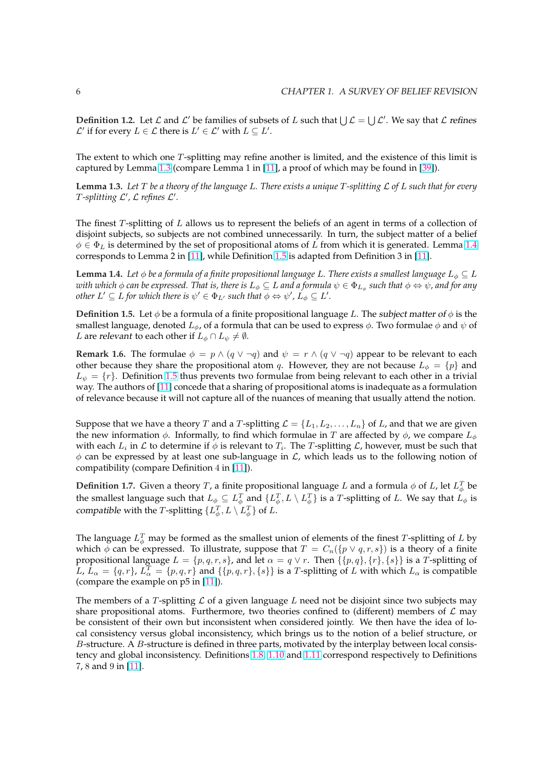**Definition 1.2.** Let $\mathcal{L}$ and $\mathcal{L}'$ be families of subsets of $L$ such that $\bigcup \mathcal{L} = \bigcup \mathcal{L}'$. We say that $\mathcal{L}$ *refines* $\mathcal{L}'$ if for every $L \in \mathcal{L}$ there is $L' \in \mathcal{L}'$ with $L \subseteq L'$.

The extent to which one $T$-splitting may refine another is limited, and the existence of this limit is captured by Lemma 1.3 (compare Lemma 1 in [11], a proof of which may be found in [39]).

**Lemma 1.3.** *Let $T$ be a theory of the language $L$. There exists a unique $T$-splitting $\mathcal{L}$ of $L$ such that for every $T$-splitting $\mathcal{L}'$, $\mathcal{L}$ refines $\mathcal{L}'$.*

The finest $T$-splitting of $L$ allows us to represent the beliefs of an agent in terms of a collection of disjoint subjects, so subjects are not combined unnecessarily. In turn, the subject matter of a belief $\phi \in \Phi_L$ is determined by the set of propositional atoms of $L$ from which it is generated. Lemma 1.4 corresponds to Lemma 2 in [11], while Definition 1.5 is adapted from Definition 3 in [11].

**Lemma 1.4.** *Let $\phi$ be a formula of a finite propositional language $L$. There exists a smallest language $L_\phi \subseteq L$ with which $\phi$ can be expressed. That is, there is $L_\phi \subseteq L$ and a formula $\psi \in \Phi_{L_\phi}$ such that $\phi \Leftrightarrow \psi$, and for any other $L' \subseteq L$ for which there is $\psi' \in \Phi_{L'}$ such that $\phi \Leftrightarrow \psi'$, $L_\phi \subseteq L'$.*

**Definition 1.5.** Let $\phi$ be a formula of a finite propositional language $L$. The *subject matter of* $\phi$ is the smallest language, denoted $L_\phi$, of a formula that can be used to express $\phi$. Two formulae $\phi$ and $\psi$ of $L$ are *relevant* to each other if $L_\phi \cap L_\psi \neq \emptyset$.

**Remark 1.6.** The formulae $\phi = p \wedge (q \vee \neg q)$ and $\psi = r \wedge (q \vee \neg q)$ appear to be relevant to each other because they share the propositional atom $q$. However, they are not because $L_\phi = \{p\}$ and $L_\psi = \{r\}$. Definition 1.5 thus prevents two formulae from being relevant to each other in a trivial way. The authors of [11] concede that a sharing of propositional atoms is inadequate as a formulation of relevance because it will not capture all of the nuances of meaning that usually attend the notion.

Suppose that we have a theory $T$ and a $T$-splitting $\mathcal{L} = \{L_1, L_2, \ldots, L_n\}$ of $L$, and that we are given the new information $\phi$. Informally, to find which formulae in $T$ are affected by $\phi$, we compare $L_\phi$ with each $L_i$ in $\mathcal{L}$ to determine if $\phi$ is relevant to $T_i$. The $T$-splitting $\mathcal{L}$, however, must be such that $\phi$ can be expressed by at least one sub-language in $\mathcal{L}$, which leads us to the following notion of compatibility (compare Definition 4 in [11]).

**Definition 1.7.** Given a theory $T$, a finite propositional language $L$ and a formula $\phi$ of $L$, let $L_\phi^T$ be the smallest language such that $L_\phi \subseteq L_\phi^T$ and $\{L_\phi^T, L \setminus L_\phi^T\}$ is a $T$-splitting of $L$. We say that $L_\phi$ is *compatible* with the $T$-splitting $\{L_\phi^T, L \setminus L_\phi^T\}$ of $L$.

The language $L_\phi^T$ may be formed as the smallest union of elements of the finest $T$-splitting of $L$ by which $\phi$ can be expressed. To illustrate, suppose that $T = C_n(\{p \vee q, r, s\})$ is a theory of a finite propositional language $L = \{p, q, r, s\}$, and let $\alpha = q \vee r$. Then $\{\{p, q\}, \{r\}, \{s\}\}$ is a $T$-splitting of $L$, $L_\alpha = \{q, r\}$, $L_\alpha^T = \{p, q, r\}$ and $\{\{p, q, r\}, \{s\}\}$ is a $T$-splitting of $L$ with which $L_\alpha$ is compatible (compare the example on p5 in [11]).

The members of a $T$-splitting $\mathcal{L}$ of a given language $L$ need not be disjoint since two subjects may share propositional atoms. Furthermore, two theories confined to (different) members of $\mathcal{L}$ may be consistent of their own but inconsistent when considered jointly. We then have the idea of local consistency versus global inconsistency, which brings us to the notion of a belief structure, or $B$-structure. A $B$-structure is defined in three parts, motivated by the interplay between local consistency and global inconsistency. Definitions 1.8, 1.10 and 1.11 correspond respectively to Definitions 7, 8 and 9 in [11].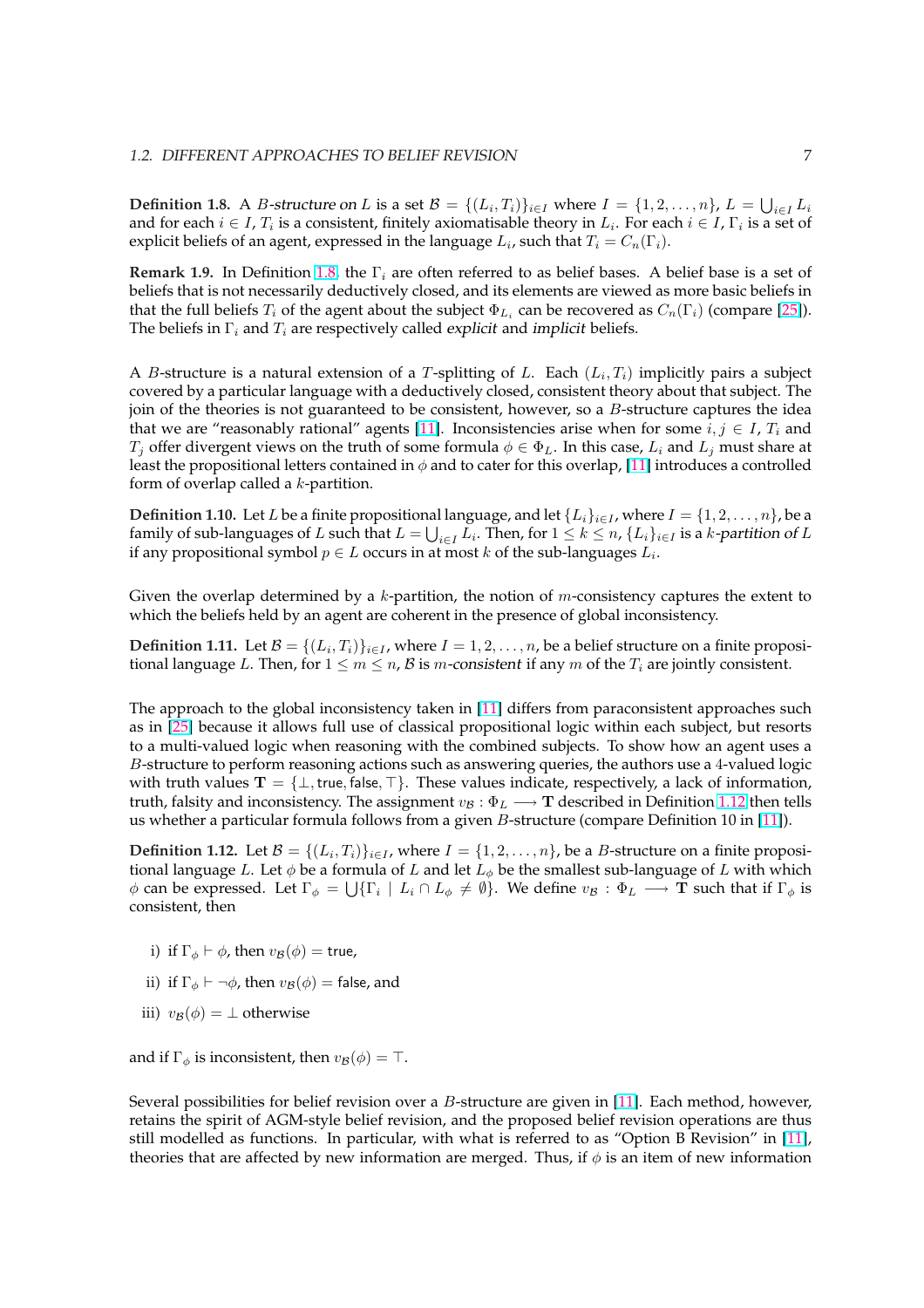**Definition 1.8.** A *B-structure on L* is a set $\mathcal{B} = \{(L_i, T_i)\}_{i \in I}$ where $I = \{1, 2, \ldots, n\}$, $L = \bigcup_{i \in I} L_i$ and for each $i \in I$, $T_i$ is a consistent, finitely axiomatisable theory in $L_i$. For each $i \in I$, $\Gamma_i$ is a set of explicit beliefs of an agent, expressed in the language $L_i$, such that $T_i = C_n(\Gamma_i)$.

**Remark 1.9.** In Definition 1.8, the $\Gamma_i$ are often referred to as belief bases. A belief base is a set of beliefs that is not necessarily deductively closed, and its elements are viewed as more basic beliefs in that the full beliefs $T_i$ of the agent about the subject $\Phi_{L_i}$ can be recovered as $C_n(\Gamma_i)$ (compare [25]). The beliefs in $\Gamma_i$ and $T_i$ are respectively called *explicit* and *implicit* beliefs.

A $B$-structure is a natural extension of a $T$-splitting of $L$. Each $(L_i, T_i)$ implicitly pairs a subject covered by a particular language with a deductively closed, consistent theory about that subject. The join of the theories is not guaranteed to be consistent, however, so a $B$-structure captures the idea that we are "reasonably rational" agents [11]. Inconsistencies arise when for some $i, j \in I$, $T_i$ and $T_j$ offer divergent views on the truth of some formula $\phi \in \Phi_L$. In this case, $L_i$ and $L_j$ must share at least the propositional letters contained in $\phi$ and to cater for this overlap, [11] introduces a controlled form of overlap called a $k$-partition.

**Definition 1.10.** Let $L$ be a finite propositional language, and let $\{L_i\}_{i \in I}$, where $I = \{1, 2, \ldots, n\}$, be a family of sub-languages of $L$ such that $L = \bigcup_{i \in I} L_i$. Then, for $1 \leq k \leq n$, $\{L_i\}_{i \in I}$ is a *k-partition of L* if any propositional symbol $p \in L$ occurs in at most $k$ of the sub-languages $L_i$.

Given the overlap determined by a $k$-partition, the notion of $m$-consistency captures the extent to which the beliefs held by an agent are coherent in the presence of global inconsistency.

**Definition 1.11.** Let $\mathcal{B} = \{(L_i, T_i)\}_{i \in I}$, where $I = 1, 2, \ldots, n$, be a belief structure on a finite propositional language $L$. Then, for $1 \leq m \leq n$, $\mathcal{B}$ is *m-consistent* if any $m$ of the $T_i$ are jointly consistent.

The approach to the global inconsistency taken in [11] differs from paraconsistent approaches such as in [25] because it allows full use of classical propositional logic within each subject, but resorts to a multi-valued logic when reasoning with the combined subjects. To show how an agent uses a $B$-structure to perform reasoning actions such as answering queries, the authors use a 4-valued logic with truth values $\mathbf{T} = \{\perp, \mathsf{true}, \mathsf{false}, \top\}$. These values indicate, respectively, a lack of information, truth, falsity and inconsistency. The assignment $v_{\mathcal{B}} : \Phi_L \longrightarrow \mathbf{T}$ described in Definition 1.12 then tells us whether a particular formula follows from a given $B$-structure (compare Definition 10 in [11]).

**Definition 1.12.** Let $\mathcal{B} = \{(L_i, T_i)\}_{i \in I}$, where $I = \{1, 2, \ldots, n\}$, be a $B$-structure on a finite propositional language $L$. Let $\phi$ be a formula of $L$ and let $L_\phi$ be the smallest sub-language of $L$ with which $\phi$ can be expressed. Let $\Gamma_\phi = \bigcup \{\Gamma_i \mid L_i \cap L_\phi \neq \emptyset\}$. We define $v_{\mathcal{B}} : \Phi_L \longrightarrow \mathbf{T}$ such that if $\Gamma_\phi$ is consistent, then

i) if $\Gamma_\phi \vdash \phi$, then $v_{\mathcal{B}}(\phi) = \mathsf{true}$,

ii) if $\Gamma_\phi \vdash \neg\phi$, then $v_{\mathcal{B}}(\phi) = \mathsf{false}$, and

iii) $v_{\mathcal{B}}(\phi) = \perp$ otherwise

and if $\Gamma_\phi$ is inconsistent, then $v_{\mathcal{B}}(\phi) = \top$.

Several possibilities for belief revision over a $B$-structure are given in [11]. Each method, however, retains the spirit of AGM-style belief revision, and the proposed belief revision operations are thus still modelled as functions. In particular, with what is referred to as "Option B Revision" in [11], theories that are affected by new information are merged. Thus, if $\phi$ is an item of new information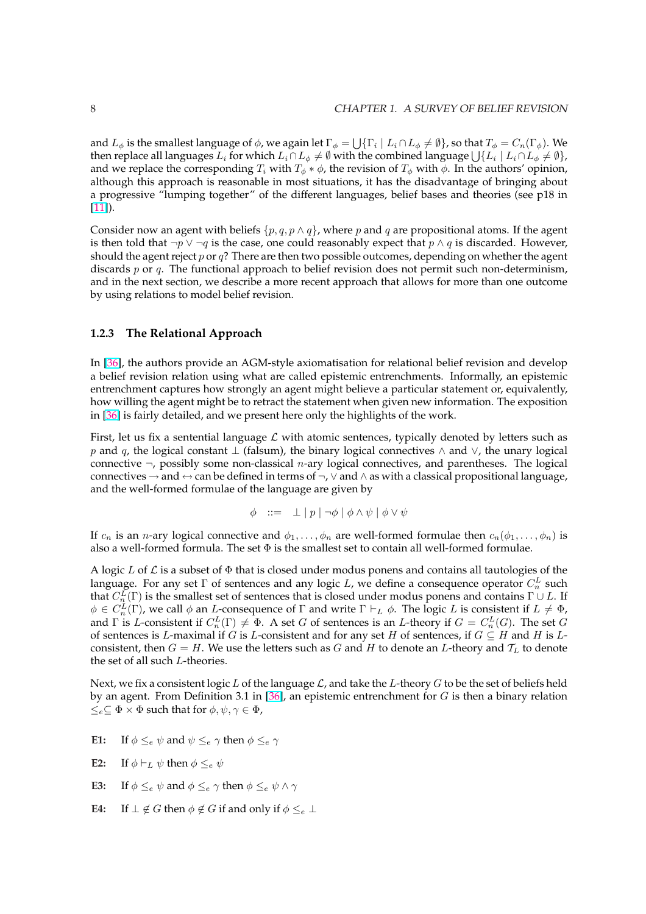and $L_\phi$ is the smallest language of $\phi$, we again let $\Gamma_\phi = \bigcup\{\Gamma_i \mid L_i \cap L_\phi \neq \emptyset\}$, so that $T_\phi = C_n(\Gamma_\phi)$. We then replace all languages $L_i$ for which $L_i \cap L_\phi \neq \emptyset$ with the combined language $\bigcup\{L_i \mid L_i \cap L_\phi \neq \emptyset\}$, and we replace the corresponding $T_i$ with $T_\phi * \phi$, the revision of $T_\phi$ with $\phi$. In the authors' opinion, although this approach is reasonable in most situations, it has the disadvantage of bringing about a progressive "lumping together" of the different languages, belief bases and theories (see p18 in [11]).

Consider now an agent with beliefs $\{p, q, p \wedge q\}$, where $p$ and $q$ are propositional atoms. If the agent is then told that $\neg p \vee \neg q$ is the case, one could reasonably expect that $p \wedge q$ is discarded. However, should the agent reject $p$ or $q$? There are then two possible outcomes, depending on whether the agent discards $p$ or $q$. The functional approach to belief revision does not permit such non-determinism, and in the next section, we describe a more recent approach that allows for more than one outcome by using relations to model belief revision.

### 1.2.3 The Relational Approach

In [36], the authors provide an AGM-style axiomatisation for relational belief revision and develop a belief revision relation using what are called epistemic entrenchments. Informally, an epistemic entrenchment captures how strongly an agent might believe a particular statement or, equivalently, how willing the agent might be to retract the statement when given new information. The exposition in [36] is fairly detailed, and we present here only the highlights of the work.

First, let us fix a sentential language $\mathcal{L}$ with atomic sentences, typically denoted by letters such as $p$ and $q$, the logical constant $\perp$ (falsum), the binary logical connectives $\wedge$ and $\vee$, the unary logical connective $\neg$, possibly some non-classical $n$-ary logical connectives, and parentheses. The logical connectives $\rightarrow$ and $\leftrightarrow$ can be defined in terms of $\neg$, $\vee$ and $\wedge$ as with a classical propositional language, and the well-formed formulae of the language are given by

$$\phi \quad ::= \quad \perp \mid p \mid \neg\phi \mid \phi \wedge \psi \mid \phi \vee \psi$$

If $c_n$ is an $n$-ary logical connective and $\phi_1, \ldots, \phi_n$ are well-formed formulae then $c_n(\phi_1, \ldots, \phi_n)$ is also a well-formed formula. The set $\Phi$ is the smallest set to contain all well-formed formulae.

A logic $L$ of $\mathcal{L}$ is a subset of $\Phi$ that is closed under modus ponens and contains all tautologies of the language. For any set $\Gamma$ of sentences and any logic $L$, we define a consequence operator $C_n^L$ such that $C_n^L(\Gamma)$ is the smallest set of sentences that is closed under modus ponens and contains $\Gamma \cup L$. If $\phi \in C_n^L(\Gamma)$, we call $\phi$ an $L$-consequence of $\Gamma$ and write $\Gamma \vdash_L \phi$. The logic $L$ is consistent if $L \neq \Phi$, and $\Gamma$ is $L$-consistent if $C_n^L(\Gamma) \neq \Phi$. A set $G$ of sentences is an $L$-theory if $G = C_n^L(G)$. The set $G$ of sentences is $L$-maximal if $G$ is $L$-consistent and for any set $H$ of sentences, if $G \subseteq H$ and $H$ is $L$-consistent, then $G = H$. We use the letters such as $G$ and $H$ to denote an $L$-theory and $\mathcal{T}_L$ to denote the set of all such $L$-theories.

Next, we fix a consistent logic $L$ of the language $\mathcal{L}$, and take the $L$-theory $G$ to be the set of beliefs held by an agent. From Definition 3.1 in [36], an epistemic entrenchment for $G$ is then a binary relation $\leq_e \subseteq \Phi \times \Phi$ such that for $\phi, \psi, \gamma \in \Phi$,

- **E1:** If $\phi \leq_e \psi$ and $\psi \leq_e \gamma$ then $\phi \leq_e \gamma$
- **E2:** If $\phi \vdash_L \psi$ then $\phi \leq_e \psi$
- **E3:** If $\phi \leq_e \psi$ and $\phi \leq_e \gamma$ then $\phi \leq_e \psi \wedge \gamma$
- **E4:** If $\perp \notin G$ then $\phi \notin G$ if and only if $\phi \leq_e \perp$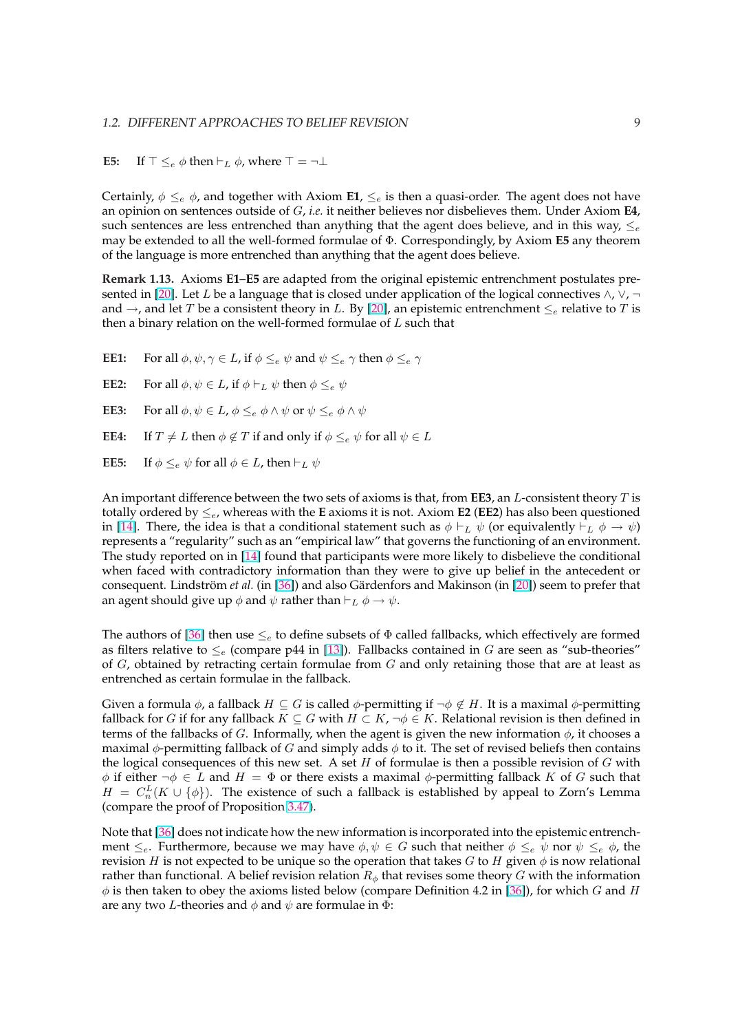**E5:** If $\top \leq_e \phi$ then $\vdash_L \phi$, where $\top = \neg\bot$

Certainly, $\phi \leq_e \phi$, and together with Axiom **E1**, $\leq_e$ is then a quasi-order. The agent does not have an opinion on sentences outside of $G$, *i.e.* it neither believes nor disbelieves them. Under Axiom **E4**, such sentences are less entrenched than anything that the agent does believe, and in this way, $\leq_e$ may be extended to all the well-formed formulae of $\Phi$. Correspondingly, by Axiom **E5** any theorem of the language is more entrenched than anything that the agent does believe.

**Remark 1.13.** Axioms **E1**–**E5** are adapted from the original epistemic entrenchment postulates presented in [20]. Let $L$ be a language that is closed under application of the logical connectives $\wedge$, $\vee$, $\neg$ and $\rightarrow$, and let $T$ be a consistent theory in $L$. By [20], an epistemic entrenchment $\leq_e$ relative to $T$ is then a binary relation on the well-formed formulae of $L$ such that

**EE1:** For all $\phi, \psi, \gamma \in L$, if $\phi \leq_e \psi$ and $\psi \leq_e \gamma$ then $\phi \leq_e \gamma$

**EE2:** For all $\phi, \psi \in L$, if $\phi \vdash_L \psi$ then $\phi \leq_e \psi$

**EE3:** For all $\phi, \psi \in L$, $\phi \leq_e \phi \wedge \psi$ or $\psi \leq_e \phi \wedge \psi$

**EE4:** If $T \neq L$ then $\phi \notin T$ if and only if $\phi \leq_e \psi$ for all $\psi \in L$

**EE5:** If $\phi \leq_e \psi$ for all $\phi \in L$, then $\vdash_L \psi$

An important difference between the two sets of axioms is that, from **EE3**, an $L$-consistent theory $T$ is totally ordered by $\leq_e$, whereas with the **E** axioms it is not. Axiom **E2** (**EE2**) has also been questioned in [14]. There, the idea is that a conditional statement such as $\phi \vdash_L \psi$ (or equivalently $\vdash_L \phi \rightarrow \psi$) represents a "regularity" such as an "empirical law" that governs the functioning of an environment. The study reported on in [14] found that participants were more likely to disbelieve the conditional when faced with contradictory information than they were to give up belief in the antecedent or consequent. Lindström *et al.* (in [36]) and also Gärdenfors and Makinson (in [20]) seem to prefer that an agent should give up $\phi$ and $\psi$ rather than $\vdash_L \phi \rightarrow \psi$.

The authors of [36] then use $\leq_e$ to define subsets of $\Phi$ called fallbacks, which effectively are formed as filters relative to $\leq_e$ (compare p44 in [13]). Fallbacks contained in $G$ are seen as "sub-theories" of $G$, obtained by retracting certain formulae from $G$ and only retaining those that are at least as entrenched as certain formulae in the fallback.

Given a formula $\phi$, a fallback $H \subseteq G$ is called $\phi$-permitting if $\neg\phi \notin H$. It is a maximal $\phi$-permitting fallback for $G$ if for any fallback $K \subseteq G$ with $H \subset K$, $\neg\phi \in K$. Relational revision is then defined in terms of the fallbacks of $G$. Informally, when the agent is given the new information $\phi$, it chooses a maximal $\phi$-permitting fallback of $G$ and simply adds $\phi$ to it. The set of revised beliefs then contains the logical consequences of this new set. A set $H$ of formulae is then a possible revision of $G$ with $\phi$ if either $\neg\phi \in L$ and $H = \Phi$ or there exists a maximal $\phi$-permitting fallback $K$ of $G$ such that $H = C_n^L(K \cup \{\phi\})$. The existence of such a fallback is established by appeal to Zorn's Lemma (compare the proof of Proposition 3.47).

Note that [36] does not indicate how the new information is incorporated into the epistemic entrenchment $\leq_e$. Furthermore, because we may have $\phi, \psi \in G$ such that neither $\phi \leq_e \psi$ nor $\psi \leq_e \phi$, the revision $H$ is not expected to be unique so the operation that takes $G$ to $H$ given $\phi$ is now relational rather than functional. A belief revision relation $R_\phi$ that revises some theory $G$ with the information $\phi$ is then taken to obey the axioms listed below (compare Definition 4.2 in [36]), for which $G$ and $H$ are any two $L$-theories and $\phi$ and $\psi$ are formulae in $\Phi$: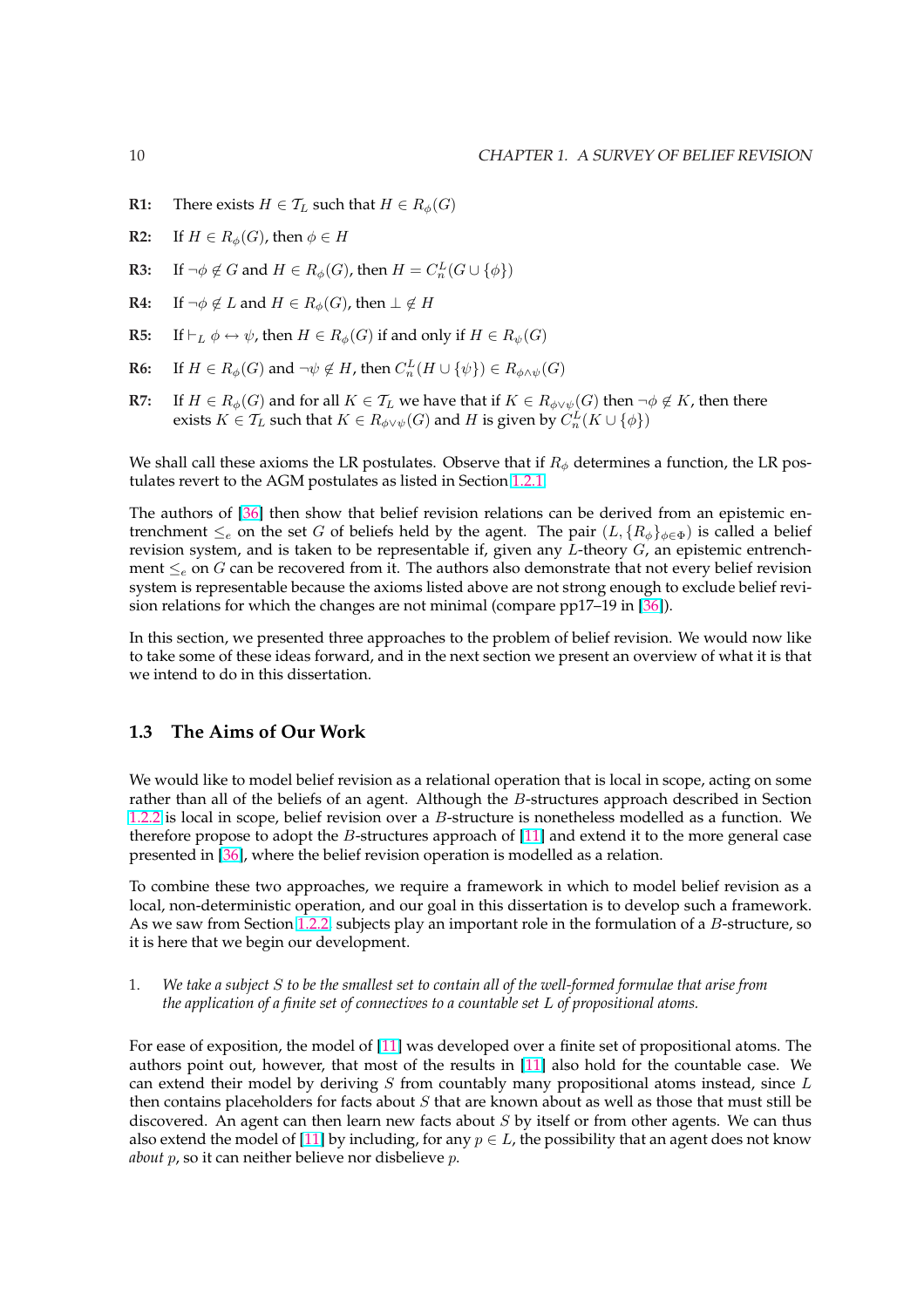**R1:** There exists $H \in \mathcal{T}_L$ such that $H \in R_\phi(G)$

**R2:** If $H \in R_\phi(G)$, then $\phi \in H$

**R3:** If $\neg\phi \notin G$ and $H \in R_\phi(G)$, then $H = C_n^L(G \cup \{\phi\})$

**R4:** If $\neg\phi \notin L$ and $H \in R_\phi(G)$, then $\perp \notin H$

**R5:** If $\vdash_L \phi \leftrightarrow \psi$, then $H \in R_\phi(G)$ if and only if $H \in R_\psi(G)$

**R6:** If $H \in R_\phi(G)$ and $\neg\psi \notin H$, then $C_n^L(H \cup \{\psi\}) \in R_{\phi\wedge\psi}(G)$

**R7:** If $H \in R_\phi(G)$ and for all $K \in \mathcal{T}_L$ we have that if $K \in R_{\phi\vee\psi}(G)$ then $\neg\phi \notin K$, then there exists $K \in \mathcal{T}_L$ such that $K \in R_{\phi\vee\psi}(G)$ and $H$ is given by $C_n^L(K \cup \{\phi\})$

We shall call these axioms the LR postulates. Observe that if $R_\phi$ determines a function, the LR postulates revert to the AGM postulates as listed in Section 1.2.1.

The authors of [36] then show that belief revision relations can be derived from an epistemic entrenchment $\leq_e$ on the set $G$ of beliefs held by the agent. The pair $(L, \{R_\phi\}_{\phi\in\Phi})$ is called a belief revision system, and is taken to be representable if, given any $L$-theory $G$, an epistemic entrenchment $\leq_e$ on $G$ can be recovered from it. The authors also demonstrate that not every belief revision system is representable because the axioms listed above are not strong enough to exclude belief revision relations for which the changes are not minimal (compare pp17–19 in [36]).

In this section, we presented three approaches to the problem of belief revision. We would now like to take some of these ideas forward, and in the next section we present an overview of what it is that we intend to do in this dissertation.

## 1.3 The Aims of Our Work

We would like to model belief revision as a relational operation that is local in scope, acting on some rather than all of the beliefs of an agent. Although the $B$-structures approach described in Section 1.2.2 is local in scope, belief revision over a $B$-structure is nonetheless modelled as a function. We therefore propose to adopt the $B$-structures approach of [11] and extend it to the more general case presented in [36], where the belief revision operation is modelled as a relation.

To combine these two approaches, we require a framework in which to model belief revision as a local, non-deterministic operation, and our goal in this dissertation is to develop such a framework. As we saw from Section 1.2.2, subjects play an important role in the formulation of a $B$-structure, so it is here that we begin our development.

1. *We take a subject $S$ to be the smallest set to contain all of the well-formed formulae that arise from the application of a finite set of connectives to a countable set $L$ of propositional atoms.*

For ease of exposition, the model of [11] was developed over a finite set of propositional atoms. The authors point out, however, that most of the results in [11] also hold for the countable case. We can extend their model by deriving $S$ from countably many propositional atoms instead, since $L$ then contains placeholders for facts about $S$ that are known about as well as those that must still be discovered. An agent can then learn new facts about $S$ by itself or from other agents. We can thus also extend the model of [11] by including, for any $p \in L$, the possibility that an agent does not know *about* $p$, so it can neither believe nor disbelieve $p$.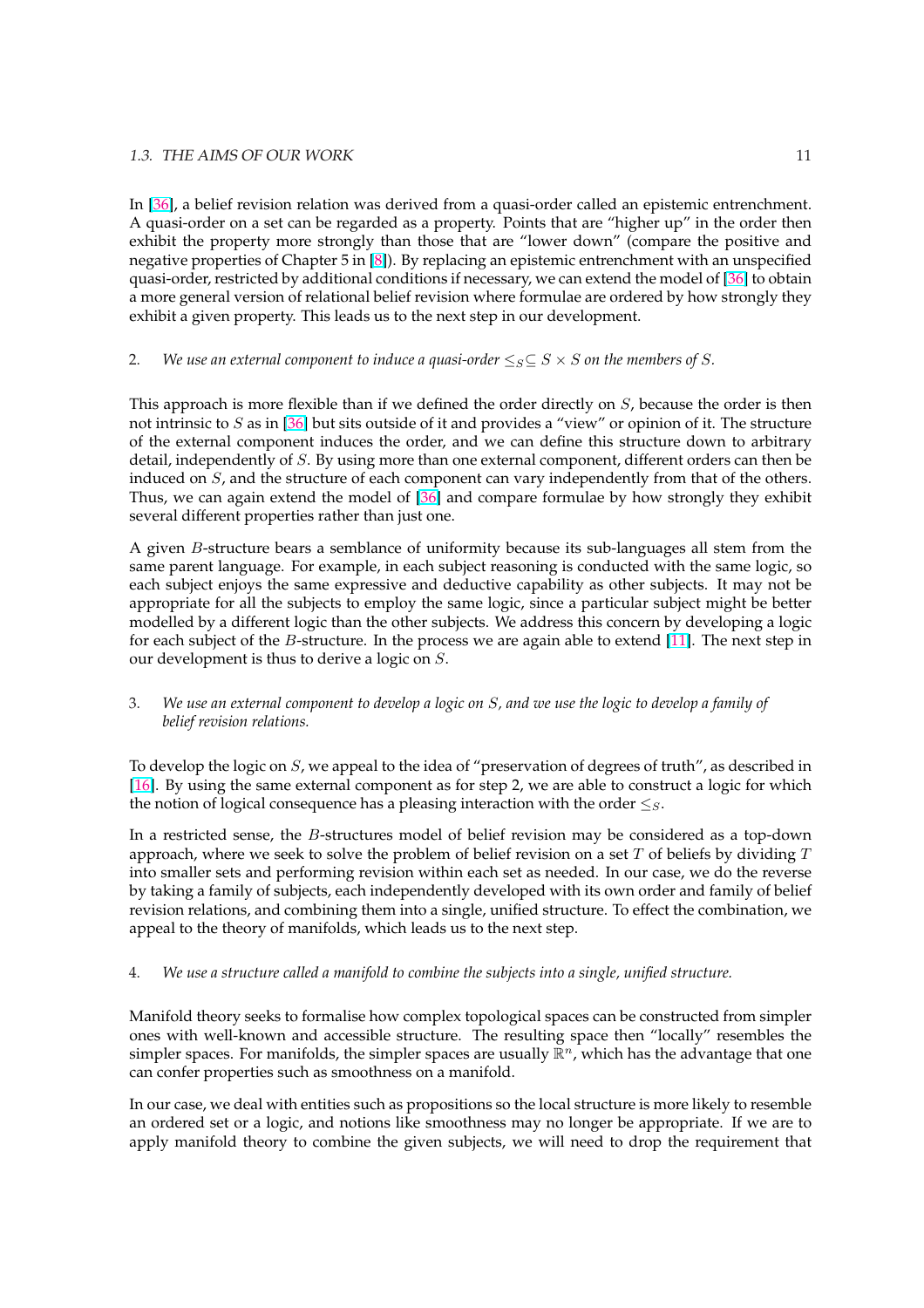In [36], a belief revision relation was derived from a quasi-order called an epistemic entrenchment. A quasi-order on a set can be regarded as a property. Points that are "higher up" in the order then exhibit the property more strongly than those that are "lower down" (compare the positive and negative properties of Chapter 5 in [8]). By replacing an epistemic entrenchment with an unspecified quasi-order, restricted by additional conditions if necessary, we can extend the model of [36] to obtain a more general version of relational belief revision where formulae are ordered by how strongly they exhibit a given property. This leads us to the next step in our development.

2. *We use an external component to induce a quasi-order $\leq_S \subseteq S \times S$ on the members of $S$.*

This approach is more flexible than if we defined the order directly on $S$, because the order is then not intrinsic to $S$ as in [36] but sits outside of it and provides a "view" or opinion of it. The structure of the external component induces the order, and we can define this structure down to arbitrary detail, independently of $S$. By using more than one external component, different orders can then be induced on $S$, and the structure of each component can vary independently from that of the others. Thus, we can again extend the model of [36] and compare formulae by how strongly they exhibit several different properties rather than just one.

A given $B$-structure bears a semblance of uniformity because its sub-languages all stem from the same parent language. For example, in each subject reasoning is conducted with the same logic, so each subject enjoys the same expressive and deductive capability as other subjects. It may not be appropriate for all the subjects to employ the same logic, since a particular subject might be better modelled by a different logic than the other subjects. We address this concern by developing a logic for each subject of the $B$-structure. In the process we are again able to extend [11]. The next step in our development is thus to derive a logic on $S$.

3. *We use an external component to develop a logic on $S$, and we use the logic to develop a family of belief revision relations.*

To develop the logic on $S$, we appeal to the idea of "preservation of degrees of truth", as described in [16]. By using the same external component as for step 2, we are able to construct a logic for which the notion of logical consequence has a pleasing interaction with the order $\leq_S$.

In a restricted sense, the $B$-structures model of belief revision may be considered as a top-down approach, where we seek to solve the problem of belief revision on a set $T$ of beliefs by dividing $T$ into smaller sets and performing revision within each set as needed. In our case, we do the reverse by taking a family of subjects, each independently developed with its own order and family of belief revision relations, and combining them into a single, unified structure. To effect the combination, we appeal to the theory of manifolds, which leads us to the next step.

4. *We use a structure called a manifold to combine the subjects into a single, unified structure.*

Manifold theory seeks to formalise how complex topological spaces can be constructed from simpler ones with well-known and accessible structure. The resulting space then "locally" resembles the simpler spaces. For manifolds, the simpler spaces are usually $\mathbb{R}^n$, which has the advantage that one can confer properties such as smoothness on a manifold.

In our case, we deal with entities such as propositions so the local structure is more likely to resemble an ordered set or a logic, and notions like smoothness may no longer be appropriate. If we are to apply manifold theory to combine the given subjects, we will need to drop the requirement that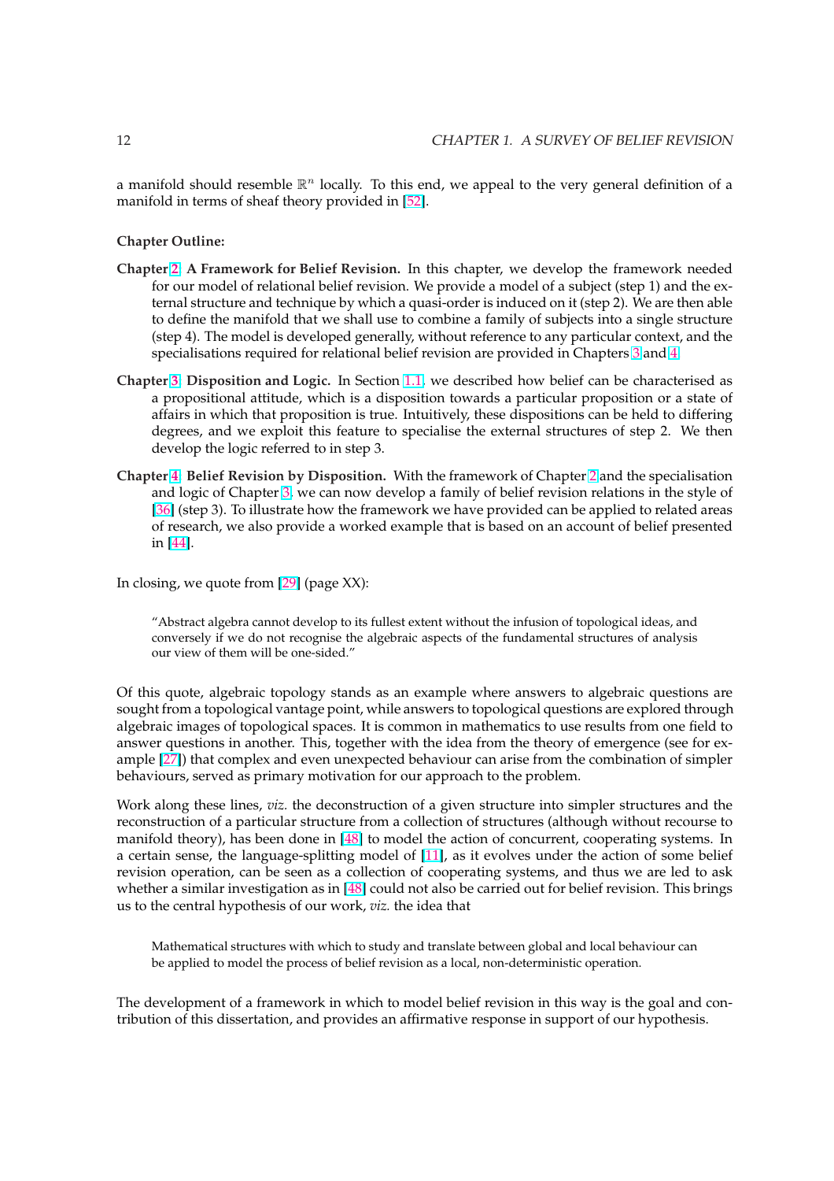a manifold should resemble $\mathbb{R}^n$ locally. To this end, we appeal to the very general definition of a manifold in terms of sheaf theory provided in [52].

**Chapter Outline:**

**Chapter 2: A Framework for Belief Revision.** In this chapter, we develop the framework needed for our model of relational belief revision. We provide a model of a subject (step 1) and the external structure and technique by which a quasi-order is induced on it (step 2). We are then able to define the manifold that we shall use to combine a family of subjects into a single structure (step 4). The model is developed generally, without reference to any particular context, and the specialisations required for relational belief revision are provided in Chapters 3 and 4.

**Chapter 3: Disposition and Logic.** In Section 1.1, we described how belief can be characterised as a propositional attitude, which is a disposition towards a particular proposition or a state of affairs in which that proposition is true. Intuitively, these dispositions can be held to differing degrees, and we exploit this feature to specialise the external structures of step 2. We then develop the logic referred to in step 3.

**Chapter 4: Belief Revision by Disposition.** With the framework of Chapter 2 and the specialisation and logic of Chapter 3, we can now develop a family of belief revision relations in the style of [36] (step 3). To illustrate how the framework we have provided can be applied to related areas of research, we also provide a worked example that is based on an account of belief presented in [44].

In closing, we quote from [29] (page XX):

> "Abstract algebra cannot develop to its fullest extent without the infusion of topological ideas, and conversely if we do not recognise the algebraic aspects of the fundamental structures of analysis our view of them will be one-sided."

Of this quote, algebraic topology stands as an example where answers to algebraic questions are sought from a topological vantage point, while answers to topological questions are explored through algebraic images of topological spaces. It is common in mathematics to use results from one field to answer questions in another. This, together with the idea from the theory of emergence (see for example [27]) that complex and even unexpected behaviour can arise from the combination of simpler behaviours, served as primary motivation for our approach to the problem.

Work along these lines, *viz.* the deconstruction of a given structure into simpler structures and the reconstruction of a particular structure from a collection of structures (although without recourse to manifold theory), has been done in [48] to model the action of concurrent, cooperating systems. In a certain sense, the language-splitting model of [11], as it evolves under the action of some belief revision operation, can be seen as a collection of cooperating systems, and thus we are led to ask whether a similar investigation as in [48] could not also be carried out for belief revision. This brings us to the central hypothesis of our work, *viz.* the idea that

> Mathematical structures with which to study and translate between global and local behaviour can be applied to model the process of belief revision as a local, non-deterministic operation.

The development of a framework in which to model belief revision in this way is the goal and contribution of this dissertation, and provides an affirmative response in support of our hypothesis.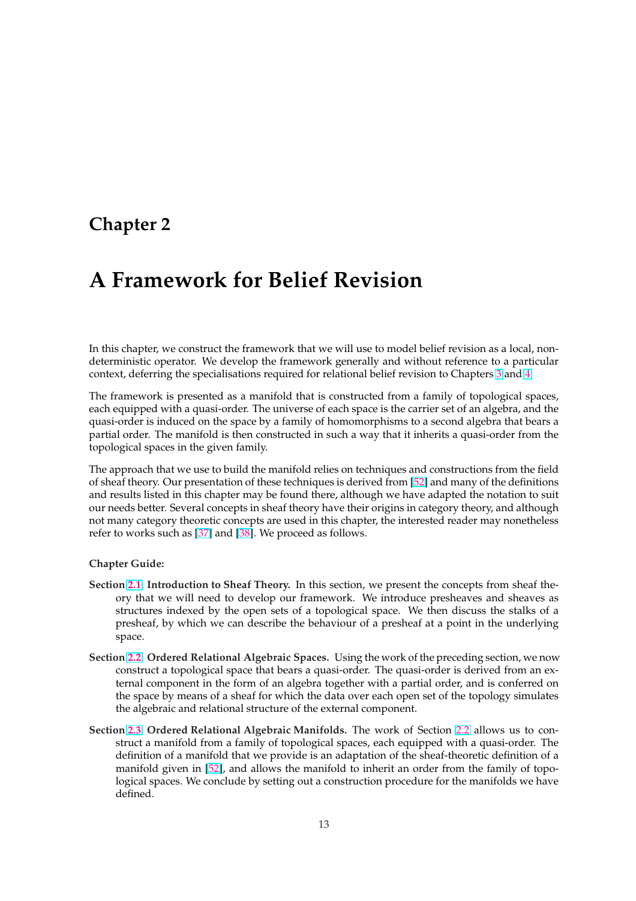# Chapter 2

# A Framework for Belief Revision

In this chapter, we construct the framework that we will use to model belief revision as a local, non-deterministic operator. We develop the framework generally and without reference to a particular context, deferring the specialisations required for relational belief revision to Chapters 3 and 4.

The framework is presented as a manifold that is constructed from a family of topological spaces, each equipped with a quasi-order. The universe of each space is the carrier set of an algebra, and the quasi-order is induced on the space by a family of homomorphisms to a second algebra that bears a partial order. The manifold is then constructed in such a way that it inherits a quasi-order from the topological spaces in the given family.

The approach that we use to build the manifold relies on techniques and constructions from the field of sheaf theory. Our presentation of these techniques is derived from [52] and many of the definitions and results listed in this chapter may be found there, although we have adapted the notation to suit our needs better. Several concepts in sheaf theory have their origins in category theory, and although not many category theoretic concepts are used in this chapter, the interested reader may nonetheless refer to works such as [37] and [38]. We proceed as follows.

**Chapter Guide:**

**Section 2.1: Introduction to Sheaf Theory.** In this section, we present the concepts from sheaf theory that we will need to develop our framework. We introduce presheaves and sheaves as structures indexed by the open sets of a topological space. We then discuss the stalks of a presheaf, by which we can describe the behaviour of a presheaf at a point in the underlying space.

**Section 2.2: Ordered Relational Algebraic Spaces.** Using the work of the preceding section, we now construct a topological space that bears a quasi-order. The quasi-order is derived from an external component in the form of an algebra together with a partial order, and is conferred on the space by means of a sheaf for which the data over each open set of the topology simulates the algebraic and relational structure of the external component.

**Section 2.3: Ordered Relational Algebraic Manifolds.** The work of Section 2.2 allows us to construct a manifold from a family of topological spaces, each equipped with a quasi-order. The definition of a manifold that we provide is an adaptation of the sheaf-theoretic definition of a manifold given in [52], and allows the manifold to inherit an order from the family of topological spaces. We conclude by setting out a construction procedure for the manifolds we have defined.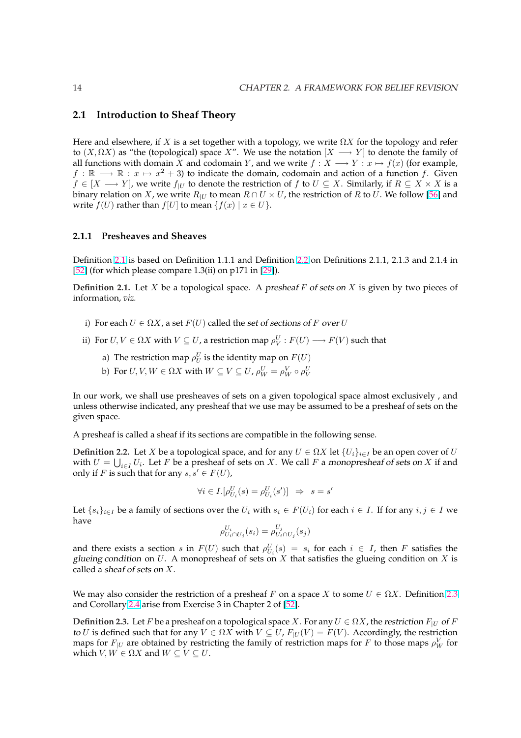## 2.1 Introduction to Sheaf Theory

Here and elsewhere, if $X$ is a set together with a topology, we write $\Omega X$ for the topology and refer to $(X, \Omega X)$ as "the (topological) space $X$". We use the notation $[X \longrightarrow Y]$ to denote the family of all functions with domain $X$ and codomain $Y$, and we write $f : X \longrightarrow Y : x \mapsto f(x)$ (for example, $f : \mathbb{R} \longrightarrow \mathbb{R} : x \mapsto x^2 + 3$) to indicate the domain, codomain and action of a function $f$. Given $f \in [X \longrightarrow Y]$, we write $f_{|U}$ to denote the restriction of $f$ to $U \subseteq X$. Similarly, if $R \subseteq X \times X$ is a binary relation on $X$, we write $R_{|U}$ to mean $R \cap U \times U$, the restriction of $R$ to $U$. We follow [56] and write $f(U)$ rather than $f[U]$ to mean $\{f(x) \mid x \in U\}$.

### 2.1.1 Presheaves and Sheaves

Definition 2.1 is based on Definition 1.1.1 and Definition 2.2 on Definitions 2.1.1, 2.1.3 and 2.1.4 in [52] (for which please compare 1.3(ii) on p171 in [29]).

**Definition 2.1.** Let $X$ be a topological space. A *presheaf $F$ of sets on $X$* is given by two pieces of information, *viz.*

i) For each $U \in \Omega X$, a set $F(U)$ called the *set of sections of $F$ over $U$*

ii) For $U, V \in \Omega X$ with $V \subseteq U$, a restriction map $\rho^U_V : F(U) \longrightarrow F(V)$ such that

   a) The restriction map $\rho^U_U$ is the identity map on $F(U)$

   b) For $U, V, W \in \Omega X$ with $W \subseteq V \subseteq U$, $\rho^U_W = \rho^V_W \circ \rho^U_V$

In our work, we shall use presheaves of sets on a given topological space almost exclusively , and unless otherwise indicated, any presheaf that we use may be assumed to be a presheaf of sets on the given space.

A presheaf is called a sheaf if its sections are compatible in the following sense.

**Definition 2.2.** Let $X$ be a topological space, and for any $U \in \Omega X$ let $\{U_i\}_{i \in I}$ be an open cover of $U$ with $U = \bigcup_{i \in I} U_i$. Let $F$ be a presheaf of sets on $X$. We call $F$ a *monopresheaf of sets on $X$* if and only if $F$ is such that for any $s, s' \in F(U)$,

$$\forall i \in I.[\rho^U_{U_i}(s) = \rho^U_{U_i}(s')] \;\; \Rightarrow \;\; s = s'$$

Let $\{s_i\}_{i \in I}$ be a family of sections over the $U_i$ with $s_i \in F(U_i)$ for each $i \in I$. If for any $i, j \in I$ we have

$$\rho^{U_i}_{U_i \cap U_j}(s_i) = \rho^{U_j}_{U_i \cap U_j}(s_j)$$

and there exists a section $s$ in $F(U)$ such that $\rho^U_{U_i}(s) = s_i$ for each $i \in I$, then $F$ satisfies the *glueing condition* on $U$. A monopresheaf of sets on $X$ that satisfies the glueing condition on $X$ is called a *sheaf of sets on $X$*.

We may also consider the restriction of a presheaf $F$ on a space $X$ to some $U \in \Omega X$. Definition 2.3 and Corollary 2.4 arise from Exercise 3 in Chapter 2 of [52].

**Definition 2.3.** Let $F$ be a presheaf on a topological space $X$. For any $U \in \Omega X$, the *restriction $F_{|U}$ of $F$ to $U$* is defined such that for any $V \in \Omega X$ with $V \subseteq U$, $F_{|U}(V) = F(V)$. Accordingly, the restriction maps for $F_{|U}$ are obtained by restricting the family of restriction maps for $F$ to those maps $\rho^V_W$ for which $V, W \in \Omega X$ and $W \subseteq V \subseteq U$.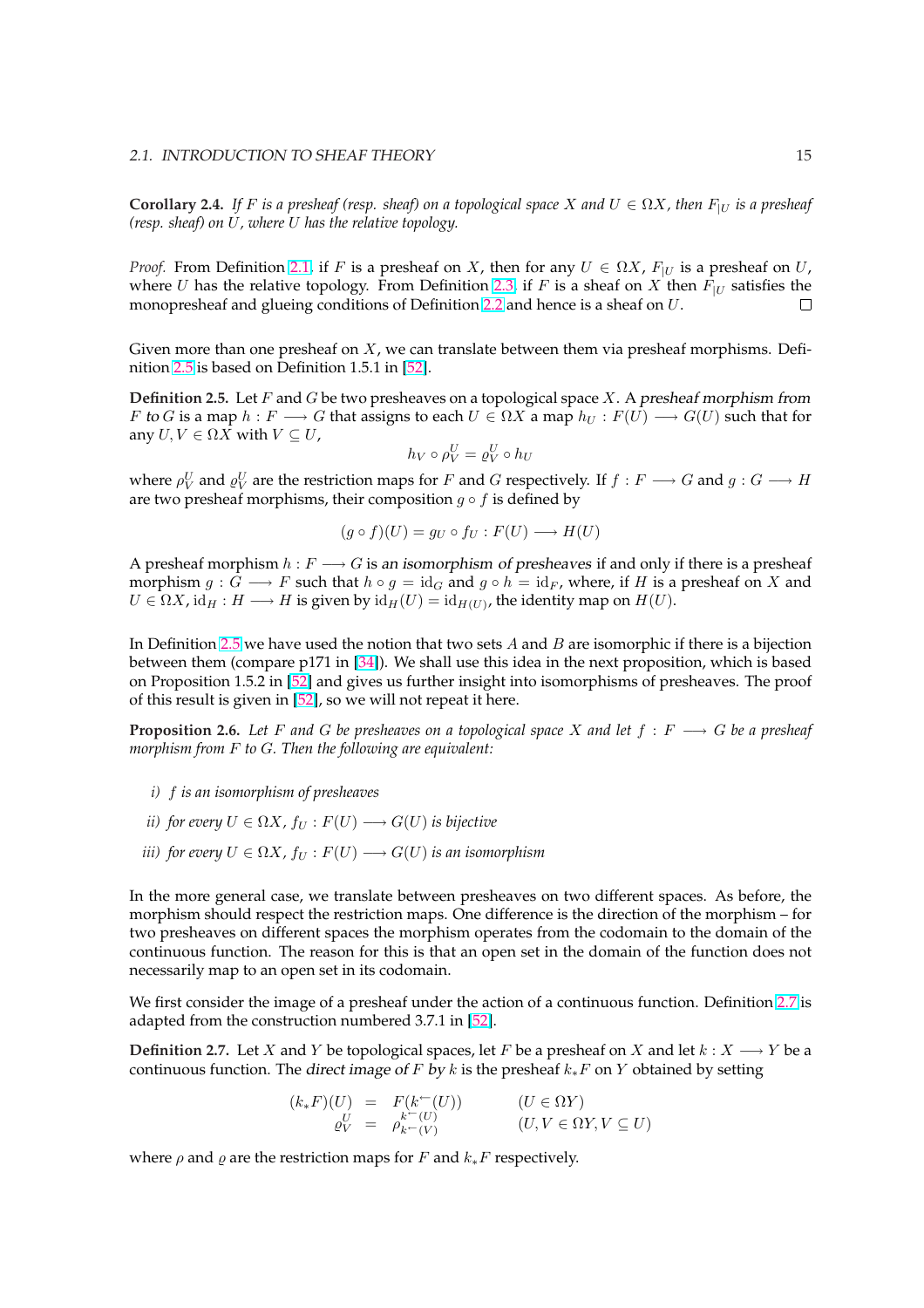**Corollary 2.4.** *If $F$ is a presheaf (resp. sheaf) on a topological space $X$ and $U \in \Omega X$, then $F_{|U}$ is a presheaf (resp. sheaf) on $U$, where $U$ has the relative topology.*

*Proof.* From Definition 2.1, if $F$ is a presheaf on $X$, then for any $U \in \Omega X$, $F_{|U}$ is a presheaf on $U$, where $U$ has the relative topology. From Definition 2.3, if $F$ is a sheaf on $X$ then $F_{|U}$ satisfies the monopresheaf and glueing conditions of Definition 2.2 and hence is a sheaf on $U$. □

Given more than one presheaf on $X$, we can translate between them via presheaf morphisms. Definition 2.5 is based on Definition 1.5.1 in [52].

**Definition 2.5.** Let $F$ and $G$ be two presheaves on a topological space $X$. A *presheaf morphism from $F$ to $G$* is a map $h : F \longrightarrow G$ that assigns to each $U \in \Omega X$ a map $h_U : F(U) \longrightarrow G(U)$ such that for any $U, V \in \Omega X$ with $V \subseteq U$,

$$h_V \circ \rho^U_V = \varrho^U_V \circ h_U$$

where $\rho^U_V$ and $\varrho^U_V$ are the restriction maps for $F$ and $G$ respectively. If $f : F \longrightarrow G$ and $g : G \longrightarrow H$ are two presheaf morphisms, their composition $g \circ f$ is defined by

$$(g \circ f)(U) = g_U \circ f_U : F(U) \longrightarrow H(U)$$

A presheaf morphism $h : F \longrightarrow G$ is *an isomorphism of presheaves* if and only if there is a presheaf morphism $g : G \longrightarrow F$ such that $h \circ g = \mathrm{id}_G$ and $g \circ h = \mathrm{id}_F$, where, if $H$ is a presheaf on $X$ and $U \in \Omega X$, $\mathrm{id}_H : H \longrightarrow H$ is given by $\mathrm{id}_H(U) = \mathrm{id}_{H(U)}$, the identity map on $H(U)$.

In Definition 2.5 we have used the notion that two sets $A$ and $B$ are isomorphic if there is a bijection between them (compare p171 in [34]). We shall use this idea in the next proposition, which is based on Proposition 1.5.2 in [52] and gives us further insight into isomorphisms of presheaves. The proof of this result is given in [52], so we will not repeat it here.

**Proposition 2.6.** *Let $F$ and $G$ be presheaves on a topological space $X$ and let $f : F \longrightarrow G$ be a presheaf morphism from $F$ to $G$. Then the following are equivalent:*

- *i) $f$ is an isomorphism of presheaves*
- *ii) for every $U \in \Omega X$, $f_U : F(U) \longrightarrow G(U)$ is bijective*
- *iii) for every $U \in \Omega X$, $f_U : F(U) \longrightarrow G(U)$ is an isomorphism*

In the more general case, we translate between presheaves on two different spaces. As before, the morphism should respect the restriction maps. One difference is the direction of the morphism – for two presheaves on different spaces the morphism operates from the codomain to the domain of the continuous function. The reason for this is that an open set in the domain of the function does not necessarily map to an open set in its codomain.

We first consider the image of a presheaf under the action of a continuous function. Definition 2.7 is adapted from the construction numbered 3.7.1 in [52].

**Definition 2.7.** Let $X$ and $Y$ be topological spaces, let $F$ be a presheaf on $X$ and let $k : X \longrightarrow Y$ be a continuous function. The *direct image of $F$ by $k$* is the presheaf $k_*F$ on $Y$ obtained by setting

$$\begin{array}{rcll} (k_*F)(U) & = & F(k^{\leftarrow}(U)) & \quad (U \in \Omega Y) \\ \varrho^U_V & = & \rho^{k^{\leftarrow}(U)}_{k^{\leftarrow}(V)} & \quad (U, V \in \Omega Y, V \subseteq U) \end{array}$$

where $\rho$ and $\varrho$ are the restriction maps for $F$ and $k_*F$ respectively.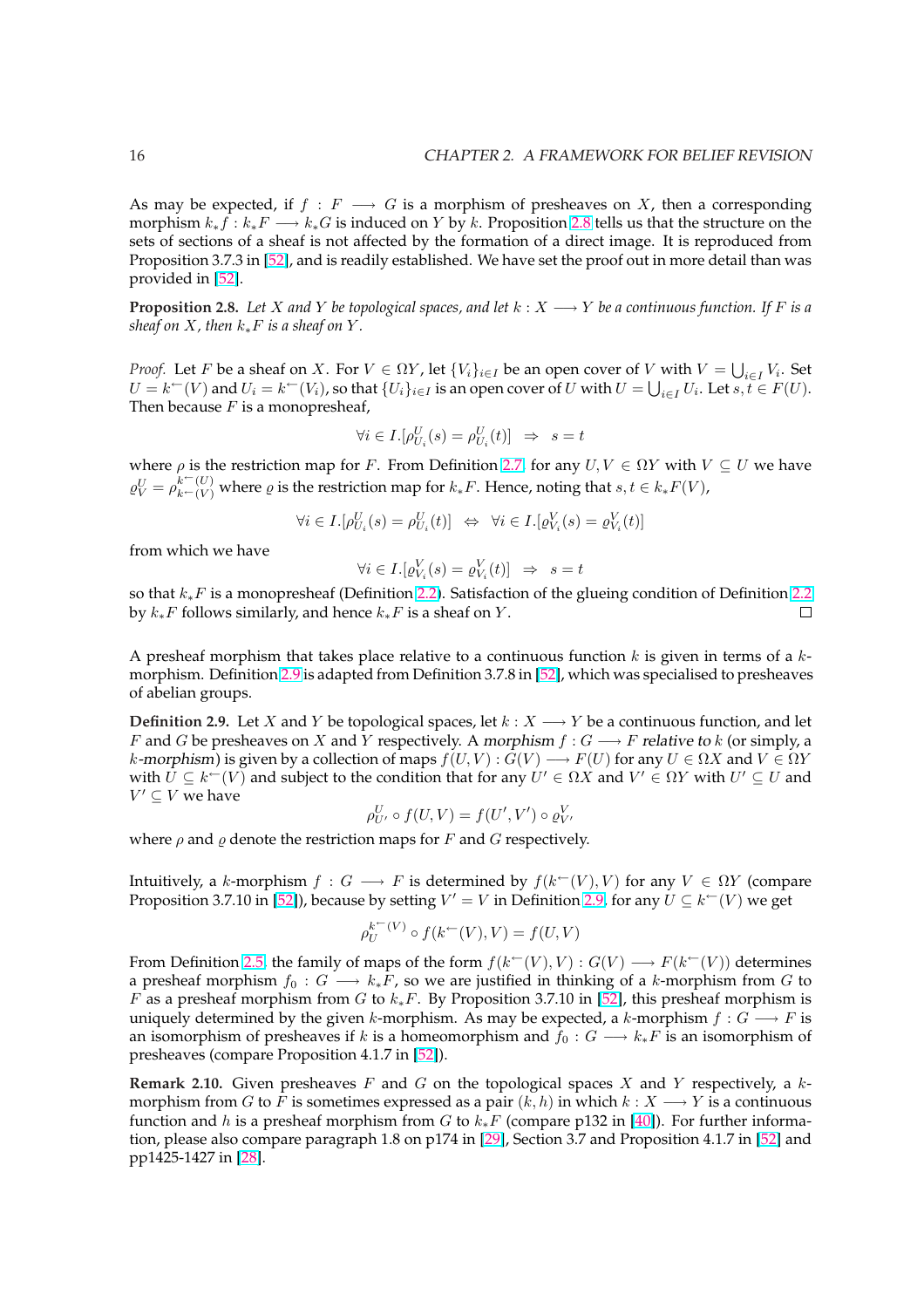As may be expected, if $f : F \longrightarrow G$ is a morphism of presheaves on $X$, then a corresponding morphism $k_*f : k_*F \longrightarrow k_*G$ is induced on $Y$ by $k$. Proposition 2.8 tells us that the structure on the sets of sections of a sheaf is not affected by the formation of a direct image. It is reproduced from Proposition 3.7.3 in [52], and is readily established. We have set the proof out in more detail than was provided in [52].

**Proposition 2.8.** *Let $X$ and $Y$ be topological spaces, and let $k : X \longrightarrow Y$ be a continuous function. If $F$ is a sheaf on $X$, then $k_*F$ is a sheaf on $Y$.*

*Proof.* Let $F$ be a sheaf on $X$. For $V \in \Omega Y$, let $\{V_i\}_{i\in I}$ be an open cover of $V$ with $V = \bigcup_{i\in I} V_i$. Set $U = k^{\leftarrow}(V)$ and $U_i = k^{\leftarrow}(V_i)$, so that $\{U_i\}_{i\in I}$ is an open cover of $U$ with $U = \bigcup_{i\in I} U_i$. Let $s, t \in F(U)$. Then because $F$ is a monopresheaf,

$$\forall i \in I.[\rho^U_{U_i}(s) = \rho^U_{U_i}(t)] \;\;\Rightarrow\;\; s = t$$

where $\rho$ is the restriction map for $F$. From Definition 2.7, for any $U, V \in \Omega Y$ with $V \subseteq U$ we have $\varrho^U_V = \rho^{k^{\leftarrow}(U)}_{k^{\leftarrow}(V)}$ where $\varrho$ is the restriction map for $k_*F$. Hence, noting that $s, t \in k_*F(V)$,

$$\forall i \in I.[\rho^U_{U_i}(s) = \rho^U_{U_i}(t)] \;\;\Leftrightarrow\;\; \forall i \in I.[\varrho^V_{V_i}(s) = \varrho^V_{V_i}(t)]$$

from which we have

$$\forall i \in I.[\varrho^V_{V_i}(s) = \varrho^V_{V_i}(t)] \;\;\Rightarrow\;\; s = t$$

so that $k_*F$ is a monopresheaf (Definition 2.2). Satisfaction of the glueing condition of Definition 2.2 by $k_*F$ follows similarly, and hence $k_*F$ is a sheaf on $Y$. ∎

A presheaf morphism that takes place relative to a continuous function $k$ is given in terms of a $k$-morphism. Definition 2.9 is adapted from Definition 3.7.8 in [52], which was specialised to presheaves of abelian groups.

**Definition 2.9.** Let $X$ and $Y$ be topological spaces, let $k : X \longrightarrow Y$ be a continuous function, and let $F$ and $G$ be presheaves on $X$ and $Y$ respectively. A *morphism* $f : G \longrightarrow F$ *relative to* $k$ (or simply, a $k$*-morphism*) is given by a collection of maps $f(U, V) : G(V) \longrightarrow F(U)$ for any $U \in \Omega X$ and $V \in \Omega Y$ with $U \subseteq k^{\leftarrow}(V)$ and subject to the condition that for any $U' \in \Omega X$ and $V' \in \Omega Y$ with $U' \subseteq U$ and $V' \subseteq V$ we have

$$\rho^U_{U'} \circ f(U, V) = f(U', V') \circ \varrho^V_{V'}$$

where $\rho$ and $\varrho$ denote the restriction maps for $F$ and $G$ respectively.

Intuitively, a $k$-morphism $f : G \longrightarrow F$ is determined by $f(k^{\leftarrow}(V), V)$ for any $V \in \Omega Y$ (compare Proposition 3.7.10 in [52]), because by setting $V' = V$ in Definition 2.9, for any $U \subseteq k^{\leftarrow}(V)$ we get

$$\rho^{k^{\leftarrow}(V)}_U \circ f(k^{\leftarrow}(V), V) = f(U, V)$$

From Definition 2.5, the family of maps of the form $f(k^{\leftarrow}(V), V) : G(V) \longrightarrow F(k^{\leftarrow}(V))$ determines a presheaf morphism $f_0 : G \longrightarrow k_*F$, so we are justified in thinking of a $k$-morphism from $G$ to $F$ as a presheaf morphism from $G$ to $k_*F$. By Proposition 3.7.10 in [52], this presheaf morphism is uniquely determined by the given $k$-morphism. As may be expected, a $k$-morphism $f : G \longrightarrow F$ is an isomorphism of presheaves if $k$ is a homeomorphism and $f_0 : G \longrightarrow k_*F$ is an isomorphism of presheaves (compare Proposition 4.1.7 in [52]).

**Remark 2.10.** Given presheaves $F$ and $G$ on the topological spaces $X$ and $Y$ respectively, a $k$-morphism from $G$ to $F$ is sometimes expressed as a pair $(k, h)$ in which $k : X \longrightarrow Y$ is a continuous function and $h$ is a presheaf morphism from $G$ to $k_*F$ (compare p132 in [40]). For further information, please also compare paragraph 1.8 on p174 in [29], Section 3.7 and Proposition 4.1.7 in [52] and pp1425-1427 in [28].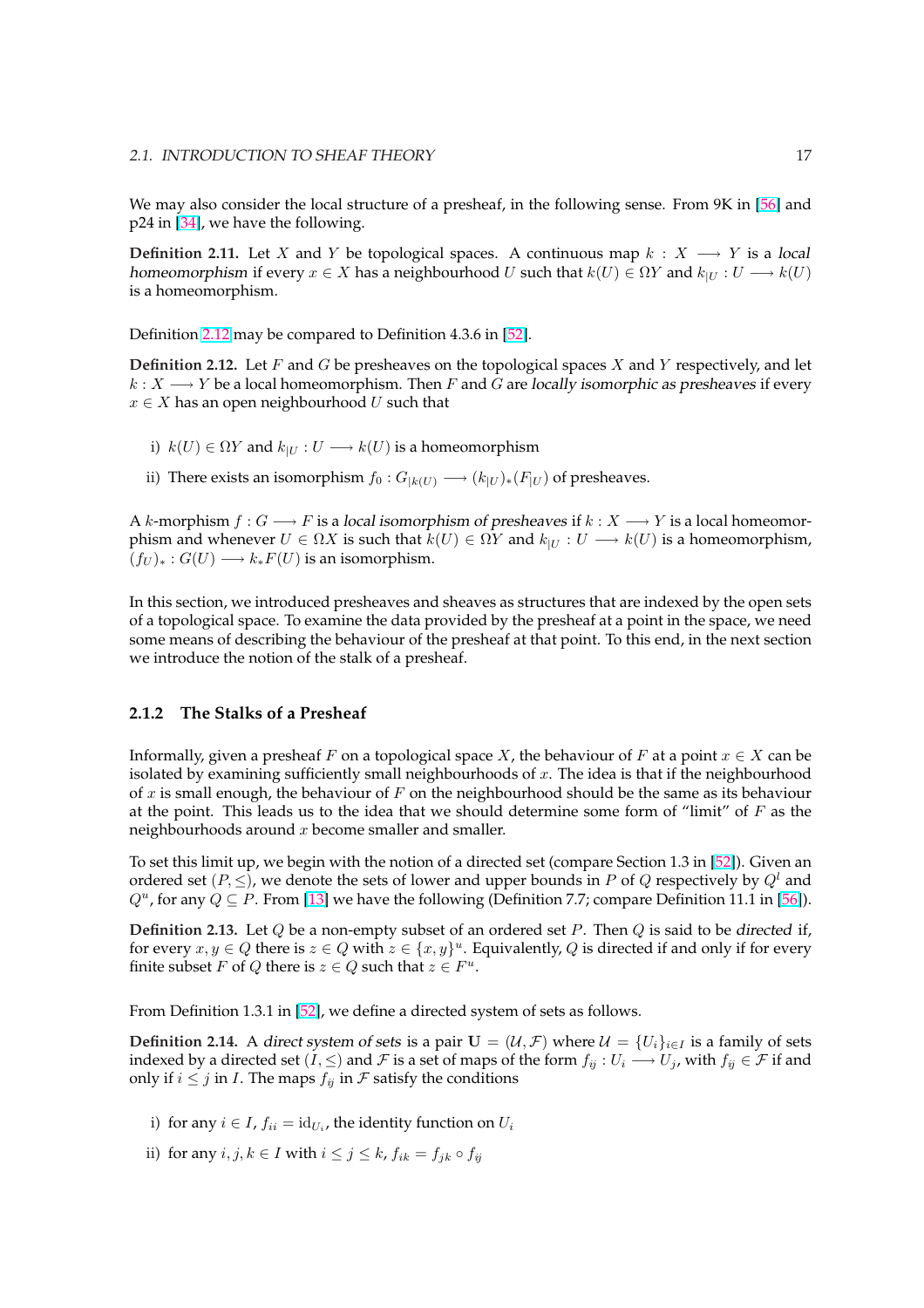We may also consider the local structure of a presheaf, in the following sense. From 9K in [56] and p24 in [34], we have the following.

**Definition 2.11.** Let $X$ and $Y$ be topological spaces. A continuous map $k : X \longrightarrow Y$ is a *local homeomorphism* if every $x \in X$ has a neighbourhood $U$ such that $k(U) \in \Omega Y$ and $k_{|U} : U \longrightarrow k(U)$ is a homeomorphism.

Definition 2.12 may be compared to Definition 4.3.6 in [52].

**Definition 2.12.** Let $F$ and $G$ be presheaves on the topological spaces $X$ and $Y$ respectively, and let $k : X \longrightarrow Y$ be a local homeomorphism. Then $F$ and $G$ are *locally isomorphic as presheaves* if every $x \in X$ has an open neighbourhood $U$ such that

i) $k(U) \in \Omega Y$ and $k_{|U} : U \longrightarrow k(U)$ is a homeomorphism

ii) There exists an isomorphism $f_0 : G_{|k(U)} \longrightarrow (k_{|U})_*(F_{|U})$ of presheaves.

A $k$-morphism $f : G \longrightarrow F$ is a *local isomorphism of presheaves* if $k : X \longrightarrow Y$ is a local homeomorphism and whenever $U \in \Omega X$ is such that $k(U) \in \Omega Y$ and $k_{|U} : U \longrightarrow k(U)$ is a homeomorphism, $(f_U)_* : G(U) \longrightarrow k_*F(U)$ is an isomorphism.

In this section, we introduced presheaves and sheaves as structures that are indexed by the open sets of a topological space. To examine the data provided by the presheaf at a point in the space, we need some means of describing the behaviour of the presheaf at that point. To this end, in the next section we introduce the notion of the stalk of a presheaf.

### 2.1.2 The Stalks of a Presheaf

Informally, given a presheaf $F$ on a topological space $X$, the behaviour of $F$ at a point $x \in X$ can be isolated by examining sufficiently small neighbourhoods of $x$. The idea is that if the neighbourhood of $x$ is small enough, the behaviour of $F$ on the neighbourhood should be the same as its behaviour at the point. This leads us to the idea that we should determine some form of "limit" of $F$ as the neighbourhoods around $x$ become smaller and smaller.

To set this limit up, we begin with the notion of a directed set (compare Section 1.3 in [52]). Given an ordered set $(P, \leq)$, we denote the sets of lower and upper bounds in $P$ of $Q$ respectively by $Q^l$ and $Q^u$, for any $Q \subseteq P$. From [13] we have the following (Definition 7.7; compare Definition 11.1 in [56]).

**Definition 2.13.** Let $Q$ be a non-empty subset of an ordered set $P$. Then $Q$ is said to be *directed* if, for every $x, y \in Q$ there is $z \in Q$ with $z \in \{x, y\}^u$. Equivalently, $Q$ is directed if and only if for every finite subset $F$ of $Q$ there is $z \in Q$ such that $z \in F^u$.

From Definition 1.3.1 in [52], we define a directed system of sets as follows.

**Definition 2.14.** A *direct system of sets* is a pair $\mathbf{U} = (\mathcal{U}, \mathcal{F})$ where $\mathcal{U} = \{U_i\}_{i \in I}$ is a family of sets indexed by a directed set $(I, \leq)$ and $\mathcal{F}$ is a set of maps of the form $f_{ij} : U_i \longrightarrow U_j$, with $f_{ij} \in \mathcal{F}$ if and only if $i \leq j$ in $I$. The maps $f_{ij}$ in $\mathcal{F}$ satisfy the conditions

i) for any $i \in I$, $f_{ii} = \mathrm{id}_{U_i}$, the identity function on $U_i$

ii) for any $i, j, k \in I$ with $i \leq j \leq k$, $f_{ik} = f_{jk} \circ f_{ij}$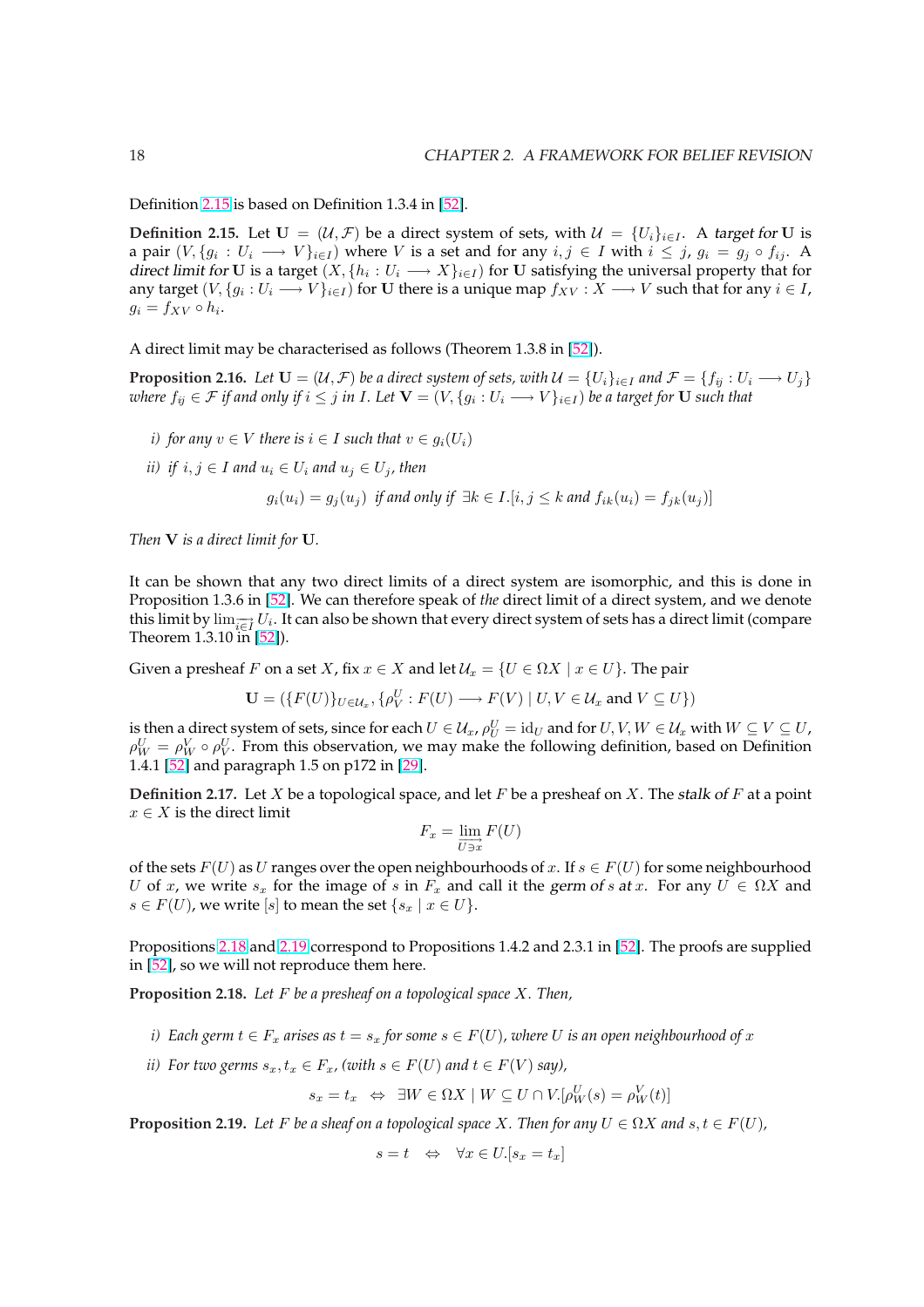Definition 2.15 is based on Definition 1.3.4 in [52].

**Definition 2.15.** Let $\mathbf{U} = (\mathcal{U}, \mathcal{F})$ be a direct system of sets, with $\mathcal{U} = \{U_i\}_{i \in I}$. A *target for* $\mathbf{U}$ is a pair $(V, \{g_i : U_i \longrightarrow V\}_{i \in I})$ where $V$ is a set and for any $i, j \in I$ with $i \leq j$, $g_i = g_j \circ f_{ij}$. A *direct limit for* $\mathbf{U}$ is a target $(X, \{h_i : U_i \longrightarrow X\}_{i \in I})$ for $\mathbf{U}$ satisfying the universal property that for any target $(V, \{g_i : U_i \longrightarrow V\}_{i \in I})$ for $\mathbf{U}$ there is a unique map $f_{XV} : X \longrightarrow V$ such that for any $i \in I$, $g_i = f_{XV} \circ h_i$.

A direct limit may be characterised as follows (Theorem 1.3.8 in [52]).

**Proposition 2.16.** *Let $\mathbf{U} = (\mathcal{U}, \mathcal{F})$ be a direct system of sets, with $\mathcal{U} = \{U_i\}_{i \in I}$ and $\mathcal{F} = \{f_{ij} : U_i \longrightarrow U_j\}$ where $f_{ij} \in \mathcal{F}$ if and only if $i \leq j$ in $I$. Let $\mathbf{V} = (V, \{g_i : U_i \longrightarrow V\}_{i \in I})$ be a target for $\mathbf{U}$ such that*

*i) for any $v \in V$ there is $i \in I$ such that $v \in g_i(U_i)$*

*ii) if $i, j \in I$ and $u_i \in U_i$ and $u_j \in U_j$, then*

$$g_i(u_i) = g_j(u_j) \text{ if and only if } \exists k \in I.[i, j \leq k \text{ and } f_{ik}(u_i) = f_{jk}(u_j)]$$

*Then $\mathbf{V}$ is a direct limit for $\mathbf{U}$.*

It can be shown that any two direct limits of a direct system are isomorphic, and this is done in Proposition 1.3.6 in [52]. We can therefore speak of *the* direct limit of a direct system, and we denote this limit by $\varinjlim_{i \in I} U_i$. It can also be shown that every direct system of sets has a direct limit (compare Theorem 1.3.10 in [52]).

Given a presheaf $F$ on a set $X$, fix $x \in X$ and let $\mathcal{U}_x = \{U \in \Omega X \mid x \in U\}$. The pair

$$\mathbf{U} = (\{F(U)\}_{U \in \mathcal{U}_x}, \{\rho^U_V : F(U) \longrightarrow F(V) \mid U, V \in \mathcal{U}_x \text{ and } V \subseteq U\})$$

is then a direct system of sets, since for each $U \in \mathcal{U}_x$, $\rho^U_U = \mathrm{id}_U$ and for $U, V, W \in \mathcal{U}_x$ with $W \subseteq V \subseteq U$, $\rho^U_W = \rho^V_W \circ \rho^U_V$. From this observation, we may make the following definition, based on Definition 1.4.1 [52] and paragraph 1.5 on p172 in [29].

**Definition 2.17.** Let $X$ be a topological space, and let $F$ be a presheaf on $X$. The *stalk of* $F$ at a point $x \in X$ is the direct limit

$$F_x = \varinjlim_{U \ni x} F(U)$$

of the sets $F(U)$ as $U$ ranges over the open neighbourhoods of $x$. If $s \in F(U)$ for some neighbourhood $U$ of $x$, we write $s_x$ for the image of $s$ in $F_x$ and call it the *germ of* $s$ *at* $x$. For any $U \in \Omega X$ and $s \in F(U)$, we write $[s]$ to mean the set $\{s_x \mid x \in U\}$.

Propositions 2.18 and 2.19 correspond to Propositions 1.4.2 and 2.3.1 in [52]. The proofs are supplied in [52], so we will not reproduce them here.

**Proposition 2.18.** *Let $F$ be a presheaf on a topological space $X$. Then,*

*i) Each germ $t \in F_x$ arises as $t = s_x$ for some $s \in F(U)$, where $U$ is an open neighbourhood of $x$*

*ii) For two germs $s_x, t_x \in F_x$, (with $s \in F(U)$ and $t \in F(V)$ say),*

$$s_x = t_x \quad \Leftrightarrow \quad \exists W \in \Omega X \mid W \subseteq U \cap V.[\rho^U_W(s) = \rho^V_W(t)]$$

**Proposition 2.19.** *Let $F$ be a sheaf on a topological space $X$. Then for any $U \in \Omega X$ and $s, t \in F(U)$,*

$$s = t \quad \Leftrightarrow \quad \forall x \in U.[s_x = t_x]$$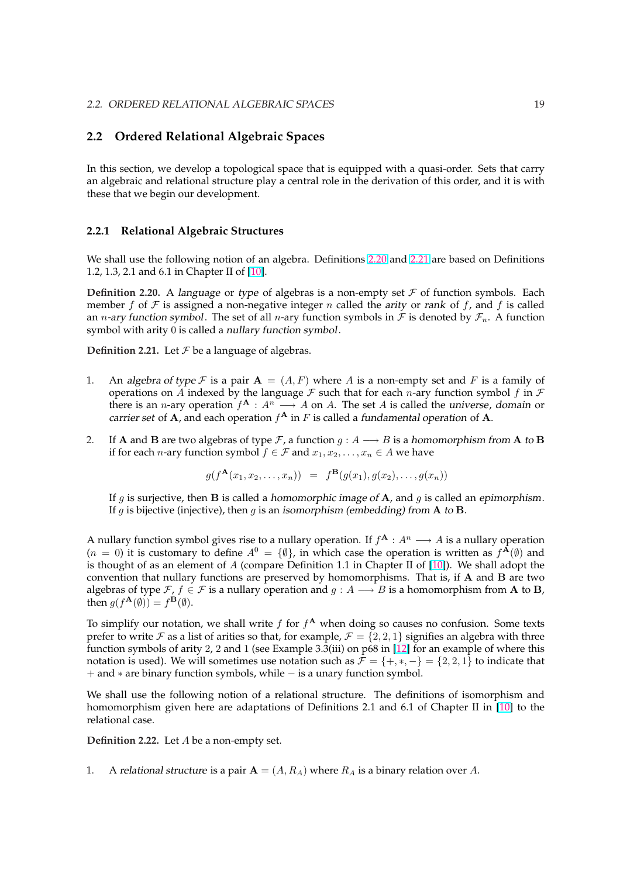## 2.2 Ordered Relational Algebraic Spaces

In this section, we develop a topological space that is equipped with a quasi-order. Sets that carry an algebraic and relational structure play a central role in the derivation of this order, and it is with these that we begin our development.

### 2.2.1 Relational Algebraic Structures

We shall use the following notion of an algebra. Definitions 2.20 and 2.21 are based on Definitions 1.2, 1.3, 2.1 and 6.1 in Chapter II of [10].

**Definition 2.20.** A *language* or *type* of algebras is a non-empty set $\mathcal{F}$ of function symbols. Each member $f$ of $\mathcal{F}$ is assigned a non-negative integer $n$ called the *arity* or *rank* of $f$, and $f$ is called an *$n$-ary function symbol*. The set of all $n$-ary function symbols in $\mathcal{F}$ is denoted by $\mathcal{F}_n$. A function symbol with arity $0$ is called a *nullary function symbol*.

**Definition 2.21.** Let $\mathcal{F}$ be a language of algebras.

1. An *algebra of type* $\mathcal{F}$ is a pair $\mathbf{A} = (A, F)$ where $A$ is a non-empty set and $F$ is a family of operations on $A$ indexed by the language $\mathcal{F}$ such that for each $n$-ary function symbol $f$ in $\mathcal{F}$ there is an $n$-ary operation $f^{\mathbf{A}} : A^n \longrightarrow A$ on $A$. The set $A$ is called the *universe*, *domain* or *carrier set* of $\mathbf{A}$, and each operation $f^{\mathbf{A}}$ in $F$ is called a *fundamental operation* of $\mathbf{A}$.

2. If $\mathbf{A}$ and $\mathbf{B}$ are two algebras of type $\mathcal{F}$, a function $g : A \longrightarrow B$ is a *homomorphism from* $\mathbf{A}$ *to* $\mathbf{B}$ if for each $n$-ary function symbol $f \in \mathcal{F}$ and $x_1, x_2, \ldots, x_n \in A$ we have

$$g(f^{\mathbf{A}}(x_1, x_2, \ldots, x_n)) \;\; = \;\; f^{\mathbf{B}}(g(x_1), g(x_2), \ldots, g(x_n))$$

   If $g$ is surjective, then $\mathbf{B}$ is called a *homomorphic image of* $\mathbf{A}$, and $g$ is called an *epimorphism*. If $g$ is bijective (injective), then $g$ is an *isomorphism (embedding) from* $\mathbf{A}$ *to* $\mathbf{B}$.

A nullary function symbol gives rise to a nullary operation. If $f^{\mathbf{A}} : A^n \longrightarrow A$ is a nullary operation ($n = 0$) it is customary to define $A^0 = \{\emptyset\}$, in which case the operation is written as $f^{\mathbf{A}}(\emptyset)$ and is thought of as an element of $A$ (compare Definition 1.1 in Chapter II of [10]). We shall adopt the convention that nullary functions are preserved by homomorphisms. That is, if $\mathbf{A}$ and $\mathbf{B}$ are two algebras of type $\mathcal{F}$, $f \in \mathcal{F}$ is a nullary operation and $g : A \longrightarrow B$ is a homomorphism from $\mathbf{A}$ to $\mathbf{B}$, then $g(f^{\mathbf{A}}(\emptyset)) = f^{\mathbf{B}}(\emptyset)$.

To simplify our notation, we shall write $f$ for $f^{\mathbf{A}}$ when doing so causes no confusion. Some texts prefer to write $\mathcal{F}$ as a list of arities so that, for example, $\mathcal{F} = \{2, 2, 1\}$ signifies an algebra with three function symbols of arity $2$, $2$ and $1$ (see Example 3.3(iii) on p68 in [12] for an example of where this notation is used). We will sometimes use notation such as $\mathcal{F} = \{+, *, -\} = \{2, 2, 1\}$ to indicate that $+$ and $*$ are binary function symbols, while $-$ is a unary function symbol.

We shall use the following notion of a relational structure. The definitions of isomorphism and homomorphism given here are adaptations of Definitions 2.1 and 6.1 of Chapter II in [10] to the relational case.

**Definition 2.22.** Let $A$ be a non-empty set.

1. A *relational structure* is a pair $\mathbf{A} = (A, R_A)$ where $R_A$ is a binary relation over $A$.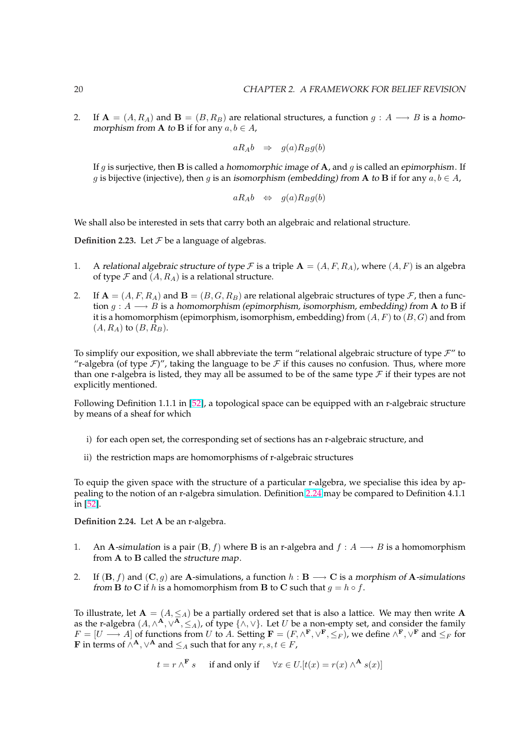2. If $\mathbf{A} = (A, R_A)$ and $\mathbf{B} = (B, R_B)$ are relational structures, a function $g : A \longrightarrow B$ is a *homomorphism from* $\mathbf{A}$ *to* $\mathbf{B}$ if for any $a, b \in A$,

$$aR_Ab \quad \Rightarrow \quad g(a)R_Bg(b)$$

If $g$ is surjective, then $\mathbf{B}$ is called a *homomorphic image of* $\mathbf{A}$, and $g$ is called an *epimorphism*. If $g$ is bijective (injective), then $g$ is an *isomorphism (embedding) from* $\mathbf{A}$ *to* $\mathbf{B}$ if for any $a, b \in A$,

$$aR_Ab \quad \Leftrightarrow \quad g(a)R_Bg(b)$$

We shall also be interested in sets that carry both an algebraic and relational structure.

**Definition 2.23.** Let $\mathcal{F}$ be a language of algebras.

1. A *relational algebraic structure of type* $\mathcal{F}$ is a triple $\mathbf{A} = (A, F, R_A)$, where $(A, F)$ is an algebra of type $\mathcal{F}$ and $(A, R_A)$ is a relational structure.

2. If $\mathbf{A} = (A, F, R_A)$ and $\mathbf{B} = (B, G, R_B)$ are relational algebraic structures of type $\mathcal{F}$, then a function $g : A \longrightarrow B$ is a *homomorphism (epimorphism, isomorphism, embedding) from* $\mathbf{A}$ *to* $\mathbf{B}$ if it is a homomorphism (epimorphism, isomorphism, embedding) from $(A, F)$ to $(B, G)$ and from $(A, R_A)$ to $(B, R_B)$.

To simplify our exposition, we shall abbreviate the term "relational algebraic structure of type $\mathcal{F}$" to "r-algebra (of type $\mathcal{F}$)", taking the language to be $\mathcal{F}$ if this causes no confusion. Thus, where more than one r-algebra is listed, they may all be assumed to be of the same type $\mathcal{F}$ if their types are not explicitly mentioned.

Following Definition 1.1.1 in [52], a topological space can be equipped with an r-algebraic structure by means of a sheaf for which

i) for each open set, the corresponding set of sections has an r-algebraic structure, and

ii) the restriction maps are homomorphisms of r-algebraic structures

To equip the given space with the structure of a particular r-algebra, we specialise this idea by appealing to the notion of an r-algebra simulation. Definition 2.24 may be compared to Definition 4.1.1 in [52].

**Definition 2.24.** Let $\mathbf{A}$ be an r-algebra.

1. An $\mathbf{A}$*-simulation* is a pair $(\mathbf{B}, f)$ where $\mathbf{B}$ is an r-algebra and $f : A \longrightarrow B$ is a homomorphism from $\mathbf{A}$ to $\mathbf{B}$ called the *structure map*.

2. If $(\mathbf{B}, f)$ and $(\mathbf{C}, g)$ are $\mathbf{A}$-simulations, a function $h : \mathbf{B} \longrightarrow \mathbf{C}$ is a *morphism of* $\mathbf{A}$*-simulations from* $\mathbf{B}$ *to* $\mathbf{C}$ if $h$ is a homomorphism from $\mathbf{B}$ to $\mathbf{C}$ such that $g = h \circ f$.

To illustrate, let $\mathbf{A} = (A, \leq_A)$ be a partially ordered set that is also a lattice. We may then write $\mathbf{A}$ as the r-algebra $(A, \wedge^{\mathbf{A}}, \vee^{\mathbf{A}}, \leq_A)$, of type $\{\wedge, \vee\}$. Let $U$ be a non-empty set, and consider the family $F = [U \longrightarrow A]$ of functions from $U$ to $A$. Setting $\mathbf{F} = (F, \wedge^{\mathbf{F}}, \vee^{\mathbf{F}}, \leq_F)$, we define $\wedge^{\mathbf{F}}, \vee^{\mathbf{F}}$ and $\leq_F$ for $\mathbf{F}$ in terms of $\wedge^{\mathbf{A}}, \vee^{\mathbf{A}}$ and $\leq_A$ such that for any $r, s, t \in F$,

$$t = r \wedge^{\mathbf{F}} s \quad \text{ if and only if } \quad \forall x \in U.[t(x) = r(x) \wedge^{\mathbf{A}} s(x)]$$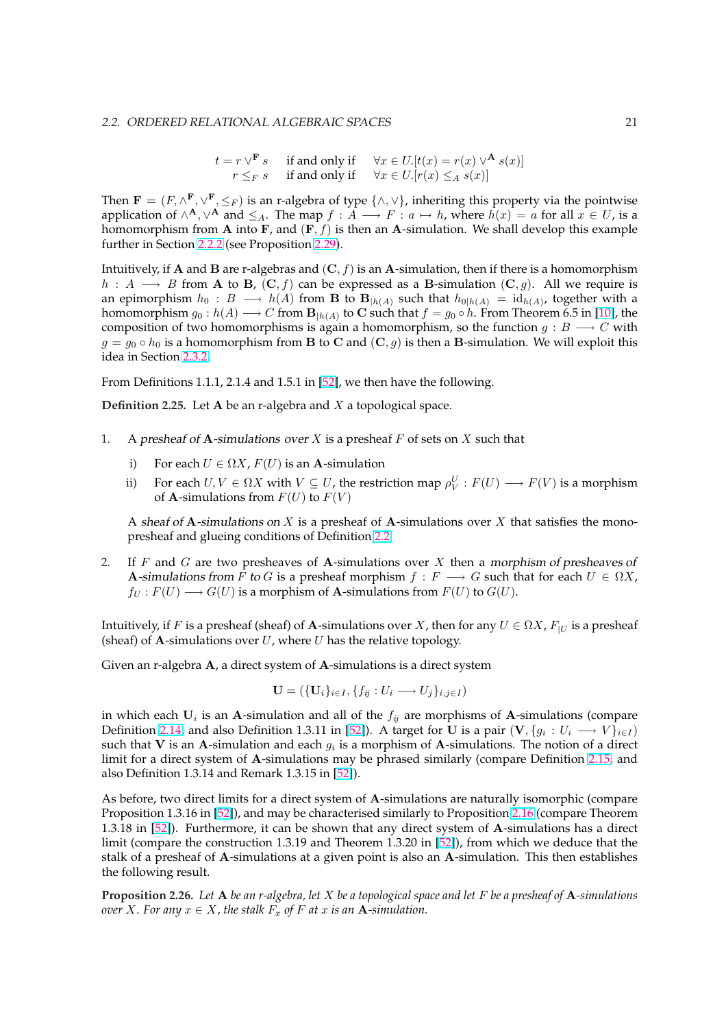$$
\begin{array}{lll}
t = r \vee^{\mathbf{F}} s & \text{if and only if} & \forall x \in U.[t(x) = r(x) \vee^{\mathbf{A}} s(x)] \\
r \leq_F s & \text{if and only if} & \forall x \in U.[r(x) \leq_A s(x)]
\end{array}
$$

Then $\mathbf{F} = (F, \wedge^{\mathbf{F}}, \vee^{\mathbf{F}}, \leq_F)$ is an r-algebra of type $\{\wedge, \vee\}$, inheriting this property via the pointwise application of $\wedge^{\mathbf{A}}, \vee^{\mathbf{A}}$ and $\leq_A$. The map $f : A \longrightarrow F : a \mapsto h$, where $h(x) = a$ for all $x \in U$, is a homomorphism from $\mathbf{A}$ into $\mathbf{F}$, and $(\mathbf{F}, f)$ is then an $\mathbf{A}$-simulation. We shall develop this example further in Section 2.2.2 (see Proposition 2.29).

Intuitively, if $\mathbf{A}$ and $\mathbf{B}$ are r-algebras and $(\mathbf{C}, f)$ is an $\mathbf{A}$-simulation, then if there is a homomorphism $h : A \longrightarrow B$ from $\mathbf{A}$ to $\mathbf{B}$, $(\mathbf{C}, f)$ can be expressed as a $\mathbf{B}$-simulation $(\mathbf{C}, g)$. All we require is an epimorphism $h_0 : B \longrightarrow h(A)$ from $\mathbf{B}$ to $\mathbf{B}_{|h(A)}$ such that $h_{0|h(A)} = \mathrm{id}_{h(A)}$, together with a homomorphism $g_0 : h(A) \longrightarrow C$ from $\mathbf{B}_{|h(A)}$ to $\mathbf{C}$ such that $f = g_0 \circ h$. From Theorem 6.5 in [10], the composition of two homomorphisms is again a homomorphism, so the function $g : B \longrightarrow C$ with $g = g_0 \circ h_0$ is a homomorphism from $\mathbf{B}$ to $\mathbf{C}$ and $(\mathbf{C}, g)$ is then a $\mathbf{B}$-simulation. We will exploit this idea in Section 2.3.2.

From Definitions 1.1.1, 2.1.4 and 1.5.1 in [52], we then have the following.

**Definition 2.25.** Let $\mathbf{A}$ be an r-algebra and $X$ a topological space.

1. A *presheaf of* $\mathbf{A}$*-simulations over* $X$ is a presheaf $F$ of sets on $X$ such that

   i) For each $U \in \Omega X$, $F(U)$ is an $\mathbf{A}$-simulation

   ii) For each $U, V \in \Omega X$ with $V \subseteq U$, the restriction map $\rho^U_V : F(U) \longrightarrow F(V)$ is a morphism of $\mathbf{A}$-simulations from $F(U)$ to $F(V)$

   A *sheaf of* $\mathbf{A}$*-simulations on* $X$ is a presheaf of $\mathbf{A}$-simulations over $X$ that satisfies the mono-presheaf and glueing conditions of Definition 2.2

2. If $F$ and $G$ are two presheaves of $\mathbf{A}$-simulations over $X$ then a *morphism of presheaves of* $\mathbf{A}$*-simulations from* $F$ *to* $G$ is a presheaf morphism $f : F \longrightarrow G$ such that for each $U \in \Omega X$, $f_U : F(U) \longrightarrow G(U)$ is a morphism of $\mathbf{A}$-simulations from $F(U)$ to $G(U)$.

Intuitively, if $F$ is a presheaf (sheaf) of $\mathbf{A}$-simulations over $X$, then for any $U \in \Omega X$, $F_{|U}$ is a presheaf (sheaf) of $\mathbf{A}$-simulations over $U$, where $U$ has the relative topology.

Given an r-algebra $\mathbf{A}$, a direct system of $\mathbf{A}$-simulations is a direct system

$$
\mathbf{U} = (\{\mathbf{U}_i\}_{i \in I}, \{f_{ij} : U_i \longrightarrow U_j\}_{i,j \in I})
$$

in which each $\mathbf{U}_i$ is an $\mathbf{A}$-simulation and all of the $f_{ij}$ are morphisms of $\mathbf{A}$-simulations (compare Definition 2.14, and also Definition 1.3.11 in [52]). A target for $\mathbf{U}$ is a pair $(\mathbf{V}, \{g_i : U_i \longrightarrow V\}_{i \in I})$ such that $\mathbf{V}$ is an $\mathbf{A}$-simulation and each $g_i$ is a morphism of $\mathbf{A}$-simulations. The notion of a direct limit for a direct system of $\mathbf{A}$-simulations may be phrased similarly (compare Definition 2.15, and also Definition 1.3.14 and Remark 1.3.15 in [52]).

As before, two direct limits for a direct system of $\mathbf{A}$-simulations are naturally isomorphic (compare Proposition 1.3.16 in [52]), and may be characterised similarly to Proposition 2.16 (compare Theorem 1.3.18 in [52]). Furthermore, it can be shown that any direct system of $\mathbf{A}$-simulations has a direct limit (compare the construction 1.3.19 and Theorem 1.3.20 in [52]), from which we deduce that the stalk of a presheaf of $\mathbf{A}$-simulations at a given point is also an $\mathbf{A}$-simulation. This then establishes the following result.

**Proposition 2.26.** *Let* $\mathbf{A}$ *be an r-algebra, let* $X$ *be a topological space and let* $F$ *be a presheaf of* $\mathbf{A}$*-simulations over* $X$*. For any* $x \in X$*, the stalk* $F_x$ *of* $F$ *at* $x$ *is an* $\mathbf{A}$*-simulation.*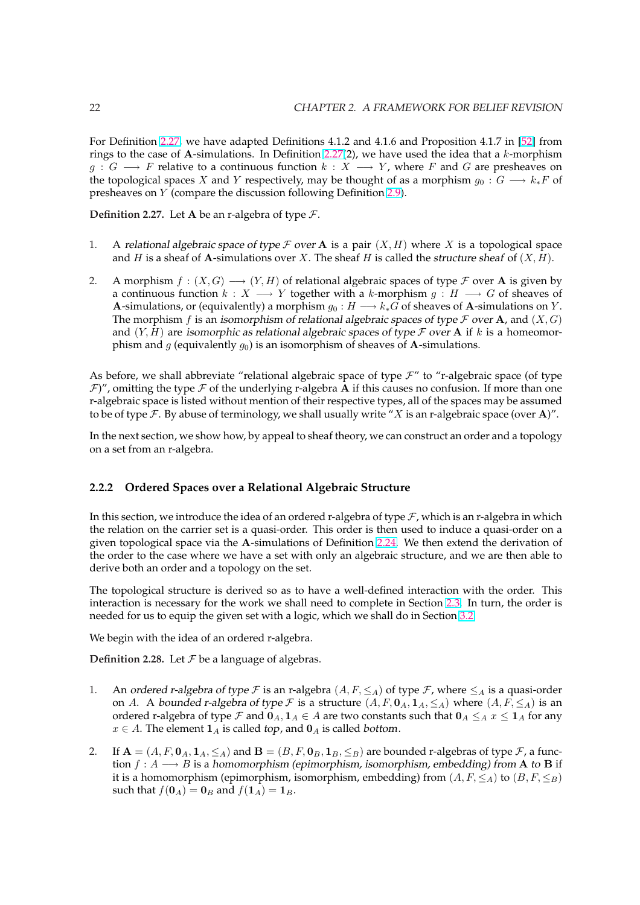For Definition 2.27, we have adapted Definitions 4.1.2 and 4.1.6 and Proposition 4.1.7 in [52] from rings to the case of **A**-simulations. In Definition 2.27(2), we have used the idea that a $k$-morphism $g : G \longrightarrow F$ relative to a continuous function $k : X \longrightarrow Y$, where $F$ and $G$ are presheaves on the topological spaces $X$ and $Y$ respectively, may be thought of as a morphism $g_0 : G \longrightarrow k_* F$ of presheaves on $Y$ (compare the discussion following Definition 2.9).

**Definition 2.27.** Let **A** be an r-algebra of type $\mathcal{F}$.

1. A *relational algebraic space of type $\mathcal{F}$ over* **A** is a pair $(X, H)$ where $X$ is a topological space and $H$ is a sheaf of **A**-simulations over $X$. The sheaf $H$ is called the *structure sheaf* of $(X, H)$.

2. A morphism $f : (X, G) \longrightarrow (Y, H)$ of relational algebraic spaces of type $\mathcal{F}$ over **A** is given by a continuous function $k : X \longrightarrow Y$ together with a $k$-morphism $g : H \longrightarrow G$ of sheaves of **A**-simulations, or (equivalently) a morphism $g_0 : H \longrightarrow k_* G$ of sheaves of **A**-simulations on $Y$. The morphism $f$ is an *isomorphism of relational algebraic spaces of type $\mathcal{F}$ over* **A**, and $(X, G)$ and $(Y, H)$ are *isomorphic as relational algebraic spaces of type $\mathcal{F}$ over* **A** if $k$ is a homeomorphism and $g$ (equivalently $g_0$) is an isomorphism of sheaves of **A**-simulations.

As before, we shall abbreviate "relational algebraic space of type $\mathcal{F}$" to "r-algebraic space (of type $\mathcal{F}$)", omitting the type $\mathcal{F}$ of the underlying r-algebra **A** if this causes no confusion. If more than one r-algebraic space is listed without mention of their respective types, all of the spaces may be assumed to be of type $\mathcal{F}$. By abuse of terminology, we shall usually write "$X$ is an r-algebraic space (over **A**)".

In the next section, we show how, by appeal to sheaf theory, we can construct an order and a topology on a set from an r-algebra.

### 2.2.2 Ordered Spaces over a Relational Algebraic Structure

In this section, we introduce the idea of an ordered r-algebra of type $\mathcal{F}$, which is an r-algebra in which the relation on the carrier set is a quasi-order. This order is then used to induce a quasi-order on a given topological space via the **A**-simulations of Definition 2.24. We then extend the derivation of the order to the case where we have a set with only an algebraic structure, and we are then able to derive both an order and a topology on the set.

The topological structure is derived so as to have a well-defined interaction with the order. This interaction is necessary for the work we shall need to complete in Section 2.3. In turn, the order is needed for us to equip the given set with a logic, which we shall do in Section 3.2.

We begin with the idea of an ordered r-algebra.

**Definition 2.28.** Let $\mathcal{F}$ be a language of algebras.

1. An *ordered r-algebra of type $\mathcal{F}$* is an r-algebra $(A, F, \leq_A)$ of type $\mathcal{F}$, where $\leq_A$ is a quasi-order on $A$. A *bounded r-algebra of type $\mathcal{F}$* is a structure $(A, F, \mathbf{0}_A, \mathbf{1}_A, \leq_A)$ where $(A, F, \leq_A)$ is an ordered r-algebra of type $\mathcal{F}$ and $\mathbf{0}_A, \mathbf{1}_A \in A$ are two constants such that $\mathbf{0}_A \leq_A x \leq \mathbf{1}_A$ for any $x \in A$. The element $\mathbf{1}_A$ is called *top*, and $\mathbf{0}_A$ is called *bottom*.

2. If $\mathbf{A} = (A, F, \mathbf{0}_A, \mathbf{1}_A, \leq_A)$ and $\mathbf{B} = (B, F, \mathbf{0}_B, \mathbf{1}_B, \leq_B)$ are bounded r-algebras of type $\mathcal{F}$, a function $f : A \longrightarrow B$ is a *homomorphism (epimorphism, isomorphism, embedding) from* **A** *to* **B** if it is a homomorphism (epimorphism, isomorphism, embedding) from $(A, F, \leq_A)$ to $(B, F, \leq_B)$ such that $f(\mathbf{0}_A) = \mathbf{0}_B$ and $f(\mathbf{1}_A) = \mathbf{1}_B$.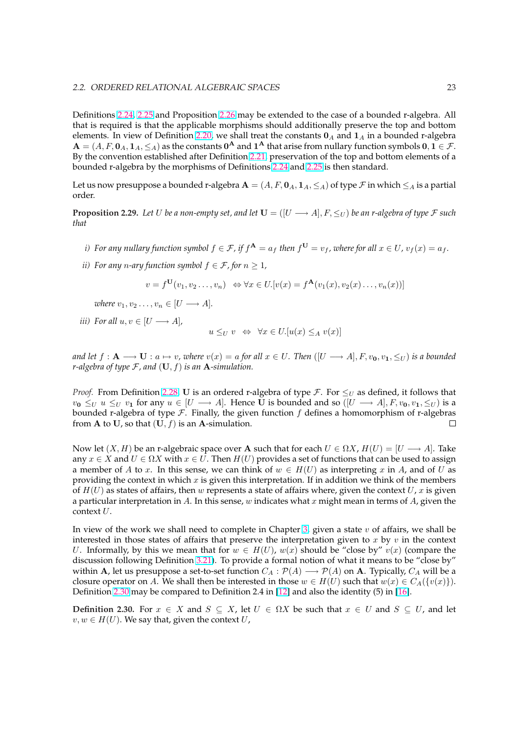Definitions 2.24, 2.25 and Proposition 2.26 may be extended to the case of a bounded r-algebra. All that is required is that the applicable morphisms should additionally preserve the top and bottom elements. In view of Definition 2.20, we shall treat the constants $\mathbf{0}_A$ and $\mathbf{1}_A$ in a bounded r-algebra $\mathbf{A} = (A, F, \mathbf{0}_A, \mathbf{1}_A, \leq_A)$ as the constants $\mathbf{0}^{\mathbf{A}}$ and $\mathbf{1}^{\mathbf{A}}$ that arise from nullary function symbols $\mathbf{0}, \mathbf{1} \in \mathcal{F}$. By the convention established after Definition 2.21, preservation of the top and bottom elements of a bounded r-algebra by the morphisms of Definitions 2.24 and 2.25 is then standard.

Let us now presuppose a bounded r-algebra $\mathbf{A} = (A, F, \mathbf{0}_A, \mathbf{1}_A, \leq_A)$ of type $\mathcal{F}$ in which $\leq_A$ is a partial order.

**Proposition 2.29.** *Let $U$ be a non-empty set, and let $\mathbf{U} = ([U \longrightarrow A], F, \leq_U)$ be an r-algebra of type $\mathcal{F}$ such that*

*i) For any nullary function symbol $f \in \mathcal{F}$, if $f^{\mathbf{A}} = a_f$ then $f^{\mathbf{U}} = v_f$, where for all $x \in U$, $v_f(x) = a_f$.*

*ii) For any $n$-ary function symbol $f \in \mathcal{F}$, for $n \geq 1$,*

$$v = f^{\mathbf{U}}(v_1, v_2 \ldots, v_n) \;\; \Leftrightarrow \forall x \in U.[v(x) = f^{\mathbf{A}}(v_1(x), v_2(x) \ldots, v_n(x))]$$

*where $v_1, v_2 \ldots, v_n \in [U \longrightarrow A]$.*

*iii) For all $u, v \in [U \longrightarrow A]$,*

$$u \leq_U v \;\;\Leftrightarrow\;\; \forall x \in U.[u(x) \leq_A v(x)]$$

*and let $f : \mathbf{A} \longrightarrow \mathbf{U} : a \mapsto v$, where $v(x) = a$ for all $x \in U$. Then $([U \longrightarrow A], F, v_{\mathbf{0}}, v_{\mathbf{1}}, \leq_U)$ is a bounded r-algebra of type $\mathcal{F}$, and $(\mathbf{U}, f)$ is an $\mathbf{A}$-simulation.*

*Proof.* From Definition 2.28, $\mathbf{U}$ is an ordered r-algebra of type $\mathcal{F}$. For $\leq_U$ as defined, it follows that $v_{\mathbf{0}} \leq_U u \leq_U v_{\mathbf{1}}$ for any $u \in [U \longrightarrow A]$. Hence $\mathbf{U}$ is bounded and so $([U \longrightarrow A], F, v_{\mathbf{0}}, v_{\mathbf{1}}, \leq_U)$ is a bounded r-algebra of type $\mathcal{F}$. Finally, the given function $f$ defines a homomorphism of r-algebras from $\mathbf{A}$ to $\mathbf{U}$, so that $(\mathbf{U}, f)$ is an $\mathbf{A}$-simulation. □

Now let $(X, H)$ be an r-algebraic space over $\mathbf{A}$ such that for each $U \in \Omega X$, $H(U) = [U \longrightarrow A]$. Take any $x \in X$ and $U \in \Omega X$ with $x \in U$. Then $H(U)$ provides a set of functions that can be used to assign a member of $A$ to $x$. In this sense, we can think of $w \in H(U)$ as interpreting $x$ in $A$, and of $U$ as providing the context in which $x$ is given this interpretation. If in addition we think of the members of $H(U)$ as states of affairs, then $w$ represents a state of affairs where, given the context $U$, $x$ is given a particular interpretation in $A$. In this sense, $w$ indicates what $x$ might mean in terms of $A$, given the context $U$.

In view of the work we shall need to complete in Chapter 3, given a state $v$ of affairs, we shall be interested in those states of affairs that preserve the interpretation given to $x$ by $v$ in the context $U$. Informally, by this we mean that for $w \in H(U)$, $w(x)$ should be "close by" $v(x)$ (compare the discussion following Definition 3.21). To provide a formal notion of what it means to be "close by" within $\mathbf{A}$, let us presuppose a set-to-set function $C_A : \mathcal{P}(A) \longrightarrow \mathcal{P}(A)$ on $\mathbf{A}$. Typically, $C_A$ will be a closure operator on $A$. We shall then be interested in those $w \in H(U)$ such that $w(x) \in C_A(\{v(x)\})$. Definition 2.30 may be compared to Definition 2.4 in [12] and also the identity (5) in [16].

**Definition 2.30.** For $x \in X$ and $S \subseteq X$, let $U \in \Omega X$ be such that $x \in U$ and $S \subseteq U$, and let $v, w \in H(U)$. We say that, given the context $U$,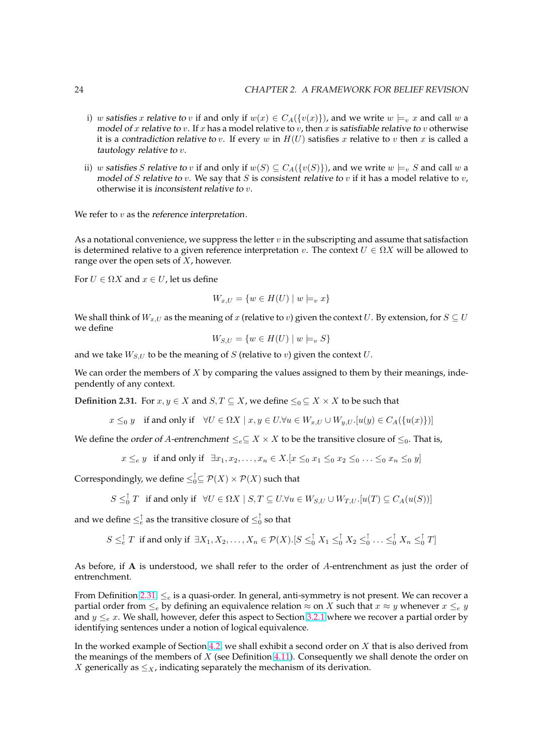i) $w$ *satisfies* $x$ *relative to* $v$ if and only if $w(x) \in C_A(\{v(x)\})$, and we write $w \models_v x$ and call $w$ a *model of* $x$ *relative to* $v$. If $x$ has a model relative to $v$, then $x$ is *satisfiable relative to* $v$ otherwise it is a *contradiction relative to* $v$. If every $w$ in $H(U)$ satisfies $x$ relative to $v$ then $x$ is called a *tautology relative to* $v$.

ii) $w$ *satisfies* $S$ *relative to* $v$ if and only if $w(S) \subseteq C_A(\{v(S)\})$, and we write $w \models_v S$ and call $w$ a *model of* $S$ *relative to* $v$. We say that $S$ is *consistent relative to* $v$ if it has a model relative to $v$, otherwise it is *inconsistent relative to* $v$.

We refer to $v$ as the *reference interpretation*.

As a notational convenience, we suppress the letter $v$ in the subscripting and assume that satisfaction is determined relative to a given reference interpretation $v$. The context $U \in \Omega X$ will be allowed to range over the open sets of $X$, however.

For $U \in \Omega X$ and $x \in U$, let us define

$$W_{x,U} = \{w \in H(U) \mid w \models_v x\}$$

We shall think of $W_{x,U}$ as the meaning of $x$ (relative to $v$) given the context $U$. By extension, for $S \subseteq U$ we define

$$W_{S,U} = \{w \in H(U) \mid w \models_v S\}$$

and we take $W_{S,U}$ to be the meaning of $S$ (relative to $v$) given the context $U$.

We can order the members of $X$ by comparing the values assigned to them by their meanings, independently of any context.

**Definition 2.31.** For $x, y \in X$ and $S, T \subseteq X$, we define $\leq_0 \subseteq X \times X$ to be such that

$$x \leq_0 y \quad \text{if and only if} \quad \forall U \in \Omega X \mid x, y \in U. \forall u \in W_{x,U} \cup W_{y,U}.[u(y) \in C_A(\{u(x)\})]$$

We define the *order of* $A$*-entrenchment* $\leq_e \subseteq X \times X$ to be the transitive closure of $\leq_0$. That is,

$$x \leq_e y \quad \text{if and only if} \quad \exists x_1, x_2, \ldots, x_n \in X.[x \leq_0 x_1 \leq_0 x_2 \leq_0 \ldots \leq_0 x_n \leq_0 y]$$

Correspondingly, we define $\leq_0^{\uparrow} \subseteq \mathcal{P}(X) \times \mathcal{P}(X)$ such that

$$S \leq_0^{\uparrow} T \quad \text{if and only if} \quad \forall U \in \Omega X \mid S, T \subseteq U. \forall u \in W_{S,U} \cup W_{T,U}.[u(T) \subseteq C_A(u(S))]$$

and we define $\leq_e^{\uparrow}$ as the transitive closure of $\leq_0^{\uparrow}$ so that

$$S \leq_e^{\uparrow} T \quad \text{if and only if} \quad \exists X_1, X_2, \ldots, X_n \in \mathcal{P}(X).[S \leq_0^{\uparrow} X_1 \leq_0^{\uparrow} X_2 \leq_0^{\uparrow} \ldots \leq_0^{\uparrow} X_n \leq_0^{\uparrow} T]$$

As before, if $\mathbf{A}$ is understood, we shall refer to the order of $A$-entrenchment as just the order of entrenchment.

From Definition 2.31, $\leq_e$ is a quasi-order. In general, anti-symmetry is not present. We can recover a partial order from $\leq_e$ by defining an equivalence relation $\approx$ on $X$ such that $x \approx y$ whenever $x \leq_e y$ and $y \leq_e x$. We shall, however, defer this aspect to Section 3.2.1 where we recover a partial order by identifying sentences under a notion of logical equivalence.

In the worked example of Section 4.2, we shall exhibit a second order on $X$ that is also derived from the meanings of the members of $X$ (see Definition 4.11). Consequently we shall denote the order on $X$ generically as $\leq_X$, indicating separately the mechanism of its derivation.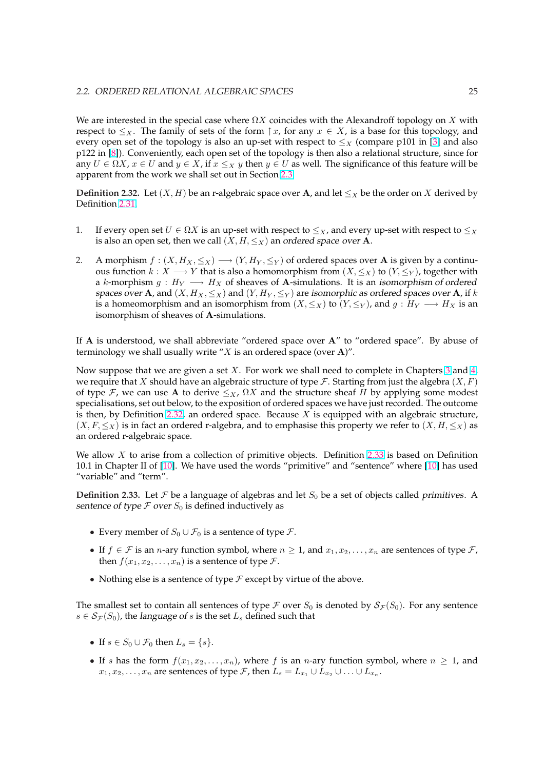We are interested in the special case where $\Omega X$ coincides with the Alexandroff topology on $X$ with respect to $\leq_X$. The family of sets of the form $\uparrow x$, for any $x \in X$, is a base for this topology, and every open set of the topology is also an up-set with respect to $\leq_X$ (compare p101 in [3] and also p122 in [8]). Conveniently, each open set of the topology is then also a relational structure, since for any $U \in \Omega X$, $x \in U$ and $y \in X$, if $x \leq_X y$ then $y \in U$ as well. The significance of this feature will be apparent from the work we shall set out in Section 2.3.

**Definition 2.32.** Let $(X, H)$ be an r-algebraic space over $\mathbf{A}$, and let $\leq_X$ be the order on $X$ derived by Definition 2.31.

1. If every open set $U \in \Omega X$ is an up-set with respect to $\leq_X$, and every up-set with respect to $\leq_X$ is also an open set, then we call $(X, H, \leq_X)$ an *ordered space over* $\mathbf{A}$.

2. A morphism $f : (X, H_X, \leq_X) \longrightarrow (Y, H_Y, \leq_Y)$ of ordered spaces over $\mathbf{A}$ is given by a continuous function $k : X \longrightarrow Y$ that is also a homomorphism from $(X, \leq_X)$ to $(Y, \leq_Y)$, together with a $k$-morphism $g : H_Y \longrightarrow H_X$ of sheaves of $\mathbf{A}$-simulations. It is an *isomorphism of ordered spaces over* $\mathbf{A}$, and $(X, H_X, \leq_X)$ and $(Y, H_Y, \leq_Y)$ are *isomorphic as ordered spaces over* $\mathbf{A}$, if $k$ is a homeomorphism and an isomorphism from $(X, \leq_X)$ to $(Y, \leq_Y)$, and $g : H_Y \longrightarrow H_X$ is an isomorphism of sheaves of $\mathbf{A}$-simulations.

If $\mathbf{A}$ is understood, we shall abbreviate "ordered space over $\mathbf{A}$" to "ordered space". By abuse of terminology we shall usually write "$X$ is an ordered space (over $\mathbf{A}$)".

Now suppose that we are given a set $X$. For work we shall need to complete in Chapters 3 and 4, we require that $X$ should have an algebraic structure of type $\mathcal{F}$. Starting from just the algebra $(X, F)$ of type $\mathcal{F}$, we can use $\mathbf{A}$ to derive $\leq_X$, $\Omega X$ and the structure sheaf $H$ by applying some modest specialisations, set out below, to the exposition of ordered spaces we have just recorded. The outcome is then, by Definition 2.32, an ordered space. Because $X$ is equipped with an algebraic structure, $(X, F, \leq_X)$ is in fact an ordered r-algebra, and to emphasise this property we refer to $(X, H, \leq_X)$ as an ordered r-algebraic space.

We allow $X$ to arise from a collection of primitive objects. Definition 2.33 is based on Definition 10.1 in Chapter II of [10]. We have used the words "primitive" and "sentence" where [10] has used "variable" and "term".

**Definition 2.33.** Let $\mathcal{F}$ be a language of algebras and let $S_0$ be a set of objects called *primitives*. A *sentence of type $\mathcal{F}$ over $S_0$* is defined inductively as

- Every member of $S_0 \cup \mathcal{F}_0$ is a sentence of type $\mathcal{F}$.
- If $f \in \mathcal{F}$ is an $n$-ary function symbol, where $n \geq 1$, and $x_1, x_2, \ldots, x_n$ are sentences of type $\mathcal{F}$, then $f(x_1, x_2, \ldots, x_n)$ is a sentence of type $\mathcal{F}$.
- Nothing else is a sentence of type $\mathcal{F}$ except by virtue of the above.

The smallest set to contain all sentences of type $\mathcal{F}$ over $S_0$ is denoted by $\mathcal{S}_{\mathcal{F}}(S_0)$. For any sentence $s \in \mathcal{S}_{\mathcal{F}}(S_0)$, the *language of* $s$ is the set $L_s$ defined such that

- If $s \in S_0 \cup \mathcal{F}_0$ then $L_s = \{s\}$.
- If $s$ has the form $f(x_1, x_2, \ldots, x_n)$, where $f$ is an $n$-ary function symbol, where $n \geq 1$, and $x_1, x_2, \ldots, x_n$ are sentences of type $\mathcal{F}$, then $L_s = L_{x_1} \cup L_{x_2} \cup \ldots \cup L_{x_n}$.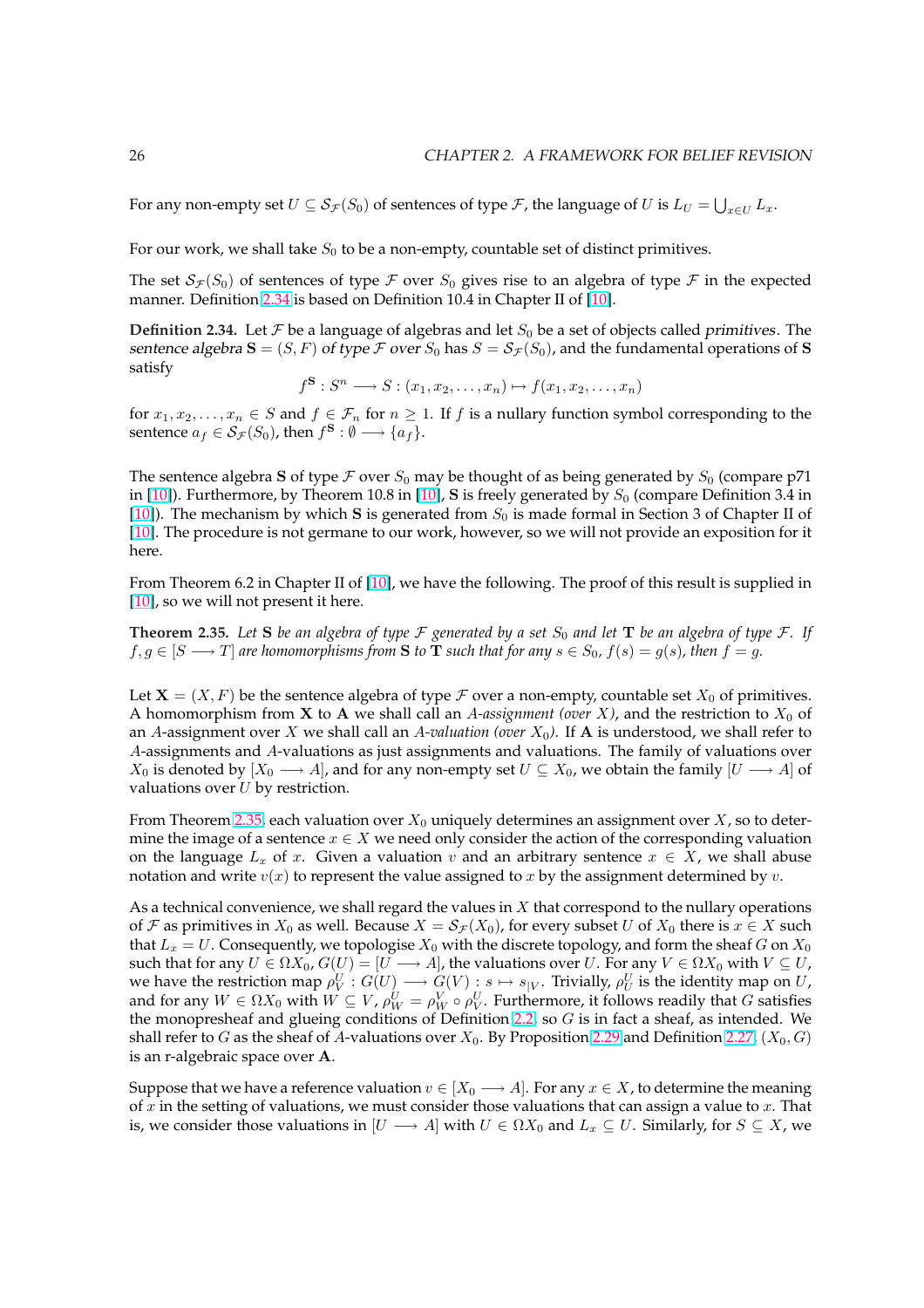For any non-empty set $U \subseteq \mathcal{S}_{\mathcal{F}}(S_0)$ of sentences of type $\mathcal{F}$, the language of $U$ is $L_U = \bigcup_{x \in U} L_x$.

For our work, we shall take $S_0$ to be a non-empty, countable set of distinct primitives.

The set $\mathcal{S}_{\mathcal{F}}(S_0)$ of sentences of type $\mathcal{F}$ over $S_0$ gives rise to an algebra of type $\mathcal{F}$ in the expected manner. Definition 2.34 is based on Definition 10.4 in Chapter II of [10].

**Definition 2.34.** Let $\mathcal{F}$ be a language of algebras and let $S_0$ be a set of objects called *primitives*. The *sentence algebra* $\mathbf{S} = (S, F)$ *of type* $\mathcal{F}$ *over* $S_0$ has $S = \mathcal{S}_{\mathcal{F}}(S_0)$, and the fundamental operations of $\mathbf{S}$ satisfy

$$f^{\mathbf{S}} : S^n \longrightarrow S : (x_1, x_2, \ldots, x_n) \mapsto f(x_1, x_2, \ldots, x_n)$$

for $x_1, x_2, \ldots, x_n \in S$ and $f \in \mathcal{F}_n$ for $n \geq 1$. If $f$ is a nullary function symbol corresponding to the sentence $a_f \in \mathcal{S}_{\mathcal{F}}(S_0)$, then $f^{\mathbf{S}} : \emptyset \longrightarrow \{a_f\}$.

The sentence algebra $\mathbf{S}$ of type $\mathcal{F}$ over $S_0$ may be thought of as being generated by $S_0$ (compare p71 in [10]). Furthermore, by Theorem 10.8 in [10], $\mathbf{S}$ is freely generated by $S_0$ (compare Definition 3.4 in [10]). The mechanism by which $\mathbf{S}$ is generated from $S_0$ is made formal in Section 3 of Chapter II of [10]. The procedure is not germane to our work, however, so we will not provide an exposition for it here.

From Theorem 6.2 in Chapter II of [10], we have the following. The proof of this result is supplied in [10], so we will not present it here.

**Theorem 2.35.** *Let $\mathbf{S}$ be an algebra of type $\mathcal{F}$ generated by a set $S_0$ and let $\mathbf{T}$ be an algebra of type $\mathcal{F}$. If $f, g \in [S \longrightarrow T]$ are homomorphisms from $\mathbf{S}$ to $\mathbf{T}$ such that for any $s \in S_0$, $f(s) = g(s)$, then $f = g$.*

Let $\mathbf{X} = (X, F)$ be the sentence algebra of type $\mathcal{F}$ over a non-empty, countable set $X_0$ of primitives. A homomorphism from $\mathbf{X}$ to $\mathbf{A}$ we shall call an *A-assignment (over X)*, and the restriction to $X_0$ of an $A$-assignment over $X$ we shall call an *A-valuation (over $X_0$)*. If $\mathbf{A}$ is understood, we shall refer to $A$-assignments and $A$-valuations as just assignments and valuations. The family of valuations over $X_0$ is denoted by $[X_0 \longrightarrow A]$, and for any non-empty set $U \subseteq X_0$, we obtain the family $[U \longrightarrow A]$ of valuations over $U$ by restriction.

From Theorem 2.35, each valuation over $X_0$ uniquely determines an assignment over $X$, so to determine the image of a sentence $x \in X$ we need only consider the action of the corresponding valuation on the language $L_x$ of $x$. Given a valuation $v$ and an arbitrary sentence $x \in X$, we shall abuse notation and write $v(x)$ to represent the value assigned to $x$ by the assignment determined by $v$.

As a technical convenience, we shall regard the values in $X$ that correspond to the nullary operations of $\mathcal{F}$ as primitives in $X_0$ as well. Because $X = \mathcal{S}_{\mathcal{F}}(X_0)$, for every subset $U$ of $X_0$ there is $x \in X$ such that $L_x = U$. Consequently, we topologise $X_0$ with the discrete topology, and form the sheaf $G$ on $X_0$ such that for any $U \in \Omega X_0$, $G(U) = [U \longrightarrow A]$, the valuations over $U$. For any $V \in \Omega X_0$ with $V \subseteq U$, we have the restriction map $\rho^U_V : G(U) \longrightarrow G(V) : s \mapsto s_{|V}$. Trivially, $\rho^U_U$ is the identity map on $U$, and for any $W \in \Omega X_0$ with $W \subseteq V$, $\rho^U_W = \rho^V_W \circ \rho^U_V$. Furthermore, it follows readily that $G$ satisfies the monopresheaf and glueing conditions of Definition 2.2, so $G$ is in fact a sheaf, as intended. We shall refer to $G$ as the sheaf of $A$-valuations over $X_0$. By Proposition 2.29 and Definition 2.27, $(X_0, G)$ is an r-algebraic space over $\mathbf{A}$.

Suppose that we have a reference valuation $v \in [X_0 \longrightarrow A]$. For any $x \in X$, to determine the meaning of $x$ in the setting of valuations, we must consider those valuations that can assign a value to $x$. That is, we consider those valuations in $[U \longrightarrow A]$ with $U \in \Omega X_0$ and $L_x \subseteq U$. Similarly, for $S \subseteq X$, we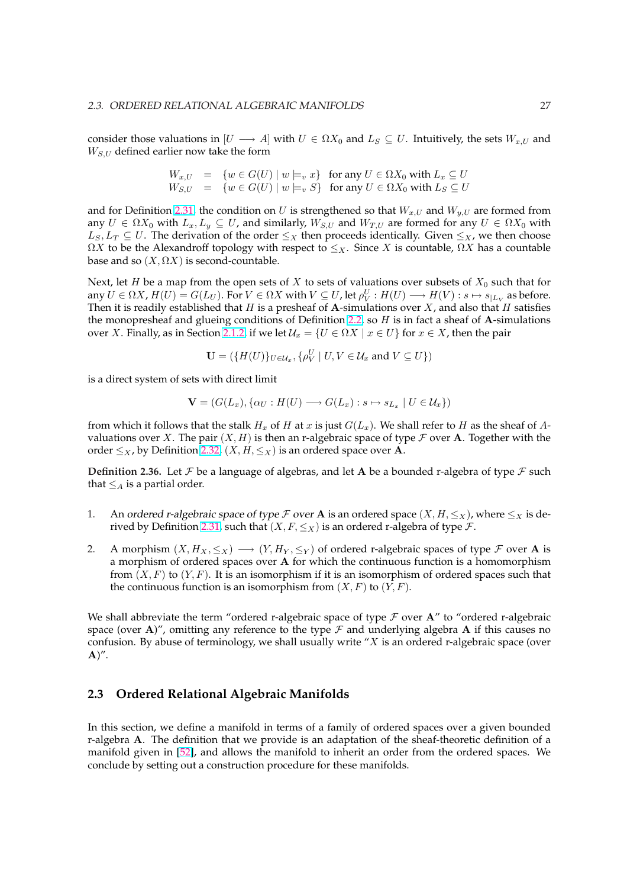consider those valuations in $[U \longrightarrow A]$ with $U \in \Omega X_0$ and $L_S \subseteq U$. Intuitively, the sets $W_{x,U}$ and $W_{S,U}$ defined earlier now take the form

$$
\begin{array}{rcll}
W_{x,U} & = & \{w \in G(U) \mid w \models_v x\} & \text{for any } U \in \Omega X_0 \text{ with } L_x \subseteq U \\
W_{S,U} & = & \{w \in G(U) \mid w \models_v S\} & \text{for any } U \in \Omega X_0 \text{ with } L_S \subseteq U
\end{array}
$$

and for Definition 2.31, the condition on $U$ is strengthened so that $W_{x,U}$ and $W_{y,U}$ are formed from any $U \in \Omega X_0$ with $L_x, L_y \subseteq U$, and similarly, $W_{S,U}$ and $W_{T,U}$ are formed for any $U \in \Omega X_0$ with $L_S, L_T \subseteq U$. The derivation of the order $\leq_X$ then proceeds identically. Given $\leq_X$, we then choose $\Omega X$ to be the Alexandroff topology with respect to $\leq_X$. Since $X$ is countable, $\Omega X$ has a countable base and so $(X, \Omega X)$ is second-countable.

Next, let $H$ be a map from the open sets of $X$ to sets of valuations over subsets of $X_0$ such that for any $U \in \Omega X$, $H(U) = G(L_U)$. For $V \in \Omega X$ with $V \subseteq U$, let $\rho^U_V : H(U) \longrightarrow H(V) : s \mapsto s_{|L_V}$ as before. Then it is readily established that $H$ is a presheaf of **A**-simulations over $X$, and also that $H$ satisfies the monopresheaf and glueing conditions of Definition 2.2, so $H$ is in fact a sheaf of **A**-simulations over $X$. Finally, as in Section 2.1.2, if we let $\mathcal{U}_x = \{U \in \Omega X \mid x \in U\}$ for $x \in X$, then the pair

$$
\mathbf{U} = (\{H(U)\}_{U \in \mathcal{U}_x}, \{\rho^U_V \mid U, V \in \mathcal{U}_x \text{ and } V \subseteq U\})
$$

is a direct system of sets with direct limit

$$
\mathbf{V} = (G(L_x), \{\alpha_U : H(U) \longrightarrow G(L_x) : s \mapsto s_{L_x} \mid U \in \mathcal{U}_x\})
$$

from which it follows that the stalk $H_x$ of $H$ at $x$ is just $G(L_x)$. We shall refer to $H$ as the sheaf of $A$-valuations over $X$. The pair $(X, H)$ is then an r-algebraic space of type $\mathcal{F}$ over **A**. Together with the order $\leq_X$, by Definition 2.32, $(X, H, \leq_X)$ is an ordered space over **A**.

**Definition 2.36.** Let $\mathcal{F}$ be a language of algebras, and let **A** be a bounded r-algebra of type $\mathcal{F}$ such that $\leq_A$ is a partial order.

1. An *ordered r-algebraic space of type $\mathcal{F}$ over* **A** is an ordered space $(X, H, \leq_X)$, where $\leq_X$ is derived by Definition 2.31, such that $(X, F, \leq_X)$ is an ordered r-algebra of type $\mathcal{F}$.

2. A morphism $(X, H_X, \leq_X) \longrightarrow (Y, H_Y, \leq_Y)$ of ordered r-algebraic spaces of type $\mathcal{F}$ over **A** is a morphism of ordered spaces over **A** for which the continuous function is a homomorphism from $(X, F)$ to $(Y, F)$. It is an isomorphism if it is an isomorphism of ordered spaces such that the continuous function is an isomorphism from $(X, F)$ to $(Y, F)$.

We shall abbreviate the term "ordered r-algebraic space of type $\mathcal{F}$ over **A**" to "ordered r-algebraic space (over **A**)", omitting any reference to the type $\mathcal{F}$ and underlying algebra **A** if this causes no confusion. By abuse of terminology, we shall usually write "$X$ is an ordered r-algebraic space (over **A**)".

## 2.3 Ordered Relational Algebraic Manifolds

In this section, we define a manifold in terms of a family of ordered spaces over a given bounded r-algebra **A**. The definition that we provide is an adaptation of the sheaf-theoretic definition of a manifold given in [52], and allows the manifold to inherit an order from the ordered spaces. We conclude by setting out a construction procedure for these manifolds.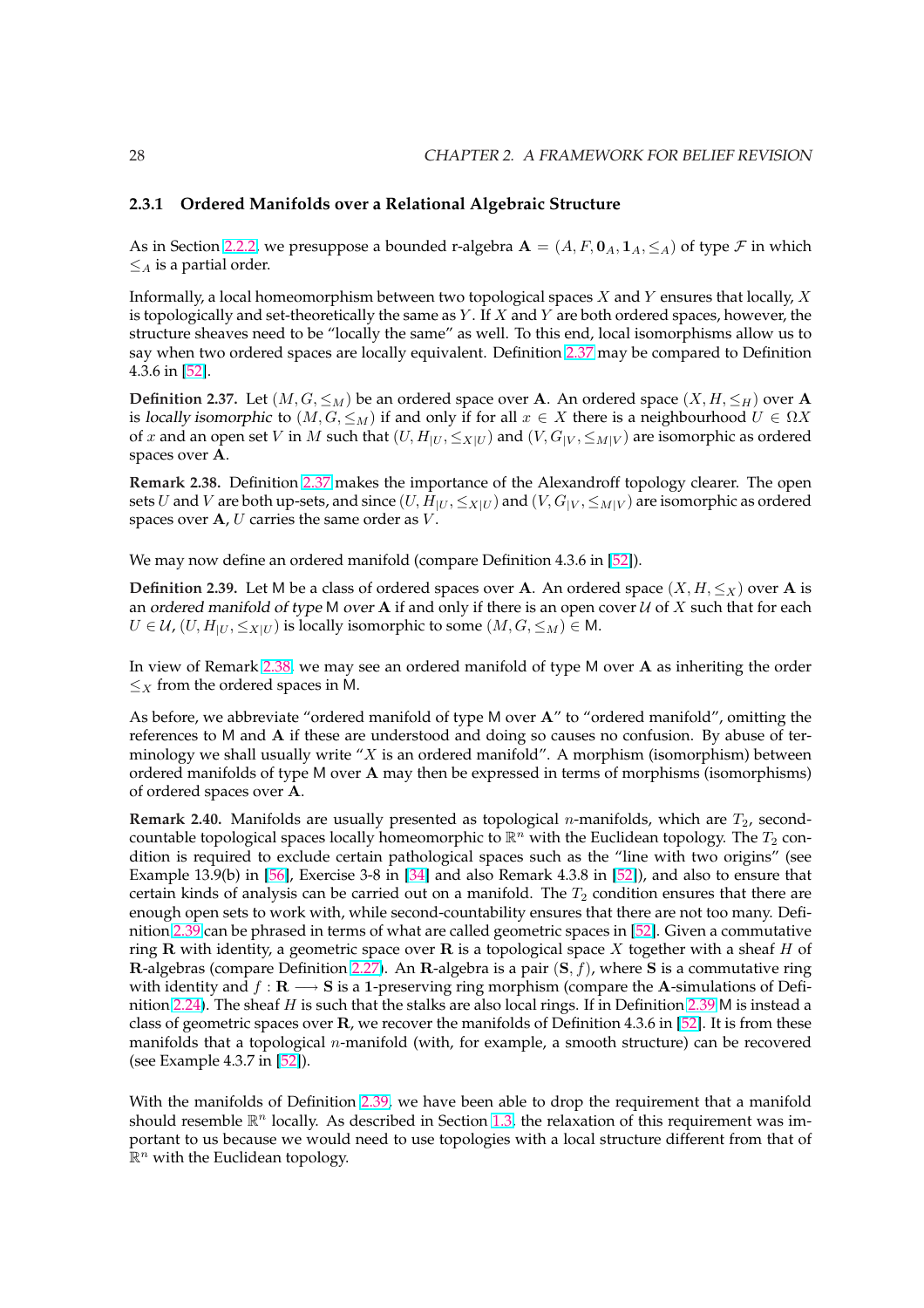### 2.3.1 Ordered Manifolds over a Relational Algebraic Structure

As in Section 2.2.2, we presuppose a bounded r-algebra $\mathbf{A} = (A, F, \mathbf{0}_A, \mathbf{1}_A, \leq_A)$ of type $\mathcal{F}$ in which $\leq_A$ is a partial order.

Informally, a local homeomorphism between two topological spaces $X$ and $Y$ ensures that locally, $X$ is topologically and set-theoretically the same as $Y$. If $X$ and $Y$ are both ordered spaces, however, the structure sheaves need to be "locally the same" as well. To this end, local isomorphisms allow us to say when two ordered spaces are locally equivalent. Definition 2.37 may be compared to Definition 4.3.6 in [52].

**Definition 2.37.** Let $(M, G, \leq_M)$ be an ordered space over $\mathbf{A}$. An ordered space $(X, H, \leq_H)$ over $\mathbf{A}$ is *locally isomorphic* to $(M, G, \leq_M)$ if and only if for all $x \in X$ there is a neighbourhood $U \in \Omega X$ of $x$ and an open set $V$ in $M$ such that $(U, H_{|U}, \leq_{X|U})$ and $(V, G_{|V}, \leq_{M|V})$ are isomorphic as ordered spaces over $\mathbf{A}$.

**Remark 2.38.** Definition 2.37 makes the importance of the Alexandroff topology clearer. The open sets $U$ and $V$ are both up-sets, and since $(U, H_{|U}, \leq_{X|U})$ and $(V, G_{|V}, \leq_{M|V})$ are isomorphic as ordered spaces over $\mathbf{A}$, $U$ carries the same order as $V$.

We may now define an ordered manifold (compare Definition 4.3.6 in [52]).

**Definition 2.39.** Let M be a class of ordered spaces over $\mathbf{A}$. An ordered space $(X, H, \leq_X)$ over $\mathbf{A}$ is an *ordered manifold of type* M *over* $\mathbf{A}$ if and only if there is an open cover $\mathcal{U}$ of $X$ such that for each $U \in \mathcal{U}$, $(U, H_{|U}, \leq_{X|U})$ is locally isomorphic to some $(M, G, \leq_M) \in$ M.

In view of Remark 2.38, we may see an ordered manifold of type M over $\mathbf{A}$ as inheriting the order $\leq_X$ from the ordered spaces in M.

As before, we abbreviate "ordered manifold of type M over $\mathbf{A}$" to "ordered manifold", omitting the references to M and $\mathbf{A}$ if these are understood and doing so causes no confusion. By abuse of terminology we shall usually write "$X$ is an ordered manifold". A morphism (isomorphism) between ordered manifolds of type M over $\mathbf{A}$ may then be expressed in terms of morphisms (isomorphisms) of ordered spaces over $\mathbf{A}$.

**Remark 2.40.** Manifolds are usually presented as topological $n$-manifolds, which are $T_2$, second-countable topological spaces locally homeomorphic to $\mathbb{R}^n$ with the Euclidean topology. The $T_2$ condition is required to exclude certain pathological spaces such as the "line with two origins" (see Example 13.9(b) in [56], Exercise 3-8 in [34] and also Remark 4.3.8 in [52]), and also to ensure that certain kinds of analysis can be carried out on a manifold. The $T_2$ condition ensures that there are enough open sets to work with, while second-countability ensures that there are not too many. Definition 2.39 can be phrased in terms of what are called geometric spaces in [52]. Given a commutative ring $\mathbf{R}$ with identity, a geometric space over $\mathbf{R}$ is a topological space $X$ together with a sheaf $H$ of $\mathbf{R}$-algebras (compare Definition 2.27). An $\mathbf{R}$-algebra is a pair $(\mathbf{S}, f)$, where $\mathbf{S}$ is a commutative ring with identity and $f : \mathbf{R} \longrightarrow \mathbf{S}$ is a $\mathbf{1}$-preserving ring morphism (compare the $\mathbf{A}$-simulations of Definition 2.24). The sheaf $H$ is such that the stalks are also local rings. If in Definition 2.39 M is instead a class of geometric spaces over $\mathbf{R}$, we recover the manifolds of Definition 4.3.6 in [52]. It is from these manifolds that a topological $n$-manifold (with, for example, a smooth structure) can be recovered (see Example 4.3.7 in [52]).

With the manifolds of Definition 2.39, we have been able to drop the requirement that a manifold should resemble $\mathbb{R}^n$ locally. As described in Section 1.3, the relaxation of this requirement was important to us because we would need to use topologies with a local structure different from that of $\mathbb{R}^n$ with the Euclidean topology.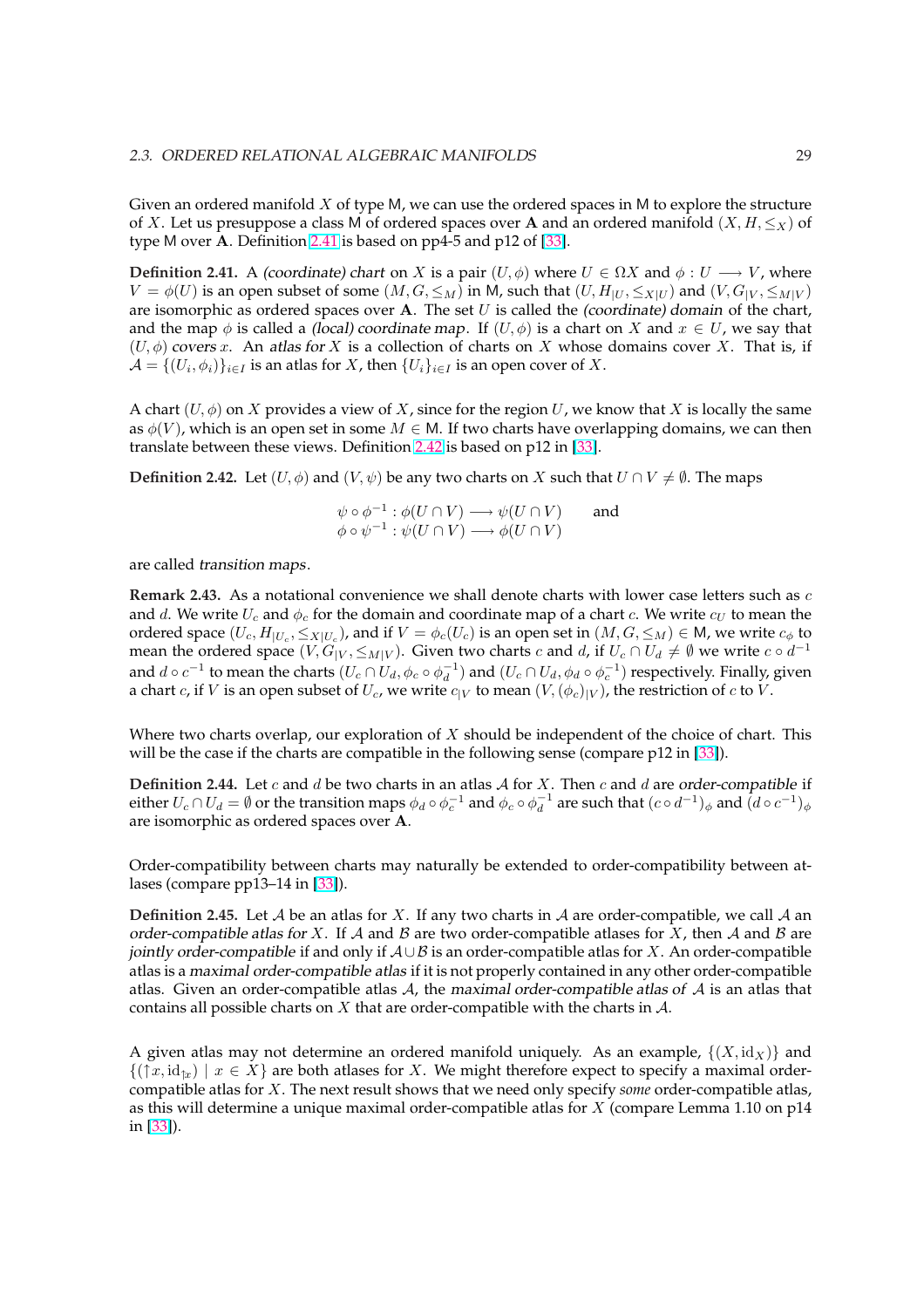Given an ordered manifold $X$ of type $\mathsf{M}$, we can use the ordered spaces in $\mathsf{M}$ to explore the structure of $X$. Let us presuppose a class $\mathsf{M}$ of ordered spaces over $\mathbf{A}$ and an ordered manifold $(X, H, \leq_X)$ of type $\mathsf{M}$ over $\mathbf{A}$. Definition 2.41 is based on pp4-5 and p12 of [33].

**Definition 2.41.** A *(coordinate) chart* on $X$ is a pair $(U, \phi)$ where $U \in \Omega X$ and $\phi : U \longrightarrow V$, where $V = \phi(U)$ is an open subset of some $(M, G, \leq_M)$ in $\mathsf{M}$, such that $(U, H_{|U}, \leq_{X|U})$ and $(V, G_{|V}, \leq_{M|V})$ are isomorphic as ordered spaces over $\mathbf{A}$. The set $U$ is called the *(coordinate) domain* of the chart, and the map $\phi$ is called a *(local) coordinate map*. If $(U, \phi)$ is a chart on $X$ and $x \in U$, we say that $(U, \phi)$ *covers* $x$. An *atlas for* $X$ is a collection of charts on $X$ whose domains cover $X$. That is, if $\mathcal{A} = \{(U_i, \phi_i)\}_{i \in I}$ is an atlas for $X$, then $\{U_i\}_{i \in I}$ is an open cover of $X$.

A chart $(U, \phi)$ on $X$ provides a view of $X$, since for the region $U$, we know that $X$ is locally the same as $\phi(V)$, which is an open set in some $M \in \mathsf{M}$. If two charts have overlapping domains, we can then translate between these views. Definition 2.42 is based on p12 in [33].

**Definition 2.42.** Let $(U, \phi)$ and $(V, \psi)$ be any two charts on $X$ such that $U \cap V \neq \emptyset$. The maps

$$\psi \circ \phi^{-1} : \phi(U \cap V) \longrightarrow \psi(U \cap V) \qquad \text{and}$$
$$\phi \circ \psi^{-1} : \psi(U \cap V) \longrightarrow \phi(U \cap V)$$

are called *transition maps*.

**Remark 2.43.** As a notational convenience we shall denote charts with lower case letters such as $c$ and $d$. We write $U_c$ and $\phi_c$ for the domain and coordinate map of a chart $c$. We write $c_U$ to mean the ordered space $(U_c, H_{|U_c}, \leq_{X|U_c})$, and if $V = \phi_c(U_c)$ is an open set in $(M, G, \leq_M) \in \mathsf{M}$, we write $c_\phi$ to mean the ordered space $(V, G_{|V}, \leq_{M|V})$. Given two charts $c$ and $d$, if $U_c \cap U_d \neq \emptyset$ we write $c \circ d^{-1}$ and $d \circ c^{-1}$ to mean the charts $(U_c \cap U_d, \phi_c \circ \phi_d^{-1})$ and $(U_c \cap U_d, \phi_d \circ \phi_c^{-1})$ respectively. Finally, given a chart $c$, if $V$ is an open subset of $U_c$, we write $c_{|V}$ to mean $(V, (\phi_c)_{|V})$, the restriction of $c$ to $V$.

Where two charts overlap, our exploration of $X$ should be independent of the choice of chart. This will be the case if the charts are compatible in the following sense (compare p12 in [33]).

**Definition 2.44.** Let $c$ and $d$ be two charts in an atlas $\mathcal{A}$ for $X$. Then $c$ and $d$ are *order-compatible* if either $U_c \cap U_d = \emptyset$ or the transition maps $\phi_d \circ \phi_c^{-1}$ and $\phi_c \circ \phi_d^{-1}$ are such that $(c \circ d^{-1})_\phi$ and $(d \circ c^{-1})_\phi$ are isomorphic as ordered spaces over $\mathbf{A}$.

Order-compatibility between charts may naturally be extended to order-compatibility between atlases (compare pp13–14 in [33]).

**Definition 2.45.** Let $\mathcal{A}$ be an atlas for $X$. If any two charts in $\mathcal{A}$ are order-compatible, we call $\mathcal{A}$ an *order-compatible atlas for* $X$. If $\mathcal{A}$ and $\mathcal{B}$ are two order-compatible atlases for $X$, then $\mathcal{A}$ and $\mathcal{B}$ are *jointly order-compatible* if and only if $\mathcal{A} \cup \mathcal{B}$ is an order-compatible atlas for $X$. An order-compatible atlas is a *maximal order-compatible atlas* if it is not properly contained in any other order-compatible atlas. Given an order-compatible atlas $\mathcal{A}$, the *maximal order-compatible atlas of* $\mathcal{A}$ is an atlas that contains all possible charts on $X$ that are order-compatible with the charts in $\mathcal{A}$.

A given atlas may not determine an ordered manifold uniquely. As an example, $\{(X, \mathrm{id}_X)\}$ and $\{(\uparrow x, \mathrm{id}_{\uparrow x}) \mid x \in X\}$ are both atlases for $X$. We might therefore expect to specify a maximal order-compatible atlas for $X$. The next result shows that we need only specify *some* order-compatible atlas, as this will determine a unique maximal order-compatible atlas for $X$ (compare Lemma 1.10 on p14 in [33]).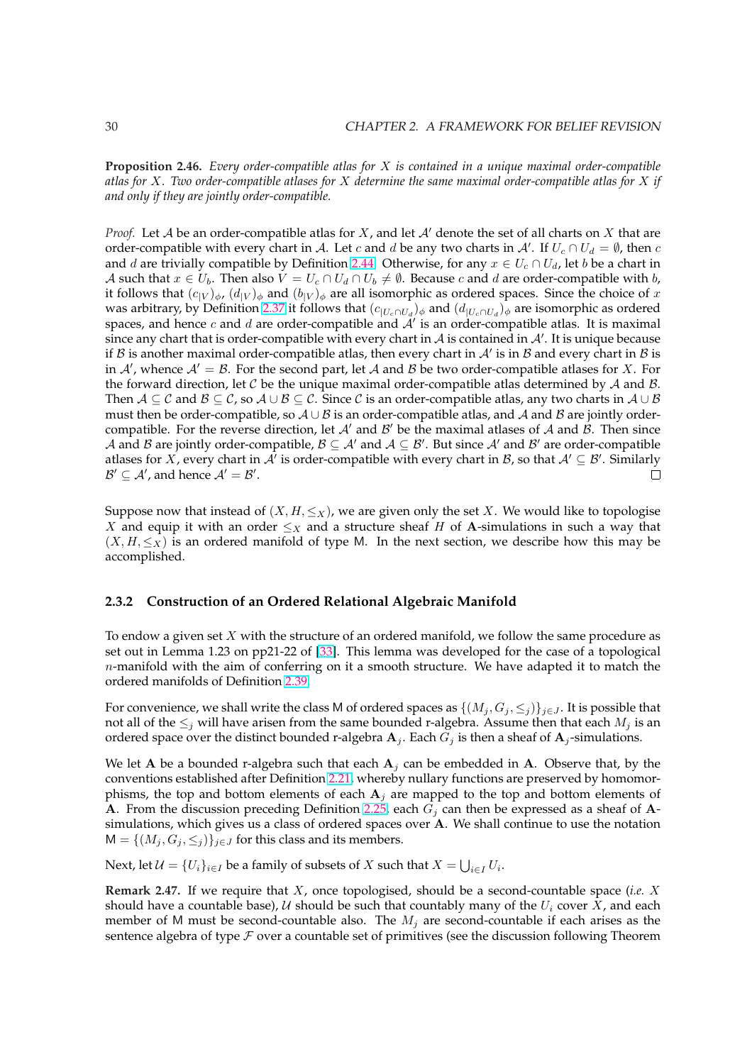**Proposition 2.46.** *Every order-compatible atlas for $X$ is contained in a unique maximal order-compatible atlas for $X$. Two order-compatible atlases for $X$ determine the same maximal order-compatible atlas for $X$ if and only if they are jointly order-compatible.*

*Proof.* Let $\mathcal{A}$ be an order-compatible atlas for $X$, and let $\mathcal{A}'$ denote the set of all charts on $X$ that are order-compatible with every chart in $\mathcal{A}$. Let $c$ and $d$ be any two charts in $\mathcal{A}'$. If $U_c \cap U_d = \emptyset$, then $c$ and $d$ are trivially compatible by Definition 2.44. Otherwise, for any $x \in U_c \cap U_d$, let $b$ be a chart in $\mathcal{A}$ such that $x \in U_b$. Then also $V = U_c \cap U_d \cap U_b \neq \emptyset$. Because $c$ and $d$ are order-compatible with $b$, it follows that $(c_{|V})_\phi$, $(d_{|V})_\phi$ and $(b_{|V})_\phi$ are all isomorphic as ordered spaces. Since the choice of $x$ was arbitrary, by Definition 2.37 it follows that $(c_{|U_c \cap U_d})_\phi$ and $(d_{|U_c \cap U_d})_\phi$ are isomorphic as ordered spaces, and hence $c$ and $d$ are order-compatible and $\mathcal{A}'$ is an order-compatible atlas. It is maximal since any chart that is order-compatible with every chart in $\mathcal{A}$ is contained in $\mathcal{A}'$. It is unique because if $\mathcal{B}$ is another maximal order-compatible atlas, then every chart in $\mathcal{A}'$ is in $\mathcal{B}$ and every chart in $\mathcal{B}$ is in $\mathcal{A}'$, whence $\mathcal{A}' = \mathcal{B}$. For the second part, let $\mathcal{A}$ and $\mathcal{B}$ be two order-compatible atlases for $X$. For the forward direction, let $\mathcal{C}$ be the unique maximal order-compatible atlas determined by $\mathcal{A}$ and $\mathcal{B}$. Then $\mathcal{A} \subseteq \mathcal{C}$ and $\mathcal{B} \subseteq \mathcal{C}$, so $\mathcal{A} \cup \mathcal{B} \subseteq \mathcal{C}$. Since $\mathcal{C}$ is an order-compatible atlas, any two charts in $\mathcal{A} \cup \mathcal{B}$ must then be order-compatible, so $\mathcal{A} \cup \mathcal{B}$ is an order-compatible atlas, and $\mathcal{A}$ and $\mathcal{B}$ are jointly order-compatible. For the reverse direction, let $\mathcal{A}'$ and $\mathcal{B}'$ be the maximal atlases of $\mathcal{A}$ and $\mathcal{B}$. Then since $\mathcal{A}$ and $\mathcal{B}$ are jointly order-compatible, $\mathcal{B} \subseteq \mathcal{A}'$ and $\mathcal{A} \subseteq \mathcal{B}'$. But since $\mathcal{A}'$ and $\mathcal{B}'$ are order-compatible atlases for $X$, every chart in $\mathcal{A}'$ is order-compatible with every chart in $\mathcal{B}$, so that $\mathcal{A}' \subseteq \mathcal{B}'$. Similarly $\mathcal{B}' \subseteq \mathcal{A}'$, and hence $\mathcal{A}' = \mathcal{B}'$. $\square$

Suppose now that instead of $(X, H, \leq_X)$, we are given only the set $X$. We would like to topologise $X$ and equip it with an order $\leq_X$ and a structure sheaf $H$ of $\mathbf{A}$-simulations in such a way that $(X, H, \leq_X)$ is an ordered manifold of type $\mathsf{M}$. In the next section, we describe how this may be accomplished.

### 2.3.2 Construction of an Ordered Relational Algebraic Manifold

To endow a given set $X$ with the structure of an ordered manifold, we follow the same procedure as set out in Lemma 1.23 on pp21-22 of [33]. This lemma was developed for the case of a topological $n$-manifold with the aim of conferring on it a smooth structure. We have adapted it to match the ordered manifolds of Definition 2.39.

For convenience, we shall write the class $\mathsf{M}$ of ordered spaces as $\{(M_j, G_j, \leq_j)\}_{j \in J}$. It is possible that not all of the $\leq_j$ will have arisen from the same bounded r-algebra. Assume then that each $M_j$ is an ordered space over the distinct bounded r-algebra $\mathbf{A}_j$. Each $G_j$ is then a sheaf of $\mathbf{A}_j$-simulations.

We let $\mathbf{A}$ be a bounded r-algebra such that each $\mathbf{A}_j$ can be embedded in $\mathbf{A}$. Observe that, by the conventions established after Definition 2.21, whereby nullary functions are preserved by homomorphisms, the top and bottom elements of each $\mathbf{A}_j$ are mapped to the top and bottom elements of $\mathbf{A}$. From the discussion preceding Definition 2.25, each $G_j$ can then be expressed as a sheaf of $\mathbf{A}$-simulations, which gives us a class of ordered spaces over $\mathbf{A}$. We shall continue to use the notation $\mathsf{M} = \{(M_j, G_j, \leq_j)\}_{j \in J}$ for this class and its members.

Next, let $\mathcal{U} = \{U_i\}_{i \in I}$ be a family of subsets of $X$ such that $X = \bigcup_{i \in I} U_i$.

**Remark 2.47.** If we require that $X$, once topologised, should be a second-countable space (*i.e.* $X$ should have a countable base), $\mathcal{U}$ should be such that countably many of the $U_i$ cover $X$, and each member of $\mathsf{M}$ must be second-countable also. The $M_j$ are second-countable if each arises as the sentence algebra of type $\mathcal{F}$ over a countable set of primitives (see the discussion following Theorem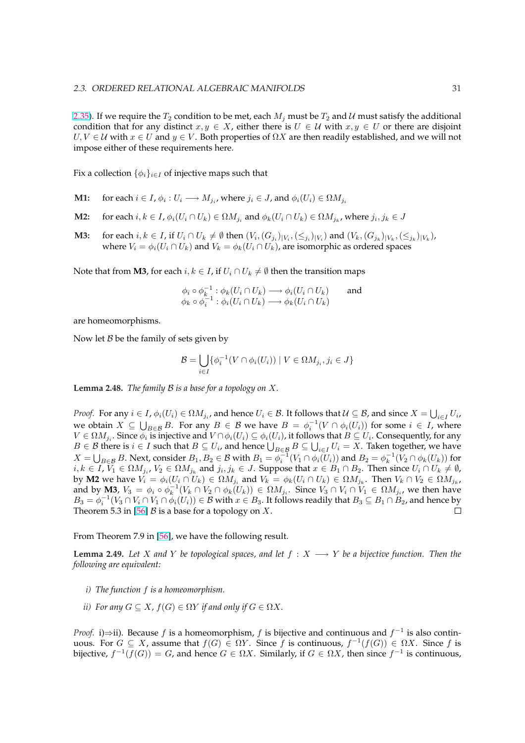2.35). If we require the $T_2$ condition to be met, each $M_j$ must be $T_2$ and $\mathcal{U}$ must satisfy the additional condition that for any distinct $x, y \in X$, either there is $U \in \mathcal{U}$ with $x, y \in U$ or there are disjoint $U, V \in \mathcal{U}$ with $x \in U$ and $y \in V$. Both properties of $\Omega X$ are then readily established, and we will not impose either of these requirements here.

Fix a collection $\{\phi_i\}_{i \in I}$ of injective maps such that

- **M1:** for each $i \in I$, $\phi_i : U_i \longrightarrow M_{j_i}$, where $j_i \in J$, and $\phi_i(U_i) \in \Omega M_{j_i}$
- **M2:** for each $i, k \in I$, $\phi_i(U_i \cap U_k) \in \Omega M_{j_i}$ and $\phi_k(U_i \cap U_k) \in \Omega M_{j_k}$, where $j_i, j_k \in J$
- **M3:** for each $i, k \in I$, if $U_i \cap U_k \neq \emptyset$ then $(V_i, (G_{j_i})_{|V_i}, (\leq_{j_i})_{|V_i})$ and $(V_k, (G_{j_k})_{|V_k}, (\leq_{j_k})_{|V_k})$, where $V_i = \phi_i(U_i \cap U_k)$ and $V_k = \phi_k(U_i \cap U_k)$, are isomorphic as ordered spaces

Note that from **M3**, for each $i, k \in I$, if $U_i \cap U_k \neq \emptyset$ then the transition maps

$$\begin{aligned} \phi_i \circ \phi_k^{-1} &: \phi_k(U_i \cap U_k) \longrightarrow \phi_i(U_i \cap U_k) \qquad \text{and} \\ \phi_k \circ \phi_i^{-1} &: \phi_i(U_i \cap U_k) \longrightarrow \phi_k(U_i \cap U_k) \end{aligned}$$

are homeomorphisms.

Now let $\mathcal{B}$ be the family of sets given by

$$\mathcal{B} = \bigcup_{i \in I} \{\phi_i^{-1}(V \cap \phi_i(U_i)) \mid V \in \Omega M_{j_i}, j_i \in J\}$$

**Lemma 2.48.** *The family $\mathcal{B}$ is a base for a topology on $X$.*

*Proof.* For any $i \in I$, $\phi_i(U_i) \in \Omega M_{j_i}$, and hence $U_i \in \mathcal{B}$. It follows that $\mathcal{U} \subseteq \mathcal{B}$, and since $X = \bigcup_{i \in I} U_i$, we obtain $X \subseteq \bigcup_{B \in \mathcal{B}} B$. For any $B \in \mathcal{B}$ we have $B = \phi_i^{-1}(V \cap \phi_i(U_i))$ for some $i \in I$, where $V \in \Omega M_{j_i}$. Since $\phi_i$ is injective and $V \cap \phi_i(U_i) \subseteq \phi_i(U_i)$, it follows that $B \subseteq U_i$. Consequently, for any $B \in \mathcal{B}$ there is $i \in I$ such that $B \subseteq U_i$, and hence $\bigcup_{B \in \mathcal{B}} B \subseteq \bigcup_{i \in I} U_i = X$. Taken together, we have $X = \bigcup_{B \in \mathcal{B}} B$. Next, consider $B_1, B_2 \in \mathcal{B}$ with $B_1 = \phi_i^{-1}(V_1 \cap \phi_i(U_i))$ and $B_2 = \phi_k^{-1}(V_2 \cap \phi_k(U_k))$ for $i, k \in I$, $V_1 \in \Omega M_{j_i}$, $V_2 \in \Omega M_{j_k}$ and $j_i, j_k \in J$. Suppose that $x \in B_1 \cap B_2$. Then since $U_i \cap U_k \neq \emptyset$, by **M2** we have $V_i = \phi_i(U_i \cap U_k) \in \Omega M_{j_i}$ and $V_k = \phi_k(U_i \cap U_k) \in \Omega M_{j_k}$. Then $V_k \cap V_2 \in \Omega M_{j_k}$, and by **M3**, $V_3 = \phi_i \circ \phi_k^{-1}(V_k \cap V_2 \cap \phi_k(U_k)) \in \Omega M_{j_i}$. Since $V_3 \cap V_i \cap V_1 \in \Omega M_{j_i}$, we then have $B_3 = \phi_i^{-1}(V_3 \cap V_i \cap V_1 \cap \phi_i(U_i)) \in \mathcal{B}$ with $x \in B_3$. It follows readily that $B_3 \subseteq B_1 \cap B_2$, and hence by Theorem 5.3 in [56] $\mathcal{B}$ is a base for a topology on $X$. $\square$

From Theorem 7.9 in [56], we have the following result.

**Lemma 2.49.** *Let $X$ and $Y$ be topological spaces, and let $f : X \longrightarrow Y$ be a bijective function. Then the following are equivalent:*

*i) The function $f$ is a homeomorphism.*

*ii) For any $G \subseteq X$, $f(G) \in \Omega Y$ if and only if $G \in \Omega X$.*

*Proof.* i)⇒ii). Because $f$ is a homeomorphism, $f$ is bijective and continuous and $f^{-1}$ is also continuous. For $G \subseteq X$, assume that $f(G) \in \Omega Y$. Since $f$ is continuous, $f^{-1}(f(G)) \in \Omega X$. Since $f$ is bijective, $f^{-1}(f(G)) = G$, and hence $G \in \Omega X$. Similarly, if $G \in \Omega X$, then since $f^{-1}$ is continuous,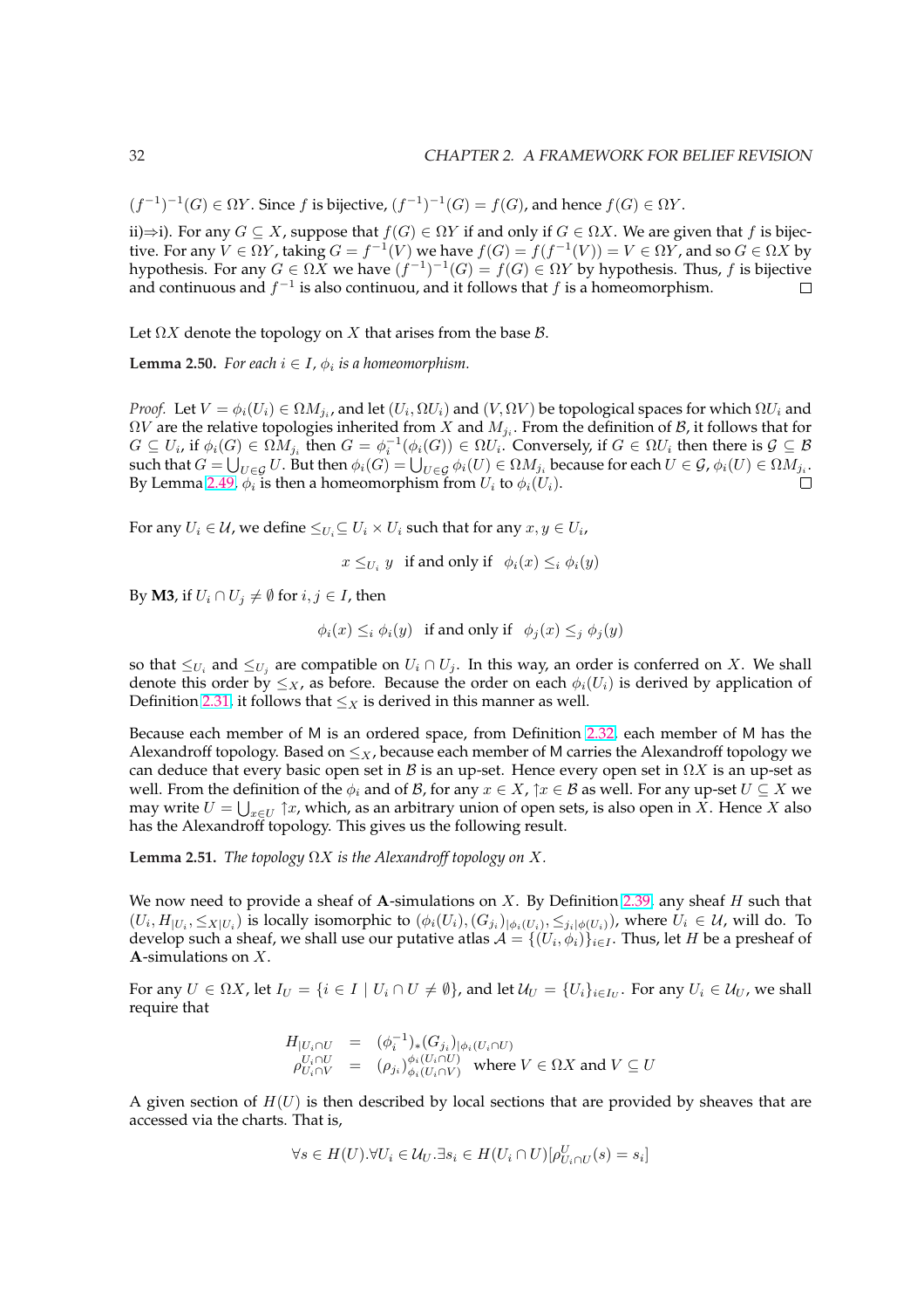$(f^{-1})^{-1}(G) \in \Omega Y$. Since $f$ is bijective, $(f^{-1})^{-1}(G) = f(G)$, and hence $f(G) \in \Omega Y$.

ii)⇒i). For any $G \subseteq X$, suppose that $f(G) \in \Omega Y$ if and only if $G \in \Omega X$. We are given that $f$ is bijective. For any $V \in \Omega Y$, taking $G = f^{-1}(V)$ we have $f(G) = f(f^{-1}(V)) = V \in \Omega Y$, and so $G \in \Omega X$ by hypothesis. For any $G \in \Omega X$ we have $(f^{-1})^{-1}(G) = f(G) \in \Omega Y$ by hypothesis. Thus, $f$ is bijective and continuous and $f^{-1}$ is also continuou, and it follows that $f$ is a homeomorphism. □

Let $\Omega X$ denote the topology on $X$ that arises from the base $\mathcal{B}$.

**Lemma 2.50.** *For each $i \in I$, $\phi_i$ is a homeomorphism.*

*Proof.* Let $V = \phi_i(U_i) \in \Omega M_{j_i}$, and let $(U_i, \Omega U_i)$ and $(V, \Omega V)$ be topological spaces for which $\Omega U_i$ and $\Omega V$ are the relative topologies inherited from $X$ and $M_{j_i}$. From the definition of $\mathcal{B}$, it follows that for $G \subseteq U_i$, if $\phi_i(G) \in \Omega M_{j_i}$ then $G = \phi_i^{-1}(\phi_i(G)) \in \Omega U_i$. Conversely, if $G \in \Omega U_i$ then there is $\mathcal{G} \subseteq \mathcal{B}$ such that $G = \bigcup_{U \in \mathcal{G}} U$. But then $\phi_i(G) = \bigcup_{U \in \mathcal{G}} \phi_i(U) \in \Omega M_{j_i}$ because for each $U \in \mathcal{G}$, $\phi_i(U) \in \Omega M_{j_i}$. By Lemma 2.49, $\phi_i$ is then a homeomorphism from $U_i$ to $\phi_i(U_i)$. □

For any $U_i \in \mathcal{U}$, we define $\leq_{U_i} \subseteq U_i \times U_i$ such that for any $x, y \in U_i$,

$$x \leq_{U_i} y \quad \text{if and only if} \quad \phi_i(x) \leq_i \phi_i(y)$$

By **M3**, if $U_i \cap U_j \neq \emptyset$ for $i, j \in I$, then

$$\phi_i(x) \leq_i \phi_i(y) \quad \text{if and only if} \quad \phi_j(x) \leq_j \phi_j(y)$$

so that $\leq_{U_i}$ and $\leq_{U_j}$ are compatible on $U_i \cap U_j$. In this way, an order is conferred on $X$. We shall denote this order by $\leq_X$, as before. Because the order on each $\phi_i(U_i)$ is derived by application of Definition 2.31, it follows that $\leq_X$ is derived in this manner as well.

Because each member of M is an ordered space, from Definition 2.32, each member of M has the Alexandroff topology. Based on $\leq_X$, because each member of M carries the Alexandroff topology we can deduce that every basic open set in $\mathcal{B}$ is an up-set. Hence every open set in $\Omega X$ is an up-set as well. From the definition of the $\phi_i$ and of $\mathcal{B}$, for any $x \in X$, $\uparrow x \in \mathcal{B}$ as well. For any up-set $U \subseteq X$ we may write $U = \bigcup_{x \in U} \uparrow x$, which, as an arbitrary union of open sets, is also open in $X$. Hence $X$ also has the Alexandroff topology. This gives us the following result.

**Lemma 2.51.** *The topology $\Omega X$ is the Alexandroff topology on $X$.*

We now need to provide a sheaf of **A**-simulations on $X$. By Definition 2.39, any sheaf $H$ such that $(U_i, H_{|U_i}, \leq_{X|U_i})$ is locally isomorphic to $(\phi_i(U_i), (G_{j_i})_{|\phi_i(U_i)}, \leq_{j_i|\phi(U_i)})$, where $U_i \in \mathcal{U}$, will do. To develop such a sheaf, we shall use our putative atlas $\mathcal{A} = \{(U_i, \phi_i)\}_{i \in I}$. Thus, let $H$ be a presheaf of **A**-simulations on $X$.

For any $U \in \Omega X$, let $I_U = \{i \in I \mid U_i \cap U \neq \emptyset\}$, and let $\mathcal{U}_U = \{U_i\}_{i \in I_U}$. For any $U_i \in \mathcal{U}_U$, we shall require that

$$\begin{aligned} H_{|U_i \cap U} &= (\phi_i^{-1})_*(G_{j_i})_{|\phi_i(U_i \cap U)} \\ \rho^{U_i \cap U}_{U_i \cap V} &= (\rho_{j_i})^{\phi_i(U_i \cap U)}_{\phi_i(U_i \cap V)} \quad \text{where } V \in \Omega X \text{ and } V \subseteq U \end{aligned}$$

A given section of $H(U)$ is then described by local sections that are provided by sheaves that are accessed via the charts. That is,

$$\forall s \in H(U). \forall U_i \in \mathcal{U}_U. \exists s_i \in H(U_i \cap U)[\rho^U_{U_i \cap U}(s) = s_i]$$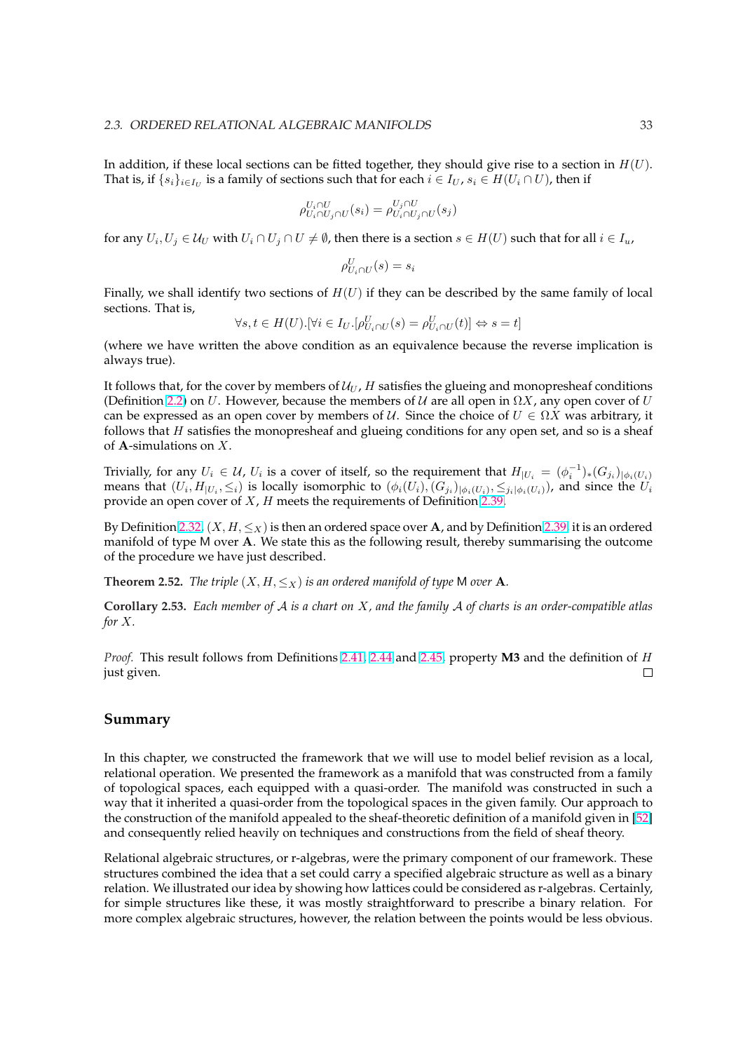In addition, if these local sections can be fitted together, they should give rise to a section in $H(U)$. That is, if $\{s_i\}_{i\in I_U}$ is a family of sections such that for each $i \in I_U$, $s_i \in H(U_i \cap U)$, then if

$$\rho^{U_i\cap U}_{U_i\cap U_j\cap U}(s_i) = \rho^{U_j\cap U}_{U_i\cap U_j\cap U}(s_j)$$

for any $U_i, U_j \in \mathcal{U}_U$ with $U_i \cap U_j \cap U \neq \emptyset$, then there is a section $s \in H(U)$ such that for all $i \in I_u$,

$$\rho^{U}_{U_i\cap U}(s) = s_i$$

Finally, we shall identify two sections of $H(U)$ if they can be described by the same family of local sections. That is,

$$\forall s, t \in H(U).[\forall i \in I_U.[\rho^{U}_{U_i\cap U}(s) = \rho^{U}_{U_i\cap U}(t)] \Leftrightarrow s = t]$$

(where we have written the above condition as an equivalence because the reverse implication is always true).

It follows that, for the cover by members of $\mathcal{U}_U$, $H$ satisfies the glueing and monopresheaf conditions (Definition 2.2) on $U$. However, because the members of $\mathcal{U}$ are all open in $\Omega X$, any open cover of $U$ can be expressed as an open cover by members of $\mathcal{U}$. Since the choice of $U \in \Omega X$ was arbitrary, it follows that $H$ satisfies the monopresheaf and glueing conditions for any open set, and so is a sheaf of $\mathbf{A}$-simulations on $X$.

Trivially, for any $U_i \in \mathcal{U}$, $U_i$ is a cover of itself, so the requirement that $H_{|U_i} = (\phi_i^{-1})_*(G_{j_i})_{|\phi_i(U_i)}$ means that $(U_i, H_{|U_i}, \leq_i)$ is locally isomorphic to $(\phi_i(U_i), (G_{j_i})_{|\phi_i(U_i)}, \leq_{j_i|\phi_i(U_i)})$, and since the $U_i$ provide an open cover of $X$, $H$ meets the requirements of Definition 2.39.

By Definition 2.32, $(X, H, \leq_X)$ is then an ordered space over $\mathbf{A}$, and by Definition 2.39 it is an ordered manifold of type $\mathsf{M}$ over $\mathbf{A}$. We state this as the following result, thereby summarising the outcome of the procedure we have just described.

**Theorem 2.52.** *The triple $(X, H, \leq_X)$ is an ordered manifold of type $\mathsf{M}$ over $\mathbf{A}$.*

**Corollary 2.53.** *Each member of $\mathcal{A}$ is a chart on $X$, and the family $\mathcal{A}$ of charts is an order-compatible atlas for $X$.*

*Proof.* This result follows from Definitions 2.41, 2.44 and 2.45, property **M3** and the definition of $H$ just given. ∎

## Summary

In this chapter, we constructed the framework that we will use to model belief revision as a local, relational operation. We presented the framework as a manifold that was constructed from a family of topological spaces, each equipped with a quasi-order. The manifold was constructed in such a way that it inherited a quasi-order from the topological spaces in the given family. Our approach to the construction of the manifold appealed to the sheaf-theoretic definition of a manifold given in [52] and consequently relied heavily on techniques and constructions from the field of sheaf theory.

Relational algebraic structures, or r-algebras, were the primary component of our framework. These structures combined the idea that a set could carry a specified algebraic structure as well as a binary relation. We illustrated our idea by showing how lattices could be considered as r-algebras. Certainly, for simple structures like these, it was mostly straightforward to prescribe a binary relation. For more complex algebraic structures, however, the relation between the points would be less obvious.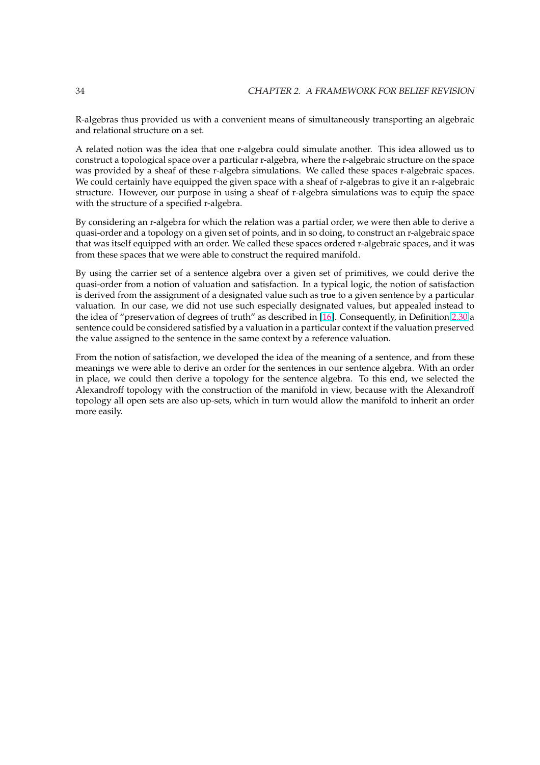R-algebras thus provided us with a convenient means of simultaneously transporting an algebraic and relational structure on a set.

A related notion was the idea that one r-algebra could simulate another. This idea allowed us to construct a topological space over a particular r-algebra, where the r-algebraic structure on the space was provided by a sheaf of these r-algebra simulations. We called these spaces r-algebraic spaces. We could certainly have equipped the given space with a sheaf of r-algebras to give it an r-algebraic structure. However, our purpose in using a sheaf of r-algebra simulations was to equip the space with the structure of a specified r-algebra.

By considering an r-algebra for which the relation was a partial order, we were then able to derive a quasi-order and a topology on a given set of points, and in so doing, to construct an r-algebraic space that was itself equipped with an order. We called these spaces ordered r-algebraic spaces, and it was from these spaces that we were able to construct the required manifold.

By using the carrier set of a sentence algebra over a given set of primitives, we could derive the quasi-order from a notion of valuation and satisfaction. In a typical logic, the notion of satisfaction is derived from the assignment of a designated value such as true to a given sentence by a particular valuation. In our case, we did not use such especially designated values, but appealed instead to the idea of "preservation of degrees of truth" as described in [16]. Consequently, in Definition 2.30 a sentence could be considered satisfied by a valuation in a particular context if the valuation preserved the value assigned to the sentence in the same context by a reference valuation.

From the notion of satisfaction, we developed the idea of the meaning of a sentence, and from these meanings we were able to derive an order for the sentences in our sentence algebra. With an order in place, we could then derive a topology for the sentence algebra. To this end, we selected the Alexandroff topology with the construction of the manifold in view, because with the Alexandroff topology all open sets are also up-sets, which in turn would allow the manifold to inherit an order more easily.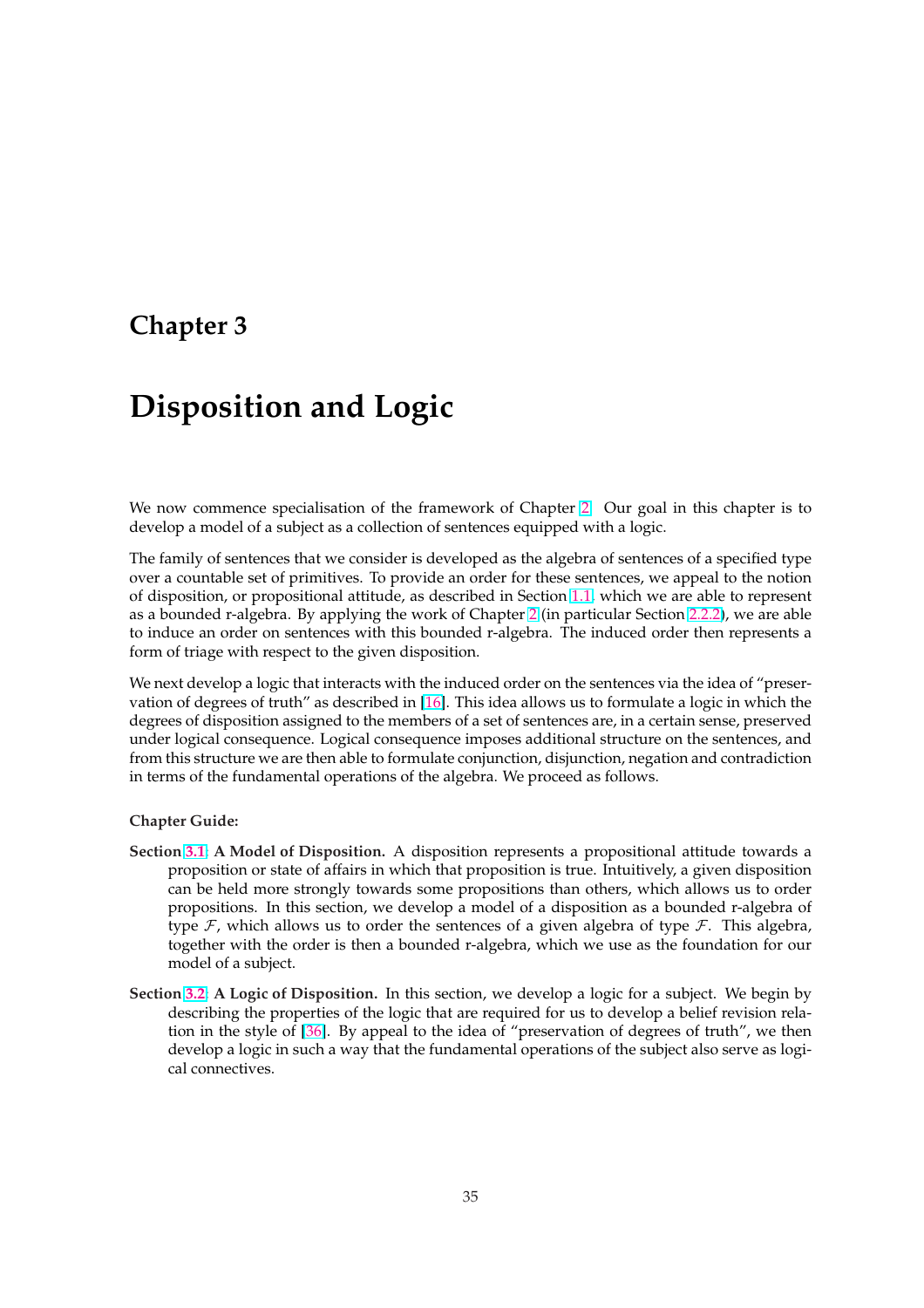# Chapter 3

# Disposition and Logic

We now commence specialisation of the framework of Chapter 2. Our goal in this chapter is to develop a model of a subject as a collection of sentences equipped with a logic.

The family of sentences that we consider is developed as the algebra of sentences of a specified type over a countable set of primitives. To provide an order for these sentences, we appeal to the notion of disposition, or propositional attitude, as described in Section 1.1, which we are able to represent as a bounded r-algebra. By applying the work of Chapter 2 (in particular Section 2.2.2), we are able to induce an order on sentences with this bounded r-algebra. The induced order then represents a form of triage with respect to the given disposition.

We next develop a logic that interacts with the induced order on the sentences via the idea of "preservation of degrees of truth" as described in [16]. This idea allows us to formulate a logic in which the degrees of disposition assigned to the members of a set of sentences are, in a certain sense, preserved under logical consequence. Logical consequence imposes additional structure on the sentences, and from this structure we are then able to formulate conjunction, disjunction, negation and contradiction in terms of the fundamental operations of the algebra. We proceed as follows.

**Chapter Guide:**

**Section 3.1: A Model of Disposition.** A disposition represents a propositional attitude towards a proposition or state of affairs in which that proposition is true. Intuitively, a given disposition can be held more strongly towards some propositions than others, which allows us to order propositions. In this section, we develop a model of a disposition as a bounded r-algebra of type $\mathcal{F}$, which allows us to order the sentences of a given algebra of type $\mathcal{F}$. This algebra, together with the order is then a bounded r-algebra, which we use as the foundation for our model of a subject.

**Section 3.2: A Logic of Disposition.** In this section, we develop a logic for a subject. We begin by describing the properties of the logic that are required for us to develop a belief revision relation in the style of [36]. By appeal to the idea of "preservation of degrees of truth", we then develop a logic in such a way that the fundamental operations of the subject also serve as logical connectives.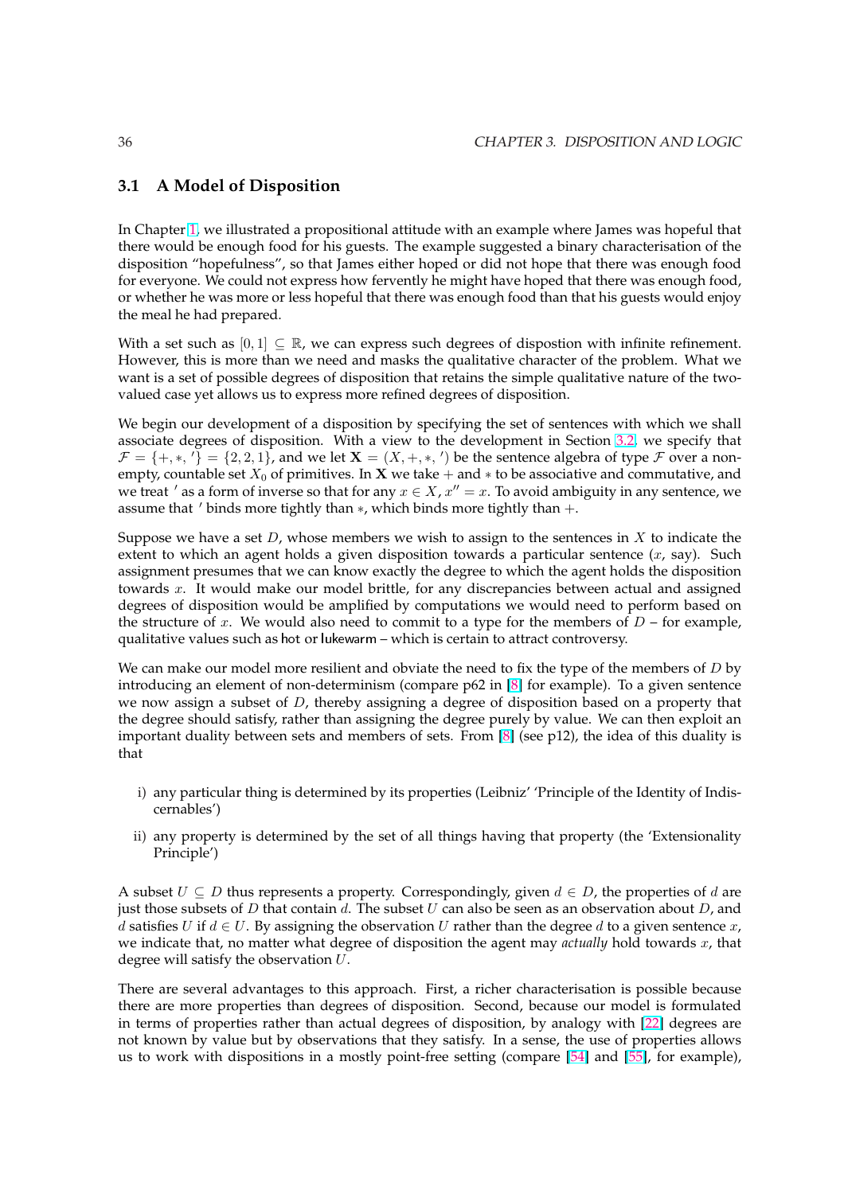## 3.1 A Model of Disposition

In Chapter 1, we illustrated a propositional attitude with an example where James was hopeful that there would be enough food for his guests. The example suggested a binary characterisation of the disposition "hopefulness", so that James either hoped or did not hope that there was enough food for everyone. We could not express how fervently he might have hoped that there was enough food, or whether he was more or less hopeful that there was enough food than that his guests would enjoy the meal he had prepared.

With a set such as $[0, 1] \subseteq \mathbb{R}$, we can express such degrees of dispostion with infinite refinement. However, this is more than we need and masks the qualitative character of the problem. What we want is a set of possible degrees of disposition that retains the simple qualitative nature of the two-valued case yet allows us to express more refined degrees of disposition.

We begin our development of a disposition by specifying the set of sentences with which we shall associate degrees of disposition. With a view to the development in Section 3.2, we specify that $\mathcal{F} = \{+, *, '\} = \{2, 2, 1\}$, and we let $\mathbf{X} = (X, +, *, ')$ be the sentence algebra of type $\mathcal{F}$ over a non-empty, countable set $X_0$ of primitives. In $\mathbf{X}$ we take $+$ and $*$ to be associative and commutative, and we treat $'$ as a form of inverse so that for any $x \in X$, $x'' = x$. To avoid ambiguity in any sentence, we assume that $'$ binds more tightly than $*$, which binds more tightly than $+$.

Suppose we have a set $D$, whose members we wish to assign to the sentences in $X$ to indicate the extent to which an agent holds a given disposition towards a particular sentence ($x$, say). Such assignment presumes that we can know exactly the degree to which the agent holds the disposition towards $x$. It would make our model brittle, for any discrepancies between actual and assigned degrees of disposition would be amplified by computations we would need to perform based on the structure of $x$. We would also need to commit to a type for the members of $D$ – for example, qualitative values such as hot or lukewarm – which is certain to attract controversy.

We can make our model more resilient and obviate the need to fix the type of the members of $D$ by introducing an element of non-determinism (compare p62 in [8] for example). To a given sentence we now assign a subset of $D$, thereby assigning a degree of disposition based on a property that the degree should satisfy, rather than assigning the degree purely by value. We can then exploit an important duality between sets and members of sets. From [8] (see p12), the idea of this duality is that

i) any particular thing is determined by its properties (Leibniz' 'Principle of the Identity of Indiscernables')

ii) any property is determined by the set of all things having that property (the 'Extensionality Principle')

A subset $U \subseteq D$ thus represents a property. Correspondingly, given $d \in D$, the properties of $d$ are just those subsets of $D$ that contain $d$. The subset $U$ can also be seen as an observation about $D$, and $d$ satisfies $U$ if $d \in U$. By assigning the observation $U$ rather than the degree $d$ to a given sentence $x$, we indicate that, no matter what degree of disposition the agent may *actually* hold towards $x$, that degree will satisfy the observation $U$.

There are several advantages to this approach. First, a richer characterisation is possible because there are more properties than degrees of disposition. Second, because our model is formulated in terms of properties rather than actual degrees of disposition, by analogy with [22] degrees are not known by value but by observations that they satisfy. In a sense, the use of properties allows us to work with dispositions in a mostly point-free setting (compare [54] and [55], for example),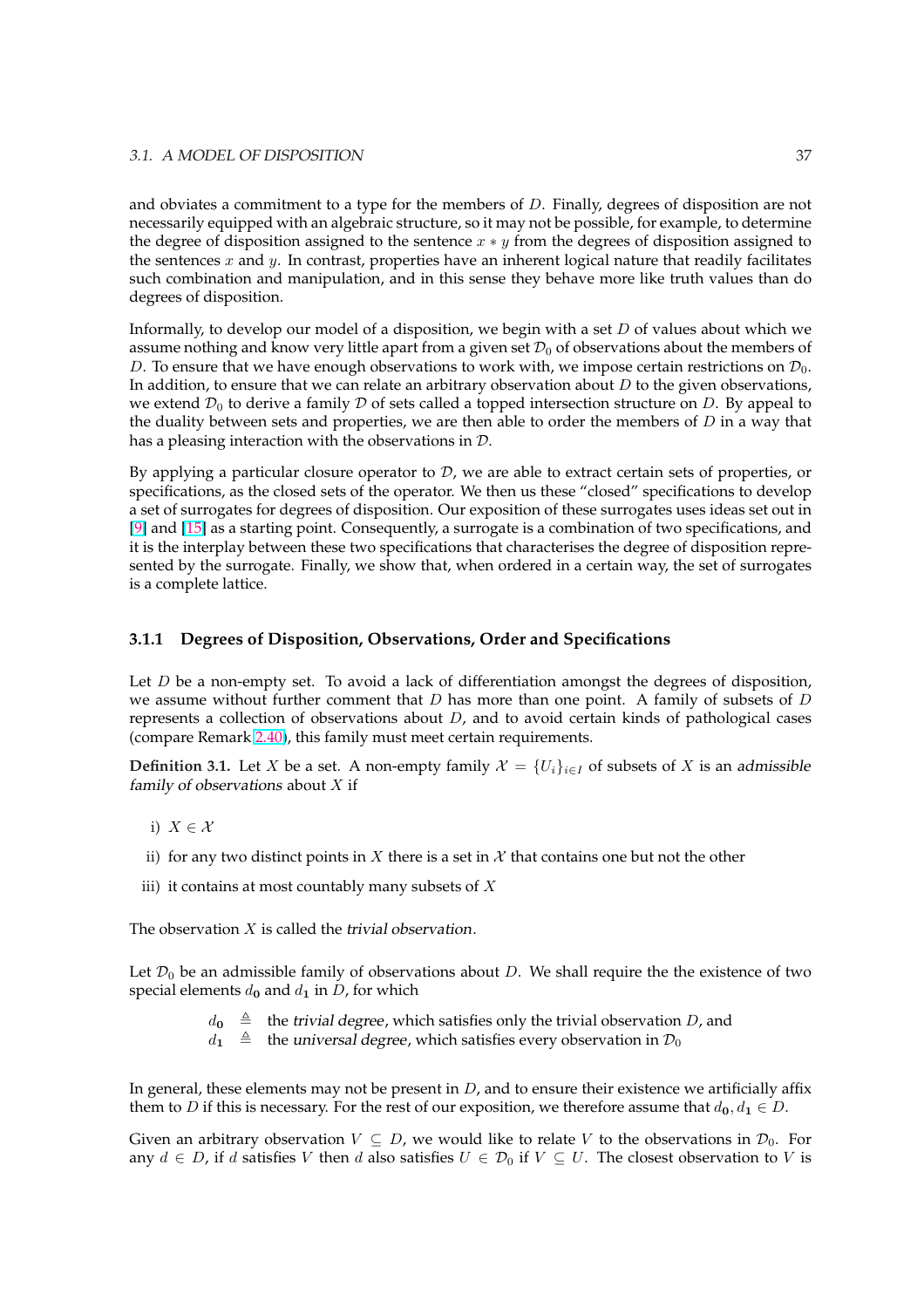and obviates a commitment to a type for the members of $D$. Finally, degrees of disposition are not necessarily equipped with an algebraic structure, so it may not be possible, for example, to determine the degree of disposition assigned to the sentence $x * y$ from the degrees of disposition assigned to the sentences $x$ and $y$. In contrast, properties have an inherent logical nature that readily facilitates such combination and manipulation, and in this sense they behave more like truth values than do degrees of disposition.

Informally, to develop our model of a disposition, we begin with a set $D$ of values about which we assume nothing and know very little apart from a given set $\mathcal{D}_0$ of observations about the members of $D$. To ensure that we have enough observations to work with, we impose certain restrictions on $\mathcal{D}_0$. In addition, to ensure that we can relate an arbitrary observation about $D$ to the given observations, we extend $\mathcal{D}_0$ to derive a family $\mathcal{D}$ of sets called a topped intersection structure on $D$. By appeal to the duality between sets and properties, we are then able to order the members of $D$ in a way that has a pleasing interaction with the observations in $\mathcal{D}$.

By applying a particular closure operator to $\mathcal{D}$, we are able to extract certain sets of properties, or specifications, as the closed sets of the operator. We then us these "closed" specifications to develop a set of surrogates for degrees of disposition. Our exposition of these surrogates uses ideas set out in [9] and [15] as a starting point. Consequently, a surrogate is a combination of two specifications, and it is the interplay between these two specifications that characterises the degree of disposition represented by the surrogate. Finally, we show that, when ordered in a certain way, the set of surrogates is a complete lattice.

### 3.1.1 Degrees of Disposition, Observations, Order and Specifications

Let $D$ be a non-empty set. To avoid a lack of differentiation amongst the degrees of disposition, we assume without further comment that $D$ has more than one point. A family of subsets of $D$ represents a collection of observations about $D$, and to avoid certain kinds of pathological cases (compare Remark 2.40), this family must meet certain requirements.

**Definition 3.1.** Let $X$ be a set. A non-empty family $\mathcal{X} = \{U_i\}_{i \in I}$ of subsets of $X$ is an *admissible family of observations* about $X$ if

i) $X \in \mathcal{X}$

ii) for any two distinct points in $X$ there is a set in $\mathcal{X}$ that contains one but not the other

iii) it contains at most countably many subsets of $X$

The observation $X$ is called the *trivial observation*.

Let $\mathcal{D}_0$ be an admissible family of observations about $D$. We shall require the the existence of two special elements $d_{\mathbf{0}}$ and $d_{\mathbf{1}}$ in $D$, for which

$$
\begin{aligned}
d_{\mathbf{0}} &\triangleq \text{ the } \textit{trivial degree}\text{, which satisfies only the trivial observation } D\text{, and} \\
d_{\mathbf{1}} &\triangleq \text{ the } \textit{universal degree}\text{, which satisfies every observation in } \mathcal{D}_0
\end{aligned}
$$

In general, these elements may not be present in $D$, and to ensure their existence we artificially affix them to $D$ if this is necessary. For the rest of our exposition, we therefore assume that $d_{\mathbf{0}}, d_{\mathbf{1}} \in D$.

Given an arbitrary observation $V \subseteq D$, we would like to relate $V$ to the observations in $\mathcal{D}_0$. For any $d \in D$, if $d$ satisfies $V$ then $d$ also satisfies $U \in \mathcal{D}_0$ if $V \subseteq U$. The closest observation to $V$ is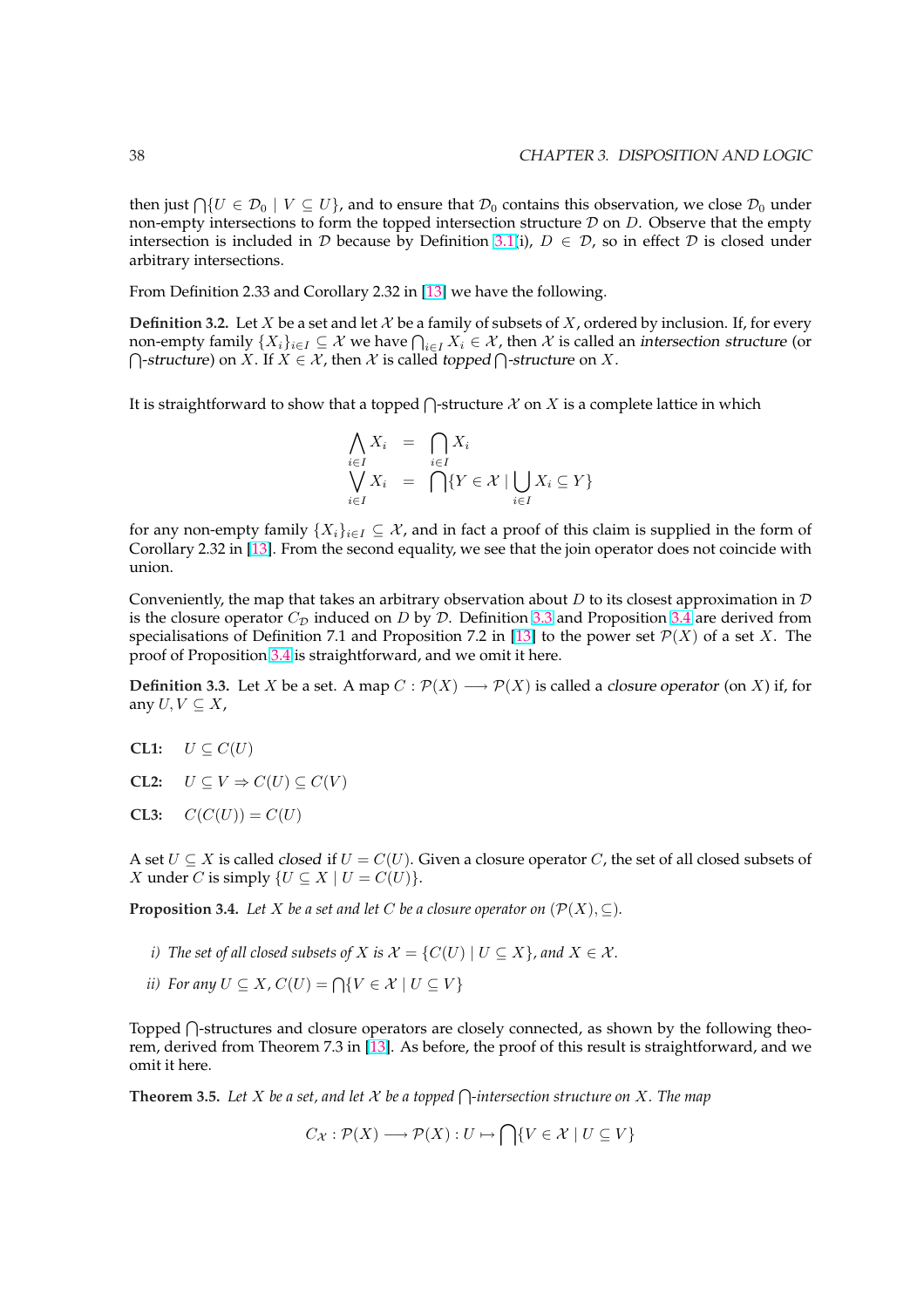then just $\bigcap\{U \in \mathcal{D}_0 \mid V \subseteq U\}$, and to ensure that $\mathcal{D}_0$ contains this observation, we close $\mathcal{D}_0$ under non-empty intersections to form the topped intersection structure $\mathcal{D}$ on $D$. Observe that the empty intersection is included in $\mathcal{D}$ because by Definition 3.1(i), $D \in \mathcal{D}$, so in effect $\mathcal{D}$ is closed under arbitrary intersections.

From Definition 2.33 and Corollary 2.32 in [13] we have the following.

**Definition 3.2.** Let $X$ be a set and let $\mathcal{X}$ be a family of subsets of $X$, ordered by inclusion. If, for every non-empty family $\{X_i\}_{i \in I} \subseteq \mathcal{X}$ we have $\bigcap_{i \in I} X_i \in \mathcal{X}$, then $\mathcal{X}$ is called an *intersection structure* (or *$\bigcap$-structure*) on $X$. If $X \in \mathcal{X}$, then $\mathcal{X}$ is called *topped $\bigcap$-structure* on $X$.

It is straightforward to show that a topped $\bigcap$-structure $\mathcal{X}$ on $X$ is a complete lattice in which

$$
\begin{aligned}
\bigwedge_{i \in I} X_i &= \bigcap_{i \in I} X_i \\
\bigvee_{i \in I} X_i &= \bigcap\{Y \in \mathcal{X} \mid \bigcup_{i \in I} X_i \subseteq Y\}
\end{aligned}
$$

for any non-empty family $\{X_i\}_{i \in I} \subseteq \mathcal{X}$, and in fact a proof of this claim is supplied in the form of Corollary 2.32 in [13]. From the second equality, we see that the join operator does not coincide with union.

Conveniently, the map that takes an arbitrary observation about $D$ to its closest approximation in $\mathcal{D}$ is the closure operator $C_{\mathcal{D}}$ induced on $D$ by $\mathcal{D}$. Definition 3.3 and Proposition 3.4 are derived from specialisations of Definition 7.1 and Proposition 7.2 in [13] to the power set $\mathcal{P}(X)$ of a set $X$. The proof of Proposition 3.4 is straightforward, and we omit it here.

**Definition 3.3.** Let $X$ be a set. A map $C : \mathcal{P}(X) \longrightarrow \mathcal{P}(X)$ is called a *closure operator* (on $X$) if, for any $U, V \subseteq X$,

**CL1:** $U \subseteq C(U)$

**CL2:** $U \subseteq V \Rightarrow C(U) \subseteq C(V)$

**CL3:** $C(C(U)) = C(U)$

A set $U \subseteq X$ is called *closed* if $U = C(U)$. Given a closure operator $C$, the set of all closed subsets of $X$ under $C$ is simply $\{U \subseteq X \mid U = C(U)\}$.

**Proposition 3.4.** *Let $X$ be a set and let $C$ be a closure operator on $(\mathcal{P}(X), \subseteq)$.*

*i) The set of all closed subsets of $X$ is $\mathcal{X} = \{C(U) \mid U \subseteq X\}$, and $X \in \mathcal{X}$.*

*ii) For any $U \subseteq X$, $C(U) = \bigcap\{V \in \mathcal{X} \mid U \subseteq V\}$*

Topped $\bigcap$-structures and closure operators are closely connected, as shown by the following theorem, derived from Theorem 7.3 in [13]. As before, the proof of this result is straightforward, and we omit it here.

**Theorem 3.5.** *Let $X$ be a set, and let $\mathcal{X}$ be a topped $\bigcap$-intersection structure on $X$. The map*

$$
C_{\mathcal{X}} : \mathcal{P}(X) \longrightarrow \mathcal{P}(X) : U \mapsto \bigcap\{V \in \mathcal{X} \mid U \subseteq V\}
$$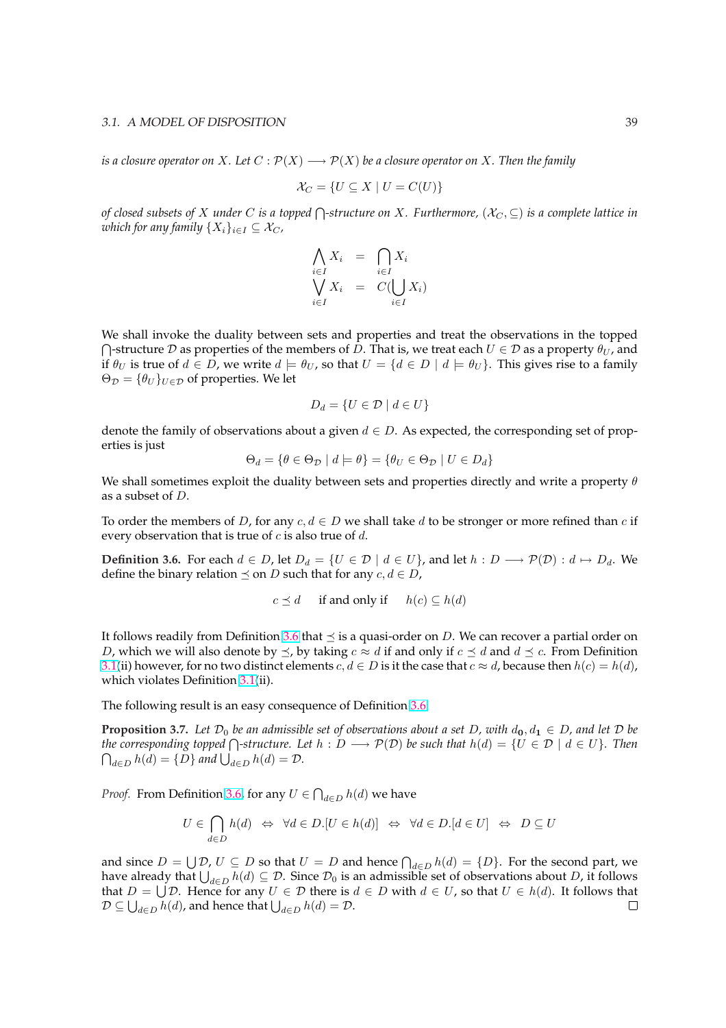*is a closure operator on $X$. Let $C : \mathcal{P}(X) \longrightarrow \mathcal{P}(X)$ be a closure operator on $X$. Then the family*

$$\mathcal{X}_C = \{U \subseteq X \mid U = C(U)\}$$

*of closed subsets of $X$ under $C$ is a topped $\bigcap$-structure on $X$. Furthermore, $(\mathcal{X}_C, \subseteq)$ is a complete lattice in which for any family $\{X_i\}_{i \in I} \subseteq \mathcal{X}_C$,*

$$\begin{aligned}
\bigwedge_{i \in I} X_i &= \bigcap_{i \in I} X_i \\
\bigvee_{i \in I} X_i &= C(\bigcup_{i \in I} X_i)
\end{aligned}$$

We shall invoke the duality between sets and properties and treat the observations in the topped $\bigcap$-structure $\mathcal{D}$ as properties of the members of $D$. That is, we treat each $U \in \mathcal{D}$ as a property $\theta_U$, and if $\theta_U$ is true of $d \in D$, we write $d \models \theta_U$, so that $U = \{d \in D \mid d \models \theta_U\}$. This gives rise to a family $\Theta_{\mathcal{D}} = \{\theta_U\}_{U \in \mathcal{D}}$ of properties. We let

$$D_d = \{U \in \mathcal{D} \mid d \in U\}$$

denote the family of observations about a given $d \in D$. As expected, the corresponding set of properties is just

$$\Theta_d = \{\theta \in \Theta_{\mathcal{D}} \mid d \models \theta\} = \{\theta_U \in \Theta_{\mathcal{D}} \mid U \in D_d\}$$

We shall sometimes exploit the duality between sets and properties directly and write a property $\theta$ as a subset of $D$.

To order the members of $D$, for any $c, d \in D$ we shall take $d$ to be stronger or more refined than $c$ if every observation that is true of $c$ is also true of $d$.

**Definition 3.6.** For each $d \in D$, let $D_d = \{U \in \mathcal{D} \mid d \in U\}$, and let $h : D \longrightarrow \mathcal{P}(\mathcal{D}) : d \mapsto D_d$. We define the binary relation $\preceq$ on $D$ such that for any $c, d \in D$,

$$c \preceq d \quad \text{ if and only if } \quad h(c) \subseteq h(d)$$

It follows readily from Definition 3.6 that $\preceq$ is a quasi-order on $D$. We can recover a partial order on $D$, which we will also denote by $\preceq$, by taking $c \approx d$ if and only if $c \preceq d$ and $d \preceq c$. From Definition 3.1(ii) however, for no two distinct elements $c, d \in D$ is it the case that $c \approx d$, because then $h(c) = h(d)$, which violates Definition 3.1(ii).

The following result is an easy consequence of Definition 3.6.

**Proposition 3.7.** *Let $\mathcal{D}_0$ be an admissible set of observations about a set $D$, with $d_{\mathbf{0}}, d_{\mathbf{1}} \in D$, and let $\mathcal{D}$ be the corresponding topped $\bigcap$-structure. Let $h : D \longrightarrow \mathcal{P}(\mathcal{D})$ be such that $h(d) = \{U \in \mathcal{D} \mid d \in U\}$. Then $\bigcap_{d \in D} h(d) = \{D\}$ and $\bigcup_{d \in D} h(d) = \mathcal{D}$.*

*Proof.* From Definition 3.6, for any $U \in \bigcap_{d \in D} h(d)$ we have

$$U \in \bigcap_{d \in D} h(d) \;\;\Leftrightarrow\;\; \forall d \in D.[U \in h(d)] \;\;\Leftrightarrow\;\; \forall d \in D.[d \in U] \;\;\Leftrightarrow\;\; D \subseteq U$$

and since $D = \bigcup \mathcal{D}$, $U \subseteq D$ so that $U = D$ and hence $\bigcap_{d \in D} h(d) = \{D\}$. For the second part, we have already that $\bigcup_{d \in D} h(d) \subseteq \mathcal{D}$. Since $\mathcal{D}_0$ is an admissible set of observations about $D$, it follows that $D = \bigcup \mathcal{D}$. Hence for any $U \in \mathcal{D}$ there is $d \in D$ with $d \in U$, so that $U \in h(d)$. It follows that $\mathcal{D} \subseteq \bigcup_{d \in D} h(d)$, and hence that $\bigcup_{d \in D} h(d) = \mathcal{D}$. $\square$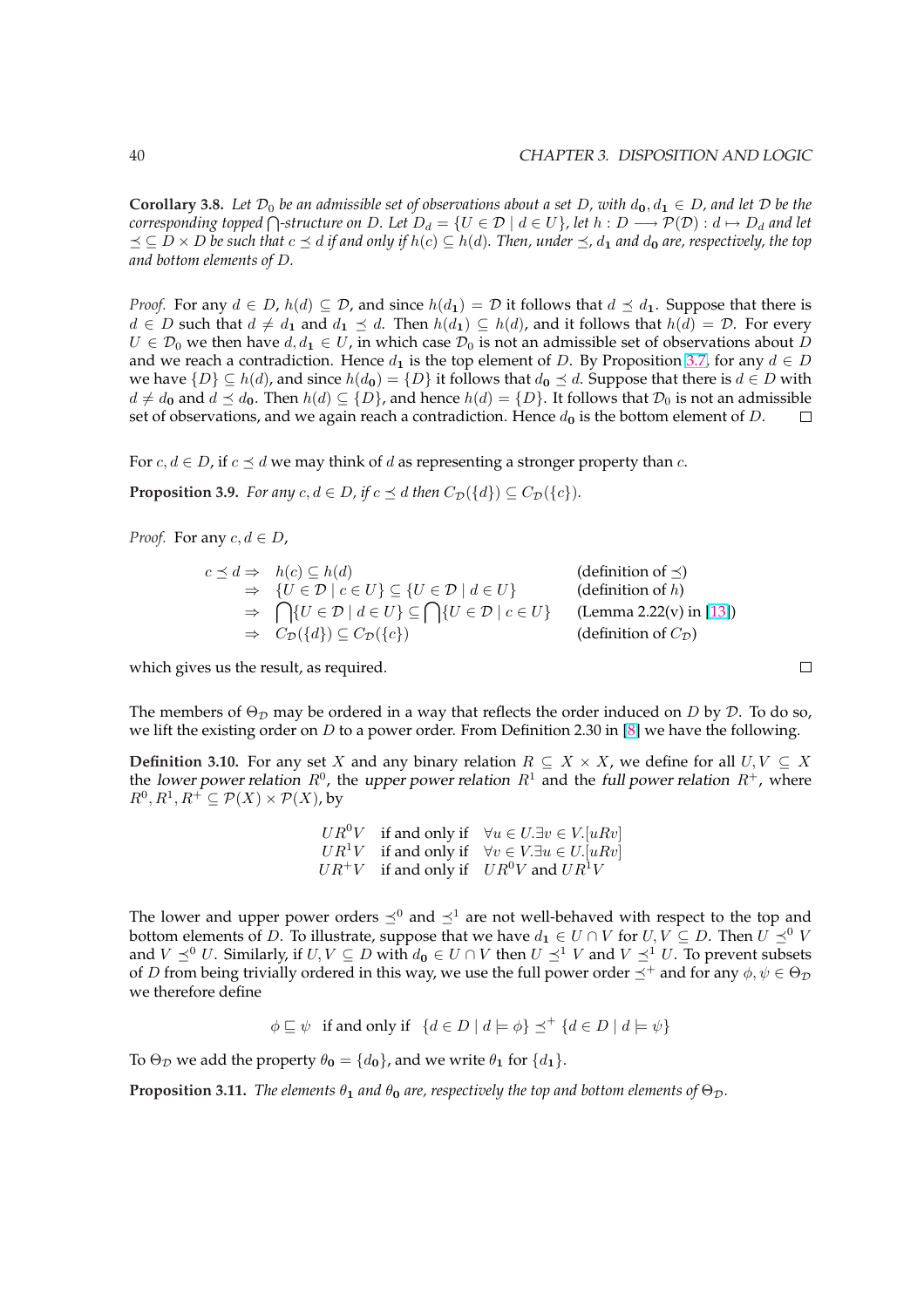**Corollary 3.8.** *Let $\mathcal{D}_0$ be an admissible set of observations about a set $D$, with $d_\mathbf{0}, d_\mathbf{1} \in D$, and let $\mathcal{D}$ be the corresponding topped $\bigcap$-structure on $D$. Let $D_d = \{U \in \mathcal{D} \mid d \in U\}$, let $h : D \longrightarrow \mathcal{P}(\mathcal{D}) : d \mapsto D_d$ and let $\preceq \subseteq D \times D$ be such that $c \preceq d$ if and only if $h(c) \subseteq h(d)$. Then, under $\preceq$, $d_\mathbf{1}$ and $d_\mathbf{0}$ are, respectively, the top and bottom elements of $D$.*

*Proof.* For any $d \in D$, $h(d) \subseteq \mathcal{D}$, and since $h(d_\mathbf{1}) = \mathcal{D}$ it follows that $d \preceq d_\mathbf{1}$. Suppose that there is $d \in D$ such that $d \neq d_\mathbf{1}$ and $d_\mathbf{1} \preceq d$. Then $h(d_\mathbf{1}) \subseteq h(d)$, and it follows that $h(d) = \mathcal{D}$. For every $U \in \mathcal{D}_0$ we then have $d, d_\mathbf{1} \in U$, in which case $\mathcal{D}_0$ is not an admissible set of observations about $D$ and we reach a contradiction. Hence $d_\mathbf{1}$ is the top element of $D$. By Proposition 3.7, for any $d \in D$ we have $\{D\} \subseteq h(d)$, and since $h(d_\mathbf{0}) = \{D\}$ it follows that $d_\mathbf{0} \preceq d$. Suppose that there is $d \in D$ with $d \neq d_\mathbf{0}$ and $d \preceq d_\mathbf{0}$. Then $h(d) \subseteq \{D\}$, and hence $h(d) = \{D\}$. It follows that $\mathcal{D}_0$ is not an admissible set of observations, and we again reach a contradiction. Hence $d_\mathbf{0}$ is the bottom element of $D$. $\square$

For $c, d \in D$, if $c \preceq d$ we may think of $d$ as representing a stronger property than $c$.

**Proposition 3.9.** *For any $c, d \in D$, if $c \preceq d$ then $C_\mathcal{D}(\{d\}) \subseteq C_\mathcal{D}(\{c\})$.*

*Proof.* For any $c, d \in D$,

$$
\begin{array}{rll}
c \preceq d \Rightarrow & h(c) \subseteq h(d) & \text{(definition of } \preceq) \\
\Rightarrow & \{U \in \mathcal{D} \mid c \in U\} \subseteq \{U \in \mathcal{D} \mid d \in U\} & \text{(definition of } h) \\
\Rightarrow & \bigcap\{U \in \mathcal{D} \mid d \in U\} \subseteq \bigcap\{U \in \mathcal{D} \mid c \in U\} & \text{(Lemma 2.22(v) in [13])} \\
\Rightarrow & C_\mathcal{D}(\{d\}) \subseteq C_\mathcal{D}(\{c\}) & \text{(definition of } C_\mathcal{D})
\end{array}
$$

which gives us the result, as required. $\square$

The members of $\Theta_\mathcal{D}$ may be ordered in a way that reflects the order induced on $D$ by $\mathcal{D}$. To do so, we lift the existing order on $D$ to a power order. From Definition 2.30 in [8] we have the following.

**Definition 3.10.** For any set $X$ and any binary relation $R \subseteq X \times X$, we define for all $U, V \subseteq X$ the *lower power relation* $R^0$, the *upper power relation* $R^1$ and the *full power relation* $R^+$, where $R^0, R^1, R^+ \subseteq \mathcal{P}(X) \times \mathcal{P}(X)$, by

$$
\begin{array}{rll}
UR^0V & \text{if and only if} & \forall u \in U.\exists v \in V.[uRv] \\
UR^1V & \text{if and only if} & \forall v \in V.\exists u \in U.[uRv] \\
UR^+V & \text{if and only if} & UR^0V \text{ and } UR^1V
\end{array}
$$

The lower and upper power orders $\preceq^0$ and $\preceq^1$ are not well-behaved with respect to the top and bottom elements of $D$. To illustrate, suppose that we have $d_\mathbf{1} \in U \cap V$ for $U, V \subseteq D$. Then $U \preceq^0 V$ and $V \preceq^0 U$. Similarly, if $U, V \subseteq D$ with $d_\mathbf{0} \in U \cap V$ then $U \preceq^1 V$ and $V \preceq^1 U$. To prevent subsets of $D$ from being trivially ordered in this way, we use the full power order $\preceq^+$ and for any $\phi, \psi \in \Theta_\mathcal{D}$ we therefore define

$$\phi \sqsubseteq \psi \quad \text{if and only if} \quad \{d \in D \mid d \models \phi\} \preceq^+ \{d \in D \mid d \models \psi\}$$

To $\Theta_\mathcal{D}$ we add the property $\theta_\mathbf{0} = \{d_\mathbf{0}\}$, and we write $\theta_\mathbf{1}$ for $\{d_\mathbf{1}\}$.

**Proposition 3.11.** *The elements $\theta_\mathbf{1}$ and $\theta_\mathbf{0}$ are, respectively the top and bottom elements of $\Theta_\mathcal{D}$.*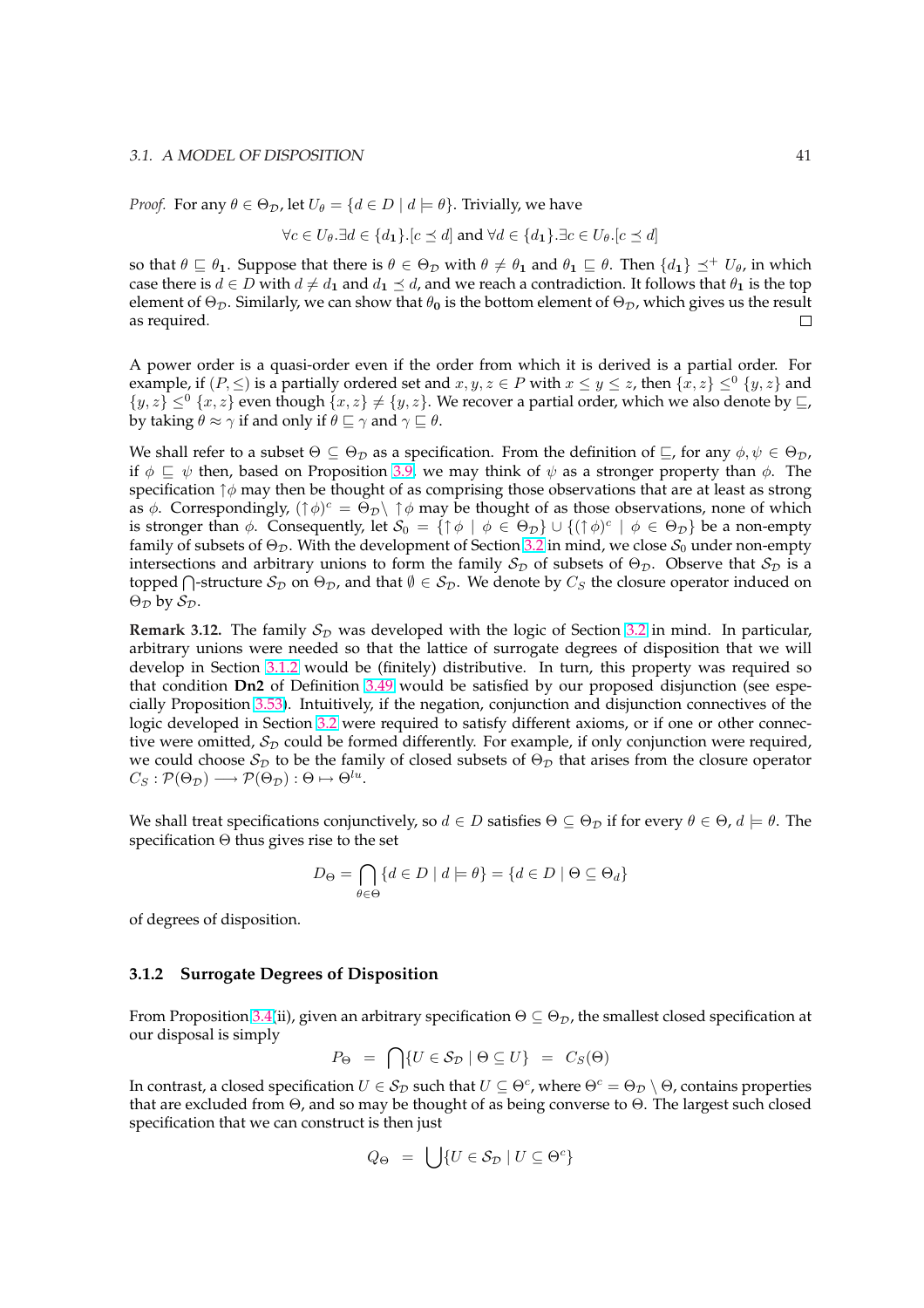*Proof.* For any $\theta \in \Theta_{\mathcal{D}}$, let $U_\theta = \{d \in D \mid d \models \theta\}$. Trivially, we have

$$\forall c \in U_\theta. \exists d \in \{d_\mathbf{1}\}.[c \preceq d] \text{ and } \forall d \in \{d_\mathbf{1}\}.\exists c \in U_\theta.[c \preceq d]$$

so that $\theta \sqsubseteq \theta_\mathbf{1}$. Suppose that there is $\theta \in \Theta_{\mathcal{D}}$ with $\theta \neq \theta_\mathbf{1}$ and $\theta_\mathbf{1} \sqsubseteq \theta$. Then $\{d_\mathbf{1}\} \preceq^+ U_\theta$, in which case there is $d \in D$ with $d \neq d_\mathbf{1}$ and $d_\mathbf{1} \preceq d$, and we reach a contradiction. It follows that $\theta_\mathbf{1}$ is the top element of $\Theta_{\mathcal{D}}$. Similarly, we can show that $\theta_\mathbf{0}$ is the bottom element of $\Theta_{\mathcal{D}}$, which gives us the result as required. □

A power order is a quasi-order even if the order from which it is derived is a partial order. For example, if $(P, \leq)$ is a partially ordered set and $x, y, z \in P$ with $x \leq y \leq z$, then $\{x, z\} \leq^0 \{y, z\}$ and $\{y, z\} \leq^0 \{x, z\}$ even though $\{x, z\} \neq \{y, z\}$. We recover a partial order, which we also denote by $\sqsubseteq$, by taking $\theta \approx \gamma$ if and only if $\theta \sqsubseteq \gamma$ and $\gamma \sqsubseteq \theta$.

We shall refer to a subset $\Theta \subseteq \Theta_{\mathcal{D}}$ as a specification. From the definition of $\sqsubseteq$, for any $\phi, \psi \in \Theta_{\mathcal{D}}$, if $\phi \sqsubseteq \psi$ then, based on Proposition 3.9, we may think of $\psi$ as a stronger property than $\phi$. The specification $\uparrow\phi$ may then be thought of as comprising those observations that are at least as strong as $\phi$. Correspondingly, $(\uparrow\phi)^c = \Theta_{\mathcal{D}} \setminus \uparrow\phi$ may be thought of as those observations, none of which is stronger than $\phi$. Consequently, let $\mathcal{S}_0 = \{\uparrow\phi \mid \phi \in \Theta_{\mathcal{D}}\} \cup \{(\uparrow\phi)^c \mid \phi \in \Theta_{\mathcal{D}}\}$ be a non-empty family of subsets of $\Theta_{\mathcal{D}}$. With the development of Section 3.2 in mind, we close $\mathcal{S}_0$ under non-empty intersections and arbitrary unions to form the family $\mathcal{S}_{\mathcal{D}}$ of subsets of $\Theta_{\mathcal{D}}$. Observe that $\mathcal{S}_{\mathcal{D}}$ is a topped $\bigcap$-structure $\mathcal{S}_{\mathcal{D}}$ on $\Theta_{\mathcal{D}}$, and that $\emptyset \in \mathcal{S}_{\mathcal{D}}$. We denote by $C_S$ the closure operator induced on $\Theta_{\mathcal{D}}$ by $\mathcal{S}_{\mathcal{D}}$.

**Remark 3.12.** The family $\mathcal{S}_{\mathcal{D}}$ was developed with the logic of Section 3.2 in mind. In particular, arbitrary unions were needed so that the lattice of surrogate degrees of disposition that we will develop in Section 3.1.2 would be (finitely) distributive. In turn, this property was required so that condition **Dn2** of Definition 3.49 would be satisfied by our proposed disjunction (see especially Proposition 3.53). Intuitively, if the negation, conjunction and disjunction connectives of the logic developed in Section 3.2 were required to satisfy different axioms, or if one or other connective were omitted, $\mathcal{S}_{\mathcal{D}}$ could be formed differently. For example, if only conjunction were required, we could choose $\mathcal{S}_{\mathcal{D}}$ to be the family of closed subsets of $\Theta_{\mathcal{D}}$ that arises from the closure operator $C_S : \mathcal{P}(\Theta_{\mathcal{D}}) \longrightarrow \mathcal{P}(\Theta_{\mathcal{D}}) : \Theta \mapsto \Theta^{lu}$.

We shall treat specifications conjunctively, so $d \in D$ satisfies $\Theta \subseteq \Theta_{\mathcal{D}}$ if for every $\theta \in \Theta$, $d \models \theta$. The specification $\Theta$ thus gives rise to the set

$$D_\Theta = \bigcap_{\theta \in \Theta} \{d \in D \mid d \models \theta\} = \{d \in D \mid \Theta \subseteq \Theta_d\}$$

of degrees of disposition.

### 3.1.2 Surrogate Degrees of Disposition

From Proposition 3.4(ii), given an arbitrary specification $\Theta \subseteq \Theta_{\mathcal{D}}$, the smallest closed specification at our disposal is simply

$$P_\Theta \;=\; \bigcap\{U \in \mathcal{S}_{\mathcal{D}} \mid \Theta \subseteq U\} \;=\; C_S(\Theta)$$

In contrast, a closed specification $U \in \mathcal{S}_{\mathcal{D}}$ such that $U \subseteq \Theta^c$, where $\Theta^c = \Theta_{\mathcal{D}} \setminus \Theta$, contains properties that are excluded from $\Theta$, and so may be thought of as being converse to $\Theta$. The largest such closed specification that we can construct is then just

$$Q_\Theta \;=\; \bigcup\{U \in \mathcal{S}_{\mathcal{D}} \mid U \subseteq \Theta^c\}$$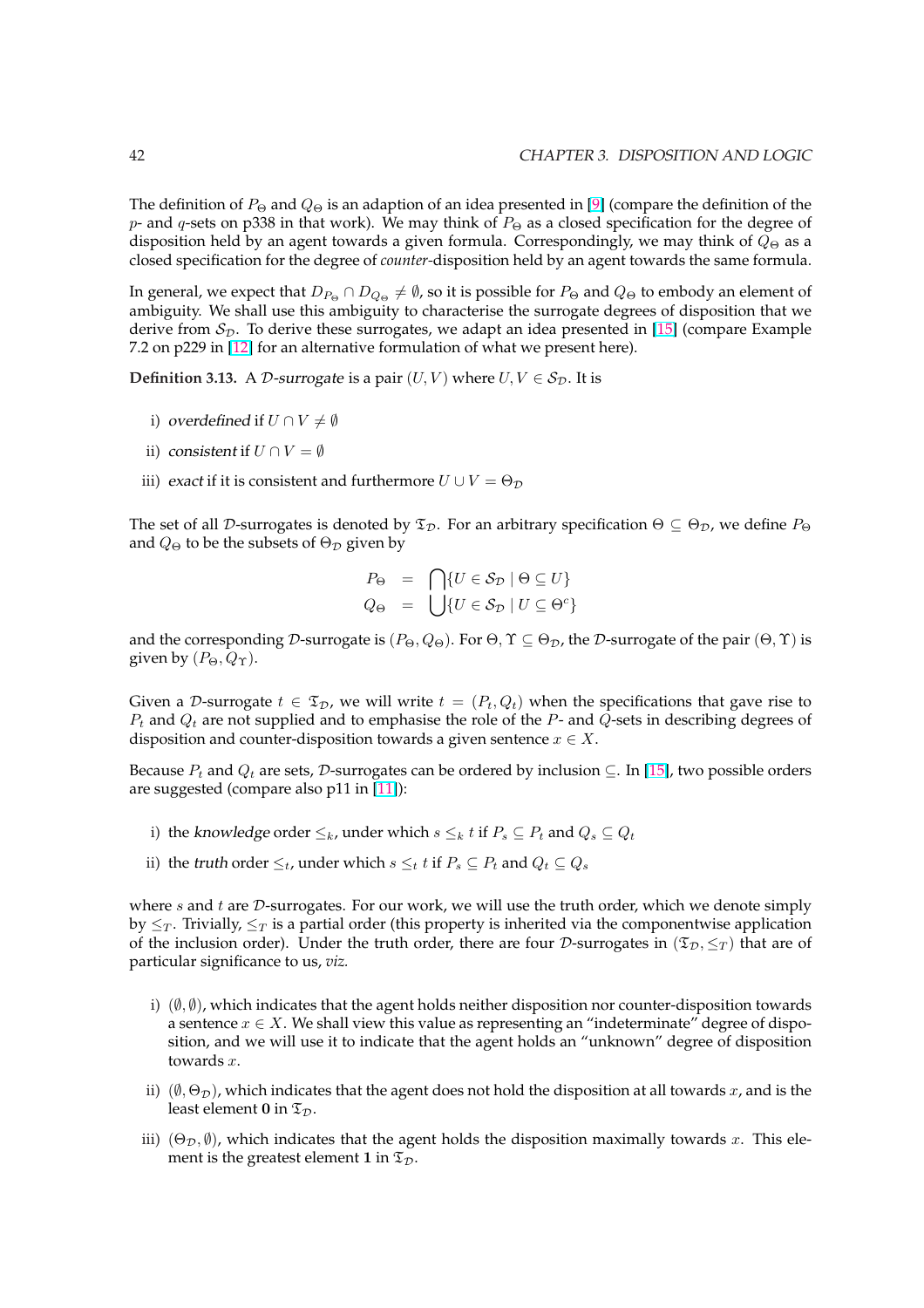The definition of $P_\Theta$ and $Q_\Theta$ is an adaption of an idea presented in [9] (compare the definition of the $p$- and $q$-sets on p338 in that work). We may think of $P_\Theta$ as a closed specification for the degree of disposition held by an agent towards a given formula. Correspondingly, we may think of $Q_\Theta$ as a closed specification for the degree of *counter*-disposition held by an agent towards the same formula.

In general, we expect that $D_{P_\Theta} \cap D_{Q_\Theta} \neq \emptyset$, so it is possible for $P_\Theta$ and $Q_\Theta$ to embody an element of ambiguity. We shall use this ambiguity to characterise the surrogate degrees of disposition that we derive from $\mathcal{S}_\mathcal{D}$. To derive these surrogates, we adapt an idea presented in [15] (compare Example 7.2 on p229 in [12] for an alternative formulation of what we present here).

**Definition 3.13.** A *$\mathcal{D}$-surrogate* is a pair $(U, V)$ where $U, V \in \mathcal{S}_\mathcal{D}$. It is

i) *overdefined* if $U \cap V \neq \emptyset$

ii) *consistent* if $U \cap V = \emptyset$

iii) *exact* if it is consistent and furthermore $U \cup V = \Theta_\mathcal{D}$

The set of all $\mathcal{D}$-surrogates is denoted by $\mathfrak{T}_\mathcal{D}$. For an arbitrary specification $\Theta \subseteq \Theta_\mathcal{D}$, we define $P_\Theta$ and $Q_\Theta$ to be the subsets of $\Theta_\mathcal{D}$ given by

$$
\begin{aligned}
P_\Theta &= \bigcap \{U \in \mathcal{S}_\mathcal{D} \mid \Theta \subseteq U\} \\
Q_\Theta &= \bigcup \{U \in \mathcal{S}_\mathcal{D} \mid U \subseteq \Theta^c\}
\end{aligned}
$$

and the corresponding $\mathcal{D}$-surrogate is $(P_\Theta, Q_\Theta)$. For $\Theta, \Upsilon \subseteq \Theta_\mathcal{D}$, the $\mathcal{D}$-surrogate of the pair $(\Theta, \Upsilon)$ is given by $(P_\Theta, Q_\Upsilon)$.

Given a $\mathcal{D}$-surrogate $t \in \mathfrak{T}_\mathcal{D}$, we will write $t = (P_t, Q_t)$ when the specifications that gave rise to $P_t$ and $Q_t$ are not supplied and to emphasise the role of the $P$- and $Q$-sets in describing degrees of disposition and counter-disposition towards a given sentence $x \in X$.

Because $P_t$ and $Q_t$ are sets, $\mathcal{D}$-surrogates can be ordered by inclusion $\subseteq$. In [15], two possible orders are suggested (compare also p11 in [11]):

i) the *knowledge* order $\leq_k$, under which $s \leq_k t$ if $P_s \subseteq P_t$ and $Q_s \subseteq Q_t$

ii) the *truth* order $\leq_t$, under which $s \leq_t t$ if $P_s \subseteq P_t$ and $Q_t \subseteq Q_s$

where $s$ and $t$ are $\mathcal{D}$-surrogates. For our work, we will use the truth order, which we denote simply by $\leq_T$. Trivially, $\leq_T$ is a partial order (this property is inherited via the componentwise application of the inclusion order). Under the truth order, there are four $\mathcal{D}$-surrogates in $(\mathfrak{T}_\mathcal{D}, \leq_T)$ that are of particular significance to us, *viz.*

i) $(\emptyset, \emptyset)$, which indicates that the agent holds neither disposition nor counter-disposition towards a sentence $x \in X$. We shall view this value as representing an "indeterminate" degree of disposition, and we will use it to indicate that the agent holds an "unknown" degree of disposition towards $x$.

ii) $(\emptyset, \Theta_\mathcal{D})$, which indicates that the agent does not hold the disposition at all towards $x$, and is the least element **0** in $\mathfrak{T}_\mathcal{D}$.

iii) $(\Theta_\mathcal{D}, \emptyset)$, which indicates that the agent holds the disposition maximally towards $x$. This element is the greatest element **1** in $\mathfrak{T}_\mathcal{D}$.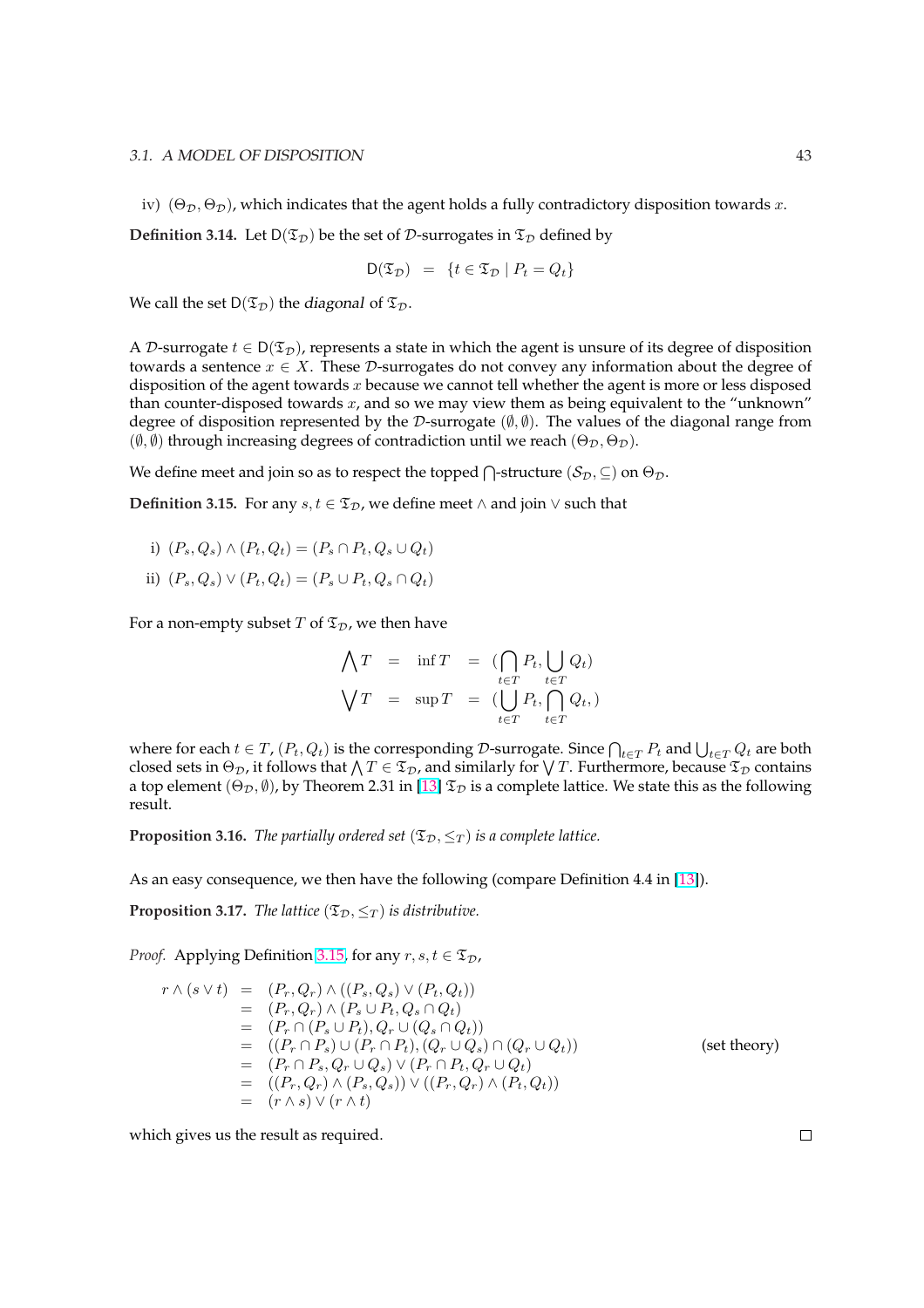iv) $(\Theta_\mathcal{D}, \Theta_\mathcal{D})$, which indicates that the agent holds a fully contradictory disposition towards $x$.

**Definition 3.14.** Let $\mathsf{D}(\mathfrak{T}_\mathcal{D})$ be the set of $\mathcal{D}$-surrogates in $\mathfrak{T}_\mathcal{D}$ defined by

$$\mathsf{D}(\mathfrak{T}_\mathcal{D}) \;\;=\;\; \{t \in \mathfrak{T}_\mathcal{D} \mid P_t = Q_t\}$$

We call the set $\mathsf{D}(\mathfrak{T}_\mathcal{D})$ the *diagonal* of $\mathfrak{T}_\mathcal{D}$.

A $\mathcal{D}$-surrogate $t \in \mathsf{D}(\mathfrak{T}_\mathcal{D})$, represents a state in which the agent is unsure of its degree of disposition towards a sentence $x \in X$. These $\mathcal{D}$-surrogates do not convey any information about the degree of disposition of the agent towards $x$ because we cannot tell whether the agent is more or less disposed than counter-disposed towards $x$, and so we may view them as being equivalent to the "unknown" degree of disposition represented by the $\mathcal{D}$-surrogate $(\emptyset, \emptyset)$. The values of the diagonal range from $(\emptyset, \emptyset)$ through increasing degrees of contradiction until we reach $(\Theta_\mathcal{D}, \Theta_\mathcal{D})$.

We define meet and join so as to respect the topped $\bigcap$-structure $(\mathcal{S}_\mathcal{D}, \subseteq)$ on $\Theta_\mathcal{D}$.

**Definition 3.15.** For any $s, t \in \mathfrak{T}_\mathcal{D}$, we define meet $\wedge$ and join $\vee$ such that

i) $(P_s, Q_s) \wedge (P_t, Q_t) = (P_s \cap P_t, Q_s \cup Q_t)$

ii) $(P_s, Q_s) \vee (P_t, Q_t) = (P_s \cup P_t, Q_s \cap Q_t)$

For a non-empty subset $T$ of $\mathfrak{T}_\mathcal{D}$, we then have

$$\begin{aligned}
\bigwedge T &= \inf T &= (\bigcap_{t \in T} P_t, \bigcup_{t \in T} Q_t) \\
\bigvee T &= \sup T &= (\bigcup_{t \in T} P_t, \bigcap_{t \in T} Q_t, )
\end{aligned}$$

where for each $t \in T$, $(P_t, Q_t)$ is the corresponding $\mathcal{D}$-surrogate. Since $\bigcap_{t \in T} P_t$ and $\bigcup_{t \in T} Q_t$ are both closed sets in $\Theta_\mathcal{D}$, it follows that $\bigwedge T \in \mathfrak{T}_\mathcal{D}$, and similarly for $\bigvee T$. Furthermore, because $\mathfrak{T}_\mathcal{D}$ contains a top element $(\Theta_\mathcal{D}, \emptyset)$, by Theorem 2.31 in [13] $\mathfrak{T}_\mathcal{D}$ is a complete lattice. We state this as the following result.

**Proposition 3.16.** *The partially ordered set $(\mathfrak{T}_\mathcal{D}, \leq_T)$ is a complete lattice.*

As an easy consequence, we then have the following (compare Definition 4.4 in [13]).

**Proposition 3.17.** *The lattice $(\mathfrak{T}_\mathcal{D}, \leq_T)$ is distributive.*

*Proof.* Applying Definition 3.15, for any $r, s, t \in \mathfrak{T}_\mathcal{D}$,

$$\begin{aligned}
r \wedge (s \vee t) &= (P_r, Q_r) \wedge ((P_s, Q_s) \vee (P_t, Q_t)) \\
&= (P_r, Q_r) \wedge (P_s \cup P_t, Q_s \cap Q_t) \\
&= (P_r \cap (P_s \cup P_t), Q_r \cup (Q_s \cap Q_t)) \\
&= ((P_r \cap P_s) \cup (P_r \cap P_t), (Q_r \cup Q_s) \cap (Q_r \cup Q_t)) \qquad \text{(set theory)} \\
&= (P_r \cap P_s, Q_r \cup Q_s) \vee (P_r \cap P_t, Q_r \cup Q_t) \\
&= ((P_r, Q_r) \wedge (P_s, Q_s)) \vee ((P_r, Q_r) \wedge (P_t, Q_t)) \\
&= (r \wedge s) \vee (r \wedge t)
\end{aligned}$$

which gives us the result as required. $\square$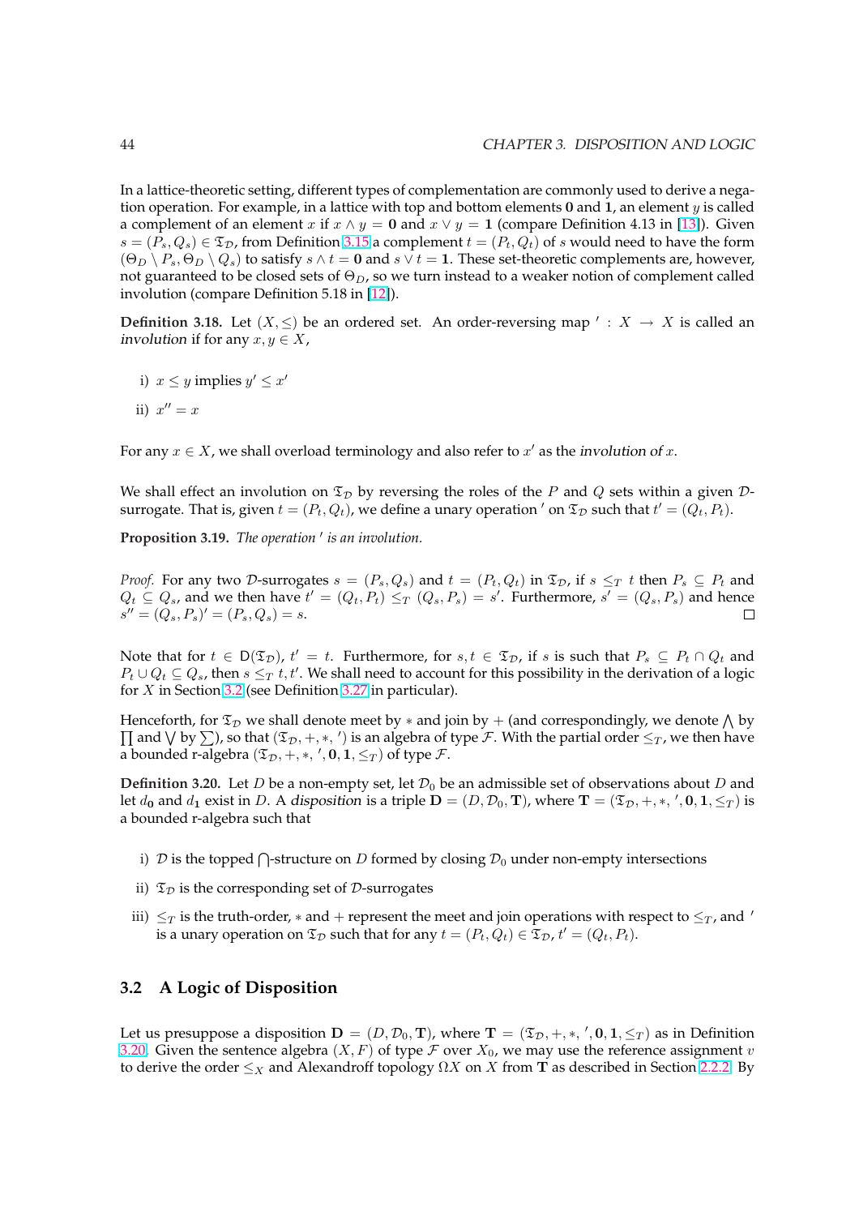In a lattice-theoretic setting, different types of complementation are commonly used to derive a negation operation. For example, in a lattice with top and bottom elements $\mathbf{0}$ and $\mathbf{1}$, an element $y$ is called a complement of an element $x$ if $x \wedge y = \mathbf{0}$ and $x \vee y = \mathbf{1}$ (compare Definition 4.13 in [13]). Given $s = (P_s, Q_s) \in \mathfrak{T}_\mathcal{D}$, from Definition 3.15 a complement $t = (P_t, Q_t)$ of $s$ would need to have the form $(\Theta_D \setminus P_s, \Theta_D \setminus Q_s)$ to satisfy $s \wedge t = \mathbf{0}$ and $s \vee t = \mathbf{1}$. These set-theoretic complements are, however, not guaranteed to be closed sets of $\Theta_D$, so we turn instead to a weaker notion of complement called involution (compare Definition 5.18 in [12]).

**Definition 3.18.** Let $(X, \leq)$ be an ordered set. An order-reversing map $' : X \to X$ is called an *involution* if for any $x, y \in X$,

i) $x \leq y$ implies $y' \leq x'$

ii) $x'' = x$

For any $x \in X$, we shall overload terminology and also refer to $x'$ as the *involution of* $x$.

We shall effect an involution on $\mathfrak{T}_\mathcal{D}$ by reversing the roles of the $P$ and $Q$ sets within a given $\mathcal{D}$-surrogate. That is, given $t = (P_t, Q_t)$, we define a unary operation $'$ on $\mathfrak{T}_\mathcal{D}$ such that $t' = (Q_t, P_t)$.

**Proposition 3.19.** *The operation $'$ is an involution.*

*Proof.* For any two $\mathcal{D}$-surrogates $s = (P_s, Q_s)$ and $t = (P_t, Q_t)$ in $\mathfrak{T}_\mathcal{D}$, if $s \leq_T t$ then $P_s \subseteq P_t$ and $Q_t \subseteq Q_s$, and we then have $t' = (Q_t, P_t) \leq_T (Q_s, P_s) = s'$. Furthermore, $s' = (Q_s, P_s)$ and hence $s'' = (Q_s, P_s)' = (P_s, Q_s) = s$. □

Note that for $t \in \mathsf{D}(\mathfrak{T}_\mathcal{D})$, $t' = t$. Furthermore, for $s, t \in \mathfrak{T}_\mathcal{D}$, if $s$ is such that $P_s \subseteq P_t \cap Q_t$ and $P_t \cup Q_t \subseteq Q_s$, then $s \leq_T t, t'$. We shall need to account for this possibility in the derivation of a logic for $X$ in Section 3.2 (see Definition 3.27 in particular).

Henceforth, for $\mathfrak{T}_\mathcal{D}$ we shall denote meet by $*$ and join by $+$ (and correspondingly, we denote $\bigwedge$ by $\prod$ and $\bigvee$ by $\sum$), so that $(\mathfrak{T}_\mathcal{D}, +, *, ')$ is an algebra of type $\mathcal{F}$. With the partial order $\leq_T$, we then have a bounded r-algebra $(\mathfrak{T}_\mathcal{D}, +, *, ', \mathbf{0}, \mathbf{1}, \leq_T)$ of type $\mathcal{F}$.

**Definition 3.20.** Let $D$ be a non-empty set, let $\mathcal{D}_0$ be an admissible set of observations about $D$ and let $d_\mathbf{0}$ and $d_\mathbf{1}$ exist in $D$. A *disposition* is a triple $\mathbf{D} = (D, \mathcal{D}_0, \mathbf{T})$, where $\mathbf{T} = (\mathfrak{T}_\mathcal{D}, +, *, ', \mathbf{0}, \mathbf{1}, \leq_T)$ is a bounded r-algebra such that

i) $\mathcal{D}$ is the topped $\bigcap$-structure on $D$ formed by closing $\mathcal{D}_0$ under non-empty intersections

ii) $\mathfrak{T}_\mathcal{D}$ is the corresponding set of $\mathcal{D}$-surrogates

iii) $\leq_T$ is the truth-order, $*$ and $+$ represent the meet and join operations with respect to $\leq_T$, and $'$ is a unary operation on $\mathfrak{T}_\mathcal{D}$ such that for any $t = (P_t, Q_t) \in \mathfrak{T}_\mathcal{D}$, $t' = (Q_t, P_t)$.

## 3.2 A Logic of Disposition

Let us presuppose a disposition $\mathbf{D} = (D, \mathcal{D}_0, \mathbf{T})$, where $\mathbf{T} = (\mathfrak{T}_\mathcal{D}, +, *, ', \mathbf{0}, \mathbf{1}, \leq_T)$ as in Definition 3.20. Given the sentence algebra $(X, F)$ of type $\mathcal{F}$ over $X_0$, we may use the reference assignment $v$ to derive the order $\leq_X$ and Alexandroff topology $\Omega X$ on $X$ from $\mathbf{T}$ as described in Section 2.2.2. By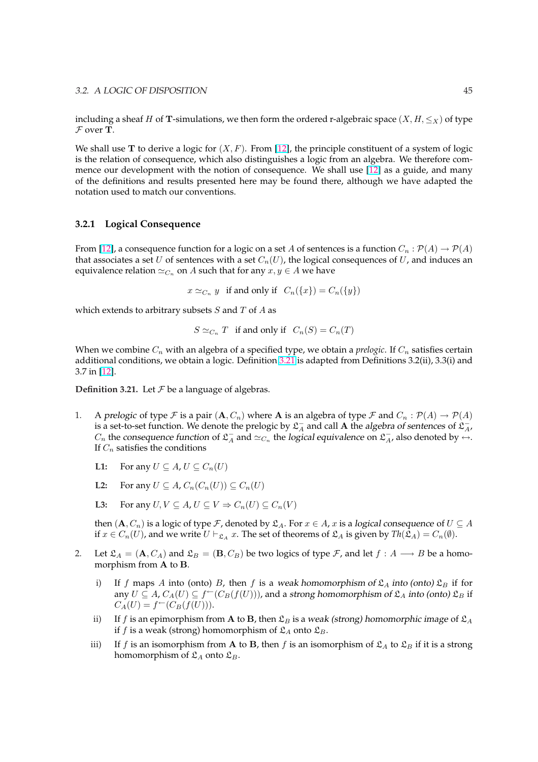including a sheaf $H$ of $\mathbf{T}$-simulations, we then form the ordered r-algebraic space $(X, H, \leq_X)$ of type $\mathcal{F}$ over $\mathbf{T}$.

We shall use $\mathbf{T}$ to derive a logic for $(X, F)$. From [12], the principle constituent of a system of logic is the relation of consequence, which also distinguishes a logic from an algebra. We therefore commence our development with the notion of consequence. We shall use [12] as a guide, and many of the definitions and results presented here may be found there, although we have adapted the notation used to match our conventions.

### 3.2.1 Logical Consequence

From [12], a consequence function for a logic on a set $A$ of sentences is a function $C_n : \mathcal{P}(A) \to \mathcal{P}(A)$ that associates a set $U$ of sentences with a set $C_n(U)$, the logical consequences of $U$, and induces an equivalence relation $\simeq_{C_n}$ on $A$ such that for any $x, y \in A$ we have

$$x \simeq_{C_n} y \quad \text{if and only if} \quad C_n(\{x\}) = C_n(\{y\})$$

which extends to arbitrary subsets $S$ and $T$ of $A$ as

$$S \simeq_{C_n} T \quad \text{if and only if} \quad C_n(S) = C_n(T)$$

When we combine $C_n$ with an algebra of a specified type, we obtain a *prelogic*. If $C_n$ satisfies certain additional conditions, we obtain a logic. Definition 3.21 is adapted from Definitions 3.2(ii), 3.3(i) and 3.7 in [12].

**Definition 3.21.** Let $\mathcal{F}$ be a language of algebras.

1. A *prelogic* of type $\mathcal{F}$ is a pair $(\mathbf{A}, C_n)$ where $\mathbf{A}$ is an algebra of type $\mathcal{F}$ and $C_n : \mathcal{P}(A) \to \mathcal{P}(A)$ is a set-to-set function. We denote the prelogic by $\mathfrak{L}_A^-$ and call $\mathbf{A}$ the *algebra of sentences* of $\mathfrak{L}_A^-$, $C_n$ the *consequence function* of $\mathfrak{L}_A^-$ and $\simeq_{C_n}$ the *logical equivalence* on $\mathfrak{L}_A^-$, also denoted by $\leftrightarrow$. If $C_n$ satisfies the conditions

   **L1:** For any $U \subseteq A$, $U \subseteq C_n(U)$

   **L2:** For any $U \subseteq A$, $C_n(C_n(U)) \subseteq C_n(U)$

   **L3:** For any $U, V \subseteq A$, $U \subseteq V \Rightarrow C_n(U) \subseteq C_n(V)$

   then $(\mathbf{A}, C_n)$ is a logic of type $\mathcal{F}$, denoted by $\mathfrak{L}_A$. For $x \in A$, $x$ is a *logical consequence* of $U \subseteq A$ if $x \in C_n(U)$, and we write $U \vdash_{\mathfrak{L}_A} x$. The set of theorems of $\mathfrak{L}_A$ is given by $Th(\mathfrak{L}_A) = C_n(\emptyset)$.

2. Let $\mathfrak{L}_A = (\mathbf{A}, C_A)$ and $\mathfrak{L}_B = (\mathbf{B}, C_B)$ be two logics of type $\mathcal{F}$, and let $f : A \longrightarrow B$ be a homomorphism from $\mathbf{A}$ to $\mathbf{B}$.

   i) If $f$ maps $A$ into (onto) $B$, then $f$ is a *weak homomorphism of $\mathfrak{L}_A$ into (onto) $\mathfrak{L}_B$* if for any $U \subseteq A$, $C_A(U) \subseteq f^{\leftarrow}(C_B(f(U)))$, and a *strong homomorphism of $\mathfrak{L}_A$ into (onto) $\mathfrak{L}_B$* if $C_A(U) = f^{\leftarrow}(C_B(f(U)))$.

   ii) If $f$ is an epimorphism from $\mathbf{A}$ to $\mathbf{B}$, then $\mathfrak{L}_B$ is a *weak (strong) homomorphic image* of $\mathfrak{L}_A$ if $f$ is a weak (strong) homomorphism of $\mathfrak{L}_A$ onto $\mathfrak{L}_B$.

   iii) If $f$ is an isomorphism from $\mathbf{A}$ to $\mathbf{B}$, then $f$ is an isomorphism of $\mathfrak{L}_A$ to $\mathfrak{L}_B$ if it is a strong homomorphism of $\mathfrak{L}_A$ onto $\mathfrak{L}_B$.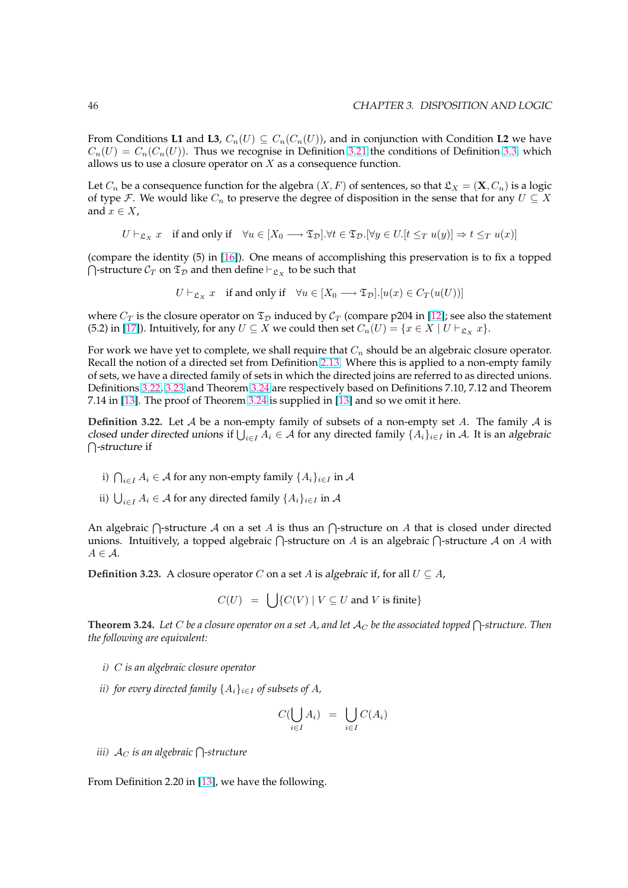From Conditions **L1** and **L3**, $C_n(U) \subseteq C_n(C_n(U))$, and in conjunction with Condition **L2** we have $C_n(U) = C_n(C_n(U))$. Thus we recognise in Definition 3.21 the conditions of Definition 3.3, which allows us to use a closure operator on $X$ as a consequence function.

Let $C_n$ be a consequence function for the algebra $(X, F)$ of sentences, so that $\mathfrak{L}_X = (\mathbf{X}, C_n)$ is a logic of type $\mathcal{F}$. We would like $C_n$ to preserve the degree of disposition in the sense that for any $U \subseteq X$ and $x \in X$,

$$U \vdash_{\mathfrak{L}_X} x \quad \text{if and only if} \quad \forall u \in [X_0 \longrightarrow \mathfrak{T}_{\mathcal{D}}].\forall t \in \mathfrak{T}_{\mathcal{D}}.[\forall y \in U.[t \leq_T u(y)] \Rightarrow t \leq_T u(x)]$$

(compare the identity (5) in [16]). One means of accomplishing this preservation is to fix a topped $\bigcap$-structure $\mathcal{C}_T$ on $\mathfrak{T}_{\mathcal{D}}$ and then define $\vdash_{\mathfrak{L}_X}$ to be such that

$$U \vdash_{\mathfrak{L}_X} x \quad \text{if and only if} \quad \forall u \in [X_0 \longrightarrow \mathfrak{T}_{\mathcal{D}}].[u(x) \in C_T(u(U))]$$

where $C_T$ is the closure operator on $\mathfrak{T}_{\mathcal{D}}$ induced by $\mathcal{C}_T$ (compare p204 in [12]; see also the statement (5.2) in [17]). Intuitively, for any $U \subseteq X$ we could then set $C_n(U) = \{x \in X \mid U \vdash_{\mathfrak{L}_X} x\}$.

For work we have yet to complete, we shall require that $C_n$ should be an algebraic closure operator. Recall the notion of a directed set from Definition 2.13. Where this is applied to a non-empty family of sets, we have a directed family of sets in which the directed joins are referred to as directed unions. Definitions 3.22, 3.23 and Theorem 3.24 are respectively based on Definitions 7.10, 7.12 and Theorem 7.14 in [13]. The proof of Theorem 3.24 is supplied in [13] and so we omit it here.

**Definition 3.22.** Let $\mathcal{A}$ be a non-empty family of subsets of a non-empty set $A$. The family $\mathcal{A}$ is *closed under directed unions* if $\bigcup_{i \in I} A_i \in \mathcal{A}$ for any directed family $\{A_i\}_{i \in I}$ in $\mathcal{A}$. It is an *algebraic $\bigcap$-structure* if

i) $\bigcap_{i \in I} A_i \in \mathcal{A}$ for any non-empty family $\{A_i\}_{i \in I}$ in $\mathcal{A}$

ii) $\bigcup_{i \in I} A_i \in \mathcal{A}$ for any directed family $\{A_i\}_{i \in I}$ in $\mathcal{A}$

An algebraic $\bigcap$-structure $\mathcal{A}$ on a set $A$ is thus an $\bigcap$-structure on $A$ that is closed under directed unions. Intuitively, a topped algebraic $\bigcap$-structure on $A$ is an algebraic $\bigcap$-structure $\mathcal{A}$ on $A$ with $A \in \mathcal{A}$.

**Definition 3.23.** A closure operator $C$ on a set $A$ is *algebraic* if, for all $U \subseteq A$,

$$C(U) \;\; = \;\; \bigcup \{C(V) \mid V \subseteq U \text{ and } V \text{ is finite}\}$$

**Theorem 3.24.** *Let $C$ be a closure operator on a set $A$, and let $\mathcal{A}_C$ be the associated topped $\bigcap$-structure. Then the following are equivalent:*

*i) $C$ is an algebraic closure operator*

*ii) for every directed family $\{A_i\}_{i \in I}$ of subsets of $A$,*

$$C(\bigcup_{i \in I} A_i) \;\; = \;\; \bigcup_{i \in I} C(A_i)$$

*iii) $\mathcal{A}_C$ is an algebraic $\bigcap$-structure*

From Definition 2.20 in [13], we have the following.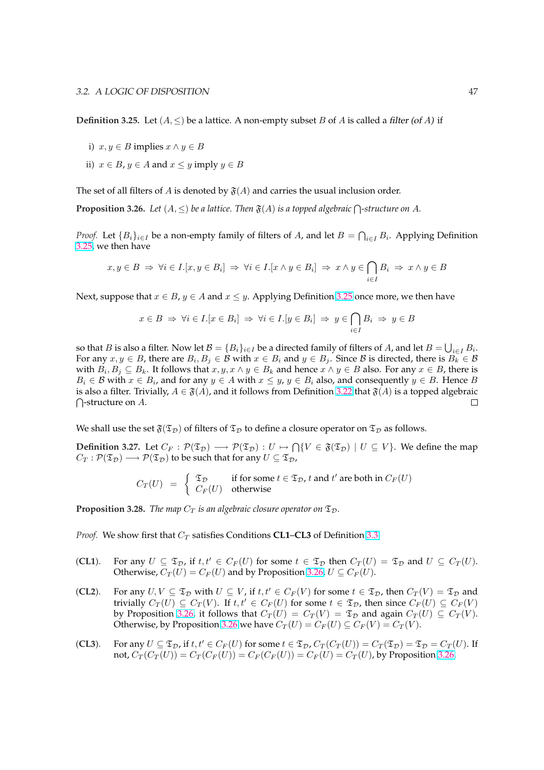**Definition 3.25.** Let $(A, \leq)$ be a lattice. A non-empty subset $B$ of $A$ is called a *filter (of $A$)* if

i) $x, y \in B$ implies $x \wedge y \in B$

ii) $x \in B$, $y \in A$ and $x \leq y$ imply $y \in B$

The set of all filters of $A$ is denoted by $\mathfrak{F}(A)$ and carries the usual inclusion order.

**Proposition 3.26.** *Let $(A, \leq)$ be a lattice. Then $\mathfrak{F}(A)$ is a topped algebraic $\bigcap$-structure on $A$.*

*Proof.* Let $\{B_i\}_{i \in I}$ be a non-empty family of filters of $A$, and let $B = \bigcap_{i \in I} B_i$. Applying Definition 3.25, we then have

$$x, y \in B \;\Rightarrow\; \forall i \in I.[x, y \in B_i] \;\Rightarrow\; \forall i \in I.[x \wedge y \in B_i] \;\Rightarrow\; x \wedge y \in \bigcap_{i \in I} B_i \;\Rightarrow\; x \wedge y \in B$$

Next, suppose that $x \in B$, $y \in A$ and $x \leq y$. Applying Definition 3.25 once more, we then have

$$x \in B \;\Rightarrow\; \forall i \in I.[x \in B_i] \;\Rightarrow\; \forall i \in I.[y \in B_i] \;\Rightarrow\; y \in \bigcap_{i \in I} B_i \;\Rightarrow\; y \in B$$

so that $B$ is also a filter. Now let $\mathcal{B} = \{B_i\}_{i \in I}$ be a directed family of filters of $A$, and let $B = \bigcup_{i \in I} B_i$. For any $x, y \in B$, there are $B_i, B_j \in \mathcal{B}$ with $x \in B_i$ and $y \in B_j$. Since $\mathcal{B}$ is directed, there is $B_k \in \mathcal{B}$ with $B_i, B_j \subseteq B_k$. It follows that $x, y, x \wedge y \in B_k$ and hence $x \wedge y \in B$ also. For any $x \in B$, there is $B_i \in \mathcal{B}$ with $x \in B_i$, and for any $y \in A$ with $x \leq y$, $y \in B_i$ also, and consequently $y \in B$. Hence $B$ is also a filter. Trivially, $A \in \mathfrak{F}(A)$, and it follows from Definition 3.22 that $\mathfrak{F}(A)$ is a topped algebraic $\bigcap$-structure on $A$. $\square$

We shall use the set $\mathfrak{F}(\mathfrak{T}_{\mathcal{D}})$ of filters of $\mathfrak{T}_{\mathcal{D}}$ to define a closure operator on $\mathfrak{T}_{\mathcal{D}}$ as follows.

**Definition 3.27.** Let $C_F : \mathcal{P}(\mathfrak{T}_{\mathcal{D}}) \longrightarrow \mathcal{P}(\mathfrak{T}_{\mathcal{D}}) : U \mapsto \bigcap\{V \in \mathfrak{F}(\mathfrak{T}_{\mathcal{D}}) \mid U \subseteq V\}$. We define the map $C_T : \mathcal{P}(\mathfrak{T}_{\mathcal{D}}) \longrightarrow \mathcal{P}(\mathfrak{T}_{\mathcal{D}})$ to be such that for any $U \subseteq \mathfrak{T}_{\mathcal{D}}$,

$$C_T(U) \;=\; \begin{cases} \mathfrak{T}_{\mathcal{D}} & \text{if for some } t \in \mathfrak{T}_{\mathcal{D}}, t \text{ and } t' \text{ are both in } C_F(U) \\ C_F(U) & \text{otherwise} \end{cases}$$

**Proposition 3.28.** *The map $C_T$ is an algebraic closure operator on $\mathfrak{T}_{\mathcal{D}}$.*

*Proof.* We show first that $C_T$ satisfies Conditions **CL1**–**CL3** of Definition 3.3.

(**CL1**). For any $U \subseteq \mathfrak{T}_{\mathcal{D}}$, if $t, t' \in C_F(U)$ for some $t \in \mathfrak{T}_{\mathcal{D}}$ then $C_T(U) = \mathfrak{T}_{\mathcal{D}}$ and $U \subseteq C_T(U)$. Otherwise, $C_T(U) = C_F(U)$ and by Proposition 3.26, $U \subseteq C_F(U)$.

(**CL2**). For any $U, V \subseteq \mathfrak{T}_{\mathcal{D}}$ with $U \subseteq V$, if $t, t' \in C_F(V)$ for some $t \in \mathfrak{T}_{\mathcal{D}}$, then $C_T(V) = \mathfrak{T}_{\mathcal{D}}$ and trivially $C_T(U) \subseteq C_T(V)$. If $t, t' \in C_F(U)$ for some $t \in \mathfrak{T}_{\mathcal{D}}$, then since $C_F(U) \subseteq C_F(V)$ by Proposition 3.26, it follows that $C_T(U) = C_T(V) = \mathfrak{T}_{\mathcal{D}}$ and again $C_T(U) \subseteq C_T(V)$. Otherwise, by Proposition 3.26 we have $C_T(U) = C_F(U) \subseteq C_F(V) = C_T(V)$.

(**CL3**). For any $U \subseteq \mathfrak{T}_{\mathcal{D}}$, if $t, t' \in C_F(U)$ for some $t \in \mathfrak{T}_{\mathcal{D}}$, $C_T(C_T(U)) = C_T(\mathfrak{T}_{\mathcal{D}}) = \mathfrak{T}_{\mathcal{D}} = C_T(U)$. If not, $C_T(C_T(U)) = C_T(C_F(U)) = C_F(C_F(U)) = C_F(U) = C_T(U)$, by Proposition 3.26.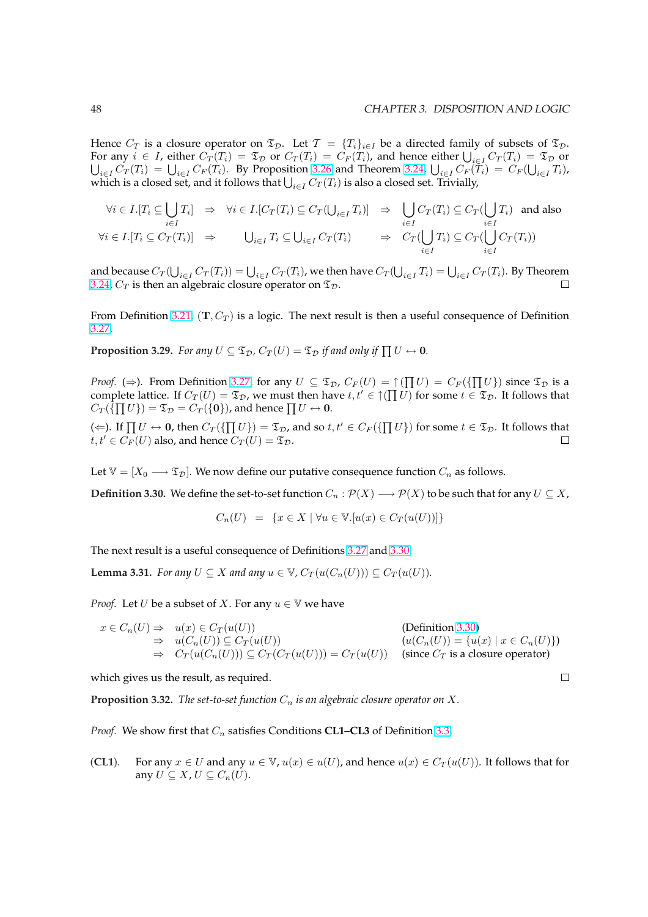Hence $C_T$ is a closure operator on $\mathfrak{T}_\mathcal{D}$. Let $\mathcal{T} = \{T_i\}_{i \in I}$ be a directed family of subsets of $\mathfrak{T}_\mathcal{D}$. For any $i \in I$, either $C_T(T_i) = \mathfrak{T}_\mathcal{D}$ or $C_T(T_i) = C_F(T_i)$, and hence either $\bigcup_{i \in I} C_T(T_i) = \mathfrak{T}_\mathcal{D}$ or $\bigcup_{i \in I} C_T(T_i) = \bigcup_{i \in I} C_F(T_i)$. By Proposition 3.26 and Theorem 3.24, $\bigcup_{i \in I} C_F(T_i) = C_F(\bigcup_{i \in I} T_i)$, which is a closed set, and it follows that $\bigcup_{i \in I} C_T(T_i)$ is also a closed set. Trivially,

$$
\begin{array}{lllll}
\forall i \in I.[T_i \subseteq \bigcup_{i \in I} T_i] & \Rightarrow & \forall i \in I.[C_T(T_i) \subseteq C_T(\bigcup_{i \in I} T_i)] & \Rightarrow & \bigcup_{i \in I} C_T(T_i) \subseteq C_T(\bigcup_{i \in I} T_i) \text{ and also} \\
\forall i \in I.[T_i \subseteq C_T(T_i)] & \Rightarrow & \bigcup_{i \in I} T_i \subseteq \bigcup_{i \in I} C_T(T_i) & \Rightarrow & C_T(\bigcup_{i \in I} T_i) \subseteq C_T(\bigcup_{i \in I} C_T(T_i))
\end{array}
$$

and because $C_T(\bigcup_{i \in I} C_T(T_i)) = \bigcup_{i \in I} C_T(T_i)$, we then have $C_T(\bigcup_{i \in I} T_i) = \bigcup_{i \in I} C_T(T_i)$. By Theorem 3.24, $C_T$ is then an algebraic closure operator on $\mathfrak{T}_\mathcal{D}$. □

From Definition 3.21, $(\mathbf{T}, C_T)$ is a logic. The next result is then a useful consequence of Definition 3.27.

**Proposition 3.29.** *For any $U \subseteq \mathfrak{T}_\mathcal{D}$, $C_T(U) = \mathfrak{T}_\mathcal{D}$ if and only if $\prod U \leftrightarrow \mathbf{0}$.*

*Proof.* $(\Rightarrow)$. From Definition 3.27, for any $U \subseteq \mathfrak{T}_\mathcal{D}$, $C_F(U) = \uparrow(\prod U) = C_F(\{\prod U\})$ since $\mathfrak{T}_\mathcal{D}$ is a complete lattice. If $C_T(U) = \mathfrak{T}_\mathcal{D}$, we must then have $t, t' \in \uparrow(\prod U)$ for some $t \in \mathfrak{T}_\mathcal{D}$. It follows that $C_T(\{\prod U\}) = \mathfrak{T}_\mathcal{D} = C_T(\{\mathbf{0}\})$, and hence $\prod U \leftrightarrow \mathbf{0}$.

$(\Leftarrow)$. If $\prod U \leftrightarrow \mathbf{0}$, then $C_T(\{\prod U\}) = \mathfrak{T}_\mathcal{D}$, and so $t, t' \in C_F(\{\prod U\})$ for some $t \in \mathfrak{T}_\mathcal{D}$. It follows that $t, t' \in C_F(U)$ also, and hence $C_T(U) = \mathfrak{T}_\mathcal{D}$. □

Let $\mathbb{V} = [X_0 \longrightarrow \mathfrak{T}_\mathcal{D}]$. We now define our putative consequence function $C_n$ as follows.

**Definition 3.30.** We define the set-to-set function $C_n : \mathcal{P}(X) \longrightarrow \mathcal{P}(X)$ to be such that for any $U \subseteq X$,

$$
C_n(U) \quad = \quad \{x \in X \mid \forall u \in \mathbb{V}.[u(x) \in C_T(u(U))]\}
$$

The next result is a useful consequence of Definitions 3.27 and 3.30.

**Lemma 3.31.** *For any $U \subseteq X$ and any $u \in \mathbb{V}$, $C_T(u(C_n(U))) \subseteq C_T(u(U))$.*

*Proof.* Let $U$ be a subset of $X$. For any $u \in \mathbb{V}$ we have

$$
\begin{array}{lll}
x \in C_n(U) \Rightarrow & u(x) \in C_T(u(U)) & \text{(Definition 3.30)} \\
\Rightarrow & u(C_n(U)) \subseteq C_T(u(U)) & (u(C_n(U)) = \{u(x) \mid x \in C_n(U)\}) \\
\Rightarrow & C_T(u(C_n(U))) \subseteq C_T(C_T(u(U))) = C_T(u(U)) & \text{(since } C_T \text{ is a closure operator)}
\end{array}
$$

which gives us the result, as required. □

**Proposition 3.32.** *The set-to-set function $C_n$ is an algebraic closure operator on $X$.*

*Proof.* We show first that $C_n$ satisfies Conditions **CL1**–**CL3** of Definition 3.3.

(**CL1**). For any $x \in U$ and any $u \in \mathbb{V}$, $u(x) \in u(U)$, and hence $u(x) \in C_T(u(U))$. It follows that for any $U \subseteq X$, $U \subseteq C_n(U)$.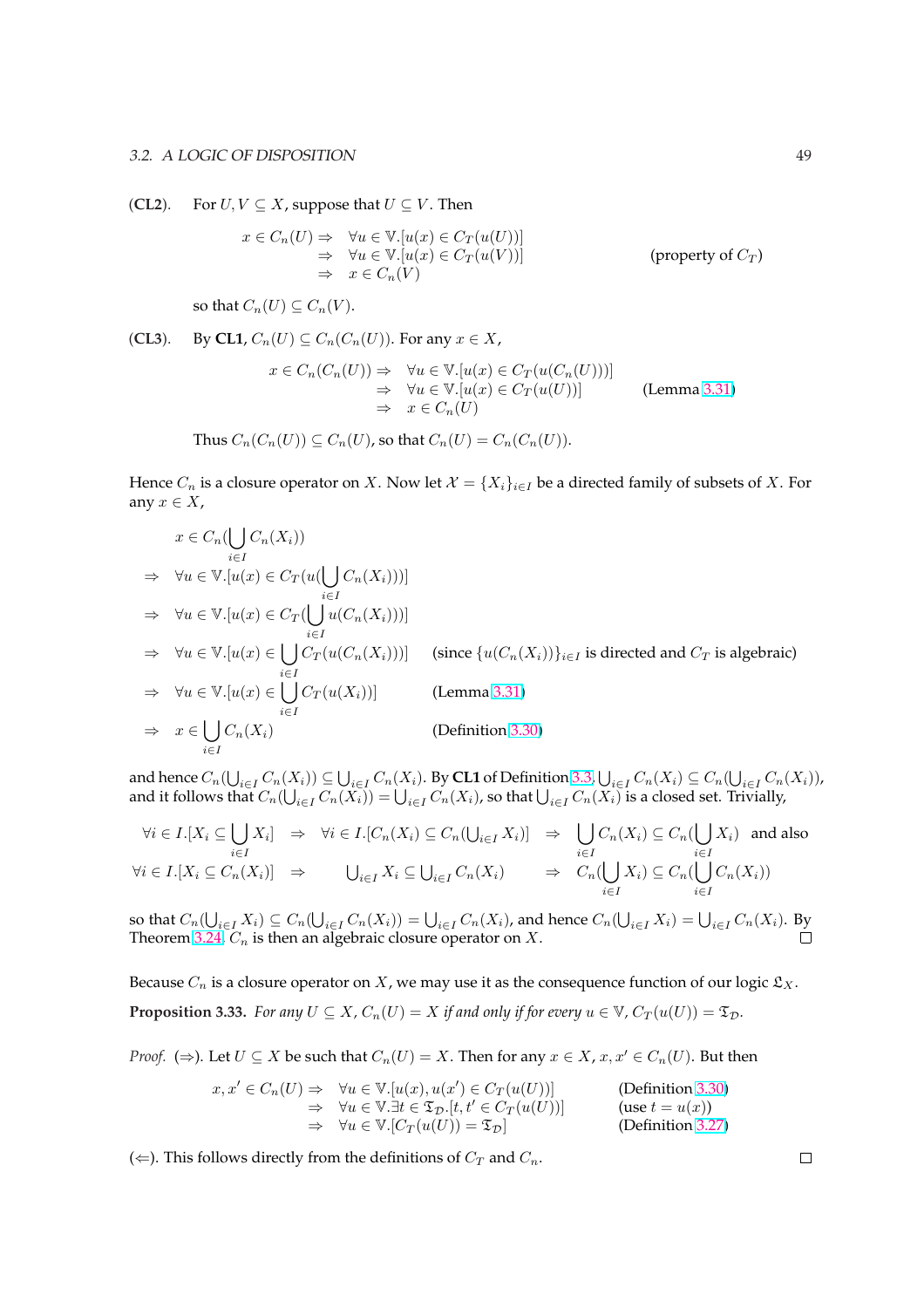(**CL2**). For $U, V \subseteq X$, suppose that $U \subseteq V$. Then

$$\begin{aligned} x \in C_n(U) \Rightarrow \quad & \forall u \in \mathbb{V}.[u(x) \in C_T(u(U))] \\ \Rightarrow \quad & \forall u \in \mathbb{V}.[u(x) \in C_T(u(V))] \qquad \text{(property of } C_T\text{)} \\ \Rightarrow \quad & x \in C_n(V) \end{aligned}$$

so that $C_n(U) \subseteq C_n(V)$.

(**CL3**). By **CL1**, $C_n(U) \subseteq C_n(C_n(U))$. For any $x \in X$,

$$\begin{aligned} x \in C_n(C_n(U)) \Rightarrow \quad & \forall u \in \mathbb{V}.[u(x) \in C_T(u(C_n(U)))] \\ \Rightarrow \quad & \forall u \in \mathbb{V}.[u(x) \in C_T(u(U))] \qquad \text{(Lemma 3.31)} \\ \Rightarrow \quad & x \in C_n(U) \end{aligned}$$

Thus $C_n(C_n(U)) \subseteq C_n(U)$, so that $C_n(U) = C_n(C_n(U))$.

Hence $C_n$ is a closure operator on $X$. Now let $\mathcal{X} = \{X_i\}_{i \in I}$ be a directed family of subsets of $X$. For any $x \in X$,

$$\begin{aligned} & x \in C_n(\bigcup_{i \in I} C_n(X_i)) \\ \Rightarrow \quad & \forall u \in \mathbb{V}.[u(x) \in C_T(u(\bigcup_{i \in I} C_n(X_i)))] \\ \Rightarrow \quad & \forall u \in \mathbb{V}.[u(x) \in C_T(\bigcup_{i \in I} u(C_n(X_i)))] \\ \Rightarrow \quad & \forall u \in \mathbb{V}.[u(x) \in \bigcup_{i \in I} C_T(u(C_n(X_i)))] \qquad \text{(since } \{u(C_n(X_i))\}_{i \in I} \text{ is directed and } C_T \text{ is algebraic)} \\ \Rightarrow \quad & \forall u \in \mathbb{V}.[u(x) \in \bigcup_{i \in I} C_T(u(X_i))] \qquad \text{(Lemma 3.31)} \\ \Rightarrow \quad & x \in \bigcup_{i \in I} C_n(X_i) \qquad \text{(Definition 3.30)} \end{aligned}$$

and hence $C_n(\bigcup_{i \in I} C_n(X_i)) \subseteq \bigcup_{i \in I} C_n(X_i)$. By **CL1** of Definition 3.3, $\bigcup_{i \in I} C_n(X_i) \subseteq C_n(\bigcup_{i \in I} C_n(X_i))$, and it follows that $C_n(\bigcup_{i \in I} C_n(X_i)) = \bigcup_{i \in I} C_n(X_i)$, so that $\bigcup_{i \in I} C_n(X_i)$ is a closed set. Trivially,

$$\forall i \in I.[X_i \subseteq \bigcup_{i \in I} X_i] \;\Rightarrow\; \forall i \in I.[C_n(X_i) \subseteq C_n(\textstyle\bigcup_{i \in I} X_i)] \;\Rightarrow\; \displaystyle\bigcup_{i \in I} C_n(X_i) \subseteq C_n(\bigcup_{i \in I} X_i) \quad \text{and also}$$

$$\forall i \in I.[X_i \subseteq C_n(X_i)] \;\Rightarrow\; \textstyle\bigcup_{i \in I} X_i \subseteq \bigcup_{i \in I} C_n(X_i) \;\Rightarrow\; \displaystyle C_n(\bigcup_{i \in I} X_i) \subseteq C_n(\bigcup_{i \in I} C_n(X_i))$$

so that $C_n(\bigcup_{i \in I} X_i) \subseteq C_n(\bigcup_{i \in I} C_n(X_i)) = \bigcup_{i \in I} C_n(X_i)$, and hence $C_n(\bigcup_{i \in I} X_i) = \bigcup_{i \in I} C_n(X_i)$. By Theorem 3.24, $C_n$ is then an algebraic closure operator on $X$. □

Because $C_n$ is a closure operator on $X$, we may use it as the consequence function of our logic $\mathfrak{L}_X$.

**Proposition 3.33.** *For any $U \subseteq X$, $C_n(U) = X$ if and only if for every $u \in \mathbb{V}$, $C_T(u(U)) = \mathfrak{T}_{\mathcal{D}}$.*

*Proof.* ($\Rightarrow$). Let $U \subseteq X$ be such that $C_n(U) = X$. Then for any $x \in X$, $x, x' \in C_n(U)$. But then

$$\begin{aligned} x, x' \in C_n(U) \Rightarrow \quad & \forall u \in \mathbb{V}.[u(x), u(x') \in C_T(u(U))] \qquad \text{(Definition 3.30)} \\ \Rightarrow \quad & \forall u \in \mathbb{V}.\exists t \in \mathfrak{T}_{\mathcal{D}}.[t, t' \in C_T(u(U))] \qquad \text{(use } t = u(x)\text{)} \\ \Rightarrow \quad & \forall u \in \mathbb{V}.[C_T(u(U)) = \mathfrak{T}_{\mathcal{D}}] \qquad \text{(Definition 3.27)} \end{aligned}$$

($\Leftarrow$). This follows directly from the definitions of $C_T$ and $C_n$. □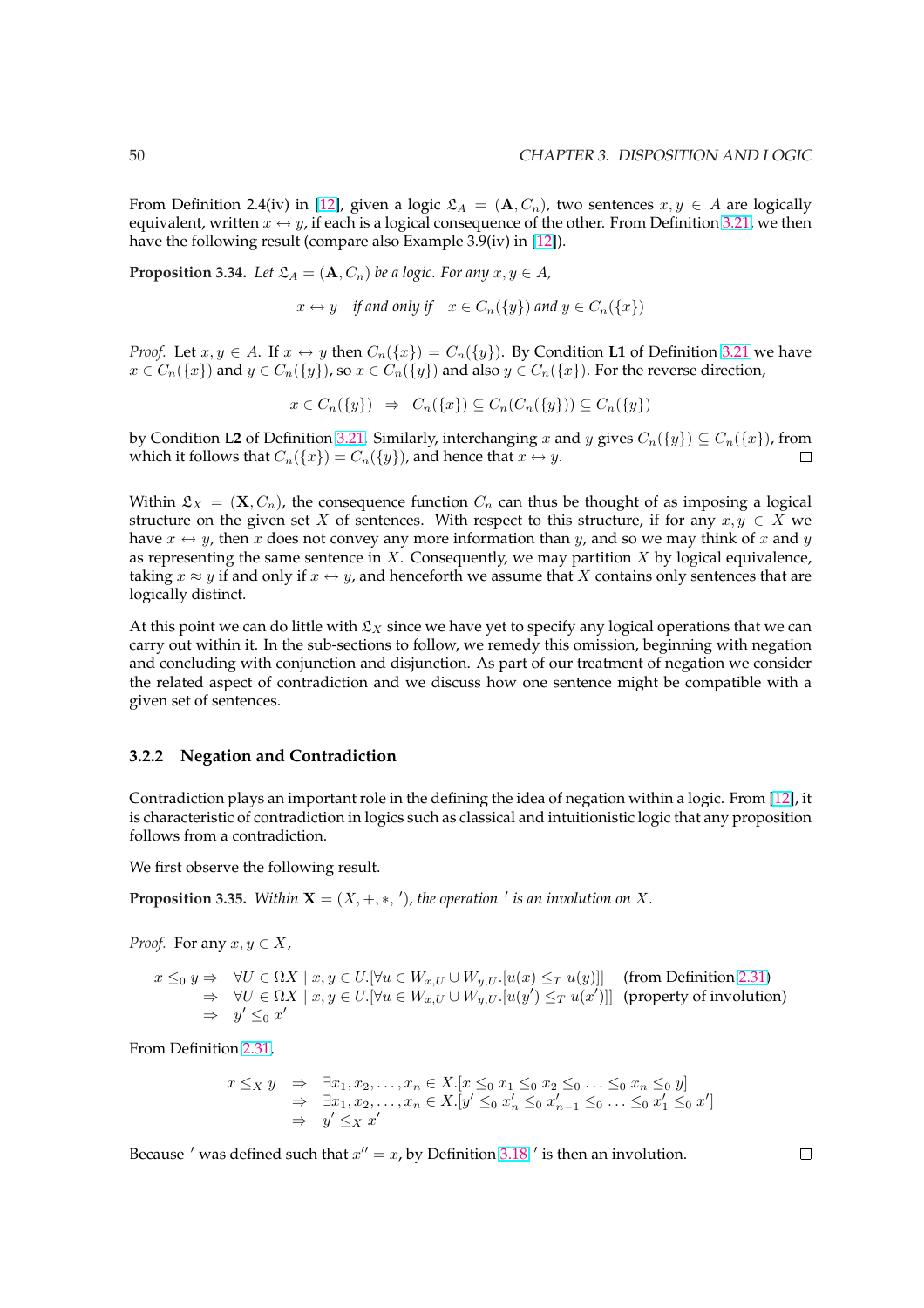From Definition 2.4(iv) in [12], given a logic $\mathfrak{L}_A = (\mathbf{A}, C_n)$, two sentences $x, y \in A$ are logically equivalent, written $x \leftrightarrow y$, if each is a logical consequence of the other. From Definition 3.21. we then have the following result (compare also Example 3.9(iv) in [12]).

**Proposition 3.34.** *Let $\mathfrak{L}_A = (\mathbf{A}, C_n)$ be a logic. For any $x, y \in A$,*

$$x \leftrightarrow y \quad \text{if and only if} \quad x \in C_n(\{y\}) \text{ and } y \in C_n(\{x\})$$

*Proof.* Let $x, y \in A$. If $x \leftrightarrow y$ then $C_n(\{x\}) = C_n(\{y\})$. By Condition **L1** of Definition 3.21 we have $x \in C_n(\{x\})$ and $y \in C_n(\{y\})$, so $x \in C_n(\{y\})$ and also $y \in C_n(\{x\})$. For the reverse direction,

$$x \in C_n(\{y\}) \;\Rightarrow\; C_n(\{x\}) \subseteq C_n(C_n(\{y\})) \subseteq C_n(\{y\})$$

by Condition **L2** of Definition 3.21. Similarly, interchanging $x$ and $y$ gives $C_n(\{y\}) \subseteq C_n(\{x\})$, from which it follows that $C_n(\{x\}) = C_n(\{y\})$, and hence that $x \leftrightarrow y$. □

Within $\mathfrak{L}_X = (\mathbf{X}, C_n)$, the consequence function $C_n$ can thus be thought of as imposing a logical structure on the given set $X$ of sentences. With respect to this structure, if for any $x, y \in X$ we have $x \leftrightarrow y$, then $x$ does not convey any more information than $y$, and so we may think of $x$ and $y$ as representing the same sentence in $X$. Consequently, we may partition $X$ by logical equivalence, taking $x \approx y$ if and only if $x \leftrightarrow y$, and henceforth we assume that $X$ contains only sentences that are logically distinct.

At this point we can do little with $\mathfrak{L}_X$ since we have yet to specify any logical operations that we can carry out within it. In the sub-sections to follow, we remedy this omission, beginning with negation and concluding with conjunction and disjunction. As part of our treatment of negation we consider the related aspect of contradiction and we discuss how one sentence might be compatible with a given set of sentences.

### 3.2.2 Negation and Contradiction

Contradiction plays an important role in the defining the idea of negation within a logic. From [12], it is characteristic of contradiction in logics such as classical and intuitionistic logic that any proposition follows from a contradiction.

We first observe the following result.

**Proposition 3.35.** *Within $\mathbf{X} = (X, +, *, ')$, the operation $'$ is an involution on $X$.*

*Proof.* For any $x, y \in X$,

$$\begin{aligned}
x \leq_0 y \Rightarrow \;& \forall U \in \Omega X \mid x, y \in U.[\forall u \in W_{x,U} \cup W_{y,U}.[u(x) \leq_T u(y)]] \quad \text{(from Definition 2.31)} \\
\Rightarrow \;& \forall U \in \Omega X \mid x, y \in U.[\forall u \in W_{x,U} \cup W_{y,U}.[u(y') \leq_T u(x')]] \quad \text{(property of involution)} \\
\Rightarrow \;& y' \leq_0 x'
\end{aligned}$$

From Definition 2.31,

$$\begin{aligned}
x \leq_X y \;&\Rightarrow\; \exists x_1, x_2, \ldots, x_n \in X.[x \leq_0 x_1 \leq_0 x_2 \leq_0 \ldots \leq_0 x_n \leq_0 y] \\
&\Rightarrow\; \exists x_1, x_2, \ldots, x_n \in X.[y' \leq_0 x_n' \leq_0 x_{n-1}' \leq_0 \ldots \leq_0 x_1' \leq_0 x'] \\
&\Rightarrow\; y' \leq_X x'
\end{aligned}$$

Because $'$ was defined such that $x'' = x$, by Definition 3.18 $'$ is then an involution. □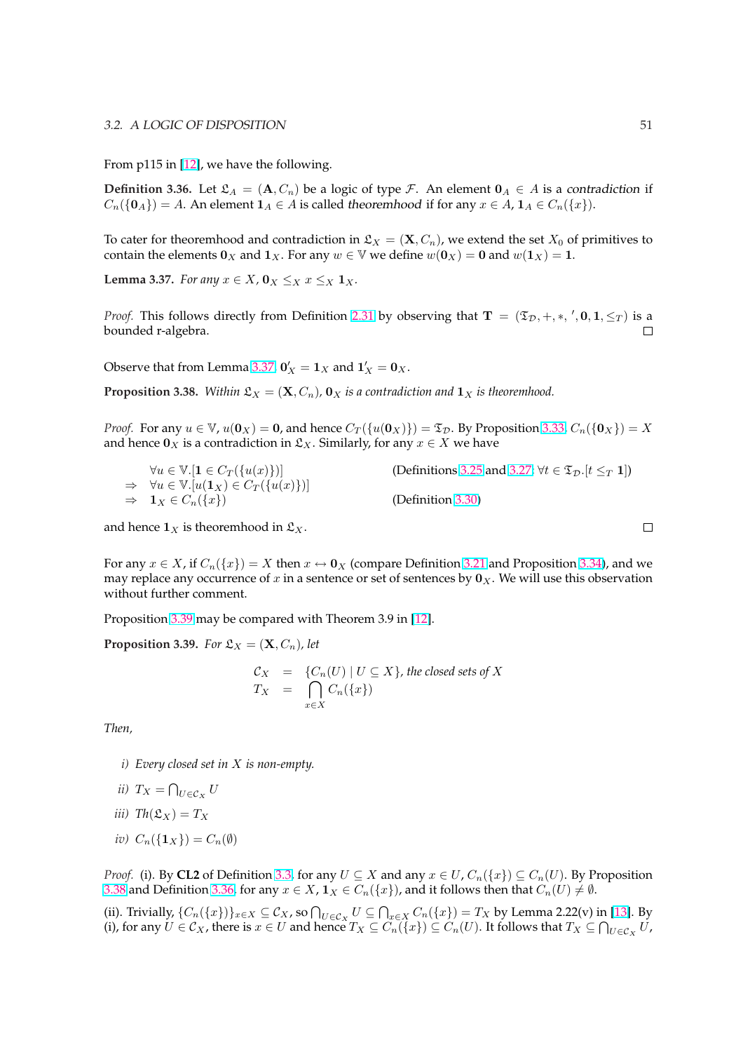From p115 in [12], we have the following.

**Definition 3.36.** Let $\mathfrak{L}_A = (\mathbf{A}, C_n)$ be a logic of type $\mathcal{F}$. An element $\mathbf{0}_A \in A$ is a *contradiction* if $C_n(\{\mathbf{0}_A\}) = A$. An element $\mathbf{1}_A \in A$ is called *theoremhood* if for any $x \in A$, $\mathbf{1}_A \in C_n(\{x\})$.

To cater for theoremhood and contradiction in $\mathfrak{L}_X = (\mathbf{X}, C_n)$, we extend the set $X_0$ of primitives to contain the elements $\mathbf{0}_X$ and $\mathbf{1}_X$. For any $w \in \mathbb{V}$ we define $w(\mathbf{0}_X) = \mathbf{0}$ and $w(\mathbf{1}_X) = \mathbf{1}$.

**Lemma 3.37.** *For any $x \in X$, $\mathbf{0}_X \leq_X x \leq_X \mathbf{1}_X$.*

*Proof.* This follows directly from Definition 2.31 by observing that $\mathbf{T} = (\mathfrak{T}_\mathcal{D}, +, *, ', \mathbf{0}, \mathbf{1}, \leq_T)$ is a bounded r-algebra. □

Observe that from Lemma 3.37, $\mathbf{0}'_X = \mathbf{1}_X$ and $\mathbf{1}'_X = \mathbf{0}_X$.

**Proposition 3.38.** *Within $\mathfrak{L}_X = (\mathbf{X}, C_n)$, $\mathbf{0}_X$ is a contradiction and $\mathbf{1}_X$ is theoremhood.*

*Proof.* For any $u \in \mathbb{V}$, $u(\mathbf{0}_X) = \mathbf{0}$, and hence $C_T(\{u(\mathbf{0}_X)\}) = \mathfrak{T}_\mathcal{D}$. By Proposition 3.33, $C_n(\{\mathbf{0}_X\}) = X$ and hence $\mathbf{0}_X$ is a contradiction in $\mathfrak{L}_X$. Similarly, for any $x \in X$ we have

$$
\begin{array}{lll}
 & \forall u \in \mathbb{V}.[\mathbf{1} \in C_T(\{u(x)\})] & \text{(Definitions 3.25 and 3.27: } \forall t \in \mathfrak{T}_\mathcal{D}.[t \leq_T \mathbf{1}]) \\
\Rightarrow & \forall u \in \mathbb{V}.[u(\mathbf{1}_X) \in C_T(\{u(x)\})] & \\
\Rightarrow & \mathbf{1}_X \in C_n(\{x\}) & \text{(Definition 3.30)}
\end{array}
$$

and hence $\mathbf{1}_X$ is theoremhood in $\mathfrak{L}_X$. □

For any $x \in X$, if $C_n(\{x\}) = X$ then $x \leftrightarrow \mathbf{0}_X$ (compare Definition 3.21 and Proposition 3.34), and we may replace any occurrence of $x$ in a sentence or set of sentences by $\mathbf{0}_X$. We will use this observation without further comment.

Proposition 3.39 may be compared with Theorem 3.9 in [12].

**Proposition 3.39.** *For $\mathfrak{L}_X = (\mathbf{X}, C_n)$, let*

$$
\begin{array}{rcl}
\mathcal{C}_X & = & \{C_n(U) \mid U \subseteq X\}, \text{ the closed sets of } X \\
T_X & = & \bigcap_{x \in X} C_n(\{x\})
\end{array}
$$

*Then,*

*i) Every closed set in $X$ is non-empty.*

*ii) $T_X = \bigcap_{U \in \mathcal{C}_X} U$*

*iii) $Th(\mathfrak{L}_X) = T_X$*

*iv) $C_n(\{\mathbf{1}_X\}) = C_n(\emptyset)$*

*Proof.* (i). By **CL2** of Definition 3.3, for any $U \subseteq X$ and any $x \in U$, $C_n(\{x\}) \subseteq C_n(U)$. By Proposition 3.38 and Definition 3.36, for any $x \in X$, $\mathbf{1}_X \in C_n(\{x\})$, and it follows then that $C_n(U) \neq \emptyset$.

(ii). Trivially, $\{C_n(\{x\})\}_{x \in X} \subseteq \mathcal{C}_X$, so $\bigcap_{U \in \mathcal{C}_X} U \subseteq \bigcap_{x \in X} C_n(\{x\}) = T_X$ by Lemma 2.22(v) in [13]. By (i), for any $U \in \mathcal{C}_X$, there is $x \in U$ and hence $T_X \subseteq C_n(\{x\}) \subseteq C_n(U)$. It follows that $T_X \subseteq \bigcap_{U \in \mathcal{C}_X} U$,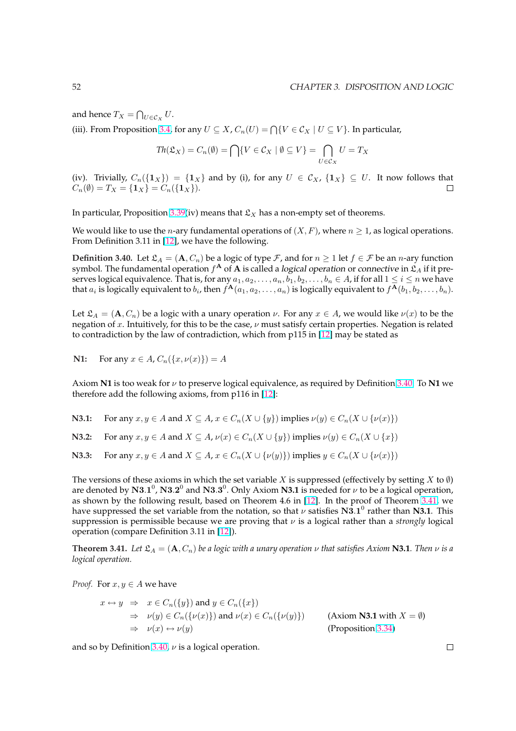and hence $T_X = \bigcap_{U \in \mathcal{C}_X} U$.

(iii). From Proposition 3.4, for any $U \subseteq X$, $C_n(U) = \bigcap\{V \in \mathcal{C}_X \mid U \subseteq V\}$. In particular,

$$Th(\mathfrak{L}_X) = C_n(\emptyset) = \bigcap\{V \in \mathcal{C}_X \mid \emptyset \subseteq V\} = \bigcap_{U \in \mathcal{C}_X} U = T_X$$

(iv). Trivially, $C_n(\{\mathbf{1}_X\}) = \{\mathbf{1}_X\}$ and by (i), for any $U \in \mathcal{C}_X$, $\{\mathbf{1}_X\} \subseteq U$. It now follows that $C_n(\emptyset) = T_X = \{\mathbf{1}_X\} = C_n(\{\mathbf{1}_X\})$. □

In particular, Proposition 3.39(iv) means that $\mathfrak{L}_X$ has a non-empty set of theorems.

We would like to use the $n$-ary fundamental operations of $(X, F)$, where $n \geq 1$, as logical operations. From Definition 3.11 in [12], we have the following.

**Definition 3.40.** Let $\mathfrak{L}_A = (\mathbf{A}, C_n)$ be a logic of type $\mathcal{F}$, and for $n \geq 1$ let $f \in \mathcal{F}$ be an $n$-ary function symbol. The fundamental operation $f^{\mathbf{A}}$ of $\mathbf{A}$ is called a *logical operation* or *connective* in $\mathfrak{L}_A$ if it preserves logical equivalence. That is, for any $a_1, a_2, \ldots, a_n, b_1, b_2, \ldots, b_n \in A$, if for all $1 \leq i \leq n$ we have that $a_i$ is logically equivalent to $b_i$, then $f^{\mathbf{A}}(a_1, a_2, \ldots, a_n)$ is logically equivalent to $f^{\mathbf{A}}(b_1, b_2, \ldots, b_n)$.

Let $\mathfrak{L}_A = (\mathbf{A}, C_n)$ be a logic with a unary operation $\nu$. For any $x \in A$, we would like $\nu(x)$ to be the negation of $x$. Intuitively, for this to be the case, $\nu$ must satisfy certain properties. Negation is related to contradiction by the law of contradiction, which from p115 in [12] may be stated as

**N1:** For any $x \in A$, $C_n(\{x, \nu(x)\}) = A$

Axiom **N1** is too weak for $\nu$ to preserve logical equivalence, as required by Definition 3.40. To **N1** we therefore add the following axioms, from p116 in [12]:

**N3.1:** For any $x, y \in A$ and $X \subseteq A$, $x \in C_n(X \cup \{y\})$ implies $\nu(y) \in C_n(X \cup \{\nu(x)\})$

**N3.2:** For any $x, y \in A$ and $X \subseteq A$, $\nu(x) \in C_n(X \cup \{y\})$ implies $\nu(y) \in C_n(X \cup \{x\})$

**N3.3:** For any $x, y \in A$ and $X \subseteq A$, $x \in C_n(X \cup \{\nu(y)\})$ implies $y \in C_n(X \cup \{\nu(x)\})$

The versions of these axioms in which the set variable $X$ is suppressed (effectively by setting $X$ to $\emptyset$) are denoted by $\mathbf{N3.1}^0$, $\mathbf{N3.2}^0$ and $\mathbf{N3.3}^0$. Only Axiom **N3.1** is needed for $\nu$ to be a logical operation, as shown by the following result, based on Theorem 4.6 in [12]. In the proof of Theorem 3.41, we have suppressed the set variable from the notation, so that $\nu$ satisfies $\mathbf{N3.1}^0$ rather than **N3.1**. This suppression is permissible because we are proving that $\nu$ is a logical rather than a *strongly* logical operation (compare Definition 3.11 in [12]).

**Theorem 3.41.** *Let $\mathfrak{L}_A = (\mathbf{A}, C_n)$ be a logic with a unary operation $\nu$ that satisfies Axiom* **N3.1**. *Then $\nu$ is a logical operation.*

*Proof.* For $x, y \in A$ we have

$$\begin{aligned}
x \leftrightarrow y &\Rightarrow x \in C_n(\{y\}) \text{ and } y \in C_n(\{x\}) \\
&\Rightarrow \nu(y) \in C_n(\{\nu(x)\}) \text{ and } \nu(x) \in C_n(\{\nu(y)\}) && \text{(Axiom } \mathbf{N3.1} \text{ with } X = \emptyset) \\
&\Rightarrow \nu(x) \leftrightarrow \nu(y) && \text{(Proposition 3.34)}
\end{aligned}$$

and so by Definition 3.40, $\nu$ is a logical operation. □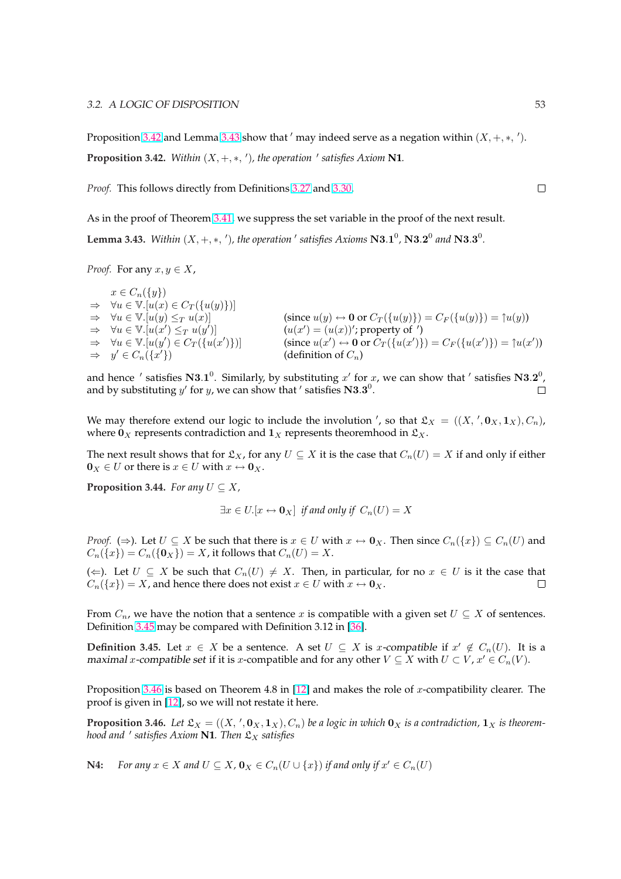Proposition 3.42 and Lemma 3.43 show that $'$ may indeed serve as a negation within $(X, +, *, ')$.

**Proposition 3.42.** *Within $(X, +, *, ')$, the operation $'$ satisfies Axiom* **N1**.

*Proof.* This follows directly from Definitions 3.27 and 3.30. ◻

As in the proof of Theorem 3.41, we suppress the set variable in the proof of the next result.

**Lemma 3.43.** *Within $(X, +, *, ')$, the operation $'$ satisfies Axioms* $\mathbf{N3.1}^0$, $\mathbf{N3.2}^0$ *and* $\mathbf{N3.3}^0$.

*Proof.* For any $x, y \in X$,

$$
\begin{array}{lll}
 & x \in C_n(\{y\}) & \\
\Rightarrow & \forall u \in \mathbb{V}.[u(x) \in C_T(\{u(y)\})] & \\
\Rightarrow & \forall u \in \mathbb{V}.[u(y) \leq_T u(x)] & (\text{since } u(y) \leftrightarrow \mathbf{0} \text{ or } C_T(\{u(y)\}) = C_F(\{u(y)\}) = \uparrow u(y)) \\
\Rightarrow & \forall u \in \mathbb{V}.[u(x') \leq_T u(y')] & ((u(x') = (u(x))'; \text{ property of } ') \\
\Rightarrow & \forall u \in \mathbb{V}.[u(y') \in C_T(\{u(x')\})] & (\text{since } u(x') \leftrightarrow \mathbf{0} \text{ or } C_T(\{u(x')\}) = C_F(\{u(x')\}) = \uparrow u(x')) \\
\Rightarrow & y' \in C_n(\{x'\}) & (\text{definition of } C_n)
\end{array}
$$

and hence $'$ satisfies $\mathbf{N3.1}^0$. Similarly, by substituting $x'$ for $x$, we can show that $'$ satisfies $\mathbf{N3.2}^0$, and by substituting $y'$ for $y$, we can show that $'$ satisfies $\mathbf{N3.3}^0$. ◻

We may therefore extend our logic to include the involution $'$, so that $\mathfrak{L}_X = ((X, ', \mathbf{0}_X, \mathbf{1}_X), C_n)$, where $\mathbf{0}_X$ represents contradiction and $\mathbf{1}_X$ represents theoremhood in $\mathfrak{L}_X$.

The next result shows that for $\mathfrak{L}_X$, for any $U \subseteq X$ it is the case that $C_n(U) = X$ if and only if either $\mathbf{0}_X \in U$ or there is $x \in U$ with $x \leftrightarrow \mathbf{0}_X$.

**Proposition 3.44.** *For any $U \subseteq X$,*

$$\exists x \in U.[x \leftrightarrow \mathbf{0}_X] \text{ if and only if } C_n(U) = X$$

*Proof.* ($\Rightarrow$). Let $U \subseteq X$ be such that there is $x \in U$ with $x \leftrightarrow \mathbf{0}_X$. Then since $C_n(\{x\}) \subseteq C_n(U)$ and $C_n(\{x\}) = C_n(\{\mathbf{0}_X\}) = X$, it follows that $C_n(U) = X$.

($\Leftarrow$). Let $U \subseteq X$ be such that $C_n(U) \neq X$. Then, in particular, for no $x \in U$ is it the case that $C_n(\{x\}) = X$, and hence there does not exist $x \in U$ with $x \leftrightarrow \mathbf{0}_X$. ◻

From $C_n$, we have the notion that a sentence $x$ is compatible with a given set $U \subseteq X$ of sentences. Definition 3.45 may be compared with Definition 3.12 in [36].

**Definition 3.45.** Let $x \in X$ be a sentence. A set $U \subseteq X$ is *$x$-compatible* if $x' \notin C_n(U)$. It is a *maximal $x$-compatible set* if it is $x$-compatible and for any other $V \subseteq X$ with $U \subset V$, $x' \in C_n(V)$.

Proposition 3.46 is based on Theorem 4.8 in [12] and makes the role of $x$-compatibility clearer. The proof is given in [12], so we will not restate it here.

**Proposition 3.46.** *Let $\mathfrak{L}_X = ((X, ', \mathbf{0}_X, \mathbf{1}_X), C_n)$ be a logic in which $\mathbf{0}_X$ is a contradiction, $\mathbf{1}_X$ is theoremhood and $'$ satisfies Axiom* **N1**. *Then $\mathfrak{L}_X$ satisfies*

**N4:** *For any $x \in X$ and $U \subseteq X$, $\mathbf{0}_X \in C_n(U \cup \{x\})$ if and only if $x' \in C_n(U)$*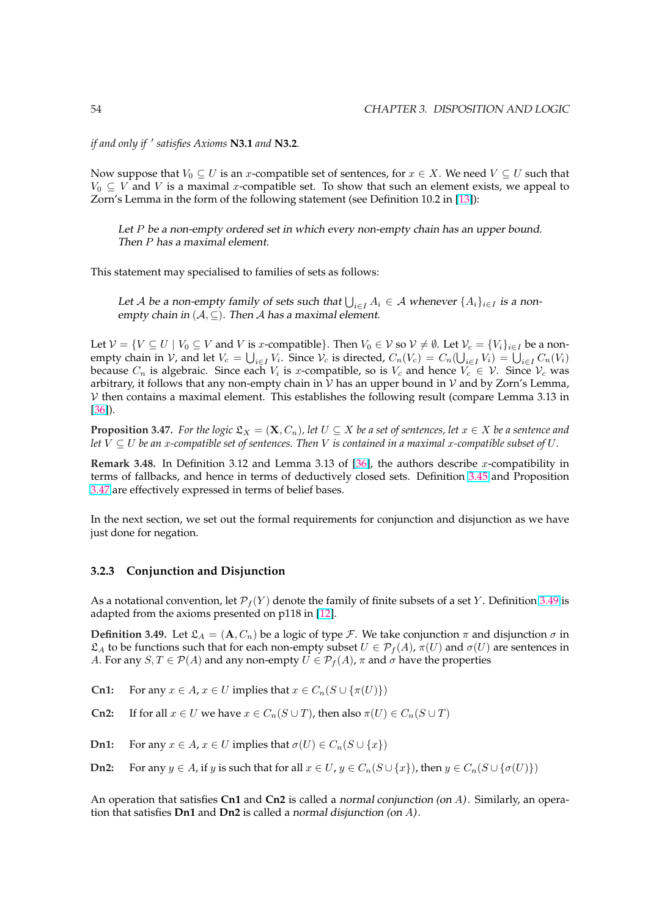*if and only if $'$ satisfies Axioms* **N3.1** *and* **N3.2**.

Now suppose that $V_0 \subseteq U$ is an $x$-compatible set of sentences, for $x \in X$. We need $V \subseteq U$ such that $V_0 \subseteq V$ and $V$ is a maximal $x$-compatible set. To show that such an element exists, we appeal to Zorn's Lemma in the form of the following statement (see Definition 10.2 in [13]):

> *Let $P$ be a non-empty ordered set in which every non-empty chain has an upper bound. Then $P$ has a maximal element.*

This statement may specialised to families of sets as follows:

> *Let $\mathcal{A}$ be a non-empty family of sets such that $\bigcup_{i \in I} A_i \in \mathcal{A}$ whenever $\{A_i\}_{i \in I}$ is a non-empty chain in $(\mathcal{A}, \subseteq)$. Then $\mathcal{A}$ has a maximal element.*

Let $\mathcal{V} = \{V \subseteq U \mid V_0 \subseteq V \text{ and } V \text{ is } x\text{-compatible}\}$. Then $V_0 \in \mathcal{V}$ so $\mathcal{V} \neq \emptyset$. Let $\mathcal{V}_c = \{V_i\}_{i \in I}$ be a non-empty chain in $\mathcal{V}$, and let $V_c = \bigcup_{i \in I} V_i$. Since $\mathcal{V}_c$ is directed, $C_n(V_c) = C_n(\bigcup_{i \in I} V_i) = \bigcup_{i \in I} C_n(V_i)$ because $C_n$ is algebraic. Since each $V_i$ is $x$-compatible, so is $V_c$ and hence $V_c \in \mathcal{V}$. Since $\mathcal{V}_c$ was arbitrary, it follows that any non-empty chain in $\mathcal{V}$ has an upper bound in $\mathcal{V}$ and by Zorn's Lemma, $\mathcal{V}$ then contains a maximal element. This establishes the following result (compare Lemma 3.13 in [36]).

**Proposition 3.47.** *For the logic $\mathfrak{L}_X = (\mathbf{X}, C_n)$, let $U \subseteq X$ be a set of sentences, let $x \in X$ be a sentence and let $V \subseteq U$ be an $x$-compatible set of sentences. Then $V$ is contained in a maximal $x$-compatible subset of $U$.*

**Remark 3.48.** In Definition 3.12 and Lemma 3.13 of [36], the authors describe $x$-compatibility in terms of fallbacks, and hence in terms of deductively closed sets. Definition 3.45 and Proposition 3.47 are effectively expressed in terms of belief bases.

In the next section, we set out the formal requirements for conjunction and disjunction as we have just done for negation.

### 3.2.3 Conjunction and Disjunction

As a notational convention, let $\mathcal{P}_f(Y)$ denote the family of finite subsets of a set $Y$. Definition 3.49 is adapted from the axioms presented on p118 in [12].

**Definition 3.49.** Let $\mathfrak{L}_A = (\mathbf{A}, C_n)$ be a logic of type $\mathcal{F}$. We take conjunction $\pi$ and disjunction $\sigma$ in $\mathfrak{L}_A$ to be functions such that for each non-empty subset $U \in \mathcal{P}_f(A)$, $\pi(U)$ and $\sigma(U)$ are sentences in $A$. For any $S, T \in \mathcal{P}(A)$ and any non-empty $U \in \mathcal{P}_f(A)$, $\pi$ and $\sigma$ have the properties

**Cn1:** For any $x \in A$, $x \in U$ implies that $x \in C_n(S \cup \{\pi(U)\})$

**Cn2:** If for all $x \in U$ we have $x \in C_n(S \cup T)$, then also $\pi(U) \in C_n(S \cup T)$

**Dn1:** For any $x \in A$, $x \in U$ implies that $\sigma(U) \in C_n(S \cup \{x\})$

**Dn2:** For any $y \in A$, if $y$ is such that for all $x \in U$, $y \in C_n(S \cup \{x\})$, then $y \in C_n(S \cup \{\sigma(U)\})$

An operation that satisfies **Cn1** and **Cn2** is called a *normal conjunction (on $A$)*. Similarly, an operation that satisfies **Dn1** and **Dn2** is called a *normal disjunction (on $A$)*.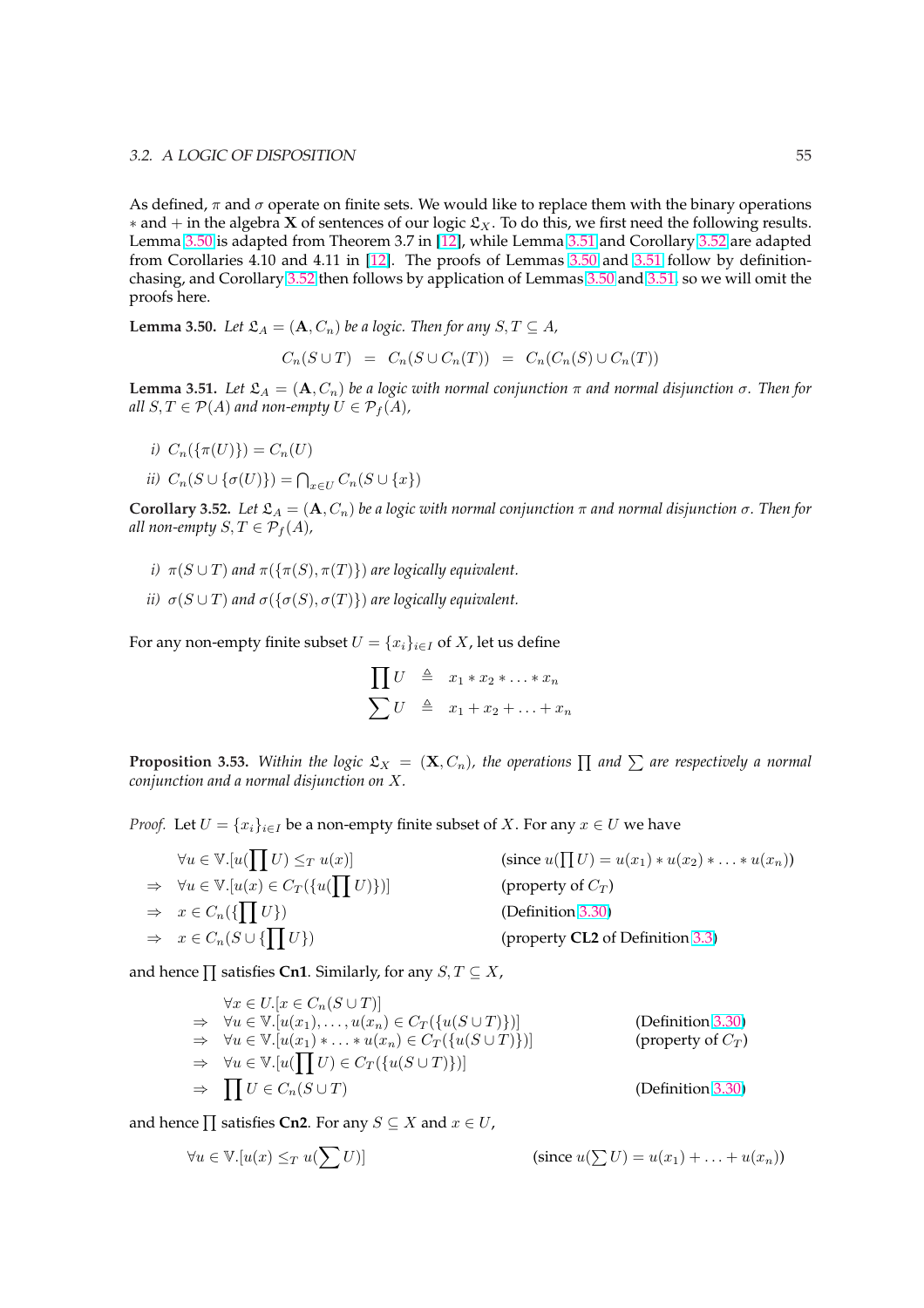As defined, $\pi$ and $\sigma$ operate on finite sets. We would like to replace them with the binary operations $*$ and $+$ in the algebra $\mathbf{X}$ of sentences of our logic $\mathfrak{L}_X$. To do this, we first need the following results. Lemma 3.50 is adapted from Theorem 3.7 in [12], while Lemma 3.51 and Corollary 3.52 are adapted from Corollaries 4.10 and 4.11 in [12]. The proofs of Lemmas 3.50 and 3.51 follow by definition-chasing, and Corollary 3.52 then follows by application of Lemmas 3.50 and 3.51, so we will omit the proofs here.

**Lemma 3.50.** *Let $\mathfrak{L}_A = (\mathbf{A}, C_n)$ be a logic. Then for any $S, T \subseteq A$,*

$$C_n(S \cup T) \;=\; C_n(S \cup C_n(T)) \;=\; C_n(C_n(S) \cup C_n(T))$$

**Lemma 3.51.** *Let $\mathfrak{L}_A = (\mathbf{A}, C_n)$ be a logic with normal conjunction $\pi$ and normal disjunction $\sigma$. Then for all $S, T \in \mathcal{P}(A)$ and non-empty $U \in \mathcal{P}_f(A)$,*

*i)* $C_n(\{\pi(U)\}) = C_n(U)$

*ii)* $C_n(S \cup \{\sigma(U)\}) = \bigcap_{x \in U} C_n(S \cup \{x\})$

**Corollary 3.52.** *Let $\mathfrak{L}_A = (\mathbf{A}, C_n)$ be a logic with normal conjunction $\pi$ and normal disjunction $\sigma$. Then for all non-empty $S, T \in \mathcal{P}_f(A)$,*

*i)* $\pi(S \cup T)$ *and* $\pi(\{\pi(S), \pi(T)\})$ *are logically equivalent.*

*ii)* $\sigma(S \cup T)$ *and* $\sigma(\{\sigma(S), \sigma(T)\})$ *are logically equivalent.*

For any non-empty finite subset $U = \{x_i\}_{i \in I}$ of $X$, let us define

$$\begin{aligned} \prod U \;&\triangleq\; x_1 * x_2 * \ldots * x_n \\ \sum U \;&\triangleq\; x_1 + x_2 + \ldots + x_n \end{aligned}$$

**Proposition 3.53.** *Within the logic $\mathfrak{L}_X = (\mathbf{X}, C_n)$, the operations $\prod$ and $\sum$ are respectively a normal conjunction and a normal disjunction on $X$.*

*Proof.* Let $U = \{x_i\}_{i \in I}$ be a non-empty finite subset of $X$. For any $x \in U$ we have

$$\begin{aligned}
& \forall u \in \mathbb{V}.[u(\textstyle\prod U) \leq_T u(x)] && \text{(since } u(\textstyle\prod U) = u(x_1) * u(x_2) * \ldots * u(x_n)\text{)} \\
\Rightarrow\; & \forall u \in \mathbb{V}.[u(x) \in C_T(\{u(\textstyle\prod U)\})] && \text{(property of } C_T\text{)} \\
\Rightarrow\; & x \in C_n(\{\textstyle\prod U\}) && \text{(Definition 3.30)} \\
\Rightarrow\; & x \in C_n(S \cup \{\textstyle\prod U\}) && \text{(property } \mathbf{CL2} \text{ of Definition 3.3)}
\end{aligned}$$

and hence $\prod$ satisfies **Cn1**. Similarly, for any $S, T \subseteq X$,

$$\begin{aligned}
& \forall x \in U.[x \in C_n(S \cup T)] && \\
\Rightarrow\; & \forall u \in \mathbb{V}.[u(x_1), \ldots, u(x_n) \in C_T(\{u(S \cup T)\})] && \text{(Definition 3.30)} \\
\Rightarrow\; & \forall u \in \mathbb{V}.[u(x_1) * \ldots * u(x_n) \in C_T(\{u(S \cup T)\})] && \text{(property of } C_T\text{)} \\
\Rightarrow\; & \forall u \in \mathbb{V}.[u(\textstyle\prod U) \in C_T(\{u(S \cup T)\})] && \\
\Rightarrow\; & \textstyle\prod U \in C_n(S \cup T) && \text{(Definition 3.30)}
\end{aligned}$$

and hence $\prod$ satisfies **Cn2**. For any $S \subseteq X$ and $x \in U$,

$$\forall u \in \mathbb{V}.[u(x) \leq_T u(\textstyle\sum U)] \qquad \text{(since } u(\textstyle\sum U) = u(x_1) + \ldots + u(x_n)\text{)}$$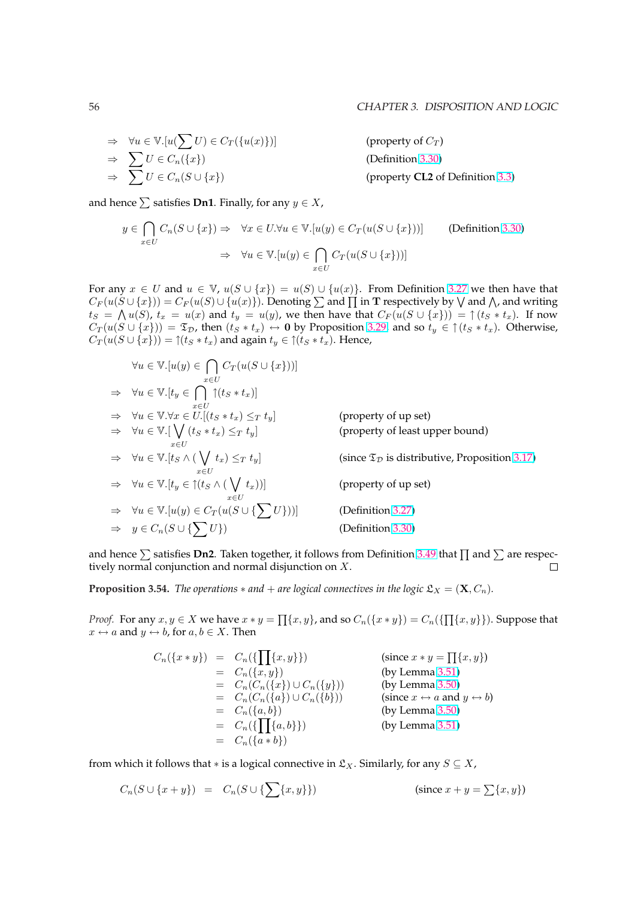$$
\begin{array}{lll}
\Rightarrow & \forall u \in \mathbb{V}.[u(\sum U) \in C_T(\{u(x)\})] & \text{(property of } C_T) \\
\Rightarrow & \sum U \in C_n(\{x\}) & \text{(Definition 3.30)} \\
\Rightarrow & \sum U \in C_n(S \cup \{x\}) & \text{(property } \mathbf{CL2} \text{ of Definition 3.3)}
\end{array}
$$

and hence $\sum$ satisfies **Dn1**. Finally, for any $y \in X$,

$$
\begin{array}{rll}
y \in \bigcap_{x \in U} C_n(S \cup \{x\}) \Rightarrow & \forall x \in U. \forall u \in \mathbb{V}.[u(y) \in C_T(u(S \cup \{x\}))] & \text{(Definition 3.30)} \\
\Rightarrow & \forall u \in \mathbb{V}.[u(y) \in \bigcap_{x \in U} C_T(u(S \cup \{x\}))] &
\end{array}
$$

For any $x \in U$ and $u \in \mathbb{V}$, $u(S \cup \{x\}) = u(S) \cup \{u(x)\}$. From Definition 3.27 we then have that $C_F(u(S \cup \{x\})) = C_F(u(S) \cup \{u(x)\})$. Denoting $\sum$ and $\prod$ in $\mathbf{T}$ respectively by $\bigvee$ and $\bigwedge$, and writing $t_S = \bigwedge u(S)$, $t_x = u(x)$ and $t_y = u(y)$, we then have that $C_F(u(S \cup \{x\})) = \uparrow(t_S * t_x)$. If now $C_T(u(S \cup \{x\})) = \mathfrak{T}_{\mathcal{D}}$, then $(t_S * t_x) \leftrightarrow \mathbf{0}$ by Proposition 3.29, and so $t_y \in \uparrow(t_S * t_x)$. Otherwise, $C_T(u(S \cup \{x\})) = \uparrow(t_S * t_x)$ and again $t_y \in \uparrow(t_S * t_x)$. Hence,

$$
\begin{array}{lll}
& \forall u \in \mathbb{V}.[u(y) \in \bigcap_{x \in U} C_T(u(S \cup \{x\}))] & \\
\Rightarrow & \forall u \in \mathbb{V}.[t_y \in \bigcap_{x \in U} \uparrow(t_S * t_x)] & \\
\Rightarrow & \forall u \in \mathbb{V}. \forall x \in U.[(t_S * t_x) \leq_T t_y] & \text{(property of up set)} \\
\Rightarrow & \forall u \in \mathbb{V}.[\bigvee_{x \in U} (t_S * t_x) \leq_T t_y] & \text{(property of least upper bound)} \\
\Rightarrow & \forall u \in \mathbb{V}.[t_S \wedge (\bigvee_{x \in U} t_x) \leq_T t_y] & \text{(since } \mathfrak{T}_{\mathcal{D}} \text{ is distributive, Proposition 3.17)} \\
\Rightarrow & \forall u \in \mathbb{V}.[t_y \in \uparrow(t_S \wedge (\bigvee_{x \in U} t_x))] & \text{(property of up set)} \\
\Rightarrow & \forall u \in \mathbb{V}.[u(y) \in C_T(u(S \cup \{\sum U\}))] & \text{(Definition 3.27)} \\
\Rightarrow & y \in C_n(S \cup \{\sum U\}) & \text{(Definition 3.30)}
\end{array}
$$

and hence $\sum$ satisfies **Dn2**. Taken together, it follows from Definition 3.49 that $\prod$ and $\sum$ are respectively normal conjunction and normal disjunction on $X$. □

**Proposition 3.54.** *The operations $*$ and $+$ are logical connectives in the logic $\mathfrak{L}_X = (\mathbf{X}, C_n)$.*

*Proof.* For any $x, y \in X$ we have $x * y = \prod\{x, y\}$, and so $C_n(\{x * y\}) = C_n(\{\prod\{x, y\}\})$. Suppose that $x \leftrightarrow a$ and $y \leftrightarrow b$, for $a, b \in X$. Then

$$
\begin{array}{rcll}
C_n(\{x * y\}) & = & C_n(\{\prod\{x, y\}\}) & \text{(since } x * y = \prod\{x, y\}) \\
& = & C_n(\{x, y\}) & \text{(by Lemma 3.51)} \\
& = & C_n(C_n(\{x\}) \cup C_n(\{y\})) & \text{(by Lemma 3.50)} \\
& = & C_n(C_n(\{a\}) \cup C_n(\{b\})) & \text{(since } x \leftrightarrow a \text{ and } y \leftrightarrow b) \\
& = & C_n(\{a, b\}) & \text{(by Lemma 3.50)} \\
& = & C_n(\{\prod\{a, b\}\}) & \text{(by Lemma 3.51)} \\
& = & C_n(\{a * b\}) &
\end{array}
$$

from which it follows that $*$ is a logical connective in $\mathfrak{L}_X$. Similarly, for any $S \subseteq X$,

$$
\begin{array}{rcll}
C_n(S \cup \{x + y\}) & = & C_n(S \cup \{\sum\{x, y\}\}) & \text{(since } x + y = \sum\{x, y\})
\end{array}
$$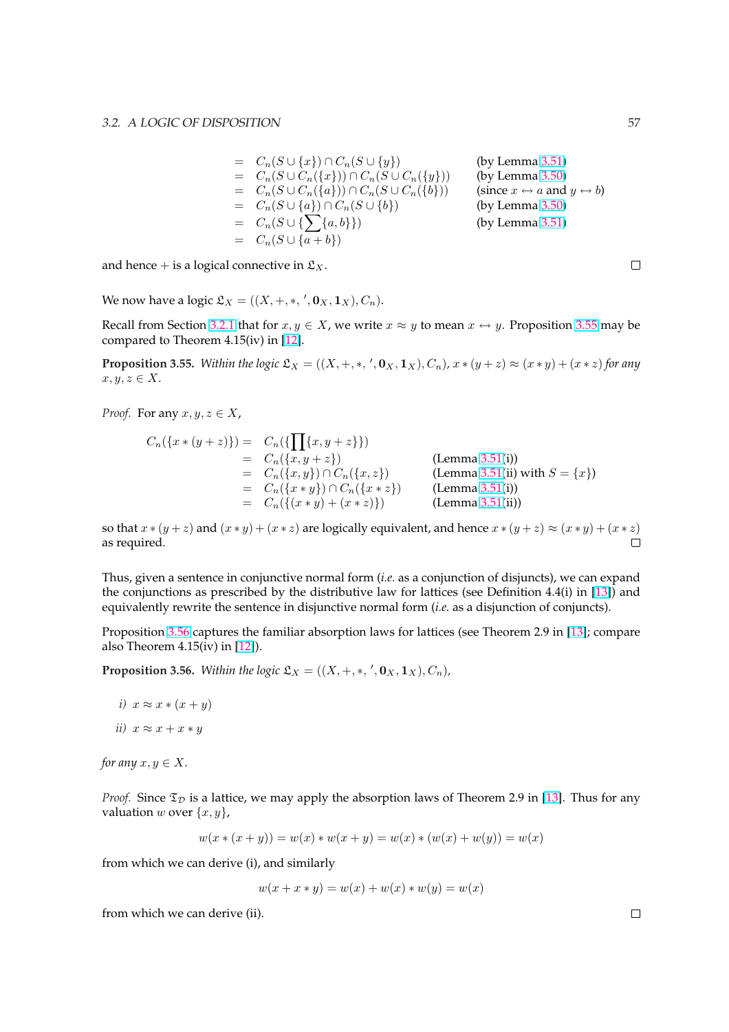$$
\begin{aligned}
&= C_n(S \cup \{x\}) \cap C_n(S \cup \{y\}) && \text{(by Lemma 3.51)}\\
&= C_n(S \cup C_n(\{x\})) \cap C_n(S \cup C_n(\{y\})) && \text{(by Lemma 3.50)}\\
&= C_n(S \cup C_n(\{a\})) \cap C_n(S \cup C_n(\{b\})) && \text{(since } x \leftrightarrow a \text{ and } y \leftrightarrow b\text{)}\\
&= C_n(S \cup \{a\}) \cap C_n(S \cup \{b\}) && \text{(by Lemma 3.50)}\\
&= C_n(S \cup \{\textstyle\sum\{a, b\}\}) && \text{(by Lemma 3.51)}\\
&= C_n(S \cup \{a + b\})
\end{aligned}
$$

and hence $+$ is a logical connective in $\mathfrak{L}_X$. □

We now have a logic $\mathfrak{L}_X = ((X, +, *, ', \mathbf{0}_X, \mathbf{1}_X), C_n)$.

Recall from Section 3.2.1 that for $x, y \in X$, we write $x \approx y$ to mean $x \leftrightarrow y$. Proposition 3.55 may be compared to Theorem 4.15(iv) in [12].

**Proposition 3.55.** *Within the logic* $\mathfrak{L}_X = ((X, +, *, ', \mathbf{0}_X, \mathbf{1}_X), C_n)$, $x * (y + z) \approx (x * y) + (x * z)$ *for any* $x, y, z \in X$.

*Proof.* For any $x, y, z \in X$,

$$
\begin{aligned}
C_n(\{x * (y + z)\}) &= C_n(\{\textstyle\prod\{x, y + z\}\}) \\
&= C_n(\{x, y + z\}) && \text{(Lemma 3.51(i))}\\
&= C_n(\{x, y\}) \cap C_n(\{x, z\}) && \text{(Lemma 3.51(ii) with } S = \{x\}\text{)}\\
&= C_n(\{x * y\}) \cap C_n(\{x * z\}) && \text{(Lemma 3.51(i))}\\
&= C_n(\{(x * y) + (x * z)\}) && \text{(Lemma 3.51(ii))}
\end{aligned}
$$

so that $x * (y + z)$ and $(x * y) + (x * z)$ are logically equivalent, and hence $x * (y + z) \approx (x * y) + (x * z)$ as required. □

Thus, given a sentence in conjunctive normal form (*i.e.* as a conjunction of disjuncts), we can expand the conjunctions as prescribed by the distributive law for lattices (see Definition 4.4(i) in [13]) and equivalently rewrite the sentence in disjunctive normal form (*i.e.* as a disjunction of conjuncts).

Proposition 3.56 captures the familiar absorption laws for lattices (see Theorem 2.9 in [13]; compare also Theorem 4.15(iv) in [12]).

**Proposition 3.56.** *Within the logic* $\mathfrak{L}_X = ((X, +, *, ', \mathbf{0}_X, \mathbf{1}_X), C_n)$,

*i)* $x \approx x * (x + y)$

*ii)* $x \approx x + x * y$

*for any* $x, y \in X$.

*Proof.* Since $\mathfrak{T}_{\mathcal{D}}$ is a lattice, we may apply the absorption laws of Theorem 2.9 in [13]. Thus for any valuation $w$ over $\{x, y\}$,

$$
w(x * (x + y)) = w(x) * w(x + y) = w(x) * (w(x) + w(y)) = w(x)
$$

from which we can derive (i), and similarly

$$
w(x + x * y) = w(x) + w(x) * w(y) = w(x)
$$

from which we can derive (ii). □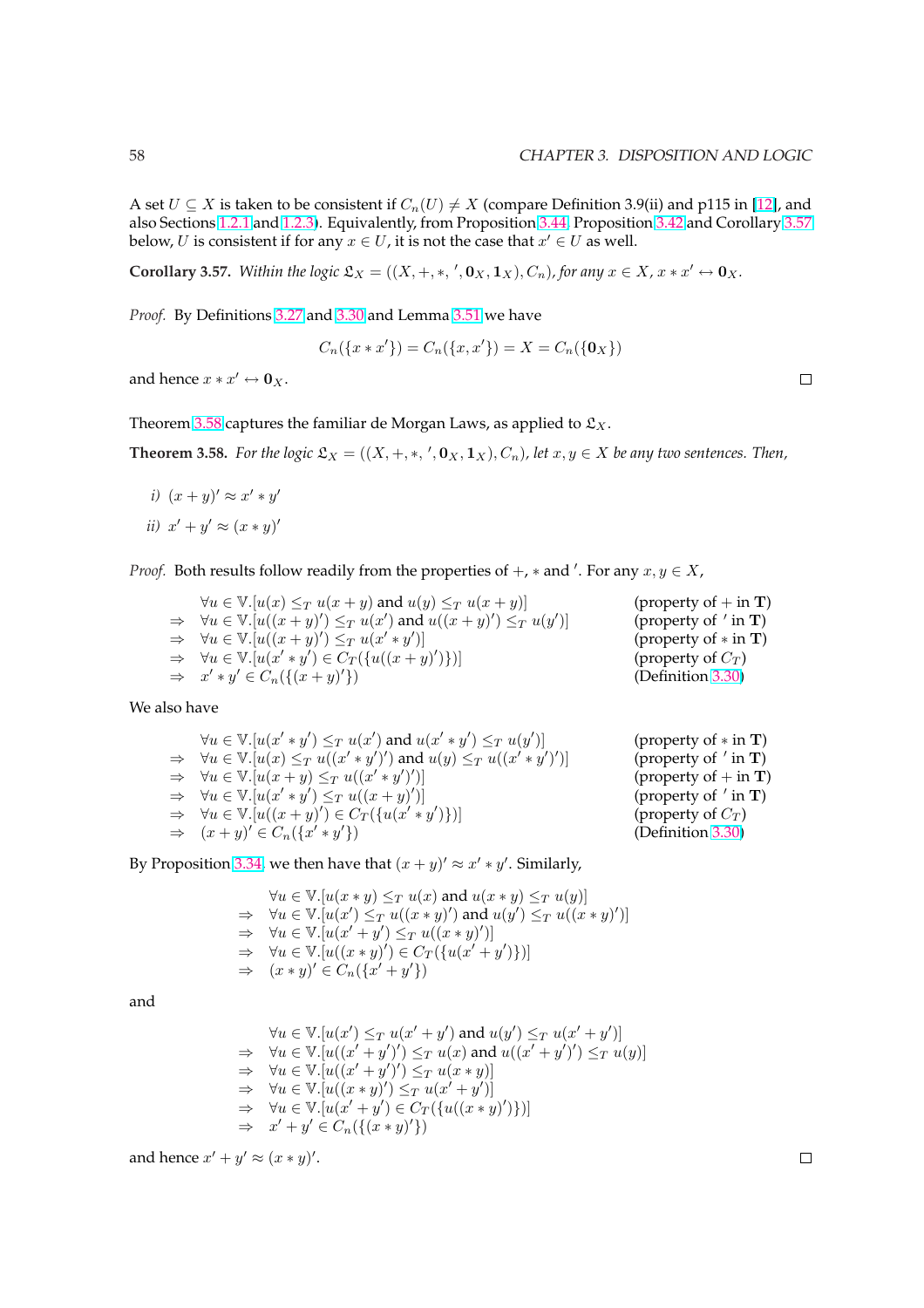A set $U \subseteq X$ is taken to be consistent if $C_n(U) \neq X$ (compare Definition 3.9(ii) and p115 in [12], and also Sections 1.2.1 and 1.2.3). Equivalently, from Proposition 3.44, Proposition 3.42 and Corollary 3.57 below, $U$ is consistent if for any $x \in U$, it is not the case that $x' \in U$ as well.

**Corollary 3.57.** *Within the logic* $\mathfrak{L}_X = ((X, +, *, ', \mathbf{0}_X, \mathbf{1}_X), C_n)$*, for any* $x \in X$*,* $x * x' \leftrightarrow \mathbf{0}_X$*.*

*Proof.* By Definitions 3.27 and 3.30 and Lemma 3.51 we have

$$C_n(\{x * x'\}) = C_n(\{x, x'\}) = X = C_n(\{\mathbf{0}_X\})$$

and hence $x * x' \leftrightarrow \mathbf{0}_X$. □

Theorem 3.58 captures the familiar de Morgan Laws, as applied to $\mathfrak{L}_X$.

**Theorem 3.58.** *For the logic* $\mathfrak{L}_X = ((X, +, *, ', \mathbf{0}_X, \mathbf{1}_X), C_n)$*, let* $x, y \in X$ *be any two sentences. Then,*

*i)* $(x + y)' \approx x' * y'$

*ii)* $x' + y' \approx (x * y)'$

*Proof.* Both results follow readily from the properties of $+$, $*$ and $'$. For any $x, y \in X$,

$$\begin{array}{lll}
& \forall u \in \mathbb{V}.[u(x) \leq_T u(x+y) \text{ and } u(y) \leq_T u(x+y)] & \text{(property of } + \text{ in } \mathbf{T}\text{)} \\
\Rightarrow & \forall u \in \mathbb{V}.[u((x+y)') \leq_T u(x') \text{ and } u((x+y)') \leq_T u(y')] & \text{(property of } ' \text{ in } \mathbf{T}\text{)} \\
\Rightarrow & \forall u \in \mathbb{V}.[u((x+y)') \leq_T u(x' * y')] & \text{(property of } * \text{ in } \mathbf{T}\text{)} \\
\Rightarrow & \forall u \in \mathbb{V}.[u(x' * y') \in C_T(\{u((x+y)')\})] & \text{(property of } C_T\text{)} \\
\Rightarrow & x' * y' \in C_n(\{(x+y)'\}) & \text{(Definition 3.30)}
\end{array}$$

We also have

$$\begin{array}{lll}
& \forall u \in \mathbb{V}.[u(x' * y') \leq_T u(x') \text{ and } u(x' * y') \leq_T u(y')] & \text{(property of } * \text{ in } \mathbf{T}\text{)} \\
\Rightarrow & \forall u \in \mathbb{V}.[u(x) \leq_T u((x' * y')') \text{ and } u(y) \leq_T u((x' * y')')] & \text{(property of } ' \text{ in } \mathbf{T}\text{)} \\
\Rightarrow & \forall u \in \mathbb{V}.[u(x+y) \leq_T u((x' * y')')] & \text{(property of } + \text{ in } \mathbf{T}\text{)} \\
\Rightarrow & \forall u \in \mathbb{V}.[u(x' * y') \leq_T u((x+y)')] & \text{(property of } ' \text{ in } \mathbf{T}\text{)} \\
\Rightarrow & \forall u \in \mathbb{V}.[u((x+y)') \in C_T(\{u(x' * y')\})] & \text{(property of } C_T\text{)} \\
\Rightarrow & (x+y)' \in C_n(\{x' * y'\}) & \text{(Definition 3.30)}
\end{array}$$

By Proposition 3.34, we then have that $(x + y)' \approx x' * y'$. Similarly,

$$\begin{array}{ll}
& \forall u \in \mathbb{V}.[u(x * y) \leq_T u(x) \text{ and } u(x * y) \leq_T u(y)] \\
\Rightarrow & \forall u \in \mathbb{V}.[u(x') \leq_T u((x * y)') \text{ and } u(y') \leq_T u((x * y)')] \\
\Rightarrow & \forall u \in \mathbb{V}.[u(x' + y') \leq_T u((x * y)')] \\
\Rightarrow & \forall u \in \mathbb{V}.[u((x * y)') \in C_T(\{u(x' + y')\})] \\
\Rightarrow & (x * y)' \in C_n(\{x' + y'\})
\end{array}$$

and

$$\begin{array}{ll}
& \forall u \in \mathbb{V}.[u(x') \leq_T u(x' + y') \text{ and } u(y') \leq_T u(x' + y')] \\
\Rightarrow & \forall u \in \mathbb{V}.[u((x' + y')') \leq_T u(x) \text{ and } u((x' + y')') \leq_T u(y)] \\
\Rightarrow & \forall u \in \mathbb{V}.[u((x' + y')') \leq_T u(x * y)] \\
\Rightarrow & \forall u \in \mathbb{V}.[u((x * y)') \leq_T u(x' + y')] \\
\Rightarrow & \forall u \in \mathbb{V}.[u(x' + y') \in C_T(\{u((x * y)')\})] \\
\Rightarrow & x' + y' \in C_n(\{(x * y)'\})
\end{array}$$

and hence $x' + y' \approx (x * y)'$. □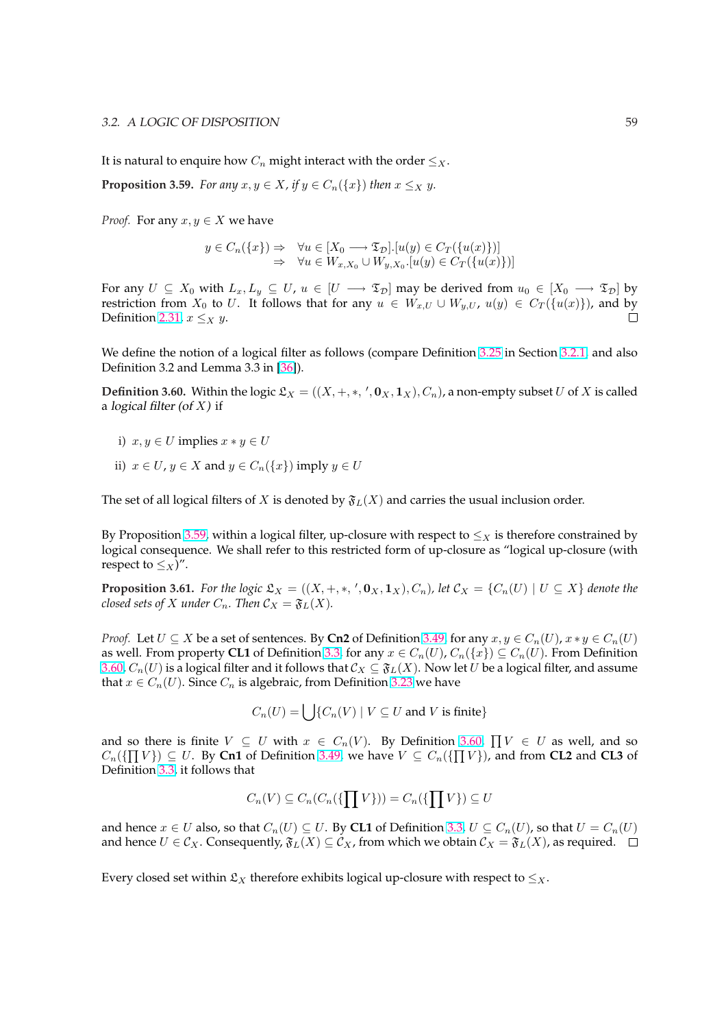It is natural to enquire how $C_n$ might interact with the order $\leq_X$.

**Proposition 3.59.** *For any $x, y \in X$, if $y \in C_n(\{x\})$ then $x \leq_X y$.*

*Proof.* For any $x, y \in X$ we have

$$\begin{aligned} y \in C_n(\{x\}) \Rightarrow \quad & \forall u \in [X_0 \longrightarrow \mathfrak{T}_{\mathcal{D}}].[u(y) \in C_T(\{u(x)\})] \\ \Rightarrow \quad & \forall u \in W_{x,X_0} \cup W_{y,X_0}.[u(y) \in C_T(\{u(x)\})] \end{aligned}$$

For any $U \subseteq X_0$ with $L_x, L_y \subseteq U$, $u \in [U \longrightarrow \mathfrak{T}_{\mathcal{D}}]$ may be derived from $u_0 \in [X_0 \longrightarrow \mathfrak{T}_{\mathcal{D}}]$ by restriction from $X_0$ to $U$. It follows that for any $u \in W_{x,U} \cup W_{y,U}$, $u(y) \in C_T(\{u(x)\})$, and by Definition 2.31, $x \leq_X y$. $\square$

We define the notion of a logical filter as follows (compare Definition 3.25 in Section 3.2.1, and also Definition 3.2 and Lemma 3.3 in [36]).

**Definition 3.60.** Within the logic $\mathfrak{L}_X = ((X, +, *, ', \mathbf{0}_X, \mathbf{1}_X), C_n)$, a non-empty subset $U$ of $X$ is called a *logical filter (of $X$)* if

i) $x, y \in U$ implies $x * y \in U$

ii) $x \in U$, $y \in X$ and $y \in C_n(\{x\})$ imply $y \in U$

The set of all logical filters of $X$ is denoted by $\mathfrak{F}_L(X)$ and carries the usual inclusion order.

By Proposition 3.59, within a logical filter, up-closure with respect to $\leq_X$ is therefore constrained by logical consequence. We shall refer to this restricted form of up-closure as "logical up-closure (with respect to $\leq_X$)".

**Proposition 3.61.** *For the logic $\mathfrak{L}_X = ((X, +, *, ', \mathbf{0}_X, \mathbf{1}_X), C_n)$, let $\mathcal{C}_X = \{C_n(U) \mid U \subseteq X\}$ denote the closed sets of $X$ under $C_n$. Then $\mathcal{C}_X = \mathfrak{F}_L(X)$.*

*Proof.* Let $U \subseteq X$ be a set of sentences. By **Cn2** of Definition 3.49, for any $x, y \in C_n(U)$, $x * y \in C_n(U)$ as well. From property **CL1** of Definition 3.3, for any $x \in C_n(U)$, $C_n(\{x\}) \subseteq C_n(U)$. From Definition 3.60, $C_n(U)$ is a logical filter and it follows that $\mathcal{C}_X \subseteq \mathfrak{F}_L(X)$. Now let $U$ be a logical filter, and assume that $x \in C_n(U)$. Since $C_n$ is algebraic, from Definition 3.23 we have

$$C_n(U) = \bigcup\{C_n(V) \mid V \subseteq U \text{ and } V \text{ is finite}\}$$

and so there is finite $V \subseteq U$ with $x \in C_n(V)$. By Definition 3.60, $\prod V \in U$ as well, and so $C_n(\{\prod V\}) \subseteq U$. By **Cn1** of Definition 3.49, we have $V \subseteq C_n(\{\prod V\})$, and from **CL2** and **CL3** of Definition 3.3, it follows that

$$C_n(V) \subseteq C_n(C_n(\{\textstyle\prod V\})) = C_n(\{\textstyle\prod V\}) \subseteq U$$

and hence $x \in U$ also, so that $C_n(U) \subseteq U$. By **CL1** of Definition 3.3, $U \subseteq C_n(U)$, so that $U = C_n(U)$ and hence $U \in \mathcal{C}_X$. Consequently, $\mathfrak{F}_L(X) \subseteq \mathcal{C}_X$, from which we obtain $\mathcal{C}_X = \mathfrak{F}_L(X)$, as required. $\square$

Every closed set within $\mathfrak{L}_X$ therefore exhibits logical up-closure with respect to $\leq_X$.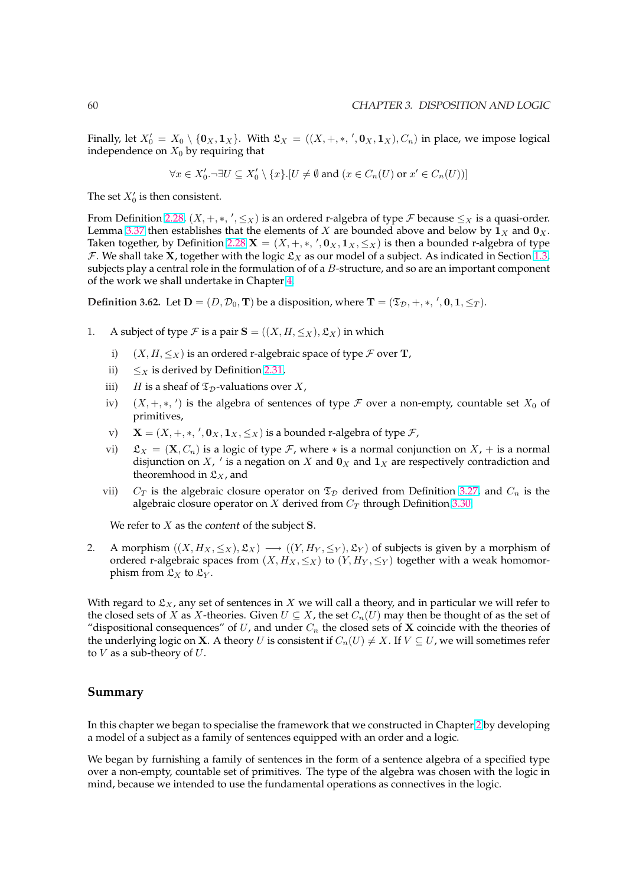Finally, let $X_0' = X_0 \setminus \{\mathbf{0}_X, \mathbf{1}_X\}$. With $\mathfrak{L}_X = ((X, +, *, ', \mathbf{0}_X, \mathbf{1}_X), C_n)$ in place, we impose logical independence on $X_0$ by requiring that

$$\forall x \in X_0'.\neg\exists U \subseteq X_0' \setminus \{x\}.[U \neq \emptyset \text{ and } (x \in C_n(U) \text{ or } x' \in C_n(U))]$$

The set $X_0'$ is then consistent.

From Definition 2.28, $(X, +, *, ', \leq_X)$ is an ordered r-algebra of type $\mathcal{F}$ because $\leq_X$ is a quasi-order. Lemma 3.37 then establishes that the elements of $X$ are bounded above and below by $\mathbf{1}_X$ and $\mathbf{0}_X$. Taken together, by Definition 2.28 $\mathbf{X} = (X, +, *, ', \mathbf{0}_X, \mathbf{1}_X, \leq_X)$ is then a bounded r-algebra of type $\mathcal{F}$. We shall take $\mathbf{X}$, together with the logic $\mathfrak{L}_X$ as our model of a subject. As indicated in Section 1.3, subjects play a central role in the formulation of of a $B$-structure, and so are an important component of the work we shall undertake in Chapter 4.

**Definition 3.62.** Let $\mathbf{D} = (D, \mathcal{D}_0, \mathbf{T})$ be a disposition, where $\mathbf{T} = (\mathfrak{T}_{\mathcal{D}}, +, *, ', \mathbf{0}, \mathbf{1}, \leq_T)$.

1. A subject of type $\mathcal{F}$ is a pair $\mathbf{S} = ((X, H, \leq_X), \mathfrak{L}_X)$ in which

   i) $(X, H, \leq_X)$ is an ordered r-algebraic space of type $\mathcal{F}$ over $\mathbf{T}$,

   ii) $\leq_X$ is derived by Definition 2.31,

   iii) $H$ is a sheaf of $\mathfrak{T}_{\mathcal{D}}$-valuations over $X$,

   iv) $(X, +, *, ')$ is the algebra of sentences of type $\mathcal{F}$ over a non-empty, countable set $X_0$ of primitives,

   v) $\mathbf{X} = (X, +, *, ', \mathbf{0}_X, \mathbf{1}_X, \leq_X)$ is a bounded r-algebra of type $\mathcal{F}$,

   vi) $\mathfrak{L}_X = (\mathbf{X}, C_n)$ is a logic of type $\mathcal{F}$, where $*$ is a normal conjunction on $X$, $+$ is a normal disjunction on $X$, $'$ is a negation on $X$ and $\mathbf{0}_X$ and $\mathbf{1}_X$ are respectively contradiction and theoremhood in $\mathfrak{L}_X$, and

   vii) $C_T$ is the algebraic closure operator on $\mathfrak{T}_{\mathcal{D}}$ derived from Definition 3.27, and $C_n$ is the algebraic closure operator on $X$ derived from $C_T$ through Definition 3.30.

   We refer to $X$ as the *content* of the subject $\mathbf{S}$.

2. A morphism $((X, H_X, \leq_X), \mathfrak{L}_X) \longrightarrow ((Y, H_Y, \leq_Y), \mathfrak{L}_Y)$ of subjects is given by a morphism of ordered r-algebraic spaces from $(X, H_X, \leq_X)$ to $(Y, H_Y, \leq_Y)$ together with a weak homomorphism from $\mathfrak{L}_X$ to $\mathfrak{L}_Y$.

With regard to $\mathfrak{L}_X$, any set of sentences in $X$ we will call a theory, and in particular we will refer to the closed sets of $X$ as $X$-theories. Given $U \subseteq X$, the set $C_n(U)$ may then be thought of as the set of "dispositional consequences" of $U$, and under $C_n$ the closed sets of $\mathbf{X}$ coincide with the theories of the underlying logic on $\mathbf{X}$. A theory $U$ is consistent if $C_n(U) \neq X$. If $V \subseteq U$, we will sometimes refer to $V$ as a sub-theory of $U$.

## Summary

In this chapter we began to specialise the framework that we constructed in Chapter 2 by developing a model of a subject as a family of sentences equipped with an order and a logic.

We began by furnishing a family of sentences in the form of a sentence algebra of a specified type over a non-empty, countable set of primitives. The type of the algebra was chosen with the logic in mind, because we intended to use the fundamental operations as connectives in the logic.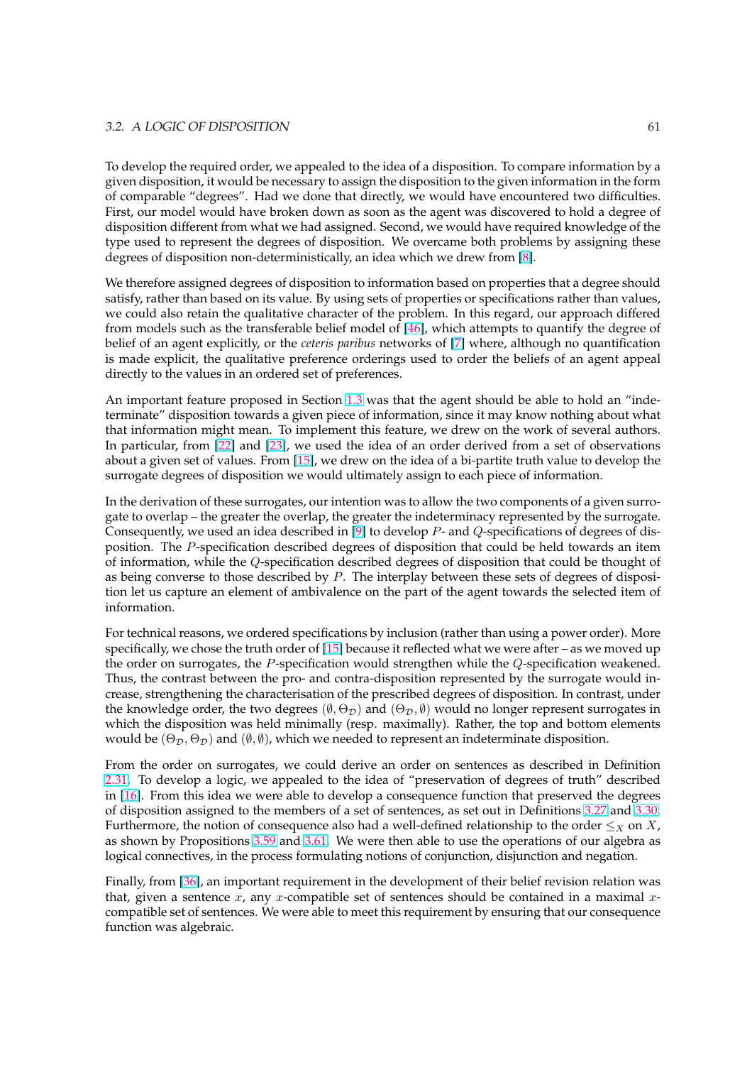To develop the required order, we appealed to the idea of a disposition. To compare information by a given disposition, it would be necessary to assign the disposition to the given information in the form of comparable "degrees". Had we done that directly, we would have encountered two difficulties. First, our model would have broken down as soon as the agent was discovered to hold a degree of disposition different from what we had assigned. Second, we would have required knowledge of the type used to represent the degrees of disposition. We overcame both problems by assigning these degrees of disposition non-deterministically, an idea which we drew from [8].

We therefore assigned degrees of disposition to information based on properties that a degree should satisfy, rather than based on its value. By using sets of properties or specifications rather than values, we could also retain the qualitative character of the problem. In this regard, our approach differed from models such as the transferable belief model of [46], which attempts to quantify the degree of belief of an agent explicitly, or the *ceteris paribus* networks of [7] where, although no quantification is made explicit, the qualitative preference orderings used to order the beliefs of an agent appeal directly to the values in an ordered set of preferences.

An important feature proposed in Section 1.3 was that the agent should be able to hold an "indeterminate" disposition towards a given piece of information, since it may know nothing about what that information might mean. To implement this feature, we drew on the work of several authors. In particular, from [22] and [23], we used the idea of an order derived from a set of observations about a given set of values. From [15], we drew on the idea of a bi-partite truth value to develop the surrogate degrees of disposition we would ultimately assign to each piece of information.

In the derivation of these surrogates, our intention was to allow the two components of a given surrogate to overlap – the greater the overlap, the greater the indeterminacy represented by the surrogate. Consequently, we used an idea described in [9] to develop $P$- and $Q$-specifications of degrees of disposition. The $P$-specification described degrees of disposition that could be held towards an item of information, while the $Q$-specification described degrees of disposition that could be thought of as being converse to those described by $P$. The interplay between these sets of degrees of disposition let us capture an element of ambivalence on the part of the agent towards the selected item of information.

For technical reasons, we ordered specifications by inclusion (rather than using a power order). More specifically, we chose the truth order of [15] because it reflected what we were after – as we moved up the order on surrogates, the $P$-specification would strengthen while the $Q$-specification weakened. Thus, the contrast between the pro- and contra-disposition represented by the surrogate would increase, strengthening the characterisation of the prescribed degrees of disposition. In contrast, under the knowledge order, the two degrees $(\emptyset, \Theta_{\mathcal{D}})$ and $(\Theta_{\mathcal{D}}, \emptyset)$ would no longer represent surrogates in which the disposition was held minimally (resp. maximally). Rather, the top and bottom elements would be $(\Theta_{\mathcal{D}}, \Theta_{\mathcal{D}})$ and $(\emptyset, \emptyset)$, which we needed to represent an indeterminate disposition.

From the order on surrogates, we could derive an order on sentences as described in Definition 2.31. To develop a logic, we appealed to the idea of "preservation of degrees of truth" described in [16]. From this idea we were able to develop a consequence function that preserved the degrees of disposition assigned to the members of a set of sentences, as set out in Definitions 3.27 and 3.30. Furthermore, the notion of consequence also had a well-defined relationship to the order $\leq_X$ on $X$, as shown by Propositions 3.59 and 3.61. We were then able to use the operations of our algebra as logical connectives, in the process formulating notions of conjunction, disjunction and negation.

Finally, from [36], an important requirement in the development of their belief revision relation was that, given a sentence $x$, any $x$-compatible set of sentences should be contained in a maximal $x$-compatible set of sentences. We were able to meet this requirement by ensuring that our consequence function was algebraic.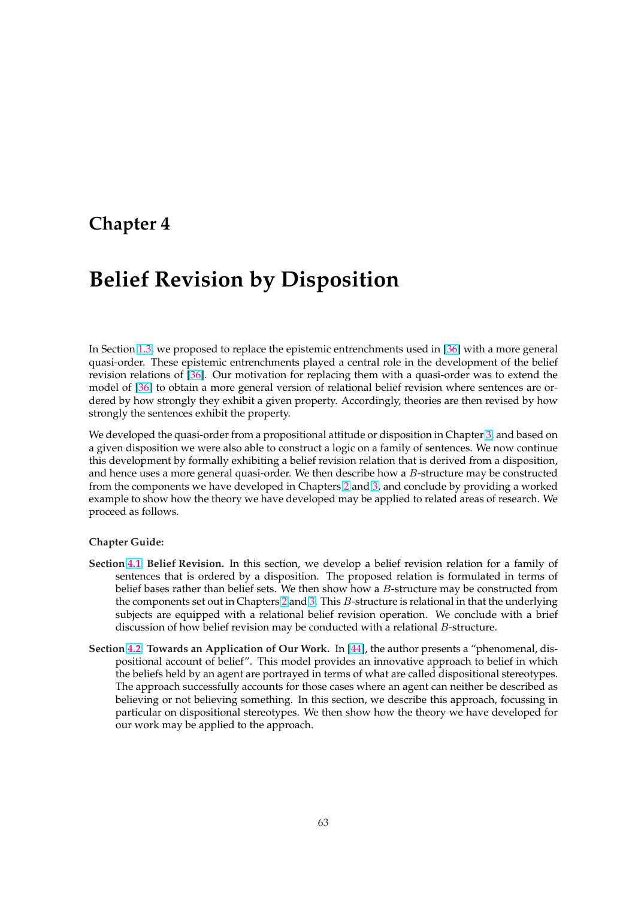# Chapter 4

# Belief Revision by Disposition

In Section 1.3, we proposed to replace the epistemic entrenchments used in [36] with a more general quasi-order. These epistemic entrenchments played a central role in the development of the belief revision relations of [36]. Our motivation for replacing them with a quasi-order was to extend the model of [36] to obtain a more general version of relational belief revision where sentences are ordered by how strongly they exhibit a given property. Accordingly, theories are then revised by how strongly the sentences exhibit the property.

We developed the quasi-order from a propositional attitude or disposition in Chapter 3, and based on a given disposition we were also able to construct a logic on a family of sentences. We now continue this development by formally exhibiting a belief revision relation that is derived from a disposition, and hence uses a more general quasi-order. We then describe how a $B$-structure may be constructed from the components we have developed in Chapters 2 and 3, and conclude by providing a worked example to show how the theory we have developed may be applied to related areas of research. We proceed as follows.

**Chapter Guide:**

**Section 4.1: Belief Revision.** In this section, we develop a belief revision relation for a family of sentences that is ordered by a disposition. The proposed relation is formulated in terms of belief bases rather than belief sets. We then show how a $B$-structure may be constructed from the components set out in Chapters 2 and 3. This $B$-structure is relational in that the underlying subjects are equipped with a relational belief revision operation. We conclude with a brief discussion of how belief revision may be conducted with a relational $B$-structure.

**Section 4.2: Towards an Application of Our Work.** In [44], the author presents a "phenomenal, dispositional account of belief". This model provides an innovative approach to belief in which the beliefs held by an agent are portrayed in terms of what are called dispositional stereotypes. The approach successfully accounts for those cases where an agent can neither be described as believing or not believing something. In this section, we describe this approach, focussing in particular on dispositional stereotypes. We then show how the theory we have developed for our work may be applied to the approach.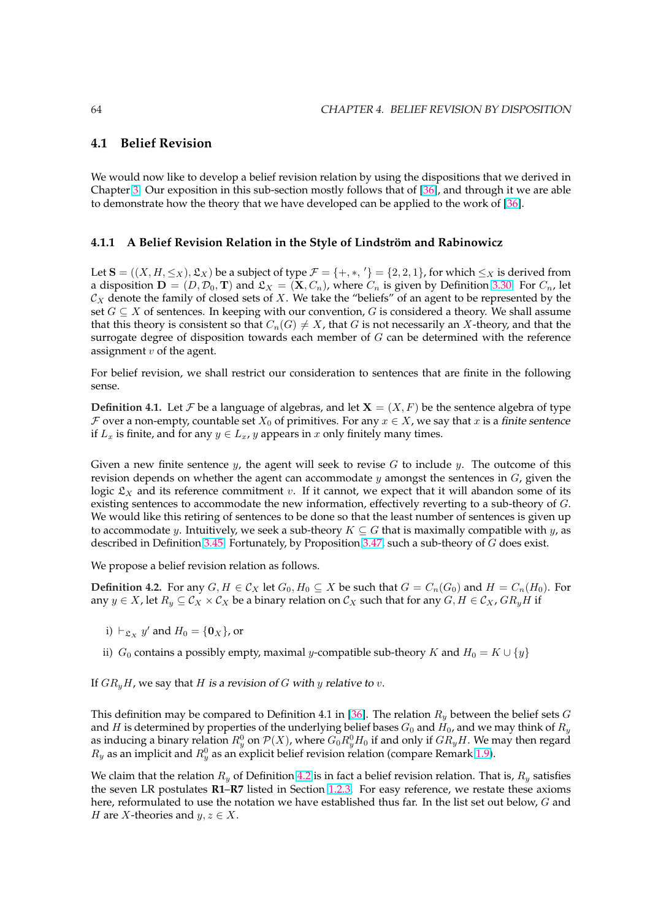## 4.1 Belief Revision

We would now like to develop a belief revision relation by using the dispositions that we derived in Chapter 3. Our exposition in this sub-section mostly follows that of [36], and through it we are able to demonstrate how the theory that we have developed can be applied to the work of [36].

### 4.1.1 A Belief Revision Relation in the Style of Lindström and Rabinowicz

Let $\mathbf{S} = ((X, H, \leq_X), \mathfrak{L}_X)$ be a subject of type $\mathcal{F} = \{+, *, '\} = \{2, 2, 1\}$, for which $\leq_X$ is derived from a disposition $\mathbf{D} = (D, \mathcal{D}_0, \mathbf{T})$ and $\mathfrak{L}_X = (\mathbf{X}, C_n)$, where $C_n$ is given by Definition 3.30. For $C_n$, let $\mathcal{C}_X$ denote the family of closed sets of $X$. We take the "beliefs" of an agent to be represented by the set $G \subseteq X$ of sentences. In keeping with our convention, $G$ is considered a theory. We shall assume that this theory is consistent so that $C_n(G) \neq X$, that $G$ is not necessarily an $X$-theory, and that the surrogate degree of disposition towards each member of $G$ can be determined with the reference assignment $v$ of the agent.

For belief revision, we shall restrict our consideration to sentences that are finite in the following sense.

**Definition 4.1.** Let $\mathcal{F}$ be a language of algebras, and let $\mathbf{X} = (X, F)$ be the sentence algebra of type $\mathcal{F}$ over a non-empty, countable set $X_0$ of primitives. For any $x \in X$, we say that $x$ is a *finite sentence* if $L_x$ is finite, and for any $y \in L_x$, $y$ appears in $x$ only finitely many times.

Given a new finite sentence $y$, the agent will seek to revise $G$ to include $y$. The outcome of this revision depends on whether the agent can accommodate $y$ amongst the sentences in $G$, given the logic $\mathfrak{L}_X$ and its reference commitment $v$. If it cannot, we expect that it will abandon some of its existing sentences to accommodate the new information, effectively reverting to a sub-theory of $G$. We would like this retiring of sentences to be done so that the least number of sentences is given up to accommodate $y$. Intuitively, we seek a sub-theory $K \subseteq G$ that is maximally compatible with $y$, as described in Definition 3.45. Fortunately, by Proposition 3.47, such a sub-theory of $G$ does exist.

We propose a belief revision relation as follows.

**Definition 4.2.** For any $G, H \in \mathcal{C}_X$ let $G_0, H_0 \subseteq X$ be such that $G = C_n(G_0)$ and $H = C_n(H_0)$. For any $y \in X$, let $R_y \subseteq \mathcal{C}_X \times \mathcal{C}_X$ be a binary relation on $\mathcal{C}_X$ such that for any $G, H \in \mathcal{C}_X$, $GR_yH$ if

i) $\vdash_{\mathfrak{L}_X} y'$ and $H_0 = \{\mathbf{0}_X\}$, or

ii) $G_0$ contains a possibly empty, maximal $y$-compatible sub-theory $K$ and $H_0 = K \cup \{y\}$

If $GR_yH$, we say that $H$ *is a revision of* $G$ *with* $y$ *relative to* $v$.

This definition may be compared to Definition 4.1 in [36]. The relation $R_y$ between the belief sets $G$ and $H$ is determined by properties of the underlying belief bases $G_0$ and $H_0$, and we may think of $R_y$ as inducing a binary relation $R_y^0$ on $\mathcal{P}(X)$, where $G_0 R_y^0 H_0$ if and only if $GR_yH$. We may then regard $R_y$ as an implicit and $R_y^0$ as an explicit belief revision relation (compare Remark 1.9).

We claim that the relation $R_y$ of Definition 4.2 is in fact a belief revision relation. That is, $R_y$ satisfies the seven LR postulates **R1**–**R7** listed in Section 1.2.3. For easy reference, we restate these axioms here, reformulated to use the notation we have established thus far. In the list set out below, $G$ and $H$ are $X$-theories and $y, z \in X$.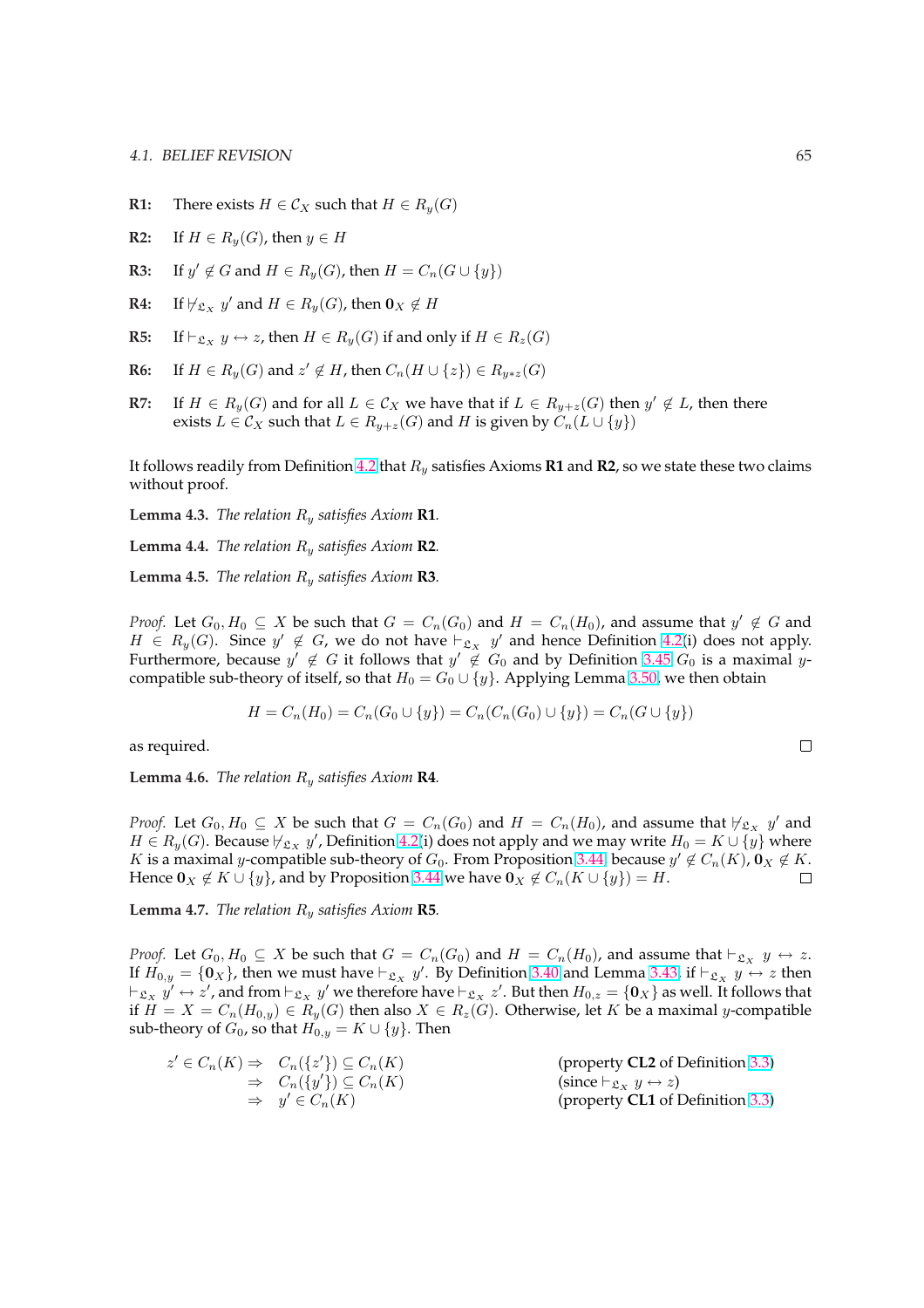**R1:** There exists $H \in \mathcal{C}_X$ such that $H \in R_y(G)$

**R2:** If $H \in R_y(G)$, then $y \in H$

**R3:** If $y' \notin G$ and $H \in R_y(G)$, then $H = C_n(G \cup \{y\})$

**R4:** If $\nvdash_{\mathfrak{L}_X} y'$ and $H \in R_y(G)$, then $\mathbf{0}_X \notin H$

**R5:** If $\vdash_{\mathfrak{L}_X} y \leftrightarrow z$, then $H \in R_y(G)$ if and only if $H \in R_z(G)$

**R6:** If $H \in R_y(G)$ and $z' \notin H$, then $C_n(H \cup \{z\}) \in R_{y*z}(G)$

**R7:** If $H \in R_y(G)$ and for all $L \in \mathcal{C}_X$ we have that if $L \in R_{y+z}(G)$ then $y' \notin L$, then there exists $L \in \mathcal{C}_X$ such that $L \in R_{y+z}(G)$ and $H$ is given by $C_n(L \cup \{y\})$

It follows readily from Definition 4.2 that $R_y$ satisfies Axioms **R1** and **R2**, so we state these two claims without proof.

**Lemma 4.3.** *The relation $R_y$ satisfies Axiom* **R1***.*

**Lemma 4.4.** *The relation $R_y$ satisfies Axiom* **R2***.*

**Lemma 4.5.** *The relation $R_y$ satisfies Axiom* **R3***.*

*Proof.* Let $G_0, H_0 \subseteq X$ be such that $G = C_n(G_0)$ and $H = C_n(H_0)$, and assume that $y' \notin G$ and $H \in R_y(G)$. Since $y' \notin G$, we do not have $\vdash_{\mathfrak{L}_X} y'$ and hence Definition 4.2(i) does not apply. Furthermore, because $y' \notin G$ it follows that $y' \notin G_0$ and by Definition 3.45 $G_0$ is a maximal $y$-compatible sub-theory of itself, so that $H_0 = G_0 \cup \{y\}$. Applying Lemma 3.50, we then obtain

$$H = C_n(H_0) = C_n(G_0 \cup \{y\}) = C_n(C_n(G_0) \cup \{y\}) = C_n(G \cup \{y\})$$

as required. $\square$

**Lemma 4.6.** *The relation $R_y$ satisfies Axiom* **R4***.*

*Proof.* Let $G_0, H_0 \subseteq X$ be such that $G = C_n(G_0)$ and $H = C_n(H_0)$, and assume that $\nvdash_{\mathfrak{L}_X} y'$ and $H \in R_y(G)$. Because $\nvdash_{\mathfrak{L}_X} y'$, Definition 4.2(i) does not apply and we may write $H_0 = K \cup \{y\}$ where $K$ is a maximal $y$-compatible sub-theory of $G_0$. From Proposition 3.44, because $y' \notin C_n(K)$, $\mathbf{0}_X \notin K$. Hence $\mathbf{0}_X \notin K \cup \{y\}$, and by Proposition 3.44 we have $\mathbf{0}_X \notin C_n(K \cup \{y\}) = H$. $\square$

**Lemma 4.7.** *The relation $R_y$ satisfies Axiom* **R5***.*

*Proof.* Let $G_0, H_0 \subseteq X$ be such that $G = C_n(G_0)$ and $H = C_n(H_0)$, and assume that $\vdash_{\mathfrak{L}_X} y \leftrightarrow z$. If $H_{0,y} = \{\mathbf{0}_X\}$, then we must have $\vdash_{\mathfrak{L}_X} y'$. By Definition 3.40 and Lemma 3.43, if $\vdash_{\mathfrak{L}_X} y \leftrightarrow z$ then $\vdash_{\mathfrak{L}_X} y' \leftrightarrow z'$, and from $\vdash_{\mathfrak{L}_X} y'$ we therefore have $\vdash_{\mathfrak{L}_X} z'$. But then $H_{0,z} = \{\mathbf{0}_X\}$ as well. It follows that if $H = X = C_n(H_{0,y}) \in R_y(G)$ then also $X \in R_z(G)$. Otherwise, let $K$ be a maximal $y$-compatible sub-theory of $G_0$, so that $H_{0,y} = K \cup \{y\}$. Then

| | | |
|---|---|---|
| $z' \in C_n(K) \Rightarrow$ | $C_n(\{z'\}) \subseteq C_n(K)$ | (property **CL2** of Definition 3.3) |
| $\Rightarrow$ | $C_n(\{y'\}) \subseteq C_n(K)$ | (since $\vdash_{\mathfrak{L}_X} y \leftrightarrow z$) |
| $\Rightarrow$ | $y' \in C_n(K)$ | (property **CL1** of Definition 3.3) |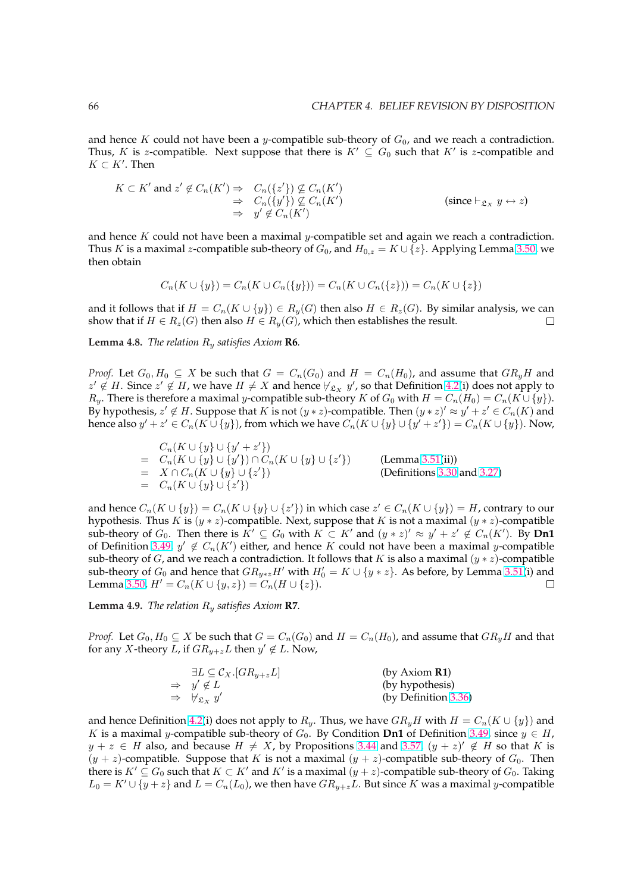and hence $K$ could not have been a $y$-compatible sub-theory of $G_0$, and we reach a contradiction. Thus, $K$ is $z$-compatible. Next suppose that there is $K' \subseteq G_0$ such that $K'$ is $z$-compatible and $K \subset K'$. Then

$$\begin{aligned}
K \subset K' \text{ and } z' \notin C_n(K') &\Rightarrow C_n(\{z'\}) \not\subseteq C_n(K') \\
&\Rightarrow C_n(\{y'\}) \not\subseteq C_n(K') \qquad \text{(since } \vdash_{\mathfrak{L}_X} y \leftrightarrow z\text{)} \\
&\Rightarrow y' \notin C_n(K')
\end{aligned}$$

and hence $K$ could not have been a maximal $y$-compatible set and again we reach a contradiction. Thus $K$ is a maximal $z$-compatible sub-theory of $G_0$, and $H_{0,z} = K \cup \{z\}$. Applying Lemma 3.50, we then obtain

$$C_n(K \cup \{y\}) = C_n(K \cup C_n(\{y\})) = C_n(K \cup C_n(\{z\})) = C_n(K \cup \{z\})$$

and it follows that if $H = C_n(K \cup \{y\}) \in R_y(G)$ then also $H \in R_z(G)$. By similar analysis, we can show that if $H \in R_z(G)$ then also $H \in R_y(G)$, which then establishes the result. □

**Lemma 4.8.** *The relation $R_y$ satisfies Axiom* **R6***.*

*Proof.* Let $G_0, H_0 \subseteq X$ be such that $G = C_n(G_0)$ and $H = C_n(H_0)$, and assume that $GR_yH$ and $z' \notin H$. Since $z' \notin H$, we have $H \neq X$ and hence $\nvdash_{\mathfrak{L}_X} y'$, so that Definition 4.2(i) does not apply to $R_y$. There is therefore a maximal $y$-compatible sub-theory $K$ of $G_0$ with $H = C_n(H_0) = C_n(K \cup \{y\})$. By hypothesis, $z' \notin H$. Suppose that $K$ is not $(y * z)$-compatible. Then $(y * z)' \approx y' + z' \in C_n(K)$ and hence also $y' + z' \in C_n(K \cup \{y\})$, from which we have $C_n(K \cup \{y\} \cup \{y' + z'\}) = C_n(K \cup \{y\})$. Now,

$$\begin{aligned}
& C_n(K \cup \{y\} \cup \{y' + z'\}) \\
= \ & C_n(K \cup \{y\} \cup \{y'\}) \cap C_n(K \cup \{y\} \cup \{z'\}) \qquad \text{(Lemma 3.51(ii))} \\
= \ & X \cap C_n(K \cup \{y\} \cup \{z'\}) \qquad \text{(Definitions 3.30 and 3.27)} \\
= \ & C_n(K \cup \{y\} \cup \{z'\})
\end{aligned}$$

and hence $C_n(K \cup \{y\}) = C_n(K \cup \{y\} \cup \{z'\})$ in which case $z' \in C_n(K \cup \{y\}) = H$, contrary to our hypothesis. Thus $K$ is $(y * z)$-compatible. Next, suppose that $K$ is not a maximal $(y * z)$-compatible sub-theory of $G_0$. Then there is $K' \subseteq G_0$ with $K \subset K'$ and $(y * z)' \approx y' + z' \notin C_n(K')$. By **Dn1** of Definition 3.49, $y' \notin C_n(K')$ either, and hence $K$ could not have been a maximal $y$-compatible sub-theory of $G$, and we reach a contradiction. It follows that $K$ is also a maximal $(y * z)$-compatible sub-theory of $G_0$ and hence that $GR_{y*z}H'$ with $H'_0 = K \cup \{y * z\}$. As before, by Lemma 3.51(i) and Lemma 3.50, $H' = C_n(K \cup \{y, z\}) = C_n(H \cup \{z\})$. □

**Lemma 4.9.** *The relation $R_y$ satisfies Axiom* **R7***.*

*Proof.* Let $G_0, H_0 \subseteq X$ be such that $G = C_n(G_0)$ and $H = C_n(H_0)$, and assume that $GR_yH$ and that for any $X$-theory $L$, if $GR_{y+z}L$ then $y' \notin L$. Now,

$$\begin{aligned}
& \exists L \subseteq \mathcal{C}_X.[GR_{y+z}L] \qquad \text{(by Axiom } \mathbf{R1}\text{)} \\
\Rightarrow \ & y' \notin L \qquad \text{(by hypothesis)} \\
\Rightarrow \ & \nvdash_{\mathfrak{L}_X} y' \qquad \text{(by Definition 3.36)}
\end{aligned}$$

and hence Definition 4.2(i) does not apply to $R_y$. Thus, we have $GR_yH$ with $H = C_n(K \cup \{y\})$ and $K$ is a maximal $y$-compatible sub-theory of $G_0$. By Condition **Dn1** of Definition 3.49, since $y \in H$, $y + z \in H$ also, and because $H \neq X$, by Propositions 3.44 and 3.57, $(y + z)' \notin H$ so that $K$ is $(y + z)$-compatible. Suppose that $K$ is not a maximal $(y + z)$-compatible sub-theory of $G_0$. Then there is $K' \subseteq G_0$ such that $K \subset K'$ and $K'$ is a maximal $(y + z)$-compatible sub-theory of $G_0$. Taking $L_0 = K' \cup \{y + z\}$ and $L = C_n(L_0)$, we then have $GR_{y+z}L$. But since $K$ was a maximal $y$-compatible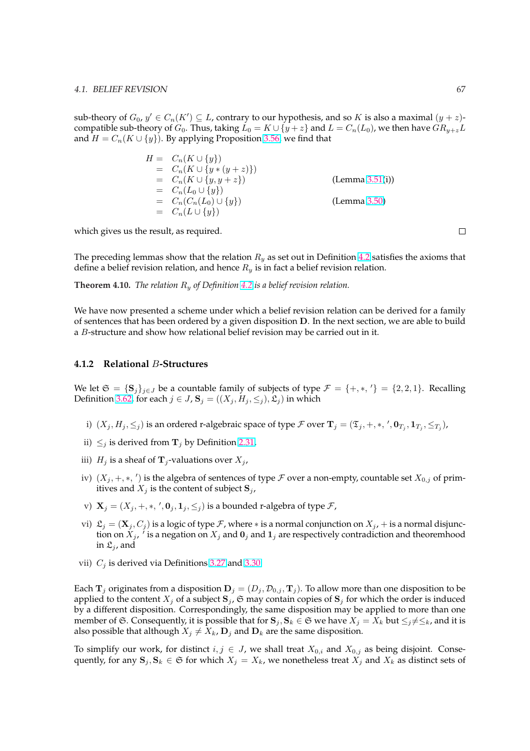sub-theory of $G_0$, $y' \in C_n(K') \subseteq L$, contrary to our hypothesis, and so $K$ is also a maximal $(y+z)$-compatible sub-theory of $G_0$. Thus, taking $L_0 = K \cup \{y+z\}$ and $L = C_n(L_0)$, we then have $GR_{y+z}L$ and $H = C_n(K \cup \{y\})$. By applying Proposition 3.56, we find that

$$
\begin{aligned}
H &= C_n(K \cup \{y\}) \\
&= C_n(K \cup \{y * (y+z)\}) \\
&= C_n(K \cup \{y, y+z\}) && \text{(Lemma 3.51(i))} \\
&= C_n(L_0 \cup \{y\}) \\
&= C_n(C_n(L_0) \cup \{y\}) && \text{(Lemma 3.50)} \\
&= C_n(L \cup \{y\})
\end{aligned}
$$

which gives us the result, as required. □

The preceding lemmas show that the relation $R_y$ as set out in Definition 4.2 satisfies the axioms that define a belief revision relation, and hence $R_y$ is in fact a belief revision relation.

**Theorem 4.10.** *The relation $R_y$ of Definition 4.2 is a belief revision relation.*

We have now presented a scheme under which a belief revision relation can be derived for a family of sentences that has been ordered by a given disposition $\mathbf{D}$. In the next section, we are able to build a $B$-structure and show how relational belief revision may be carried out in it.

### 4.1.2 Relational $B$-Structures

We let $\mathfrak{S} = \{\mathbf{S}_j\}_{j \in J}$ be a countable family of subjects of type $\mathcal{F} = \{+, *, '\} = \{2, 2, 1\}$. Recalling Definition 3.62, for each $j \in J$, $\mathbf{S}_j = ((X_j, H_j, \leq_j), \mathfrak{L}_j)$ in which

i) $(X_j, H_j, \leq_j)$ is an ordered r-algebraic space of type $\mathcal{F}$ over $\mathbf{T}_j = (\mathfrak{T}_j, +, *, ', \mathbf{0}_{T_j}, \mathbf{1}_{T_j}, \leq_{T_j})$,

ii) $\leq_j$ is derived from $\mathbf{T}_j$ by Definition 2.31,

iii) $H_j$ is a sheaf of $\mathbf{T}_j$-valuations over $X_j$,

iv) $(X_j, +, *, ')$ is the algebra of sentences of type $\mathcal{F}$ over a non-empty, countable set $X_{0,j}$ of primitives and $X_j$ is the content of subject $\mathbf{S}_j$,

v) $\mathbf{X}_j = (X_j, +, *, ', \mathbf{0}_j, \mathbf{1}_j, \leq_j)$ is a bounded r-algebra of type $\mathcal{F}$,

vi) $\mathfrak{L}_j = (\mathbf{X}_j, C_j)$ is a logic of type $\mathcal{F}$, where $*$ is a normal conjunction on $X_j$, $+$ is a normal disjunction on $X_j$, $'$ is a negation on $X_j$ and $\mathbf{0}_j$ and $\mathbf{1}_j$ are respectively contradiction and theoremhood in $\mathfrak{L}_j$, and

vii) $C_j$ is derived via Definitions 3.27 and 3.30.

Each $\mathbf{T}_j$ originates from a disposition $\mathbf{D}_j = (D_j, \mathcal{D}_{0,j}, \mathbf{T}_j)$. To allow more than one disposition to be applied to the content $X_j$ of a subject $\mathbf{S}_j$, $\mathfrak{S}$ may contain copies of $\mathbf{S}_j$ for which the order is induced by a different disposition. Correspondingly, the same disposition may be applied to more than one member of $\mathfrak{S}$. Consequently, it is possible that for $\mathbf{S}_j, \mathbf{S}_k \in \mathfrak{S}$ we have $X_j = X_k$ but $\leq_j \neq \leq_k$, and it is also possible that although $X_j \neq X_k$, $\mathbf{D}_j$ and $\mathbf{D}_k$ are the same disposition.

To simplify our work, for distinct $i, j \in J$, we shall treat $X_{0,i}$ and $X_{0,j}$ as being disjoint. Consequently, for any $\mathbf{S}_j, \mathbf{S}_k \in \mathfrak{S}$ for which $X_j = X_k$, we nonetheless treat $X_j$ and $X_k$ as distinct sets of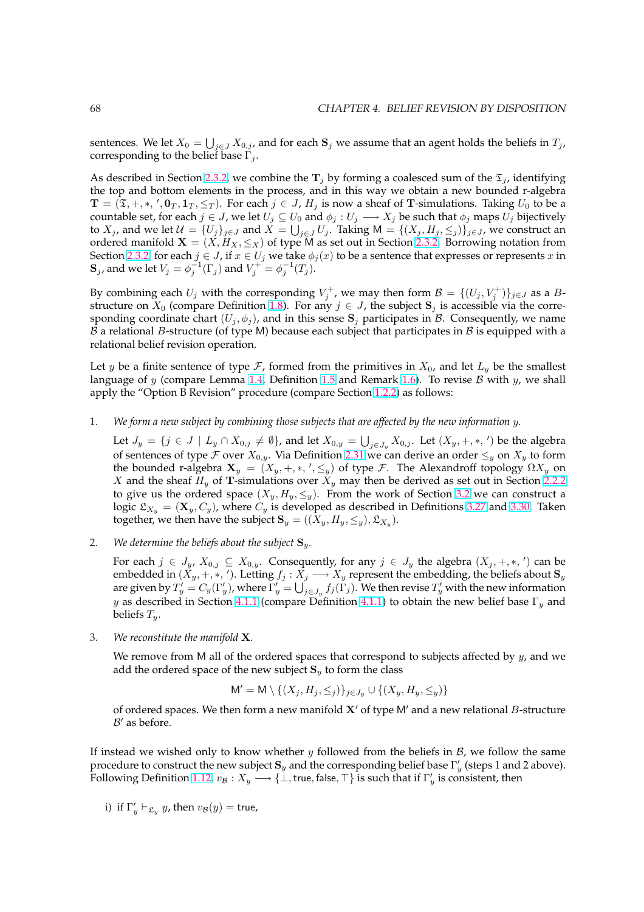sentences. We let $X_0 = \bigcup_{j \in J} X_{0,j}$, and for each $\mathbf{S}_j$ we assume that an agent holds the beliefs in $T_j$, corresponding to the belief base $\Gamma_j$.

As described in Section 2.3.2, we combine the $\mathbf{T}_j$ by forming a coalesced sum of the $\mathfrak{T}_j$, identifying the top and bottom elements in the process, and in this way we obtain a new bounded r-algebra $\mathbf{T} = (\mathfrak{T}, +, *, ', \mathbf{0}_T, \mathbf{1}_T, \leq_T)$. For each $j \in J$, $H_j$ is now a sheaf of $\mathbf{T}$-simulations. Taking $U_0$ to be a countable set, for each $j \in J$, we let $U_j \subseteq U_0$ and $\phi_j : U_j \longrightarrow X_j$ be such that $\phi_j$ maps $U_j$ bijectively to $X_j$, and we let $\mathcal{U} = \{U_j\}_{j \in J}$ and $X = \bigcup_{j \in J} U_j$. Taking $\mathsf{M} = \{(X_j, H_j, \leq_j)\}_{j \in J}$, we construct an ordered manifold $\mathbf{X} = (X, H_X, \leq_X)$ of type $\mathsf{M}$ as set out in Section 2.3.2. Borrowing notation from Section 2.3.2, for each $j \in J$, if $x \in U_j$ we take $\phi_j(x)$ to be a sentence that expresses or represents $x$ in $\mathbf{S}_j$, and we let $V_j = \phi_j^{-1}(\Gamma_j)$ and $V_j^+ = \phi_j^{-1}(T_j)$.

By combining each $U_j$ with the corresponding $V_j^+$, we may then form $\mathcal{B} = \{(U_j, V_j^+)\}_{j \in J}$ as a $B$-structure on $X_0$ (compare Definition 1.8). For any $j \in J$, the subject $\mathbf{S}_j$ is accessible via the corresponding coordinate chart $(U_j, \phi_j)$, and in this sense $\mathbf{S}_j$ participates in $\mathcal{B}$. Consequently, we name $\mathcal{B}$ a relational $B$-structure (of type $\mathsf{M}$) because each subject that participates in $\mathcal{B}$ is equipped with a relational belief revision operation.

Let $y$ be a finite sentence of type $\mathcal{F}$, formed from the primitives in $X_0$, and let $L_y$ be the smallest language of $y$ (compare Lemma 1.4, Definition 1.5 and Remark 1.6). To revise $\mathcal{B}$ with $y$, we shall apply the "Option B Revision" procedure (compare Section 1.2.2) as follows:

1. *We form a new subject by combining those subjects that are affected by the new information $y$.*

   Let $J_y = \{j \in J \mid L_y \cap X_{0,j} \neq \emptyset\}$, and let $X_{0,y} = \bigcup_{j \in J_y} X_{0,j}$. Let $(X_y, +, *, ')$ be the algebra of sentences of type $\mathcal{F}$ over $X_{0,y}$. Via Definition 2.31 we can derive an order $\leq_y$ on $X_y$ to form the bounded r-algebra $\mathbf{X}_y = (X_y, +, *, ', \leq_y)$ of type $\mathcal{F}$. The Alexandroff topology $\Omega X_y$ on $X$ and the sheaf $H_y$ of $\mathbf{T}$-simulations over $X_y$ may then be derived as set out in Section 2.2.2 to give us the ordered space $(X_y, H_y, \leq_y)$. From the work of Section 3.2 we can construct a logic $\mathfrak{L}_{X_y} = (\mathbf{X}_y, C_y)$, where $C_y$ is developed as described in Definitions 3.27 and 3.30. Taken together, we then have the subject $\mathbf{S}_y = ((X_y, H_y, \leq_y), \mathfrak{L}_{X_y})$.

2. *We determine the beliefs about the subject $\mathbf{S}_y$.*

   For each $j \in J_y$, $X_{0,j} \subseteq X_{0,y}$. Consequently, for any $j \in J_y$ the algebra $(X_j, +, *, ')$ can be embedded in $(X_y, +, *, ')$. Letting $f_j : X_j \longrightarrow X_y$ represent the embedding, the beliefs about $\mathbf{S}_y$ are given by $T_y' = C_y(\Gamma_y')$, where $\Gamma_y' = \bigcup_{j \in J_y} f_j(\Gamma_j)$. We then revise $T_y'$ with the new information $y$ as described in Section 4.1.1 (compare Definition 4.1.1) to obtain the new belief base $\Gamma_y$ and beliefs $T_y$.

3. *We reconstitute the manifold $\mathbf{X}$.*

   We remove from $\mathsf{M}$ all of the ordered spaces that correspond to subjects affected by $y$, and we add the ordered space of the new subject $\mathbf{S}_y$ to form the class

   $$\mathsf{M}' = \mathsf{M} \setminus \{(X_j, H_j, \leq_j)\}_{j \in J_y} \cup \{(X_y, H_y, \leq_y)\}$$

   of ordered spaces. We then form a new manifold $\mathbf{X}'$ of type $\mathsf{M}'$ and a new relational $B$-structure $\mathcal{B}'$ as before.

If instead we wished only to know whether $y$ followed from the beliefs in $\mathcal{B}$, we follow the same procedure to construct the new subject $\mathbf{S}_y$ and the corresponding belief base $\Gamma_y'$ (steps 1 and 2 above). Following Definition 1.12, $v_{\mathcal{B}} : X_y \longrightarrow \{\bot, \mathsf{true}, \mathsf{false}, \top\}$ is such that if $\Gamma_y'$ is consistent, then

i) if $\Gamma_y' \vdash_{\mathfrak{L}_y} y$, then $v_{\mathcal{B}}(y) = \mathsf{true}$,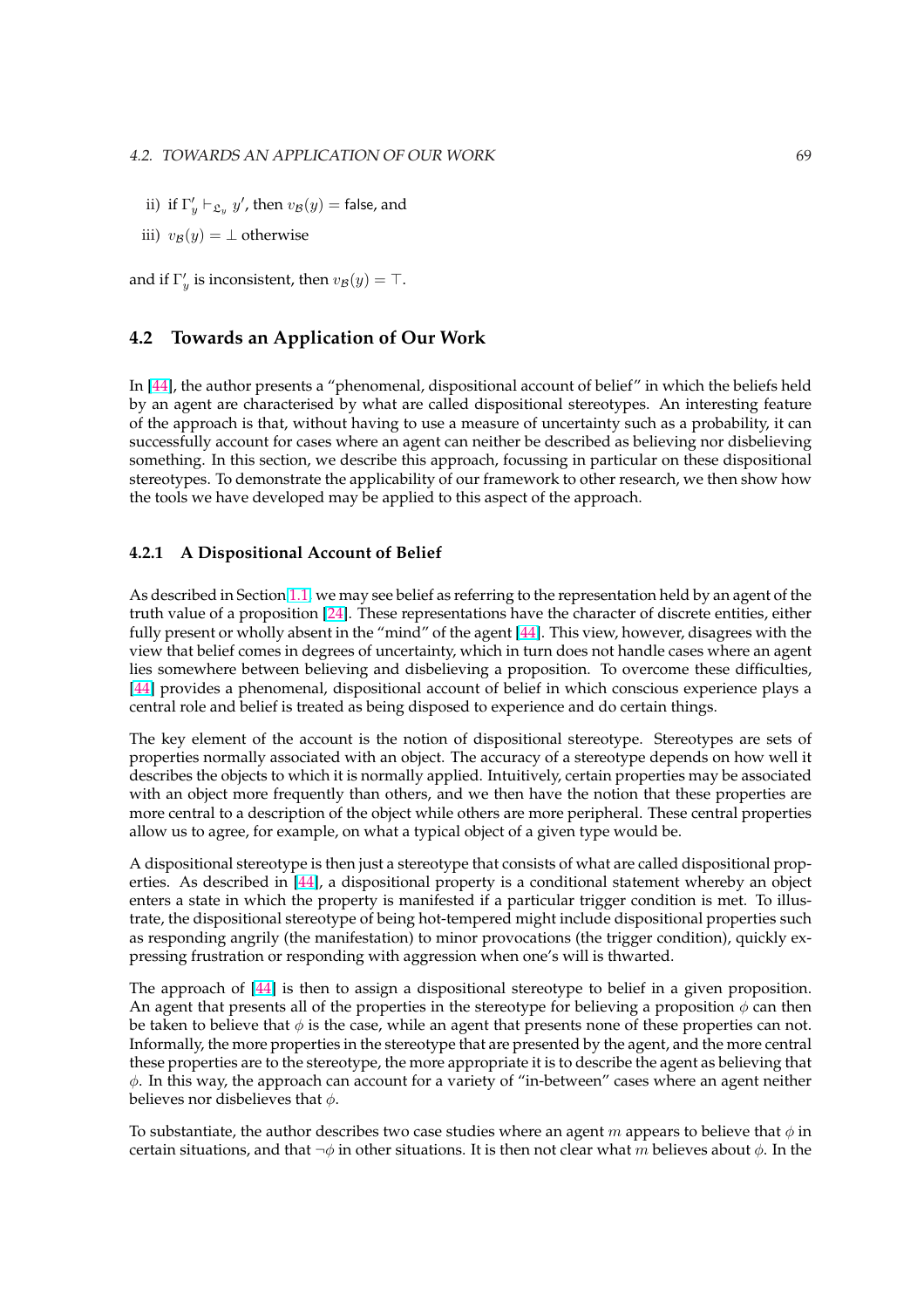ii) if $\Gamma'_y \vdash_{\mathfrak{L}_y} y'$, then $v_{\mathcal{B}}(y) = \mathsf{false}$, and

iii) $v_{\mathcal{B}}(y) = \bot$ otherwise

and if $\Gamma'_y$ is inconsistent, then $v_{\mathcal{B}}(y) = \top$.

## 4.2 Towards an Application of Our Work

In [44], the author presents a "phenomenal, dispositional account of belief" in which the beliefs held by an agent are characterised by what are called dispositional stereotypes. An interesting feature of the approach is that, without having to use a measure of uncertainty such as a probability, it can successfully account for cases where an agent can neither be described as believing nor disbelieving something. In this section, we describe this approach, focussing in particular on these dispositional stereotypes. To demonstrate the applicability of our framework to other research, we then show how the tools we have developed may be applied to this aspect of the approach.

### 4.2.1 A Dispositional Account of Belief

As described in Section 1.1, we may see belief as referring to the representation held by an agent of the truth value of a proposition [24]. These representations have the character of discrete entities, either fully present or wholly absent in the "mind" of the agent [44]. This view, however, disagrees with the view that belief comes in degrees of uncertainty, which in turn does not handle cases where an agent lies somewhere between believing and disbelieving a proposition. To overcome these difficulties, [44] provides a phenomenal, dispositional account of belief in which conscious experience plays a central role and belief is treated as being disposed to experience and do certain things.

The key element of the account is the notion of dispositional stereotype. Stereotypes are sets of properties normally associated with an object. The accuracy of a stereotype depends on how well it describes the objects to which it is normally applied. Intuitively, certain properties may be associated with an object more frequently than others, and we then have the notion that these properties are more central to a description of the object while others are more peripheral. These central properties allow us to agree, for example, on what a typical object of a given type would be.

A dispositional stereotype is then just a stereotype that consists of what are called dispositional properties. As described in [44], a dispositional property is a conditional statement whereby an object enters a state in which the property is manifested if a particular trigger condition is met. To illustrate, the dispositional stereotype of being hot-tempered might include dispositional properties such as responding angrily (the manifestation) to minor provocations (the trigger condition), quickly expressing frustration or responding with aggression when one's will is thwarted.

The approach of [44] is then to assign a dispositional stereotype to belief in a given proposition. An agent that presents all of the properties in the stereotype for believing a proposition $\phi$ can then be taken to believe that $\phi$ is the case, while an agent that presents none of these properties can not. Informally, the more properties in the stereotype that are presented by the agent, and the more central these properties are to the stereotype, the more appropriate it is to describe the agent as believing that $\phi$. In this way, the approach can account for a variety of "in-between" cases where an agent neither believes nor disbelieves that $\phi$.

To substantiate, the author describes two case studies where an agent $m$ appears to believe that $\phi$ in certain situations, and that $\neg\phi$ in other situations. It is then not clear what $m$ believes about $\phi$. In the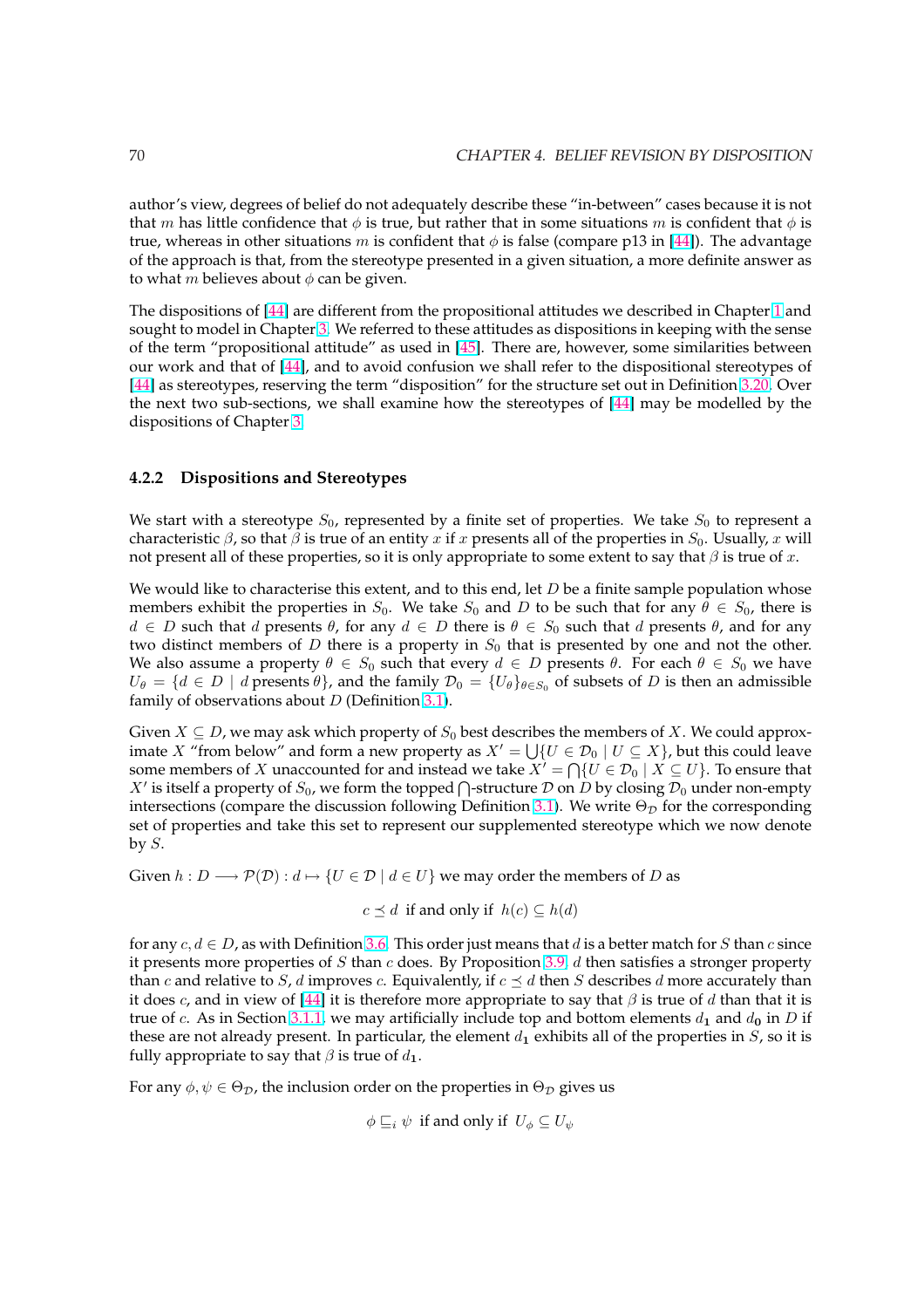author's view, degrees of belief do not adequately describe these "in-between" cases because it is not that $m$ has little confidence that $\phi$ is true, but rather that in some situations $m$ is confident that $\phi$ is true, whereas in other situations $m$ is confident that $\phi$ is false (compare p13 in [44]). The advantage of the approach is that, from the stereotype presented in a given situation, a more definite answer as to what $m$ believes about $\phi$ can be given.

The dispositions of [44] are different from the propositional attitudes we described in Chapter 1 and sought to model in Chapter 3. We referred to these attitudes as dispositions in keeping with the sense of the term "propositional attitude" as used in [45]. There are, however, some similarities between our work and that of [44], and to avoid confusion we shall refer to the dispositional stereotypes of [44] as stereotypes, reserving the term "disposition" for the structure set out in Definition 3.20. Over the next two sub-sections, we shall examine how the stereotypes of [44] may be modelled by the dispositions of Chapter 3.

### 4.2.2 Dispositions and Stereotypes

We start with a stereotype $S_0$, represented by a finite set of properties. We take $S_0$ to represent a characteristic $\beta$, so that $\beta$ is true of an entity $x$ if $x$ presents all of the properties in $S_0$. Usually, $x$ will not present all of these properties, so it is only appropriate to some extent to say that $\beta$ is true of $x$.

We would like to characterise this extent, and to this end, let $D$ be a finite sample population whose members exhibit the properties in $S_0$. We take $S_0$ and $D$ to be such that for any $\theta \in S_0$, there is $d \in D$ such that $d$ presents $\theta$, for any $d \in D$ there is $\theta \in S_0$ such that $d$ presents $\theta$, and for any two distinct members of $D$ there is a property in $S_0$ that is presented by one and not the other. We also assume a property $\theta \in S_0$ such that every $d \in D$ presents $\theta$. For each $\theta \in S_0$ we have $U_\theta = \{d \in D \mid d \text{ presents } \theta\}$, and the family $\mathcal{D}_0 = \{U_\theta\}_{\theta \in S_0}$ of subsets of $D$ is then an admissible family of observations about $D$ (Definition 3.1).

Given $X \subseteq D$, we may ask which property of $S_0$ best describes the members of $X$. We could approximate $X$ "from below" and form a new property as $X' = \bigcup\{U \in \mathcal{D}_0 \mid U \subseteq X\}$, but this could leave some members of $X$ unaccounted for and instead we take $X' = \bigcap\{U \in \mathcal{D}_0 \mid X \subseteq U\}$. To ensure that $X'$ is itself a property of $S_0$, we form the topped $\bigcap$-structure $\mathcal{D}$ on $D$ by closing $\mathcal{D}_0$ under non-empty intersections (compare the discussion following Definition 3.1). We write $\Theta_{\mathcal{D}}$ for the corresponding set of properties and take this set to represent our supplemented stereotype which we now denote by $S$.

Given $h : D \longrightarrow \mathcal{P}(\mathcal{D}) : d \mapsto \{U \in \mathcal{D} \mid d \in U\}$ we may order the members of $D$ as

$$c \preceq d \text{ if and only if } h(c) \subseteq h(d)$$

for any $c, d \in D$, as with Definition 3.6. This order just means that $d$ is a better match for $S$ than $c$ since it presents more properties of $S$ than $c$ does. By Proposition 3.9, $d$ then satisfies a stronger property than $c$ and relative to $S$, $d$ improves $c$. Equivalently, if $c \preceq d$ then $S$ describes $d$ more accurately than it does $c$, and in view of [44] it is therefore more appropriate to say that $\beta$ is true of $d$ than that it is true of $c$. As in Section 3.1.1, we may artificially include top and bottom elements $d_{\mathbf{1}}$ and $d_{\mathbf{0}}$ in $D$ if these are not already present. In particular, the element $d_{\mathbf{1}}$ exhibits all of the properties in $S$, so it is fully appropriate to say that $\beta$ is true of $d_{\mathbf{1}}$.

For any $\phi, \psi \in \Theta_{\mathcal{D}}$, the inclusion order on the properties in $\Theta_{\mathcal{D}}$ gives us

$$\phi \sqsubseteq_i \psi \text{ if and only if } U_\phi \subseteq U_\psi$$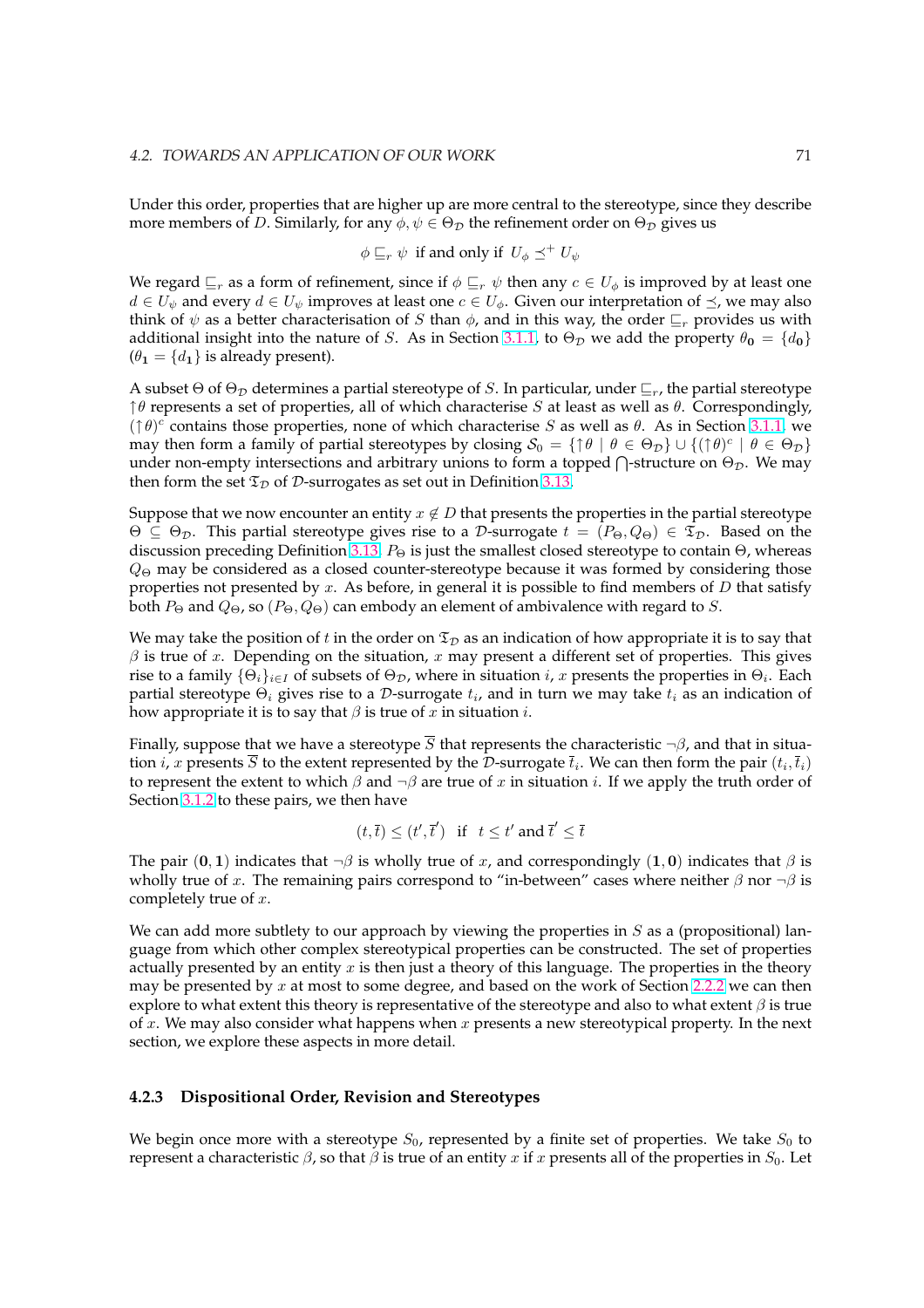Under this order, properties that are higher up are more central to the stereotype, since they describe more members of $D$. Similarly, for any $\phi, \psi \in \Theta_{\mathcal{D}}$ the refinement order on $\Theta_{\mathcal{D}}$ gives us

$$\phi \sqsubseteq_r \psi \;\text{ if and only if }\; U_\phi \preceq^+ U_\psi$$

We regard $\sqsubseteq_r$ as a form of refinement, since if $\phi \sqsubseteq_r \psi$ then any $c \in U_\phi$ is improved by at least one $d \in U_\psi$ and every $d \in U_\psi$ improves at least one $c \in U_\phi$. Given our interpretation of $\preceq$, we may also think of $\psi$ as a better characterisation of $S$ than $\phi$, and in this way, the order $\sqsubseteq_r$ provides us with additional insight into the nature of $S$. As in Section 3.1.1, to $\Theta_{\mathcal{D}}$ we add the property $\theta_{\mathbf{0}} = \{d_{\mathbf{0}}\}$ ($\theta_{\mathbf{1}} = \{d_{\mathbf{1}}\}$ is already present).

A subset $\Theta$ of $\Theta_{\mathcal{D}}$ determines a partial stereotype of $S$. In particular, under $\sqsubseteq_r$, the partial stereotype $\uparrow\theta$ represents a set of properties, all of which characterise $S$ at least as well as $\theta$. Correspondingly, $(\uparrow\theta)^c$ contains those properties, none of which characterise $S$ as well as $\theta$. As in Section 3.1.1, we may then form a family of partial stereotypes by closing $\mathcal{S}_0 = \{\uparrow\theta \mid \theta \in \Theta_{\mathcal{D}}\} \cup \{(\uparrow\theta)^c \mid \theta \in \Theta_{\mathcal{D}}\}$ under non-empty intersections and arbitrary unions to form a topped $\bigcap$-structure on $\Theta_{\mathcal{D}}$. We may then form the set $\mathfrak{T}_{\mathcal{D}}$ of $\mathcal{D}$-surrogates as set out in Definition 3.13.

Suppose that we now encounter an entity $x \notin D$ that presents the properties in the partial stereotype $\Theta \subseteq \Theta_{\mathcal{D}}$. This partial stereotype gives rise to a $\mathcal{D}$-surrogate $t = (P_\Theta, Q_\Theta) \in \mathfrak{T}_{\mathcal{D}}$. Based on the discussion preceding Definition 3.13, $P_\Theta$ is just the smallest closed stereotype to contain $\Theta$, whereas $Q_\Theta$ may be considered as a closed counter-stereotype because it was formed by considering those properties not presented by $x$. As before, in general it is possible to find members of $D$ that satisfy both $P_\Theta$ and $Q_\Theta$, so $(P_\Theta, Q_\Theta)$ can embody an element of ambivalence with regard to $S$.

We may take the position of $t$ in the order on $\mathfrak{T}_{\mathcal{D}}$ as an indication of how appropriate it is to say that $\beta$ is true of $x$. Depending on the situation, $x$ may present a different set of properties. This gives rise to a family $\{\Theta_i\}_{i \in I}$ of subsets of $\Theta_{\mathcal{D}}$, where in situation $i$, $x$ presents the properties in $\Theta_i$. Each partial stereotype $\Theta_i$ gives rise to a $\mathcal{D}$-surrogate $t_i$, and in turn we may take $t_i$ as an indication of how appropriate it is to say that $\beta$ is true of $x$ in situation $i$.

Finally, suppose that we have a stereotype $\overline{S}$ that represents the characteristic $\neg\beta$, and that in situation $i$, $x$ presents $\overline{S}$ to the extent represented by the $\mathcal{D}$-surrogate $\overline{t}_i$. We can then form the pair $(t_i, \overline{t}_i)$ to represent the extent to which $\beta$ and $\neg\beta$ are true of $x$ in situation $i$. If we apply the truth order of Section 3.1.2 to these pairs, we then have

$$(t, \overline{t}) \leq (t', \overline{t}') \quad \text{if} \quad t \leq t' \text{ and } \overline{t}' \leq \overline{t}$$

The pair $(\mathbf{0}, \mathbf{1})$ indicates that $\neg\beta$ is wholly true of $x$, and correspondingly $(\mathbf{1}, \mathbf{0})$ indicates that $\beta$ is wholly true of $x$. The remaining pairs correspond to "in-between" cases where neither $\beta$ nor $\neg\beta$ is completely true of $x$.

We can add more subtlety to our approach by viewing the properties in $S$ as a (propositional) language from which other complex stereotypical properties can be constructed. The set of properties actually presented by an entity $x$ is then just a theory of this language. The properties in the theory may be presented by $x$ at most to some degree, and based on the work of Section 2.2.2 we can then explore to what extent this theory is representative of the stereotype and also to what extent $\beta$ is true of $x$. We may also consider what happens when $x$ presents a new stereotypical property. In the next section, we explore these aspects in more detail.

### 4.2.3 Dispositional Order, Revision and Stereotypes

We begin once more with a stereotype $S_0$, represented by a finite set of properties. We take $S_0$ to represent a characteristic $\beta$, so that $\beta$ is true of an entity $x$ if $x$ presents all of the properties in $S_0$. Let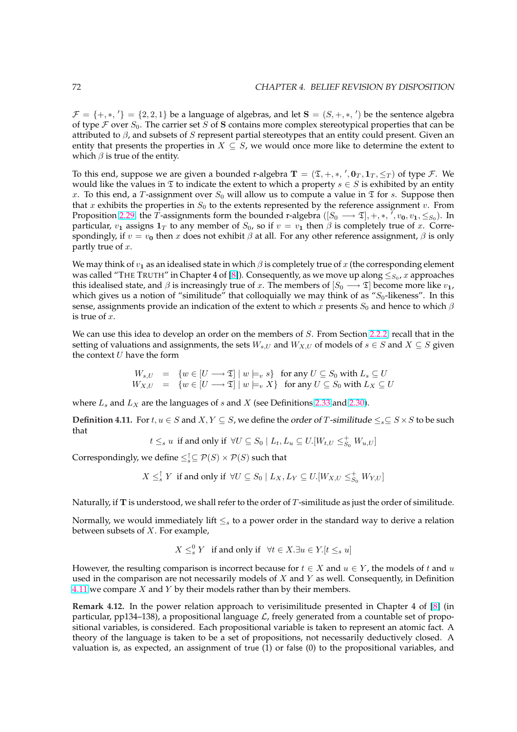$\mathcal{F} = \{+, *, '\} = \{2, 2, 1\}$ be a language of algebras, and let $\mathbf{S} = (S, +, *, ')$ be the sentence algebra of type $\mathcal{F}$ over $S_0$. The carrier set $S$ of $\mathbf{S}$ contains more complex stereotypical properties that can be attributed to $\beta$, and subsets of $S$ represent partial stereotypes that an entity could present. Given an entity that presents the properties in $X \subseteq S$, we would once more like to determine the extent to which $\beta$ is true of the entity.

To this end, suppose we are given a bounded r-algebra $\mathbf{T} = (\mathfrak{T}, +, *, ', \mathbf{0}_T, \mathbf{1}_T, \leq_T)$ of type $\mathcal{F}$. We would like the values in $\mathfrak{T}$ to indicate the extent to which a property $s \in S$ is exhibited by an entity $x$. To this end, a $T$-assignment over $S_0$ will allow us to compute a value in $\mathfrak{T}$ for $s$. Suppose then that $x$ exhibits the properties in $S_0$ to the extents represented by the reference assignment $v$. From Proposition 2.29, the $T$-assignments form the bounded r-algebra $([S_0 \longrightarrow \mathfrak{T}], +, *, ', v_\mathbf{0}, v_\mathbf{1}, \leq_{S_0})$. In particular, $v_\mathbf{1}$ assigns $\mathbf{1}_T$ to any member of $S_0$, so if $v = v_\mathbf{1}$ then $\beta$ is completely true of $x$. Correspondingly, if $v = v_\mathbf{0}$ then $x$ does not exhibit $\beta$ at all. For any other reference assignment, $\beta$ is only partly true of $x$.

We may think of $v_\mathbf{1}$ as an idealised state in which $\beta$ is completely true of $x$ (the corresponding element was called "THE TRUTH" in Chapter 4 of [8]). Consequently, as we move up along $\leq_{S_0}$, $x$ approaches this idealised state, and $\beta$ is increasingly true of $x$. The members of $[S_0 \longrightarrow \mathfrak{T}]$ become more like $v_\mathbf{1}$, which gives us a notion of "similitude" that colloquially we may think of as "$S_0$-likeness". In this sense, assignments provide an indication of the extent to which $x$ presents $S_0$ and hence to which $\beta$ is true of $x$.

We can use this idea to develop an order on the members of $S$. From Section 2.2.2, recall that in the setting of valuations and assignments, the sets $W_{s,U}$ and $W_{X,U}$ of models of $s \in S$ and $X \subseteq S$ given the context $U$ have the form

$$
\begin{aligned}
W_{s,U} &= \{w \in [U \longrightarrow \mathfrak{T}] \mid w \models_v s\} \quad \text{for any } U \subseteq S_0 \text{ with } L_s \subseteq U \\
W_{X,U} &= \{w \in [U \longrightarrow \mathfrak{T}] \mid w \models_v X\} \quad \text{for any } U \subseteq S_0 \text{ with } L_X \subseteq U
\end{aligned}
$$

where $L_s$ and $L_X$ are the languages of $s$ and $X$ (see Definitions 2.33 and 2.30).

**Definition 4.11.** For $t, u \in S$ and $X, Y \subseteq S$, we define the *order of $T$-similitude* $\leq_s \subseteq S \times S$ to be such that

$$t \leq_s u \text{ if and only if } \forall U \subseteq S_0 \mid L_t, L_u \subseteq U.[W_{t,U} \leq^+_{S_0} W_{u,U}]$$

Correspondingly, we define $\leq^\uparrow_s \subseteq \mathcal{P}(S) \times \mathcal{P}(S)$ such that

$$X \leq^\uparrow_s Y \text{ if and only if } \forall U \subseteq S_0 \mid L_X, L_Y \subseteq U.[W_{X,U} \leq^+_{S_0} W_{Y,U}]$$

Naturally, if $\mathbf{T}$ is understood, we shall refer to the order of $T$-similitude as just the order of similitude.

Normally, we would immediately lift $\leq_s$ to a power order in the standard way to derive a relation between subsets of $X$. For example,

$$X \leq^0_s Y \quad \text{if and only if} \quad \forall t \in X.\exists u \in Y.[t \leq_s u]$$

However, the resulting comparison is incorrect because for $t \in X$ and $u \in Y$, the models of $t$ and $u$ used in the comparison are not necessarily models of $X$ and $Y$ as well. Consequently, in Definition 4.11 we compare $X$ and $Y$ by their models rather than by their members.

**Remark 4.12.** In the power relation approach to verisimilitude presented in Chapter 4 of [8] (in particular, pp134–138), a propositional language $\mathcal{L}$, freely generated from a countable set of propositional variables, is considered. Each propositional variable is taken to represent an atomic fact. A theory of the language is taken to be a set of propositions, not necessarily deductively closed. A valuation is, as expected, an assignment of true (1) or false (0) to the propositional variables, and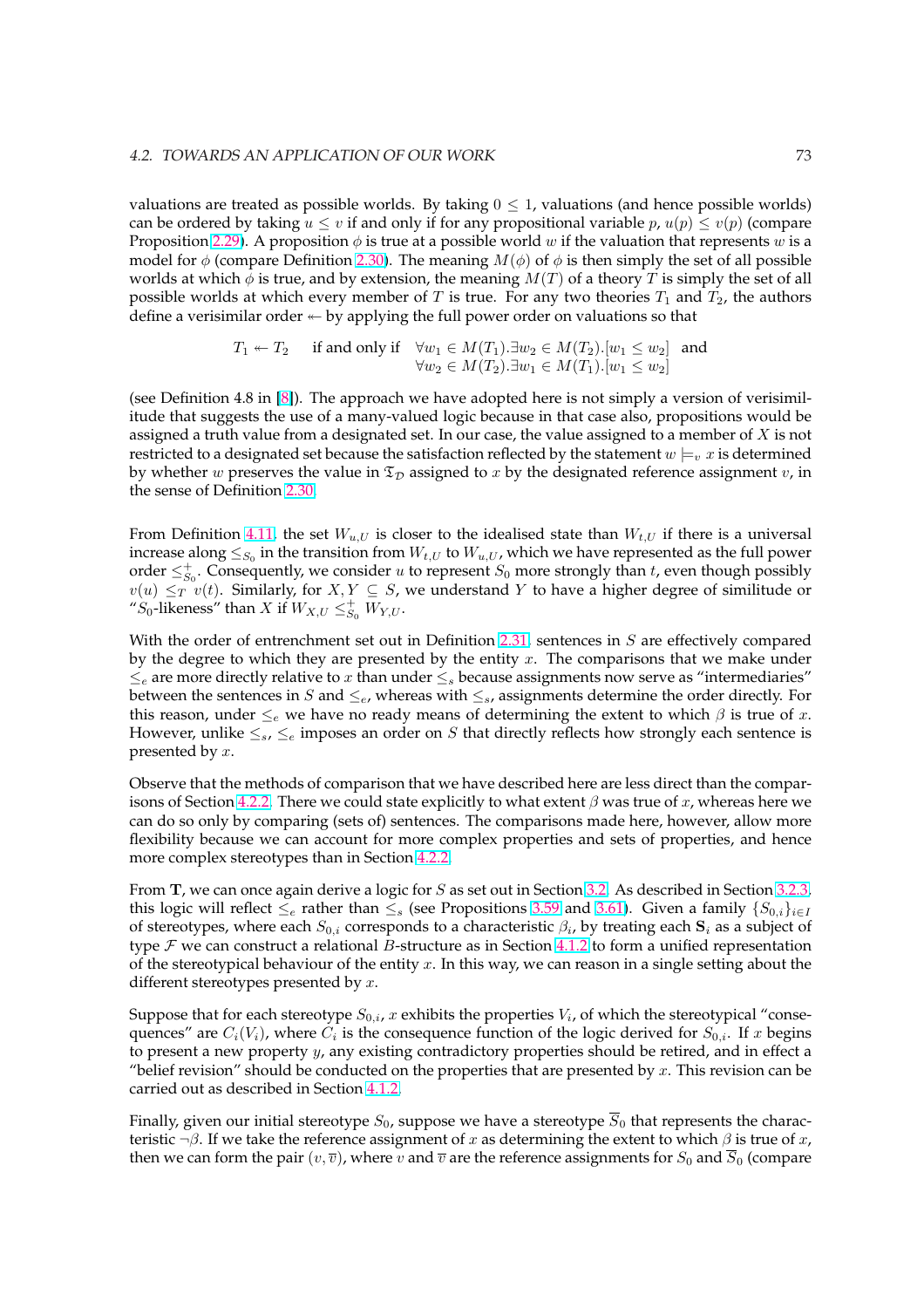valuations are treated as possible worlds. By taking $0 \leq 1$, valuations (and hence possible worlds) can be ordered by taking $u \leq v$ if and only if for any propositional variable $p$, $u(p) \leq v(p)$ (compare Proposition 2.29). A proposition $\phi$ is true at a possible world $w$ if the valuation that represents $w$ is a model for $\phi$ (compare Definition 2.30). The meaning $M(\phi)$ of $\phi$ is then simply the set of all possible worlds at which $\phi$ is true, and by extension, the meaning $M(T)$ of a theory $T$ is simply the set of all possible worlds at which every member of $T$ is true. For any two theories $T_1$ and $T_2$, the authors define a verisimilar order $\twoheadleftarrow$ by applying the full power order on valuations so that

$$T_1 \twoheadleftarrow T_2 \quad \text{if and only if} \quad \begin{array}{l} \forall w_1 \in M(T_1).\exists w_2 \in M(T_2).[w_1 \leq w_2] \quad \text{and} \\ \forall w_2 \in M(T_2).\exists w_1 \in M(T_1).[w_1 \leq w_2] \end{array}$$

(see Definition 4.8 in [8]). The approach we have adopted here is not simply a version of verisimilitude that suggests the use of a many-valued logic because in that case also, propositions would be assigned a truth value from a designated set. In our case, the value assigned to a member of $X$ is not restricted to a designated set because the satisfaction reflected by the statement $w \models_v x$ is determined by whether $w$ preserves the value in $\mathfrak{T}_\mathcal{D}$ assigned to $x$ by the designated reference assignment $v$, in the sense of Definition 2.30.

From Definition 4.11, the set $W_{u,U}$ is closer to the idealised state than $W_{t,U}$ if there is a universal increase along $\leq_{S_0}$ in the transition from $W_{t,U}$ to $W_{u,U}$, which we have represented as the full power order $\leq^+_{S_0}$. Consequently, we consider $u$ to represent $S_0$ more strongly than $t$, even though possibly $v(u) \leq_T v(t)$. Similarly, for $X, Y \subseteq S$, we understand $Y$ to have a higher degree of similitude or "$S_0$-likeness" than $X$ if $W_{X,U} \leq^+_{S_0} W_{Y,U}$.

With the order of entrenchment set out in Definition 2.31, sentences in $S$ are effectively compared by the degree to which they are presented by the entity $x$. The comparisons that we make under $\leq_e$ are more directly relative to $x$ than under $\leq_s$ because assignments now serve as "intermediaries" between the sentences in $S$ and $\leq_e$, whereas with $\leq_s$, assignments determine the order directly. For this reason, under $\leq_e$ we have no ready means of determining the extent to which $\beta$ is true of $x$. However, unlike $\leq_s$, $\leq_e$ imposes an order on $S$ that directly reflects how strongly each sentence is presented by $x$.

Observe that the methods of comparison that we have described here are less direct than the comparisons of Section 4.2.2. There we could state explicitly to what extent $\beta$ was true of $x$, whereas here we can do so only by comparing (sets of) sentences. The comparisons made here, however, allow more flexibility because we can account for more complex properties and sets of properties, and hence more complex stereotypes than in Section 4.2.2.

From $\mathbf{T}$, we can once again derive a logic for $S$ as set out in Section 3.2. As described in Section 3.2.3, this logic will reflect $\leq_e$ rather than $\leq_s$ (see Propositions 3.59 and 3.61). Given a family $\{S_{0,i}\}_{i \in I}$ of stereotypes, where each $S_{0,i}$ corresponds to a characteristic $\beta_i$, by treating each $\mathbf{S}_i$ as a subject of type $\mathcal{F}$ we can construct a relational $B$-structure as in Section 4.1.2 to form a unified representation of the stereotypical behaviour of the entity $x$. In this way, we can reason in a single setting about the different stereotypes presented by $x$.

Suppose that for each stereotype $S_{0,i}$, $x$ exhibits the properties $V_i$, of which the stereotypical "consequences" are $C_i(V_i)$, where $C_i$ is the consequence function of the logic derived for $S_{0,i}$. If $x$ begins to present a new property $y$, any existing contradictory properties should be retired, and in effect a "belief revision" should be conducted on the properties that are presented by $x$. This revision can be carried out as described in Section 4.1.2.

Finally, given our initial stereotype $S_0$, suppose we have a stereotype $\overline{S}_0$ that represents the characteristic $\neg\beta$. If we take the reference assignment of $x$ as determining the extent to which $\beta$ is true of $x$, then we can form the pair $(v, \overline{v})$, where $v$ and $\overline{v}$ are the reference assignments for $S_0$ and $\overline{S}_0$ (compare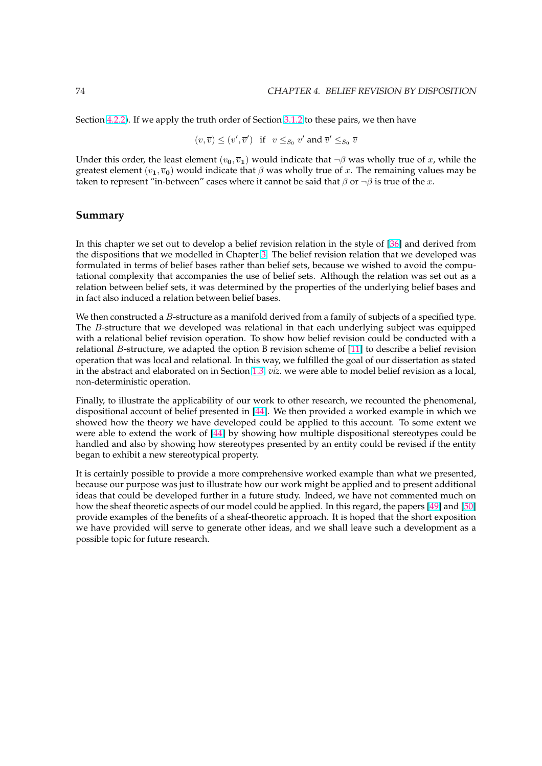Section 4.2.2). If we apply the truth order of Section 3.1.2 to these pairs, we then have

$$(v, \overline{v}) \leq (v', \overline{v}') \quad \text{if} \quad v \leq_{S_0} v' \text{ and } \overline{v}' \leq_{S_0} \overline{v}$$

Under this order, the least element $(v_{\mathbf{0}}, \overline{v}_{\mathbf{1}})$ would indicate that $\neg\beta$ was wholly true of $x$, while the greatest element $(v_{\mathbf{1}}, \overline{v}_{\mathbf{0}})$ would indicate that $\beta$ was wholly true of $x$. The remaining values may be taken to represent "in-between" cases where it cannot be said that $\beta$ or $\neg\beta$ is true of the $x$.

## Summary

In this chapter we set out to develop a belief revision relation in the style of [36] and derived from the dispositions that we modelled in Chapter 3. The belief revision relation that we developed was formulated in terms of belief bases rather than belief sets, because we wished to avoid the computational complexity that accompanies the use of belief sets. Although the relation was set out as a relation between belief sets, it was determined by the properties of the underlying belief bases and in fact also induced a relation between belief bases.

We then constructed a $B$-structure as a manifold derived from a family of subjects of a specified type. The $B$-structure that we developed was relational in that each underlying subject was equipped with a relational belief revision operation. To show how belief revision could be conducted with a relational $B$-structure, we adapted the option B revision scheme of [11] to describe a belief revision operation that was local and relational. In this way, we fulfilled the goal of our dissertation as stated in the abstract and elaborated on in Section 1.3, *viz.* we were able to model belief revision as a local, non-deterministic operation.

Finally, to illustrate the applicability of our work to other research, we recounted the phenomenal, dispositional account of belief presented in [44]. We then provided a worked example in which we showed how the theory we have developed could be applied to this account. To some extent we were able to extend the work of [44] by showing how multiple dispositional stereotypes could be handled and also by showing how stereotypes presented by an entity could be revised if the entity began to exhibit a new stereotypical property.

It is certainly possible to provide a more comprehensive worked example than what we presented, because our purpose was just to illustrate how our work might be applied and to present additional ideas that could be developed further in a future study. Indeed, we have not commented much on how the sheaf theoretic aspects of our model could be applied. In this regard, the papers [49] and [50] provide examples of the benefits of a sheaf-theoretic approach. It is hoped that the short exposition we have provided will serve to generate other ideas, and we shall leave such a development as a possible topic for future research.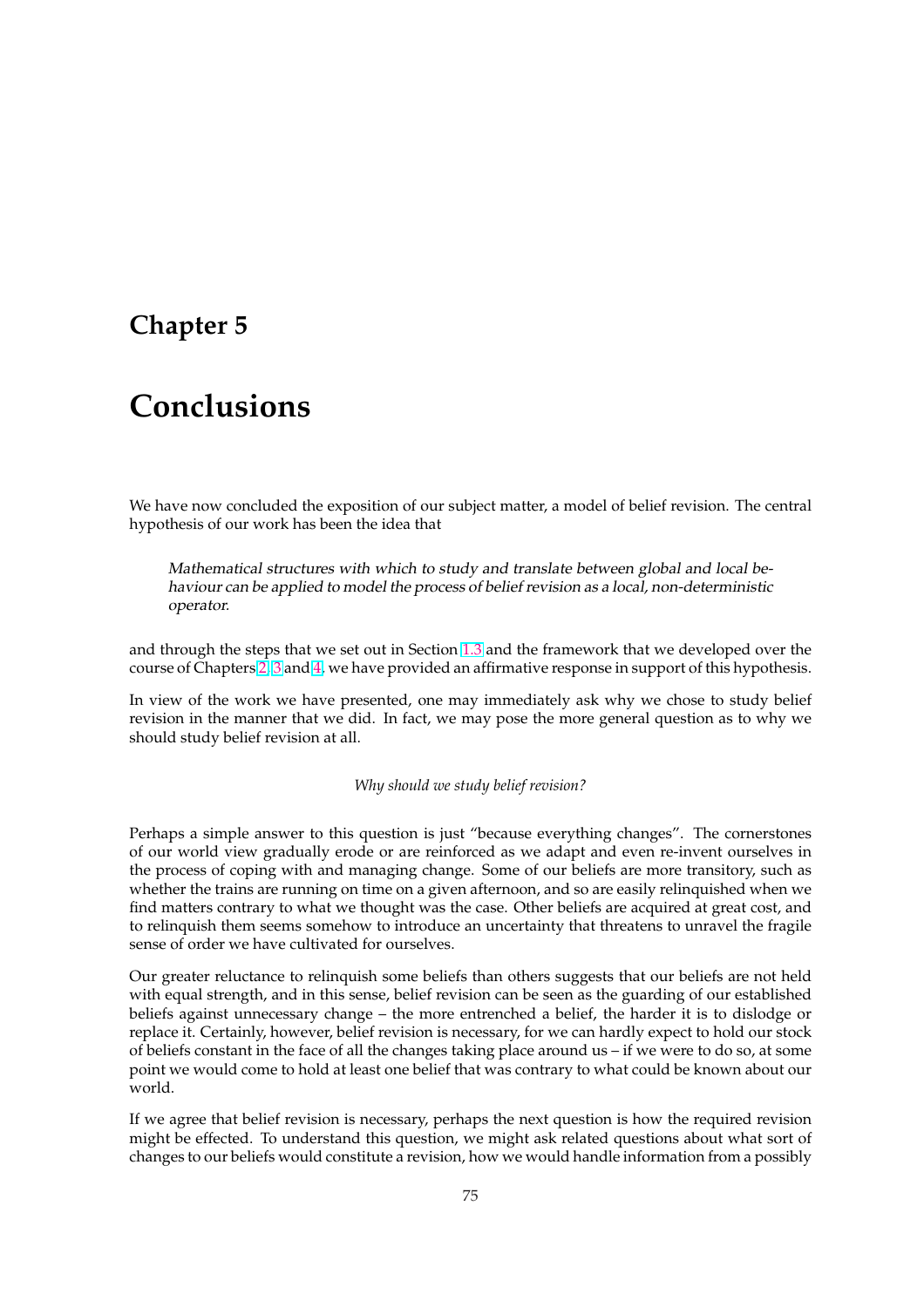# Chapter 5

# Conclusions

We have now concluded the exposition of our subject matter, a model of belief revision. The central hypothesis of our work has been the idea that

> *Mathematical structures with which to study and translate between global and local behaviour can be applied to model the process of belief revision as a local, non-deterministic operator.*

and through the steps that we set out in Section 1.3 and the framework that we developed over the course of Chapters 2, 3 and 4, we have provided an affirmative response in support of this hypothesis.

In view of the work we have presented, one may immediately ask why we chose to study belief revision in the manner that we did. In fact, we may pose the more general question as to why we should study belief revision at all.

*Why should we study belief revision?*

Perhaps a simple answer to this question is just "because everything changes". The cornerstones of our world view gradually erode or are reinforced as we adapt and even re-invent ourselves in the process of coping with and managing change. Some of our beliefs are more transitory, such as whether the trains are running on time on a given afternoon, and so are easily relinquished when we find matters contrary to what we thought was the case. Other beliefs are acquired at great cost, and to relinquish them seems somehow to introduce an uncertainty that threatens to unravel the fragile sense of order we have cultivated for ourselves.

Our greater reluctance to relinquish some beliefs than others suggests that our beliefs are not held with equal strength, and in this sense, belief revision can be seen as the guarding of our established beliefs against unnecessary change – the more entrenched a belief, the harder it is to dislodge or replace it. Certainly, however, belief revision is necessary, for we can hardly expect to hold our stock of beliefs constant in the face of all the changes taking place around us – if we were to do so, at some point we would come to hold at least one belief that was contrary to what could be known about our world.

If we agree that belief revision is necessary, perhaps the next question is how the required revision might be effected. To understand this question, we might ask related questions about what sort of changes to our beliefs would constitute a revision, how we would handle information from a possibly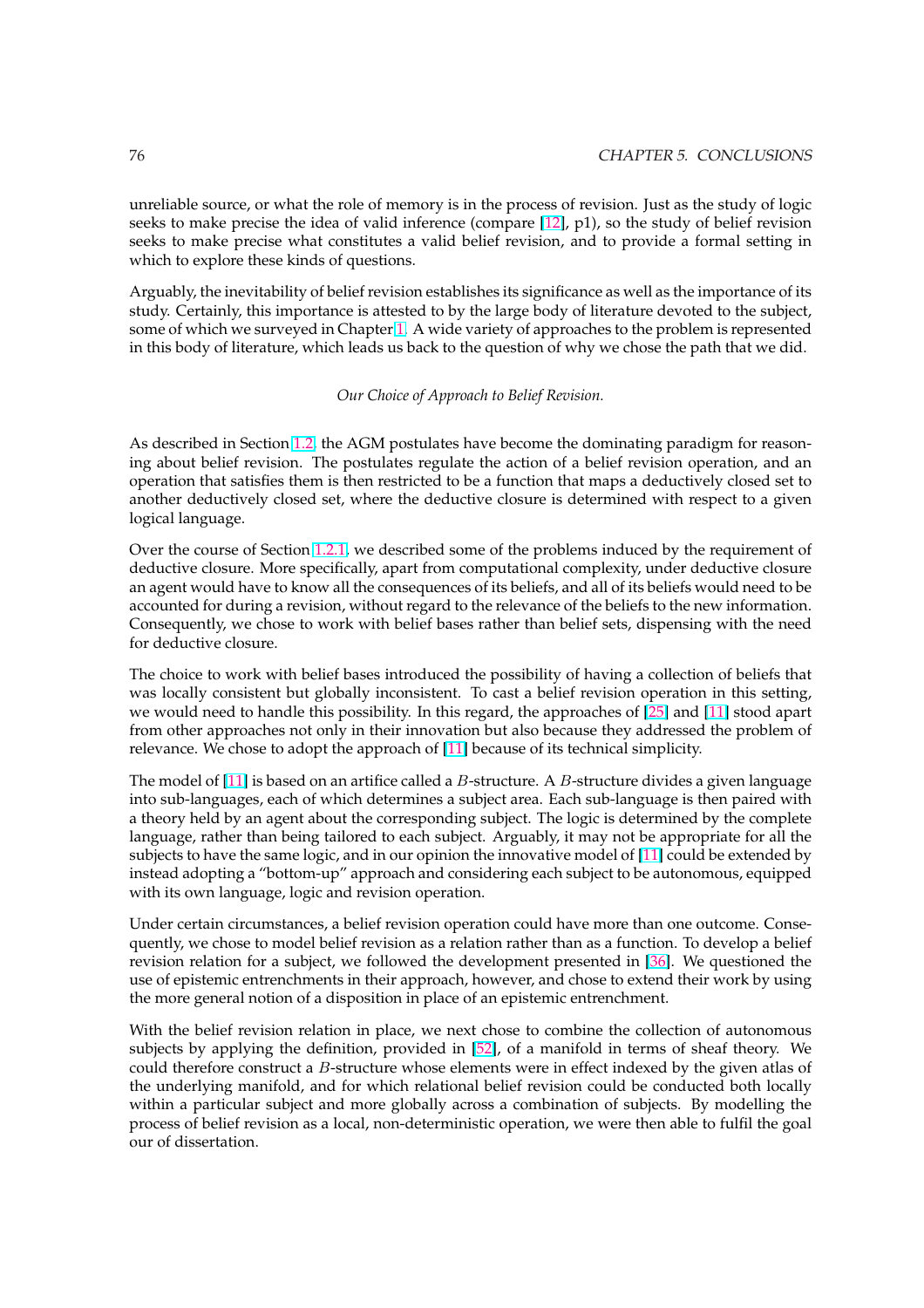unreliable source, or what the role of memory is in the process of revision. Just as the study of logic seeks to make precise the idea of valid inference (compare [12], p1), so the study of belief revision seeks to make precise what constitutes a valid belief revision, and to provide a formal setting in which to explore these kinds of questions.

Arguably, the inevitability of belief revision establishes its significance as well as the importance of its study. Certainly, this importance is attested to by the large body of literature devoted to the subject, some of which we surveyed in Chapter 1. A wide variety of approaches to the problem is represented in this body of literature, which leads us back to the question of why we chose the path that we did.

*Our Choice of Approach to Belief Revision.*

As described in Section 1.2, the AGM postulates have become the dominating paradigm for reasoning about belief revision. The postulates regulate the action of a belief revision operation, and an operation that satisfies them is then restricted to be a function that maps a deductively closed set to another deductively closed set, where the deductive closure is determined with respect to a given logical language.

Over the course of Section 1.2.1, we described some of the problems induced by the requirement of deductive closure. More specifically, apart from computational complexity, under deductive closure an agent would have to know all the consequences of its beliefs, and all of its beliefs would need to be accounted for during a revision, without regard to the relevance of the beliefs to the new information. Consequently, we chose to work with belief bases rather than belief sets, dispensing with the need for deductive closure.

The choice to work with belief bases introduced the possibility of having a collection of beliefs that was locally consistent but globally inconsistent. To cast a belief revision operation in this setting, we would need to handle this possibility. In this regard, the approaches of [25] and [11] stood apart from other approaches not only in their innovation but also because they addressed the problem of relevance. We chose to adopt the approach of [11] because of its technical simplicity.

The model of [11] is based on an artifice called a $B$-structure. A $B$-structure divides a given language into sub-languages, each of which determines a subject area. Each sub-language is then paired with a theory held by an agent about the corresponding subject. The logic is determined by the complete language, rather than being tailored to each subject. Arguably, it may not be appropriate for all the subjects to have the same logic, and in our opinion the innovative model of [11] could be extended by instead adopting a "bottom-up" approach and considering each subject to be autonomous, equipped with its own language, logic and revision operation.

Under certain circumstances, a belief revision operation could have more than one outcome. Consequently, we chose to model belief revision as a relation rather than as a function. To develop a belief revision relation for a subject, we followed the development presented in [36]. We questioned the use of epistemic entrenchments in their approach, however, and chose to extend their work by using the more general notion of a disposition in place of an epistemic entrenchment.

With the belief revision relation in place, we next chose to combine the collection of autonomous subjects by applying the definition, provided in [52], of a manifold in terms of sheaf theory. We could therefore construct a $B$-structure whose elements were in effect indexed by the given atlas of the underlying manifold, and for which relational belief revision could be conducted both locally within a particular subject and more globally across a combination of subjects. By modelling the process of belief revision as a local, non-deterministic operation, we were then able to fulfil the goal our of dissertation.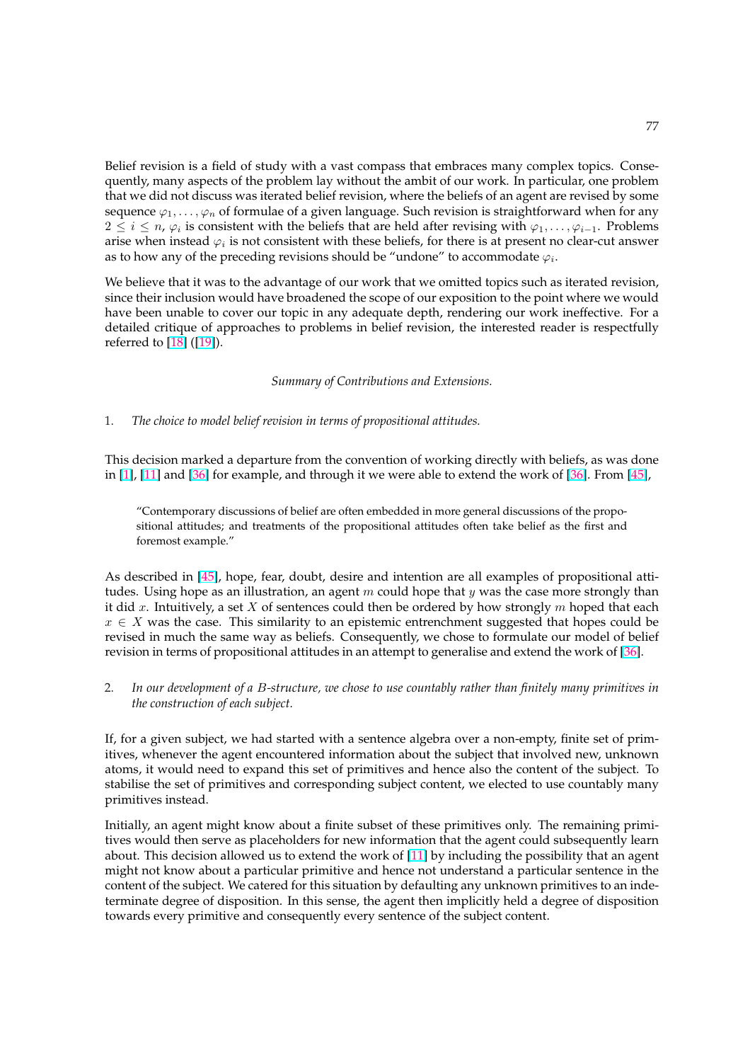Belief revision is a field of study with a vast compass that embraces many complex topics. Consequently, many aspects of the problem lay without the ambit of our work. In particular, one problem that we did not discuss was iterated belief revision, where the beliefs of an agent are revised by some sequence $\varphi_1, \ldots, \varphi_n$ of formulae of a given language. Such revision is straightforward when for any $2 \leq i \leq n$, $\varphi_i$ is consistent with the beliefs that are held after revising with $\varphi_1, \ldots, \varphi_{i-1}$. Problems arise when instead $\varphi_i$ is not consistent with these beliefs, for there is at present no clear-cut answer as to how any of the preceding revisions should be "undone" to accommodate $\varphi_i$.

We believe that it was to the advantage of our work that we omitted topics such as iterated revision, since their inclusion would have broadened the scope of our exposition to the point where we would have been unable to cover our topic in any adequate depth, rendering our work ineffective. For a detailed critique of approaches to problems in belief revision, the interested reader is respectfully referred to [18] ([19]).

*Summary of Contributions and Extensions.*

1. *The choice to model belief revision in terms of propositional attitudes.*

This decision marked a departure from the convention of working directly with beliefs, as was done in [1], [11] and [36] for example, and through it we were able to extend the work of [36]. From [45],

> "Contemporary discussions of belief are often embedded in more general discussions of the propositional attitudes; and treatments of the propositional attitudes often take belief as the first and foremost example."

As described in [45], hope, fear, doubt, desire and intention are all examples of propositional attitudes. Using hope as an illustration, an agent $m$ could hope that $y$ was the case more strongly than it did $x$. Intuitively, a set $X$ of sentences could then be ordered by how strongly $m$ hoped that each $x \in X$ was the case. This similarity to an epistemic entrenchment suggested that hopes could be revised in much the same way as beliefs. Consequently, we chose to formulate our model of belief revision in terms of propositional attitudes in an attempt to generalise and extend the work of [36].

2. *In our development of a $B$-structure, we chose to use countably rather than finitely many primitives in the construction of each subject.*

If, for a given subject, we had started with a sentence algebra over a non-empty, finite set of primitives, whenever the agent encountered information about the subject that involved new, unknown atoms, it would need to expand this set of primitives and hence also the content of the subject. To stabilise the set of primitives and corresponding subject content, we elected to use countably many primitives instead.

Initially, an agent might know about a finite subset of these primitives only. The remaining primitives would then serve as placeholders for new information that the agent could subsequently learn about. This decision allowed us to extend the work of [11] by including the possibility that an agent might not know about a particular primitive and hence not understand a particular sentence in the content of the subject. We catered for this situation by defaulting any unknown primitives to an indeterminate degree of disposition. In this sense, the agent then implicitly held a degree of disposition towards every primitive and consequently every sentence of the subject content.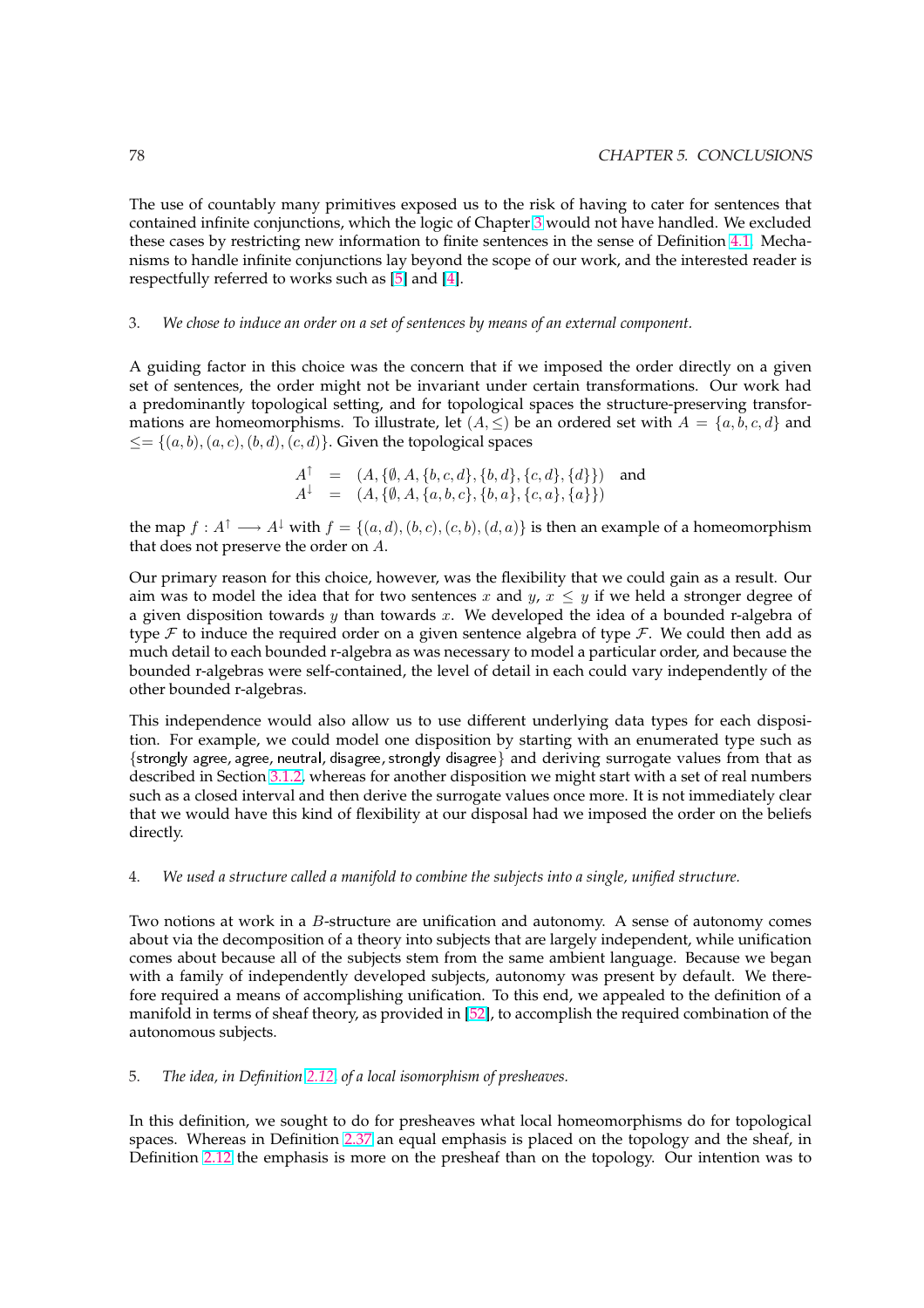The use of countably many primitives exposed us to the risk of having to cater for sentences that contained infinite conjunctions, which the logic of Chapter 3 would not have handled. We excluded these cases by restricting new information to finite sentences in the sense of Definition 4.1. Mechanisms to handle infinite conjunctions lay beyond the scope of our work, and the interested reader is respectfully referred to works such as [5] and [4].

3. *We chose to induce an order on a set of sentences by means of an external component.*

A guiding factor in this choice was the concern that if we imposed the order directly on a given set of sentences, the order might not be invariant under certain transformations. Our work had a predominantly topological setting, and for topological spaces the structure-preserving transformations are homeomorphisms. To illustrate, let $(A, \leq)$ be an ordered set with $A = \{a, b, c, d\}$ and $\leq = \{(a, b), (a, c), (b, d), (c, d)\}$. Given the topological spaces

$$
\begin{aligned}
A^{\uparrow} &= (A, \{\emptyset, A, \{b, c, d\}, \{b, d\}, \{c, d\}, \{d\}\}) \quad \text{and} \\
A^{\downarrow} &= (A, \{\emptyset, A, \{a, b, c\}, \{b, a\}, \{c, a\}, \{a\}\})
\end{aligned}
$$

the map $f : A^{\uparrow} \longrightarrow A^{\downarrow}$ with $f = \{(a, d), (b, c), (c, b), (d, a)\}$ is then an example of a homeomorphism that does not preserve the order on $A$.

Our primary reason for this choice, however, was the flexibility that we could gain as a result. Our aim was to model the idea that for two sentences $x$ and $y$, $x \leq y$ if we held a stronger degree of a given disposition towards $y$ than towards $x$. We developed the idea of a bounded r-algebra of type $\mathcal{F}$ to induce the required order on a given sentence algebra of type $\mathcal{F}$. We could then add as much detail to each bounded r-algebra as was necessary to model a particular order, and because the bounded r-algebras were self-contained, the level of detail in each could vary independently of the other bounded r-algebras.

This independence would also allow us to use different underlying data types for each disposition. For example, we could model one disposition by starting with an enumerated type such as {strongly agree, agree, neutral, disagree, strongly disagree} and deriving surrogate values from that as described in Section 3.1.2, whereas for another disposition we might start with a set of real numbers such as a closed interval and then derive the surrogate values once more. It is not immediately clear that we would have this kind of flexibility at our disposal had we imposed the order on the beliefs directly.

4. *We used a structure called a manifold to combine the subjects into a single, unified structure.*

Two notions at work in a $B$-structure are unification and autonomy. A sense of autonomy comes about via the decomposition of a theory into subjects that are largely independent, while unification comes about because all of the subjects stem from the same ambient language. Because we began with a family of independently developed subjects, autonomy was present by default. We therefore required a means of accomplishing unification. To this end, we appealed to the definition of a manifold in terms of sheaf theory, as provided in [52], to accomplish the required combination of the autonomous subjects.

5. *The idea, in Definition 2.12, of a local isomorphism of presheaves.*

In this definition, we sought to do for presheaves what local homeomorphisms do for topological spaces. Whereas in Definition 2.37 an equal emphasis is placed on the topology and the sheaf, in Definition 2.12 the emphasis is more on the presheaf than on the topology. Our intention was to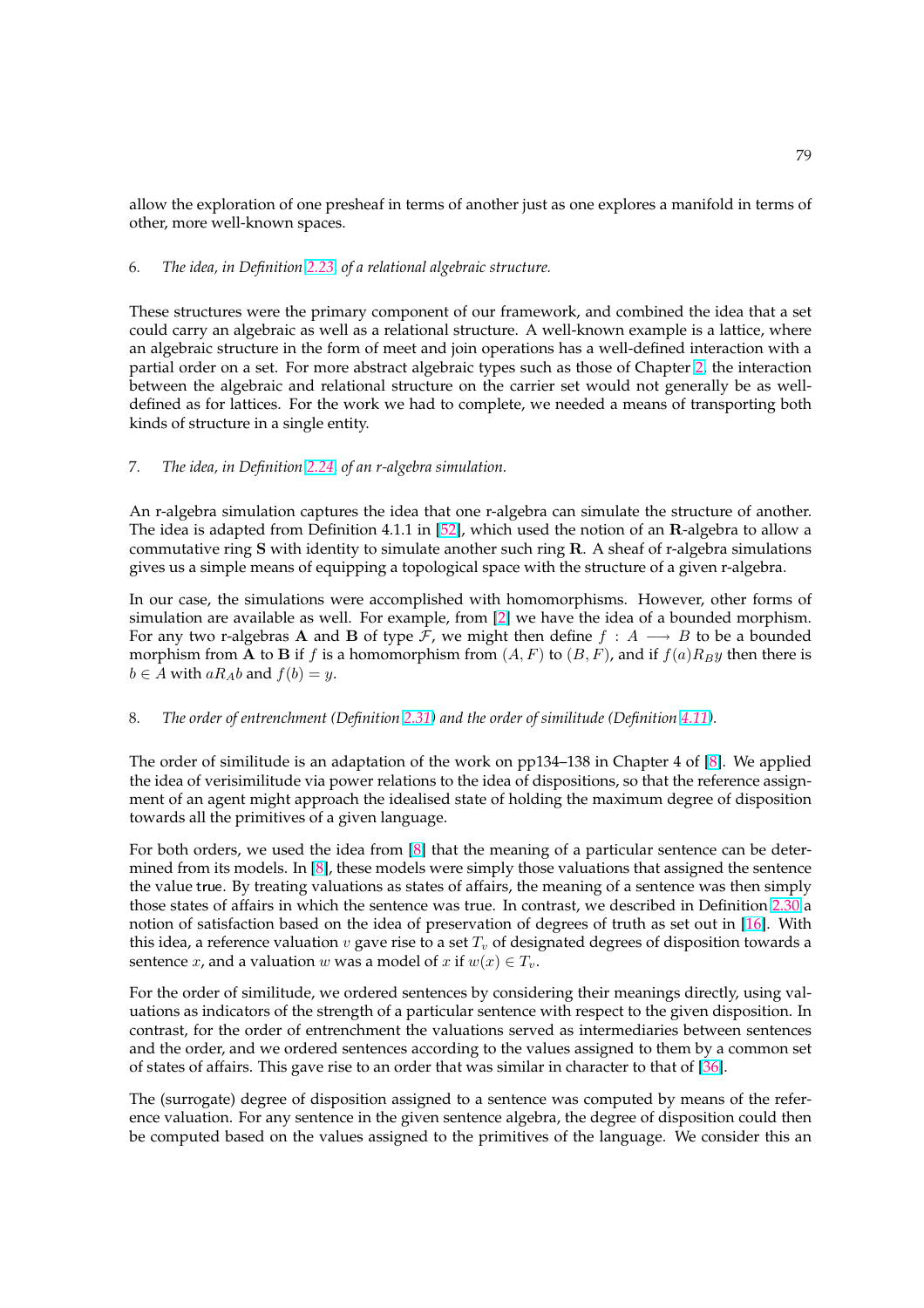allow the exploration of one presheaf in terms of another just as one explores a manifold in terms of other, more well-known spaces.

6. *The idea, in Definition 2.23, of a relational algebraic structure.*

These structures were the primary component of our framework, and combined the idea that a set could carry an algebraic as well as a relational structure. A well-known example is a lattice, where an algebraic structure in the form of meet and join operations has a well-defined interaction with a partial order on a set. For more abstract algebraic types such as those of Chapter 2, the interaction between the algebraic and relational structure on the carrier set would not generally be as well-defined as for lattices. For the work we had to complete, we needed a means of transporting both kinds of structure in a single entity.

7. *The idea, in Definition 2.24, of an r-algebra simulation.*

An r-algebra simulation captures the idea that one r-algebra can simulate the structure of another. The idea is adapted from Definition 4.1.1 in [52], which used the notion of an $\mathbf{R}$-algebra to allow a commutative ring $\mathbf{S}$ with identity to simulate another such ring $\mathbf{R}$. A sheaf of r-algebra simulations gives us a simple means of equipping a topological space with the structure of a given r-algebra.

In our case, the simulations were accomplished with homomorphisms. However, other forms of simulation are available as well. For example, from [2] we have the idea of a bounded morphism. For any two r-algebras $\mathbf{A}$ and $\mathbf{B}$ of type $\mathcal{F}$, we might then define $f : A \longrightarrow B$ to be a bounded morphism from $\mathbf{A}$ to $\mathbf{B}$ if $f$ is a homomorphism from $(A, F)$ to $(B, F)$, and if $f(a)R_B y$ then there is $b \in A$ with $aR_A b$ and $f(b) = y$.

8. *The order of entrenchment (Definition 2.31) and the order of similitude (Definition 4.11).*

The order of similitude is an adaptation of the work on pp134–138 in Chapter 4 of [8]. We applied the idea of verisimilitude via power relations to the idea of dispositions, so that the reference assignment of an agent might approach the idealised state of holding the maximum degree of disposition towards all the primitives of a given language.

For both orders, we used the idea from [8] that the meaning of a particular sentence can be determined from its models. In [8], these models were simply those valuations that assigned the sentence the value true. By treating valuations as states of affairs, the meaning of a sentence was then simply those states of affairs in which the sentence was true. In contrast, we described in Definition 2.30 a notion of satisfaction based on the idea of preservation of degrees of truth as set out in [16]. With this idea, a reference valuation $v$ gave rise to a set $T_v$ of designated degrees of disposition towards a sentence $x$, and a valuation $w$ was a model of $x$ if $w(x) \in T_v$.

For the order of similitude, we ordered sentences by considering their meanings directly, using valuations as indicators of the strength of a particular sentence with respect to the given disposition. In contrast, for the order of entrenchment the valuations served as intermediaries between sentences and the order, and we ordered sentences according to the values assigned to them by a common set of states of affairs. This gave rise to an order that was similar in character to that of [36].

The (surrogate) degree of disposition assigned to a sentence was computed by means of the reference valuation. For any sentence in the given sentence algebra, the degree of disposition could then be computed based on the values assigned to the primitives of the language. We consider this an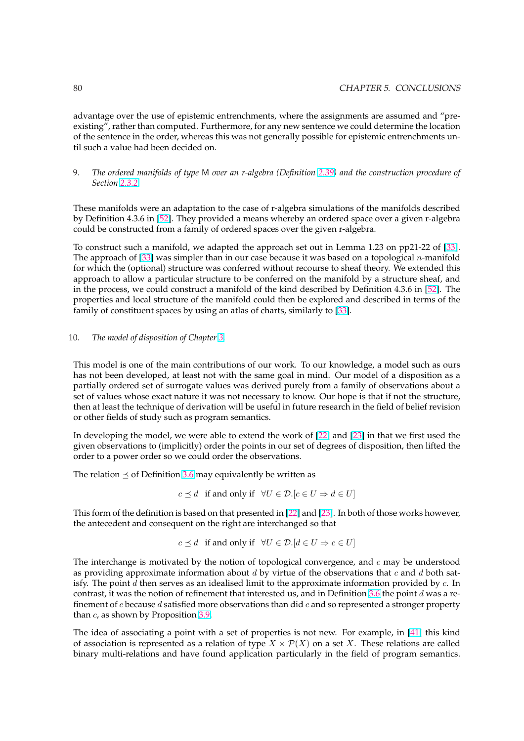advantage over the use of epistemic entrenchments, where the assignments are assumed and "pre-existing", rather than computed. Furthermore, for any new sentence we could determine the location of the sentence in the order, whereas this was not generally possible for epistemic entrenchments until such a value had been decided on.

9. *The ordered manifolds of type* M *over an r-algebra (Definition 2.39) and the construction procedure of Section 2.3.2*

These manifolds were an adaptation to the case of r-algebra simulations of the manifolds described by Definition 4.3.6 in [52]. They provided a means whereby an ordered space over a given r-algebra could be constructed from a family of ordered spaces over the given r-algebra.

To construct such a manifold, we adapted the approach set out in Lemma 1.23 on pp21-22 of [33]. The approach of [33] was simpler than in our case because it was based on a topological $n$-manifold for which the (optional) structure was conferred without recourse to sheaf theory. We extended this approach to allow a particular structure to be conferred on the manifold by a structure sheaf, and in the process, we could construct a manifold of the kind described by Definition 4.3.6 in [52]. The properties and local structure of the manifold could then be explored and described in terms of the family of constituent spaces by using an atlas of charts, similarly to [33].

10. *The model of disposition of Chapter 3*

This model is one of the main contributions of our work. To our knowledge, a model such as ours has not been developed, at least not with the same goal in mind. Our model of a disposition as a partially ordered set of surrogate values was derived purely from a family of observations about a set of values whose exact nature it was not necessary to know. Our hope is that if not the structure, then at least the technique of derivation will be useful in future research in the field of belief revision or other fields of study such as program semantics.

In developing the model, we were able to extend the work of [22] and [23] in that we first used the given observations to (implicitly) order the points in our set of degrees of disposition, then lifted the order to a power order so we could order the observations.

The relation $\preceq$ of Definition 3.6 may equivalently be written as

$$c \preceq d \quad \text{if and only if} \quad \forall U \in \mathcal{D}.[c \in U \Rightarrow d \in U]$$

This form of the definition is based on that presented in [22] and [23]. In both of those works however, the antecedent and consequent on the right are interchanged so that

$$c \preceq d \quad \text{if and only if} \quad \forall U \in \mathcal{D}.[d \in U \Rightarrow c \in U]$$

The interchange is motivated by the notion of topological convergence, and $c$ may be understood as providing approximate information about $d$ by virtue of the observations that $c$ and $d$ both satisfy. The point $d$ then serves as an idealised limit to the approximate information provided by $c$. In contrast, it was the notion of refinement that interested us, and in Definition 3.6 the point $d$ was a refinement of $c$ because $d$ satisfied more observations than did $c$ and so represented a stronger property than $c$, as shown by Proposition 3.9.

The idea of associating a point with a set of properties is not new. For example, in [41] this kind of association is represented as a relation of type $X \times \mathcal{P}(X)$ on a set $X$. These relations are called binary multi-relations and have found application particularly in the field of program semantics.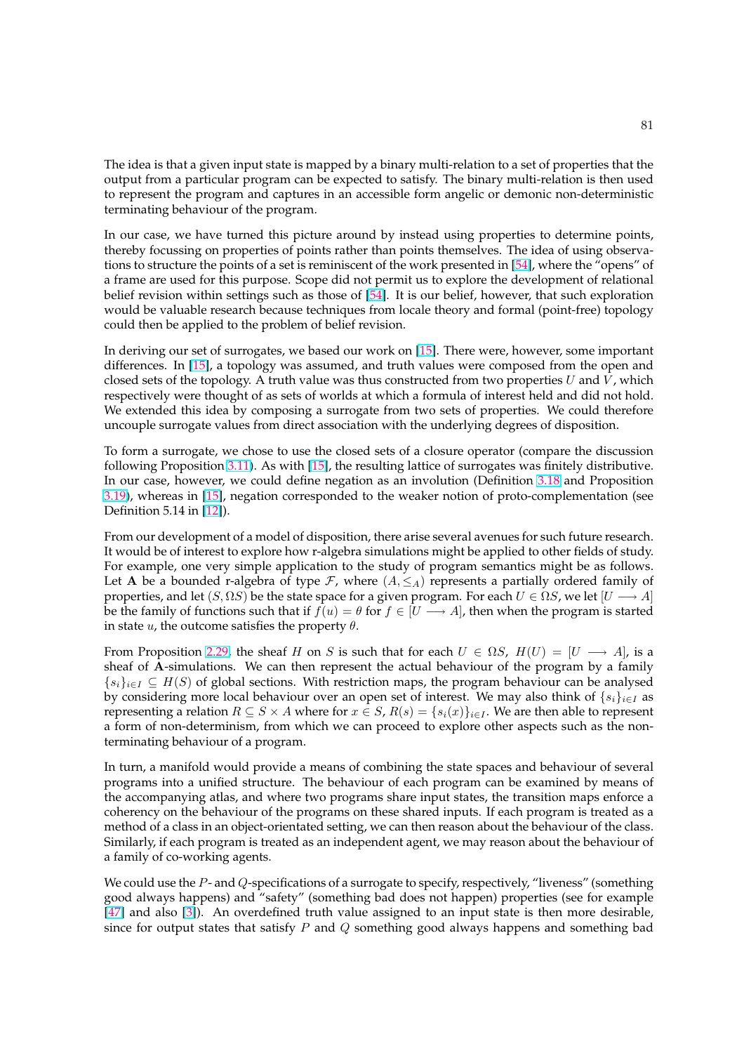The idea is that a given input state is mapped by a binary multi-relation to a set of properties that the output from a particular program can be expected to satisfy. The binary multi-relation is then used to represent the program and captures in an accessible form angelic or demonic non-deterministic terminating behaviour of the program.

In our case, we have turned this picture around by instead using properties to determine points, thereby focussing on properties of points rather than points themselves. The idea of using observations to structure the points of a set is reminiscent of the work presented in [54], where the "opens" of a frame are used for this purpose. Scope did not permit us to explore the development of relational belief revision within settings such as those of [54]. It is our belief, however, that such exploration would be valuable research because techniques from locale theory and formal (point-free) topology could then be applied to the problem of belief revision.

In deriving our set of surrogates, we based our work on [15]. There were, however, some important differences. In [15], a topology was assumed, and truth values were composed from the open and closed sets of the topology. A truth value was thus constructed from two properties $U$ and $V$, which respectively were thought of as sets of worlds at which a formula of interest held and did not hold. We extended this idea by composing a surrogate from two sets of properties. We could therefore uncouple surrogate values from direct association with the underlying degrees of disposition.

To form a surrogate, we chose to use the closed sets of a closure operator (compare the discussion following Proposition 3.11). As with [15], the resulting lattice of surrogates was finitely distributive. In our case, however, we could define negation as an involution (Definition 3.18 and Proposition 3.19), whereas in [15], negation corresponded to the weaker notion of proto-complementation (see Definition 5.14 in [12]).

From our development of a model of disposition, there arise several avenues for such future research. It would be of interest to explore how r-algebra simulations might be applied to other fields of study. For example, one very simple application to the study of program semantics might be as follows. Let $\mathbf{A}$ be a bounded r-algebra of type $\mathcal{F}$, where $(A, \leq_A)$ represents a partially ordered family of properties, and let $(S, \Omega S)$ be the state space for a given program. For each $U \in \Omega S$, we let $[U \longrightarrow A]$ be the family of functions such that if $f(u) = \theta$ for $f \in [U \longrightarrow A]$, then when the program is started in state $u$, the outcome satisfies the property $\theta$.

From Proposition 2.29, the sheaf $H$ on $S$ is such that for each $U \in \Omega S$, $H(U) = [U \longrightarrow A]$, is a sheaf of $\mathbf{A}$-simulations. We can then represent the actual behaviour of the program by a family $\{s_i\}_{i \in I} \subseteq H(S)$ of global sections. With restriction maps, the program behaviour can be analysed by considering more local behaviour over an open set of interest. We may also think of $\{s_i\}_{i \in I}$ as representing a relation $R \subseteq S \times A$ where for $x \in S$, $R(s) = \{s_i(x)\}_{i \in I}$. We are then able to represent a form of non-determinism, from which we can proceed to explore other aspects such as the non-terminating behaviour of a program.

In turn, a manifold would provide a means of combining the state spaces and behaviour of several programs into a unified structure. The behaviour of each program can be examined by means of the accompanying atlas, and where two programs share input states, the transition maps enforce a coherency on the behaviour of the programs on these shared inputs. If each program is treated as a method of a class in an object-orientated setting, we can then reason about the behaviour of the class. Similarly, if each program is treated as an independent agent, we may reason about the behaviour of a family of co-working agents.

We could use the $P$- and $Q$-specifications of a surrogate to specify, respectively, "liveness" (something good always happens) and "safety" (something bad does not happen) properties (see for example [47] and also [3]). An overdefined truth value assigned to an input state is then more desirable, since for output states that satisfy $P$ and $Q$ something good always happens and something bad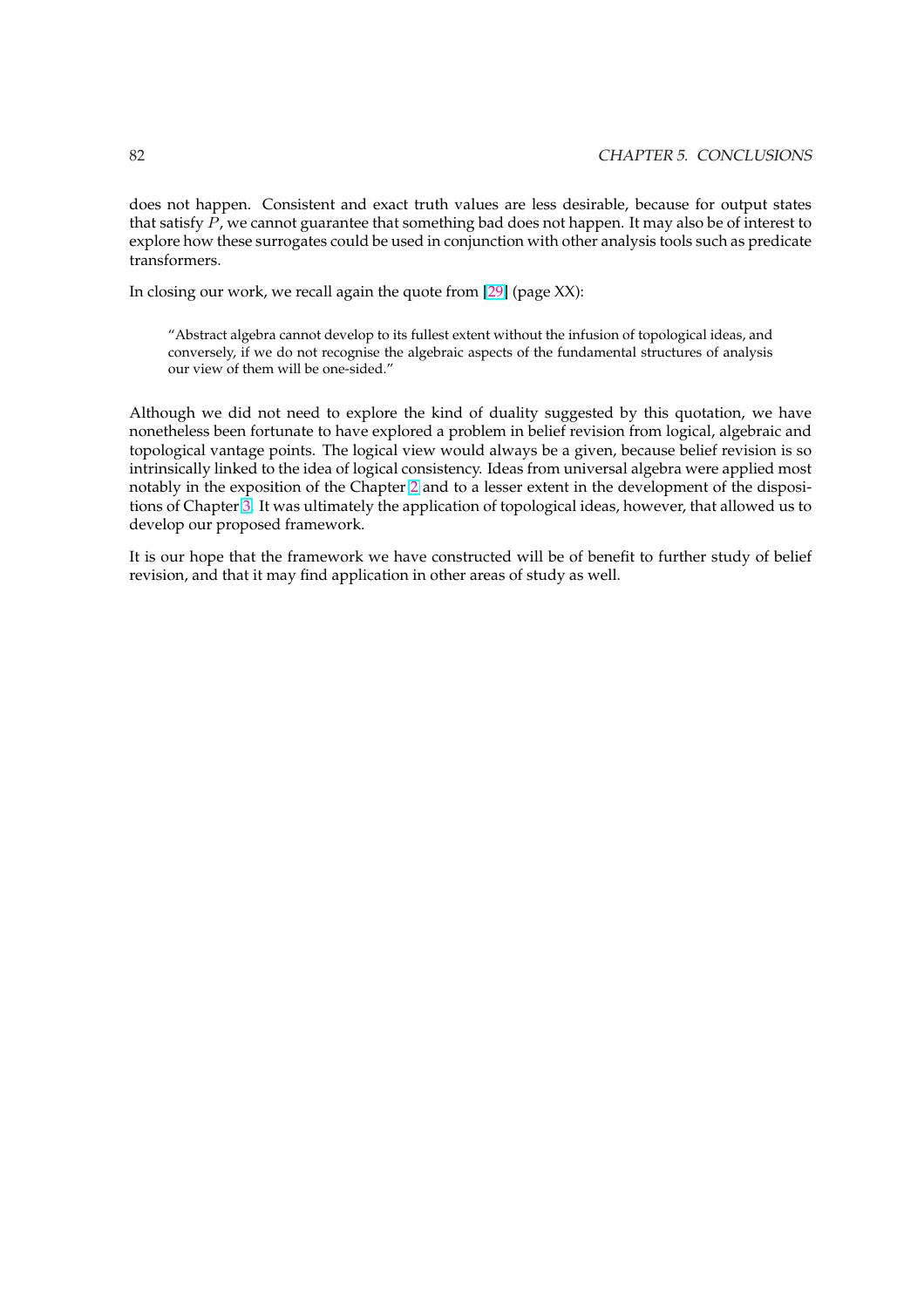does not happen. Consistent and exact truth values are less desirable, because for output states that satisfy $P$, we cannot guarantee that something bad does not happen. It may also be of interest to explore how these surrogates could be used in conjunction with other analysis tools such as predicate transformers.

In closing our work, we recall again the quote from [29] (page XX):

> "Abstract algebra cannot develop to its fullest extent without the infusion of topological ideas, and conversely, if we do not recognise the algebraic aspects of the fundamental structures of analysis our view of them will be one-sided."

Although we did not need to explore the kind of duality suggested by this quotation, we have nonetheless been fortunate to have explored a problem in belief revision from logical, algebraic and topological vantage points. The logical view would always be a given, because belief revision is so intrinsically linked to the idea of logical consistency. Ideas from universal algebra were applied most notably in the exposition of the Chapter 2 and to a lesser extent in the development of the dispositions of Chapter 3. It was ultimately the application of topological ideas, however, that allowed us to develop our proposed framework.

It is our hope that the framework we have constructed will be of benefit to further study of belief revision, and that it may find application in other areas of study as well.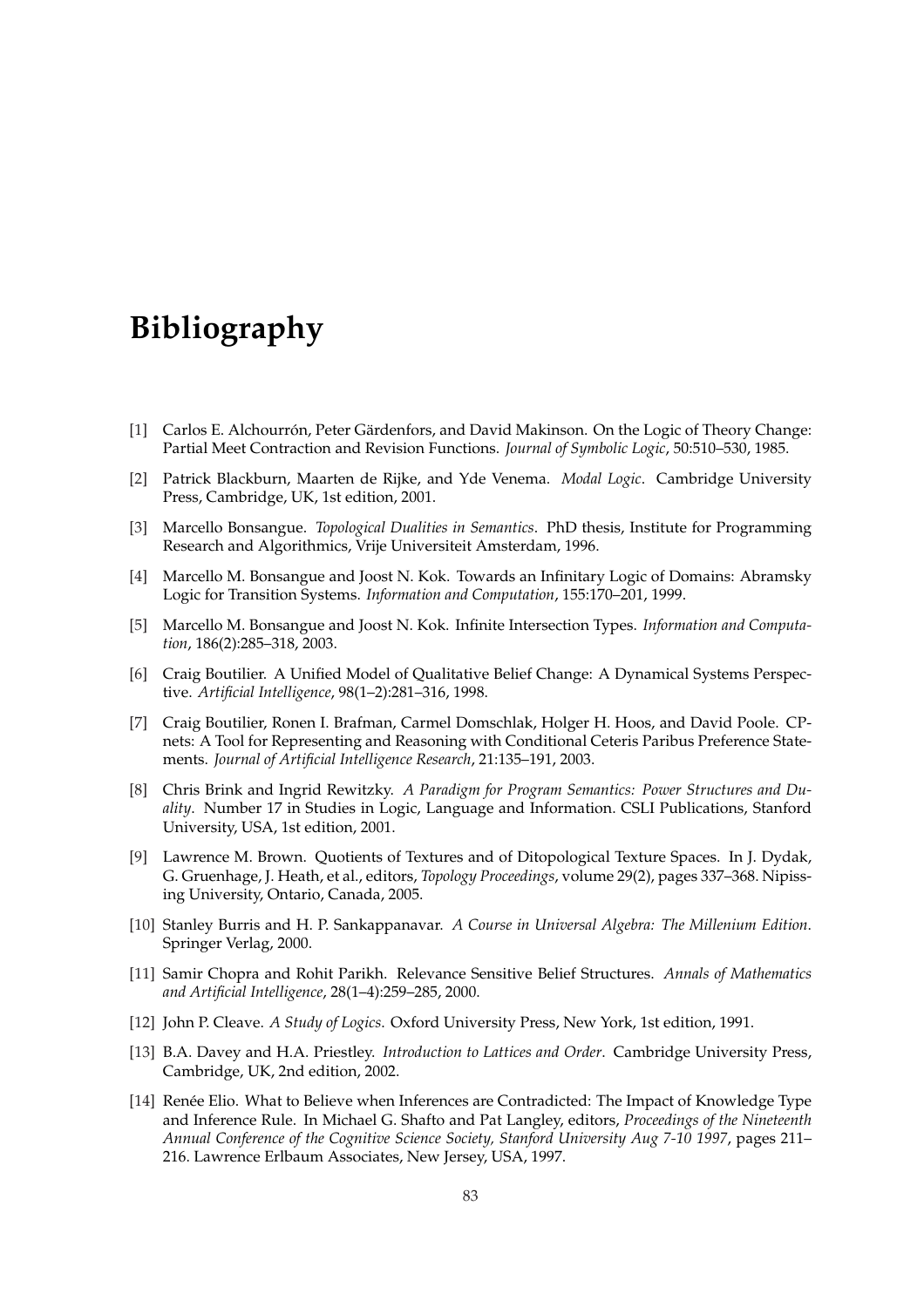# Bibliography

[1] Carlos E. Alchourrón, Peter Gärdenfors, and David Makinson. On the Logic of Theory Change: Partial Meet Contraction and Revision Functions. *Journal of Symbolic Logic*, 50:510–530, 1985.

[2] Patrick Blackburn, Maarten de Rijke, and Yde Venema. *Modal Logic*. Cambridge University Press, Cambridge, UK, 1st edition, 2001.

[3] Marcello Bonsangue. *Topological Dualities in Semantics*. PhD thesis, Institute for Programming Research and Algorithmics, Vrije Universiteit Amsterdam, 1996.

[4] Marcello M. Bonsangue and Joost N. Kok. Towards an Infinitary Logic of Domains: Abramsky Logic for Transition Systems. *Information and Computation*, 155:170–201, 1999.

[5] Marcello M. Bonsangue and Joost N. Kok. Infinite Intersection Types. *Information and Computation*, 186(2):285–318, 2003.

[6] Craig Boutilier. A Unified Model of Qualitative Belief Change: A Dynamical Systems Perspective. *Artificial Intelligence*, 98(1–2):281–316, 1998.

[7] Craig Boutilier, Ronen I. Brafman, Carmel Domschlak, Holger H. Hoos, and David Poole. CP-nets: A Tool for Representing and Reasoning with Conditional Ceteris Paribus Preference Statements. *Journal of Artificial Intelligence Research*, 21:135–191, 2003.

[8] Chris Brink and Ingrid Rewitzky. *A Paradigm for Program Semantics: Power Structures and Duality*. Number 17 in Studies in Logic, Language and Information. CSLI Publications, Stanford University, USA, 1st edition, 2001.

[9] Lawrence M. Brown. Quotients of Textures and of Ditopological Texture Spaces. In J. Dydak, G. Gruenhage, J. Heath, et al., editors, *Topology Proceedings*, volume 29(2), pages 337–368. Nipissing University, Ontario, Canada, 2005.

[10] Stanley Burris and H. P. Sankappanavar. *A Course in Universal Algebra: The Millenium Edition*. Springer Verlag, 2000.

[11] Samir Chopra and Rohit Parikh. Relevance Sensitive Belief Structures. *Annals of Mathematics and Artificial Intelligence*, 28(1–4):259–285, 2000.

[12] John P. Cleave. *A Study of Logics*. Oxford University Press, New York, 1st edition, 1991.

[13] B.A. Davey and H.A. Priestley. *Introduction to Lattices and Order*. Cambridge University Press, Cambridge, UK, 2nd edition, 2002.

[14] Renée Elio. What to Believe when Inferences are Contradicted: The Impact of Knowledge Type and Inference Rule. In Michael G. Shafto and Pat Langley, editors, *Proceedings of the Nineteenth Annual Conference of the Cognitive Science Society, Stanford University Aug 7-10 1997*, pages 211–216. Lawrence Erlbaum Associates, New Jersey, USA, 1997.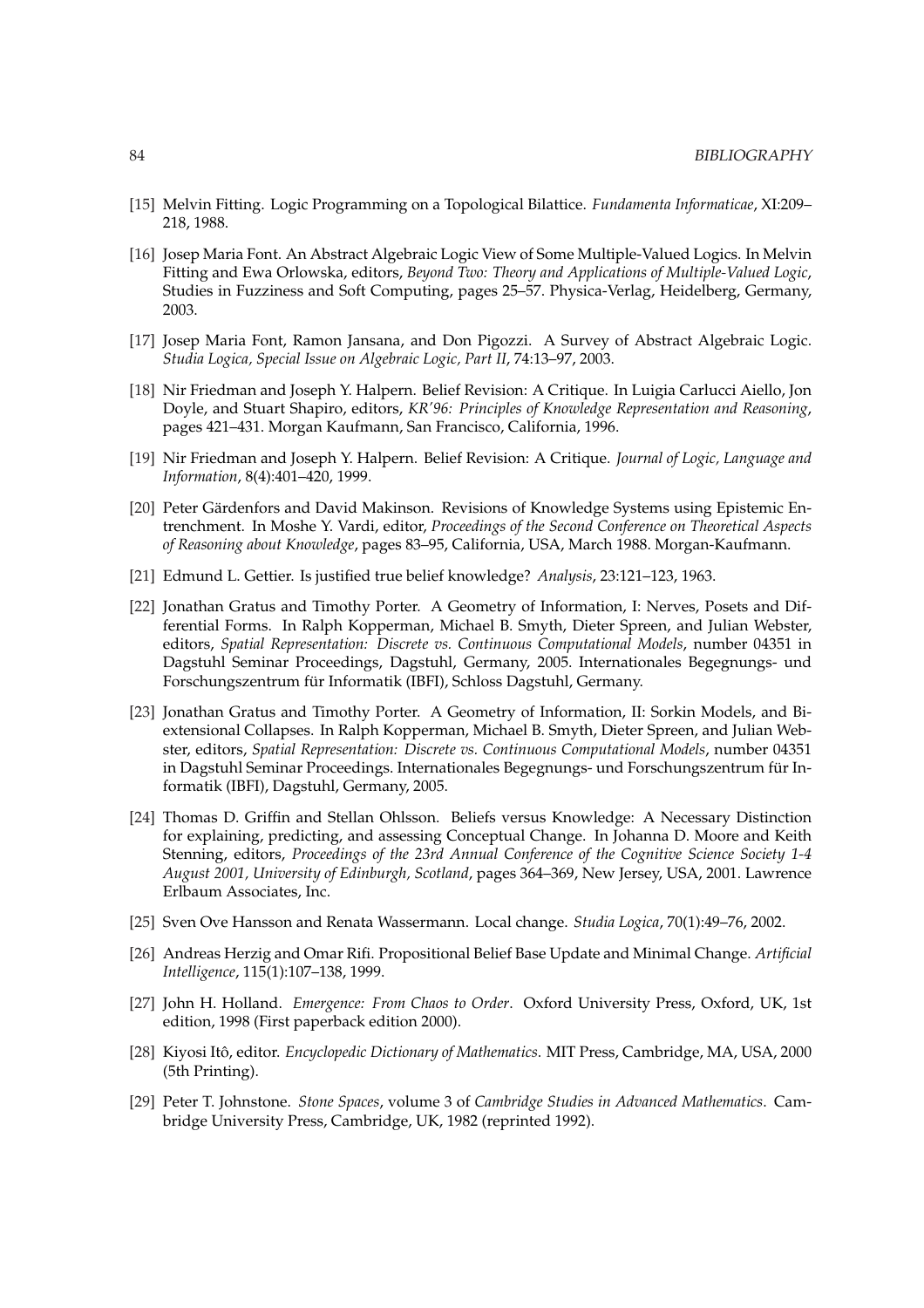[15] Melvin Fitting. Logic Programming on a Topological Bilattice. *Fundamenta Informaticae*, XI:209–218, 1988.

[16] Josep Maria Font. An Abstract Algebraic Logic View of Some Multiple-Valued Logics. In Melvin Fitting and Ewa Orlowska, editors, *Beyond Two: Theory and Applications of Multiple-Valued Logic*, Studies in Fuzziness and Soft Computing, pages 25–57. Physica-Verlag, Heidelberg, Germany, 2003.

[17] Josep Maria Font, Ramon Jansana, and Don Pigozzi. A Survey of Abstract Algebraic Logic. *Studia Logica, Special Issue on Algebraic Logic, Part II*, 74:13–97, 2003.

[18] Nir Friedman and Joseph Y. Halpern. Belief Revision: A Critique. In Luigia Carlucci Aiello, Jon Doyle, and Stuart Shapiro, editors, *KR'96: Principles of Knowledge Representation and Reasoning*, pages 421–431. Morgan Kaufmann, San Francisco, California, 1996.

[19] Nir Friedman and Joseph Y. Halpern. Belief Revision: A Critique. *Journal of Logic, Language and Information*, 8(4):401–420, 1999.

[20] Peter Gärdenfors and David Makinson. Revisions of Knowledge Systems using Epistemic Entrenchment. In Moshe Y. Vardi, editor, *Proceedings of the Second Conference on Theoretical Aspects of Reasoning about Knowledge*, pages 83–95, California, USA, March 1988. Morgan-Kaufmann.

[21] Edmund L. Gettier. Is justified true belief knowledge? *Analysis*, 23:121–123, 1963.

[22] Jonathan Gratus and Timothy Porter. A Geometry of Information, I: Nerves, Posets and Differential Forms. In Ralph Kopperman, Michael B. Smyth, Dieter Spreen, and Julian Webster, editors, *Spatial Representation: Discrete vs. Continuous Computational Models*, number 04351 in Dagstuhl Seminar Proceedings, Dagstuhl, Germany, 2005. Internationales Begegnungs- und Forschungszentrum für Informatik (IBFI), Schloss Dagstuhl, Germany.

[23] Jonathan Gratus and Timothy Porter. A Geometry of Information, II: Sorkin Models, and Biextensional Collapses. In Ralph Kopperman, Michael B. Smyth, Dieter Spreen, and Julian Webster, editors, *Spatial Representation: Discrete vs. Continuous Computational Models*, number 04351 in Dagstuhl Seminar Proceedings. Internationales Begegnungs- und Forschungszentrum für Informatik (IBFI), Dagstuhl, Germany, 2005.

[24] Thomas D. Griffin and Stellan Ohlsson. Beliefs versus Knowledge: A Necessary Distinction for explaining, predicting, and assessing Conceptual Change. In Johanna D. Moore and Keith Stenning, editors, *Proceedings of the 23rd Annual Conference of the Cognitive Science Society 1-4 August 2001, University of Edinburgh, Scotland*, pages 364–369, New Jersey, USA, 2001. Lawrence Erlbaum Associates, Inc.

[25] Sven Ove Hansson and Renata Wassermann. Local change. *Studia Logica*, 70(1):49–76, 2002.

[26] Andreas Herzig and Omar Rifi. Propositional Belief Base Update and Minimal Change. *Artificial Intelligence*, 115(1):107–138, 1999.

[27] John H. Holland. *Emergence: From Chaos to Order*. Oxford University Press, Oxford, UK, 1st edition, 1998 (First paperback edition 2000).

[28] Kiyosi Itô, editor. *Encyclopedic Dictionary of Mathematics*. MIT Press, Cambridge, MA, USA, 2000 (5th Printing).

[29] Peter T. Johnstone. *Stone Spaces*, volume 3 of *Cambridge Studies in Advanced Mathematics*. Cambridge University Press, Cambridge, UK, 1982 (reprinted 1992).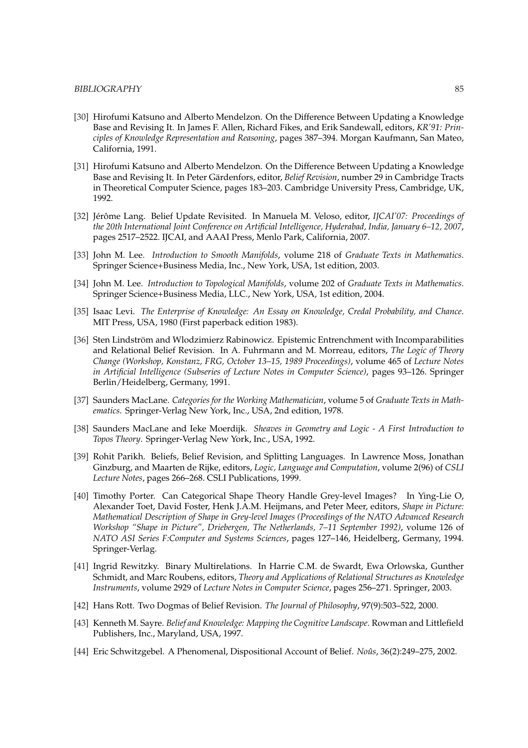[30] Hirofumi Katsuno and Alberto Mendelzon. On the Difference Between Updating a Knowledge Base and Revising It. In James F. Allen, Richard Fikes, and Erik Sandewall, editors, *KR'91: Principles of Knowledge Representation and Reasoning*, pages 387–394. Morgan Kaufmann, San Mateo, California, 1991.

[31] Hirofumi Katsuno and Alberto Mendelzon. On the Difference Between Updating a Knowledge Base and Revising It. In Peter Gärdenfors, editor, *Belief Revision*, number 29 in Cambridge Tracts in Theoretical Computer Science, pages 183–203. Cambridge University Press, Cambridge, UK, 1992.

[32] Jérôme Lang. Belief Update Revisited. In Manuela M. Veloso, editor, *IJCAI'07: Proceedings of the 20th International Joint Conference on Artificial Intelligence, Hyderabad, India, January 6–12, 2007*, pages 2517–2522. IJCAI, and AAAI Press, Menlo Park, California, 2007.

[33] John M. Lee. *Introduction to Smooth Manifolds*, volume 218 of *Graduate Texts in Mathematics*. Springer Science+Business Media, Inc., New York, USA, 1st edition, 2003.

[34] John M. Lee. *Introduction to Topological Manifolds*, volume 202 of *Graduate Texts in Mathematics*. Springer Science+Business Media, LLC., New York, USA, 1st edition, 2004.

[35] Isaac Levi. *The Enterprise of Knowledge: An Essay on Knowledge, Credal Probability, and Chance*. MIT Press, USA, 1980 (First paperback edition 1983).

[36] Sten Lindström and Wlodzimierz Rabinowicz. Epistemic Entrenchment with Incomparabilities and Relational Belief Revision. In A. Fuhrmann and M. Morreau, editors, *The Logic of Theory Change (Workshop, Konstanz, FRG, October 13–15, 1989 Proceedings)*, volume 465 of *Lecture Notes in Artificial Intelligence (Subseries of Lecture Notes in Computer Science)*, pages 93–126. Springer Berlin/Heidelberg, Germany, 1991.

[37] Saunders MacLane. *Categories for the Working Mathematician*, volume 5 of *Graduate Texts in Mathematics*. Springer-Verlag New York, Inc., USA, 2nd edition, 1978.

[38] Saunders MacLane and Ieke Moerdijk. *Sheaves in Geometry and Logic - A First Introduction to Topos Theory*. Springer-Verlag New York, Inc., USA, 1992.

[39] Rohit Parikh. Beliefs, Belief Revision, and Splitting Languages. In Lawrence Moss, Jonathan Ginzburg, and Maarten de Rijke, editors, *Logic, Language and Computation*, volume 2(96) of *CSLI Lecture Notes*, pages 266–268. CSLI Publications, 1999.

[40] Timothy Porter. Can Categorical Shape Theory Handle Grey-level Images? In Ying-Lie O, Alexander Toet, David Foster, Henk J.A.M. Heijmans, and Peter Meer, editors, *Shape in Picture: Mathematical Description of Shape in Grey-level Images (Proceedings of the NATO Advanced Research Workshop "Shape in Picture", Driebergen, The Netherlands, 7–11 September 1992)*, volume 126 of *NATO ASI Series F:Computer and Systems Sciences*, pages 127–146, Heidelberg, Germany, 1994. Springer-Verlag.

[41] Ingrid Rewitzky. Binary Multirelations. In Harrie C.M. de Swardt, Ewa Orlowska, Gunther Schmidt, and Marc Roubens, editors, *Theory and Applications of Relational Structures as Knowledge Instruments*, volume 2929 of *Lecture Notes in Computer Science*, pages 256–271. Springer, 2003.

[42] Hans Rott. Two Dogmas of Belief Revision. *The Journal of Philosophy*, 97(9):503–522, 2000.

[43] Kenneth M. Sayre. *Belief and Knowledge: Mapping the Cognitive Landscape*. Rowman and Littlefield Publishers, Inc., Maryland, USA, 1997.

[44] Eric Schwitzgebel. A Phenomenal, Dispositional Account of Belief. *Noûs*, 36(2):249–275, 2002.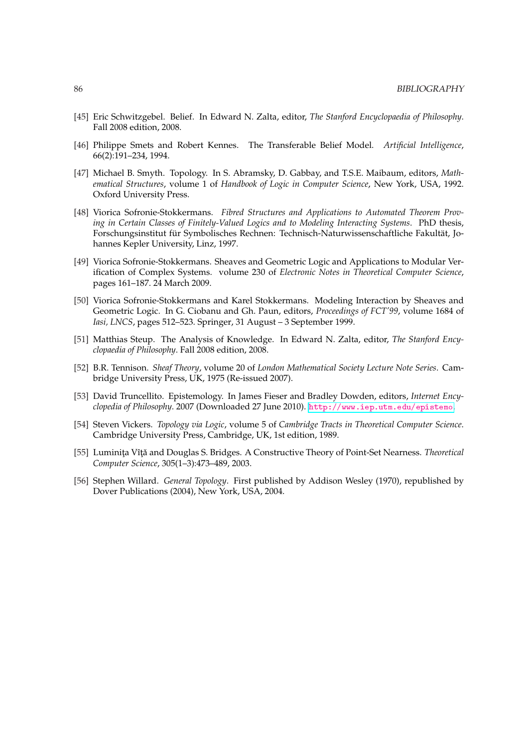[45] Eric Schwitzgebel. Belief. In Edward N. Zalta, editor, *The Stanford Encyclopaedia of Philosophy*. Fall 2008 edition, 2008.

[46] Philippe Smets and Robert Kennes. The Transferable Belief Model. *Artificial Intelligence*, 66(2):191–234, 1994.

[47] Michael B. Smyth. Topology. In S. Abramsky, D. Gabbay, and T.S.E. Maibaum, editors, *Mathematical Structures*, volume 1 of *Handbook of Logic in Computer Science*, New York, USA, 1992. Oxford University Press.

[48] Viorica Sofronie-Stokkermans. *Fibred Structures and Applications to Automated Theorem Proving in Certain Classes of Finitely-Valued Logics and to Modeling Interacting Systems*. PhD thesis, Forschungsinstitut für Symbolisches Rechnen: Technisch-Naturwissenschaftliche Fakultät, Johannes Kepler University, Linz, 1997.

[49] Viorica Sofronie-Stokkermans. Sheaves and Geometric Logic and Applications to Modular Verification of Complex Systems. volume 230 of *Electronic Notes in Theoretical Computer Science*, pages 161–187. 24 March 2009.

[50] Viorica Sofronie-Stokkermans and Karel Stokkermans. Modeling Interaction by Sheaves and Geometric Logic. In G. Ciobanu and Gh. Paun, editors, *Proceedings of FCT'99*, volume 1684 of *Iasi, LNCS*, pages 512–523. Springer, 31 August – 3 September 1999.

[51] Matthias Steup. The Analysis of Knowledge. In Edward N. Zalta, editor, *The Stanford Encyclopaedia of Philosophy*. Fall 2008 edition, 2008.

[52] B.R. Tennison. *Sheaf Theory*, volume 20 of *London Mathematical Society Lecture Note Series*. Cambridge University Press, UK, 1975 (Re-issued 2007).

[53] David Truncellito. Epistemology. In James Fieser and Bradley Dowden, editors, *Internet Encyclopedia of Philosophy*. 2007 (Downloaded 27 June 2010). http://www.iep.utm.edu/epistemo.

[54] Steven Vickers. *Topology via Logic*, volume 5 of *Cambridge Tracts in Theoretical Computer Science*. Cambridge University Press, Cambridge, UK, 1st edition, 1989.

[55] Luminiţa Vîţă and Douglas S. Bridges. A Constructive Theory of Point-Set Nearness. *Theoretical Computer Science*, 305(1–3):473–489, 2003.

[56] Stephen Willard. *General Topology*. First published by Addison Wesley (1970), republished by Dover Publications (2004), New York, USA, 2004.